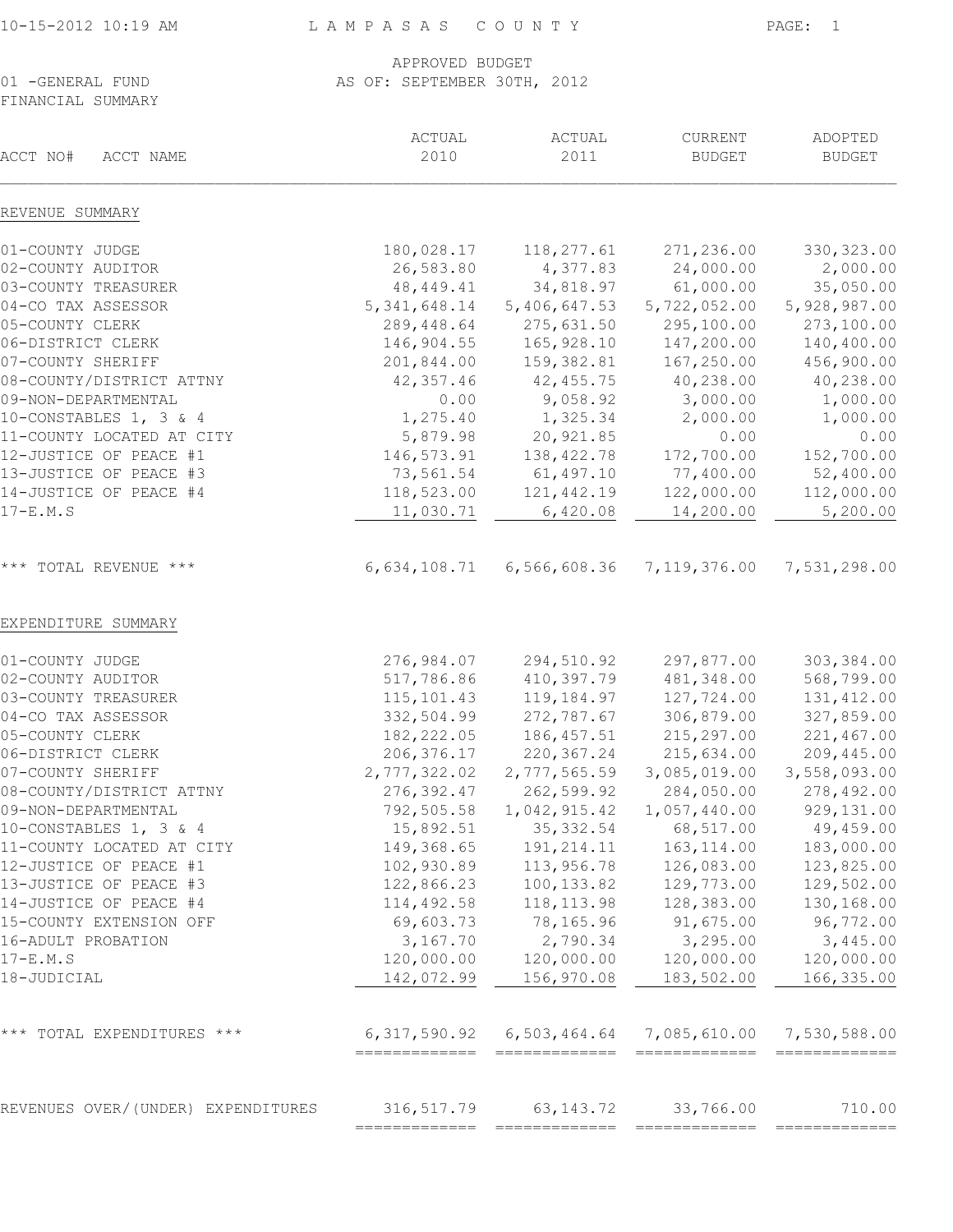# LAMPASAS COUNTY

APPROVED BUDGET
AS OF: SEPTEMBER 30TH, 2012

01 -GENERAL FUND
FINANCIAL SUMMARY

| ACCT NO# ACCT NAME | ACTUAL 2010 | ACTUAL 2011 | CURRENT BUDGET | ADOPTED BUDGET |
|---|---|---|---|---|
| **REVENUE SUMMARY** | | | | |
| 01-COUNTY JUDGE | 180,028.17 | 118,277.61 | 271,236.00 | 330,323.00 |
| 02-COUNTY AUDITOR | 26,583.80 | 4,377.83 | 24,000.00 | 2,000.00 |
| 03-COUNTY TREASURER | 48,449.41 | 34,818.97 | 61,000.00 | 35,050.00 |
| 04-CO TAX ASSESSOR | 5,341,648.14 | 5,406,647.53 | 5,722,052.00 | 5,928,987.00 |
| 05-COUNTY CLERK | 289,448.64 | 275,631.50 | 295,100.00 | 273,100.00 |
| 06-DISTRICT CLERK | 146,904.55 | 165,928.10 | 147,200.00 | 140,400.00 |
| 07-COUNTY SHERIFF | 201,844.00 | 159,382.81 | 167,250.00 | 456,900.00 |
| 08-COUNTY/DISTRICT ATTNY | 42,357.46 | 42,455.75 | 40,238.00 | 40,238.00 |
| 09-NON-DEPARTMENTAL | 0.00 | 9,058.92 | 3,000.00 | 1,000.00 |
| 10-CONSTABLES 1, 3 & 4 | 1,275.40 | 1,325.34 | 2,000.00 | 1,000.00 |
| 11-COUNTY LOCATED AT CITY | 5,879.98 | 20,921.85 | 0.00 | 0.00 |
| 12-JUSTICE OF PEACE #1 | 146,573.91 | 138,422.78 | 172,700.00 | 152,700.00 |
| 13-JUSTICE OF PEACE #3 | 73,561.54 | 61,497.10 | 77,400.00 | 52,400.00 |
| 14-JUSTICE OF PEACE #4 | 118,523.00 | 121,442.19 | 122,000.00 | 112,000.00 |
| 17-E.M.S | 11,030.71 | 6,420.08 | 14,200.00 | 5,200.00 |
| *** TOTAL REVENUE *** | 6,634,108.71 | 6,566,608.36 | 7,119,376.00 | 7,531,298.00 |
| **EXPENDITURE SUMMARY** | | | | |
| 01-COUNTY JUDGE | 276,984.07 | 294,510.92 | 297,877.00 | 303,384.00 |
| 02-COUNTY AUDITOR | 517,786.86 | 410,397.79 | 481,348.00 | 568,799.00 |
| 03-COUNTY TREASURER | 115,101.43 | 119,184.97 | 127,724.00 | 131,412.00 |
| 04-CO TAX ASSESSOR | 332,504.99 | 272,787.67 | 306,879.00 | 327,859.00 |
| 05-COUNTY CLERK | 182,222.05 | 186,457.51 | 215,297.00 | 221,467.00 |
| 06-DISTRICT CLERK | 206,376.17 | 220,367.24 | 215,634.00 | 209,445.00 |
| 07-COUNTY SHERIFF | 2,777,322.02 | 2,777,565.59 | 3,085,019.00 | 3,558,093.00 |
| 08-COUNTY/DISTRICT ATTNY | 276,392.47 | 262,599.92 | 284,050.00 | 278,492.00 |
| 09-NON-DEPARTMENTAL | 792,505.58 | 1,042,915.42 | 1,057,440.00 | 929,131.00 |
| 10-CONSTABLES 1, 3 & 4 | 15,892.51 | 35,332.54 | 68,517.00 | 49,459.00 |
| 11-COUNTY LOCATED AT CITY | 149,368.65 | 191,214.11 | 163,114.00 | 183,000.00 |
| 12-JUSTICE OF PEACE #1 | 102,930.89 | 113,956.78 | 126,083.00 | 123,825.00 |
| 13-JUSTICE OF PEACE #3 | 122,866.23 | 100,133.82 | 129,773.00 | 129,502.00 |
| 14-JUSTICE OF PEACE #4 | 114,492.58 | 118,113.98 | 128,383.00 | 130,168.00 |
| 15-COUNTY EXTENSION OFF | 69,603.73 | 78,165.96 | 91,675.00 | 96,772.00 |
| 16-ADULT PROBATION | 3,167.70 | 2,790.34 | 3,295.00 | 3,445.00 |
| 17-E.M.S | 120,000.00 | 120,000.00 | 120,000.00 | 120,000.00 |
| 18-JUDICIAL | 142,072.99 | 156,970.08 | 183,502.00 | 166,335.00 |
| *** TOTAL EXPENDITURES *** | 6,317,590.92 | 6,503,464.64 | 7,085,610.00 | 7,530,588.00 |
| REVENUES OVER/(UNDER) EXPENDITURES | 316,517.79 | 63,143.72 | 33,766.00 | 710.00 |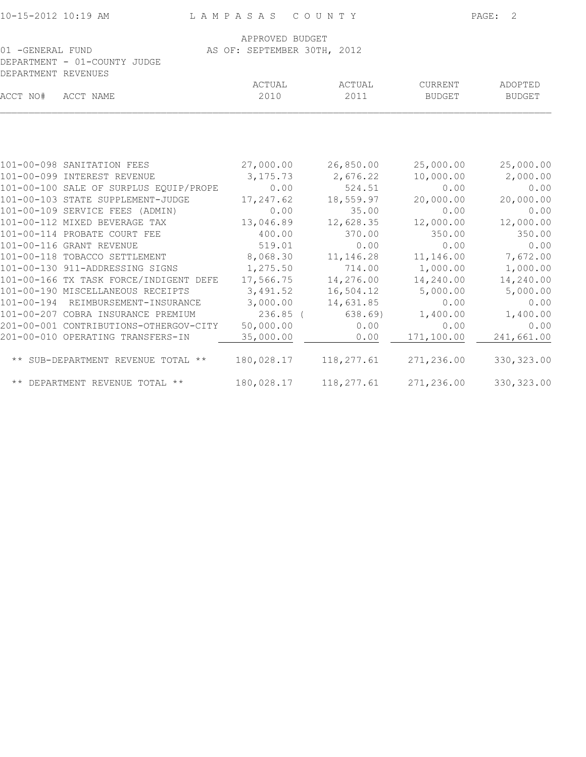LAMPASAS COUNTY

APPROVED BUDGET
AS OF: SEPTEMBER 30TH, 2012

01 -GENERAL FUND
DEPARTMENT - 01-COUNTY JUDGE
DEPARTMENT REVENUES

| ACCT NO# | ACCT NAME | ACTUAL 2010 | ACTUAL 2011 | CURRENT BUDGET | ADOPTED BUDGET |
|---|---|---|---|---|---|
| 101-00-098 | SANITATION FEES | 27,000.00 | 26,850.00 | 25,000.00 | 25,000.00 |
| 101-00-099 | INTEREST REVENUE | 3,175.73 | 2,676.22 | 10,000.00 | 2,000.00 |
| 101-00-100 | SALE OF SURPLUS EQUIP/PROPE | 0.00 | 524.51 | 0.00 | 0.00 |
| 101-00-103 | STATE SUPPLEMENT-JUDGE | 17,247.62 | 18,559.97 | 20,000.00 | 20,000.00 |
| 101-00-109 | SERVICE FEES (ADMIN) | 0.00 | 35.00 | 0.00 | 0.00 |
| 101-00-112 | MIXED BEVERAGE TAX | 13,046.89 | 12,628.35 | 12,000.00 | 12,000.00 |
| 101-00-114 | PROBATE COURT FEE | 400.00 | 370.00 | 350.00 | 350.00 |
| 101-00-116 | GRANT REVENUE | 519.01 | 0.00 | 0.00 | 0.00 |
| 101-00-118 | TOBACCO SETTLEMENT | 8,068.30 | 11,146.28 | 11,146.00 | 7,672.00 |
| 101-00-130 | 911-ADDRESSING SIGNS | 1,275.50 | 714.00 | 1,000.00 | 1,000.00 |
| 101-00-166 | TX TASK FORCE/INDIGENT DEFE | 17,566.75 | 14,276.00 | 14,240.00 | 14,240.00 |
| 101-00-190 | MISCELLANEOUS RECEIPTS | 3,491.52 | 16,504.12 | 5,000.00 | 5,000.00 |
| 101-00-194 | REIMBURSEMENT-INSURANCE | 3,000.00 | 14,631.85 | 0.00 | 0.00 |
| 101-00-207 | COBRA INSURANCE PREMIUM | 236.85 | ( 638.69) | 1,400.00 | 1,400.00 |
| 201-00-001 | CONTRIBUTIONS-OTHERGOV-CITY | 50,000.00 | 0.00 | 0.00 | 0.00 |
| 201-00-010 | OPERATING TRANSFERS-IN | 35,000.00 | 0.00 | 171,100.00 | 241,661.00 |
| | ** SUB-DEPARTMENT REVENUE TOTAL ** | 180,028.17 | 118,277.61 | 271,236.00 | 330,323.00 |
| | ** DEPARTMENT REVENUE TOTAL ** | 180,028.17 | 118,277.61 | 271,236.00 | 330,323.00 |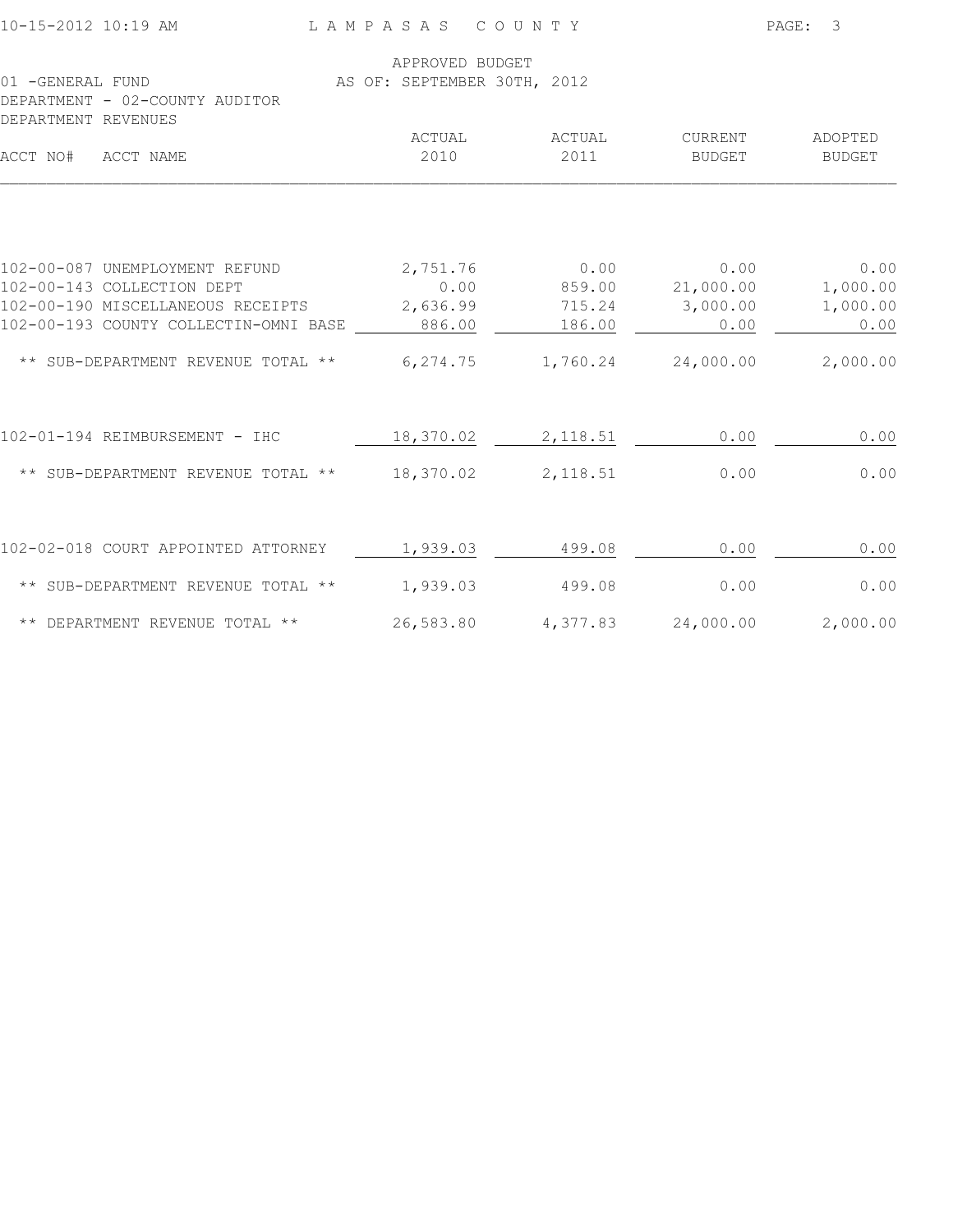LAMPASAS COUNTY

APPROVED BUDGET
AS OF: SEPTEMBER 30TH, 2012

01 -GENERAL FUND
DEPARTMENT - 02-COUNTY AUDITOR
DEPARTMENT REVENUES

| ACCT NO# | ACCT NAME | ACTUAL 2010 | ACTUAL 2011 | CURRENT BUDGET | ADOPTED BUDGET |
|---|---|---|---|---|---|
| 102-00-087 | UNEMPLOYMENT REFUND | 2,751.76 | 0.00 | 0.00 | 0.00 |
| 102-00-143 | COLLECTION DEPT | 0.00 | 859.00 | 21,000.00 | 1,000.00 |
| 102-00-190 | MISCELLANEOUS RECEIPTS | 2,636.99 | 715.24 | 3,000.00 | 1,000.00 |
| 102-00-193 | COUNTY COLLECTIN-OMNI BASE | 886.00 | 186.00 | 0.00 | 0.00 |
| | ** SUB-DEPARTMENT REVENUE TOTAL ** | 6,274.75 | 1,760.24 | 24,000.00 | 2,000.00 |
| 102-01-194 | REIMBURSEMENT - IHC | 18,370.02 | 2,118.51 | 0.00 | 0.00 |
| | ** SUB-DEPARTMENT REVENUE TOTAL ** | 18,370.02 | 2,118.51 | 0.00 | 0.00 |
| 102-02-018 | COURT APPOINTED ATTORNEY | 1,939.03 | 499.08 | 0.00 | 0.00 |
| | ** SUB-DEPARTMENT REVENUE TOTAL ** | 1,939.03 | 499.08 | 0.00 | 0.00 |
| | ** DEPARTMENT REVENUE TOTAL ** | 26,583.80 | 4,377.83 | 24,000.00 | 2,000.00 |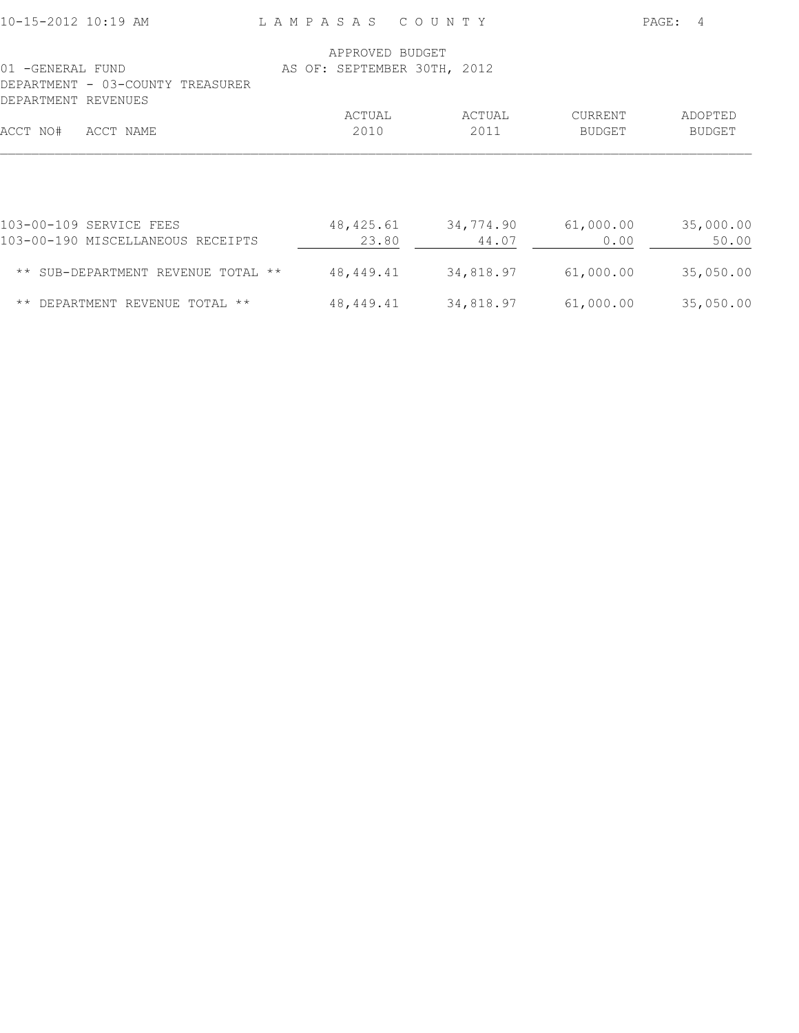LAMPASAS COUNTY

APPROVED BUDGET
AS OF: SEPTEMBER 30TH, 2012

01 -GENERAL FUND
DEPARTMENT - 03-COUNTY TREASURER
DEPARTMENT REVENUES

| ACCT NO# | ACCT NAME | ACTUAL 2010 | ACTUAL 2011 | CURRENT BUDGET | ADOPTED BUDGET |
|---|---|---|---|---|---|
| 103-00-109 | SERVICE FEES | 48,425.61 | 34,774.90 | 61,000.00 | 35,000.00 |
| 103-00-190 | MISCELLANEOUS RECEIPTS | 23.80 | 44.07 | 0.00 | 50.00 |
| | ** SUB-DEPARTMENT REVENUE TOTAL ** | 48,449.41 | 34,818.97 | 61,000.00 | 35,050.00 |
| | ** DEPARTMENT REVENUE TOTAL ** | 48,449.41 | 34,818.97 | 61,000.00 | 35,050.00 |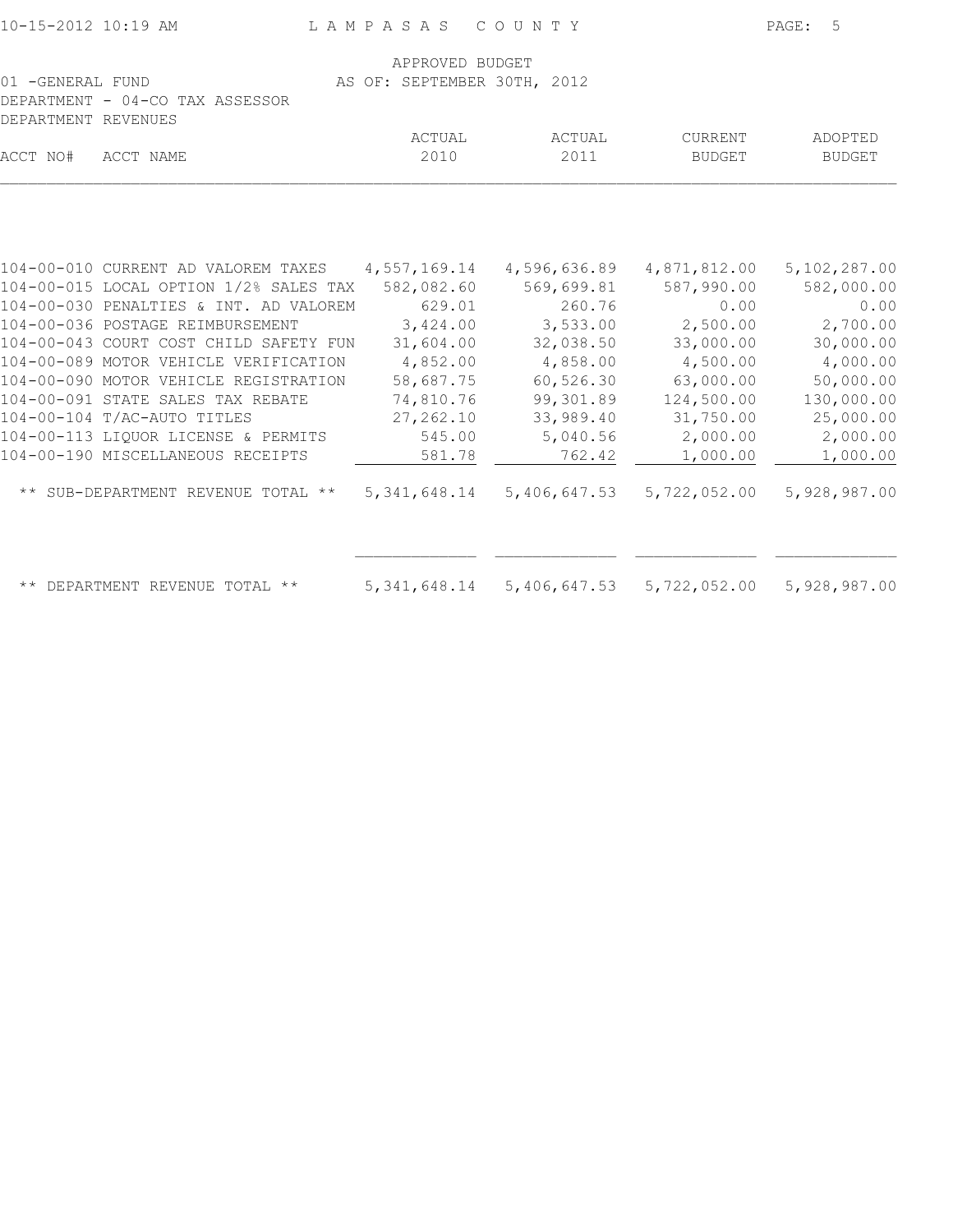LAMPASAS COUNTY

APPROVED BUDGET
AS OF: SEPTEMBER 30TH, 2012

01 -GENERAL FUND
DEPARTMENT - 04-CO TAX ASSESSOR
DEPARTMENT REVENUES

| ACCT NO# | ACCT NAME | ACTUAL 2010 | ACTUAL 2011 | CURRENT BUDGET | ADOPTED BUDGET |
|---|---|---|---|---|---|
| 104-00-010 | CURRENT AD VALOREM TAXES | 4,557,169.14 | 4,596,636.89 | 4,871,812.00 | 5,102,287.00 |
| 104-00-015 | LOCAL OPTION 1/2% SALES TAX | 582,082.60 | 569,699.81 | 587,990.00 | 582,000.00 |
| 104-00-030 | PENALTIES & INT. AD VALOREM | 629.01 | 260.76 | 0.00 | 0.00 |
| 104-00-036 | POSTAGE REIMBURSEMENT | 3,424.00 | 3,533.00 | 2,500.00 | 2,700.00 |
| 104-00-043 | COURT COST CHILD SAFETY FUN | 31,604.00 | 32,038.50 | 33,000.00 | 30,000.00 |
| 104-00-089 | MOTOR VEHICLE VERIFICATION | 4,852.00 | 4,858.00 | 4,500.00 | 4,000.00 |
| 104-00-090 | MOTOR VEHICLE REGISTRATION | 58,687.75 | 60,526.30 | 63,000.00 | 50,000.00 |
| 104-00-091 | STATE SALES TAX REBATE | 74,810.76 | 99,301.89 | 124,500.00 | 130,000.00 |
| 104-00-104 | T/AC-AUTO TITLES | 27,262.10 | 33,989.40 | 31,750.00 | 25,000.00 |
| 104-00-113 | LIQUOR LICENSE & PERMITS | 545.00 | 5,040.56 | 2,000.00 | 2,000.00 |
| 104-00-190 | MISCELLANEOUS RECEIPTS | 581.78 | 762.42 | 1,000.00 | 1,000.00 |
| | ** SUB-DEPARTMENT REVENUE TOTAL ** | 5,341,648.14 | 5,406,647.53 | 5,722,052.00 | 5,928,987.00 |
| | ** DEPARTMENT REVENUE TOTAL ** | 5,341,648.14 | 5,406,647.53 | 5,722,052.00 | 5,928,987.00 |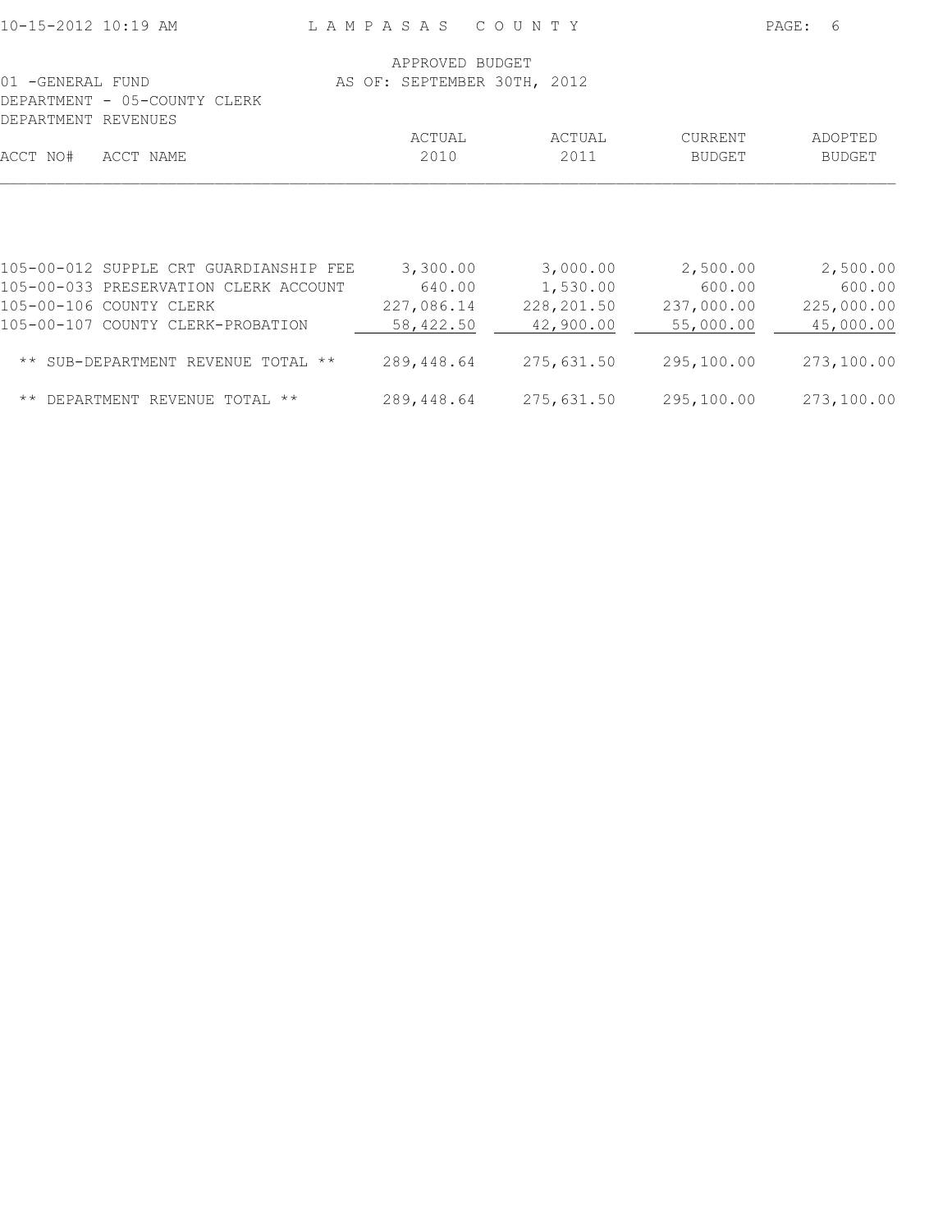LAMPASAS COUNTY

APPROVED BUDGET
AS OF: SEPTEMBER 30TH, 2012

01 -GENERAL FUND
DEPARTMENT - 05-COUNTY CLERK
DEPARTMENT REVENUES

| ACCT NO# | ACCT NAME | ACTUAL 2010 | ACTUAL 2011 | CURRENT BUDGET | ADOPTED BUDGET |
|---|---|---|---|---|---|
| 105-00-012 | SUPPLE CRT GUARDIANSHIP FEE | 3,300.00 | 3,000.00 | 2,500.00 | 2,500.00 |
| 105-00-033 | PRESERVATION CLERK ACCOUNT | 640.00 | 1,530.00 | 600.00 | 600.00 |
| 105-00-106 | COUNTY CLERK | 227,086.14 | 228,201.50 | 237,000.00 | 225,000.00 |
| 105-00-107 | COUNTY CLERK-PROBATION | 58,422.50 | 42,900.00 | 55,000.00 | 45,000.00 |
| | ** SUB-DEPARTMENT REVENUE TOTAL ** | 289,448.64 | 275,631.50 | 295,100.00 | 273,100.00 |
| | ** DEPARTMENT REVENUE TOTAL ** | 289,448.64 | 275,631.50 | 295,100.00 | 273,100.00 |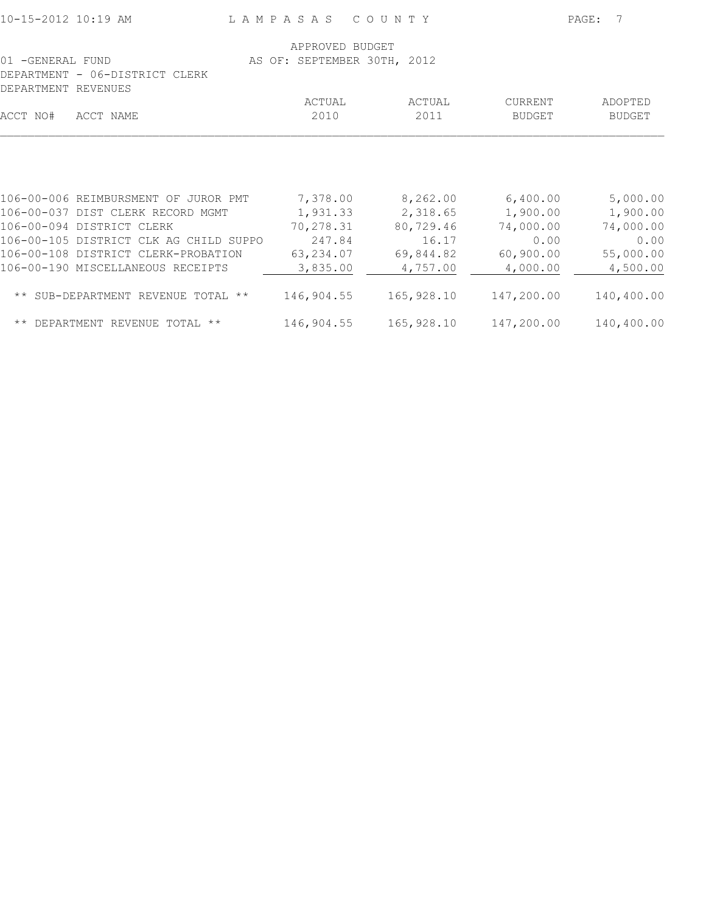LAMPASAS COUNTY

APPROVED BUDGET
AS OF: SEPTEMBER 30TH, 2012

01 -GENERAL FUND
DEPARTMENT - 06-DISTRICT CLERK
DEPARTMENT REVENUES

| ACCT NO# | ACCT NAME | ACTUAL 2010 | ACTUAL 2011 | CURRENT BUDGET | ADOPTED BUDGET |
|---|---|---|---|---|---|
| 106-00-006 | REIMBURSMENT OF JUROR PMT | 7,378.00 | 8,262.00 | 6,400.00 | 5,000.00 |
| 106-00-037 | DIST CLERK RECORD MGMT | 1,931.33 | 2,318.65 | 1,900.00 | 1,900.00 |
| 106-00-094 | DISTRICT CLERK | 70,278.31 | 80,729.46 | 74,000.00 | 74,000.00 |
| 106-00-105 | DISTRICT CLK AG CHILD SUPPO | 247.84 | 16.17 | 0.00 | 0.00 |
| 106-00-108 | DISTRICT CLERK-PROBATION | 63,234.07 | 69,844.82 | 60,900.00 | 55,000.00 |
| 106-00-190 | MISCELLANEOUS RECEIPTS | 3,835.00 | 4,757.00 | 4,000.00 | 4,500.00 |
| | ** SUB-DEPARTMENT REVENUE TOTAL ** | 146,904.55 | 165,928.10 | 147,200.00 | 140,400.00 |
| | ** DEPARTMENT REVENUE TOTAL ** | 146,904.55 | 165,928.10 | 147,200.00 | 140,400.00 |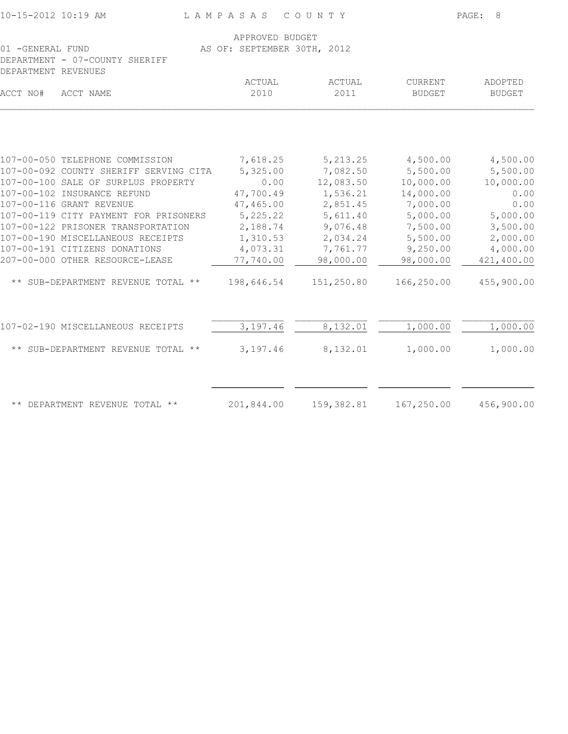LAMPASAS COUNTY

APPROVED BUDGET
AS OF: SEPTEMBER 30TH, 2012

01 -GENERAL FUND
DEPARTMENT - 07-COUNTY SHERIFF
DEPARTMENT REVENUES

| ACCT NO# | ACCT NAME | ACTUAL 2010 | ACTUAL 2011 | CURRENT BUDGET | ADOPTED BUDGET |
|---|---|---|---|---|---|
| 107-00-050 | TELEPHONE COMMISSION | 7,618.25 | 5,213.25 | 4,500.00 | 4,500.00 |
| 107-00-092 | COUNTY SHERIFF SERVING CITA | 5,325.00 | 7,082.50 | 5,500.00 | 5,500.00 |
| 107-00-100 | SALE OF SURPLUS PROPERTY | 0.00 | 12,083.50 | 10,000.00 | 10,000.00 |
| 107-00-102 | INSURANCE REFUND | 47,700.49 | 1,536.21 | 14,000.00 | 0.00 |
| 107-00-116 | GRANT REVENUE | 47,465.00 | 2,851.45 | 7,000.00 | 0.00 |
| 107-00-119 | CITY PAYMENT FOR PRISONERS | 5,225.22 | 5,611.40 | 5,000.00 | 5,000.00 |
| 107-00-122 | PRISONER TRANSPORTATION | 2,188.74 | 9,076.48 | 7,500.00 | 3,500.00 |
| 107-00-190 | MISCELLANEOUS RECEIPTS | 1,310.53 | 2,034.24 | 5,500.00 | 2,000.00 |
| 107-00-191 | CITIZENS DONATIONS | 4,073.31 | 7,761.77 | 9,250.00 | 4,000.00 |
| 207-00-000 | OTHER RESOURCE-LEASE | 77,740.00 | 98,000.00 | 98,000.00 | 421,400.00 |
| | ** SUB-DEPARTMENT REVENUE TOTAL ** | 198,646.54 | 151,250.80 | 166,250.00 | 455,900.00 |
| 107-02-190 | MISCELLANEOUS RECEIPTS | 3,197.46 | 8,132.01 | 1,000.00 | 1,000.00 |
| | ** SUB-DEPARTMENT REVENUE TOTAL ** | 3,197.46 | 8,132.01 | 1,000.00 | 1,000.00 |
| | ** DEPARTMENT REVENUE TOTAL ** | 201,844.00 | 159,382.81 | 167,250.00 | 456,900.00 |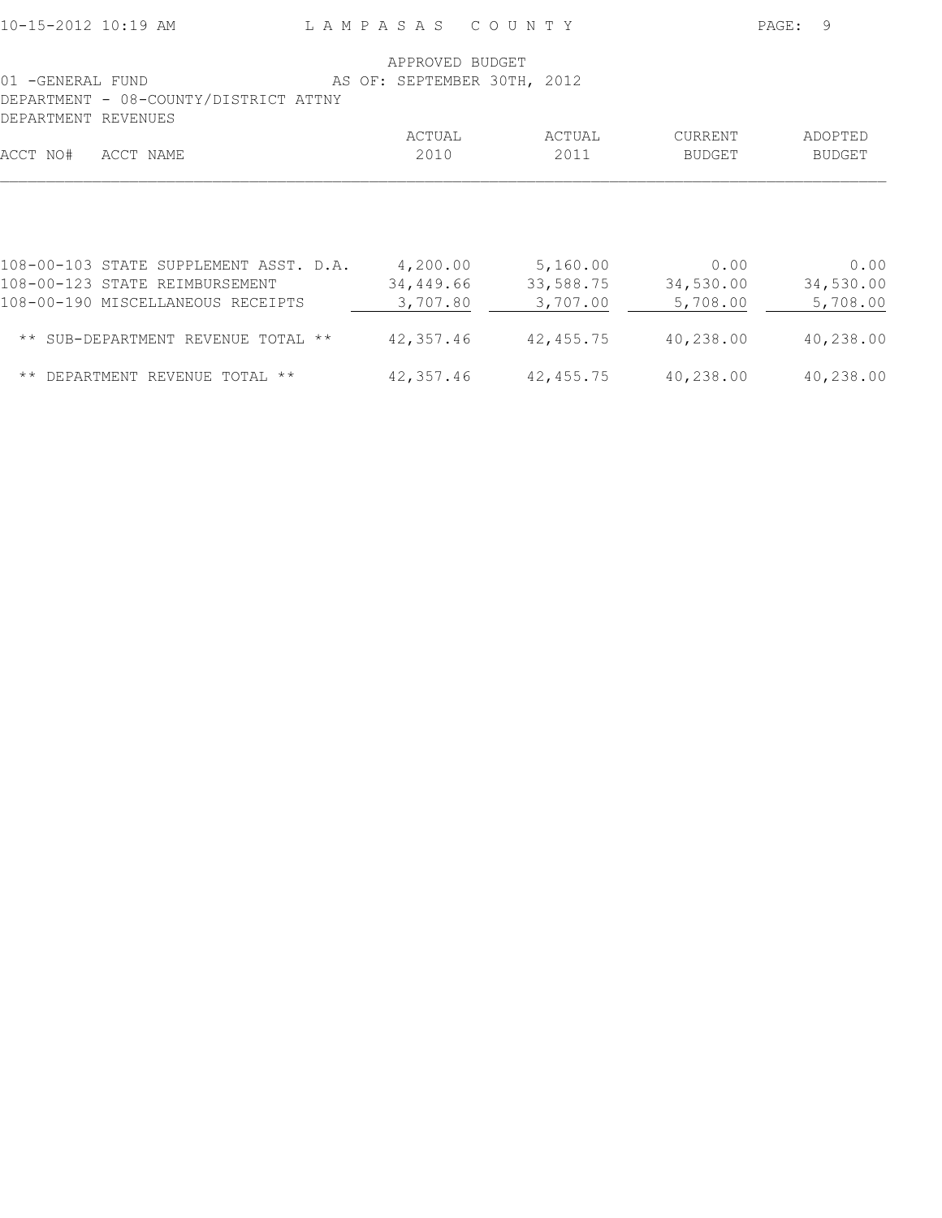LAMPASAS COUNTY

APPROVED BUDGET
AS OF: SEPTEMBER 30TH, 2012

01 -GENERAL FUND
DEPARTMENT - 08-COUNTY/DISTRICT ATTNY
DEPARTMENT REVENUES

| ACCT NO# | ACCT NAME | ACTUAL 2010 | ACTUAL 2011 | CURRENT BUDGET | ADOPTED BUDGET |
|---|---|---|---|---|---|
| 108-00-103 | STATE SUPPLEMENT ASST. D.A. | 4,200.00 | 5,160.00 | 0.00 | 0.00 |
| 108-00-123 | STATE REIMBURSEMENT | 34,449.66 | 33,588.75 | 34,530.00 | 34,530.00 |
| 108-00-190 | MISCELLANEOUS RECEIPTS | 3,707.80 | 3,707.00 | 5,708.00 | 5,708.00 |
| | ** SUB-DEPARTMENT REVENUE TOTAL ** | 42,357.46 | 42,455.75 | 40,238.00 | 40,238.00 |
| | ** DEPARTMENT REVENUE TOTAL ** | 42,357.46 | 42,455.75 | 40,238.00 | 40,238.00 |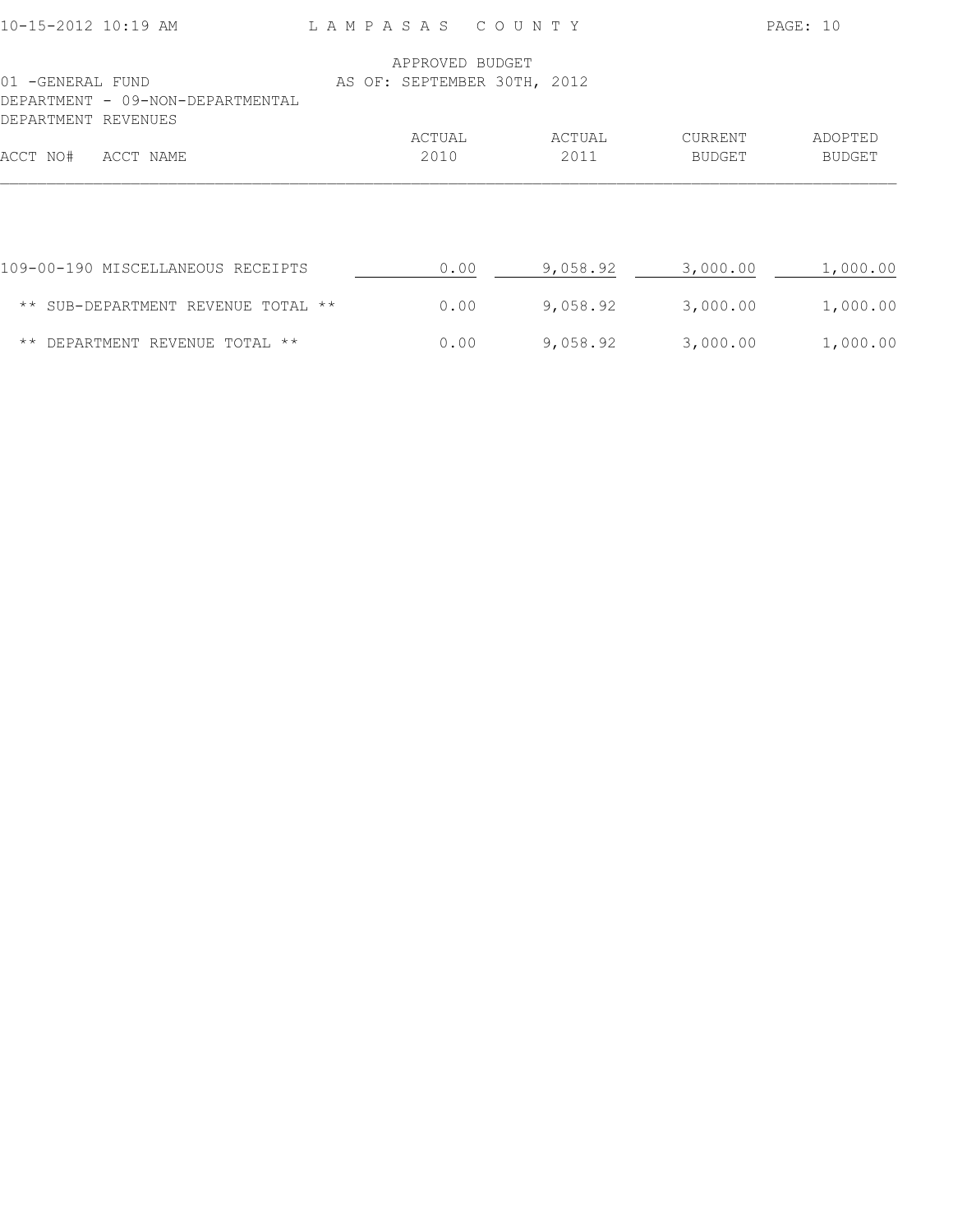APPROVED BUDGET
AS OF: SEPTEMBER 30TH, 2012

01 -GENERAL FUND
DEPARTMENT - 09-NON-DEPARTMENTAL
DEPARTMENT REVENUES

| ACCT NO# | ACCT NAME | ACTUAL 2010 | ACTUAL 2011 | CURRENT BUDGET | ADOPTED BUDGET |
|---|---|---|---|---|---|
| 109-00-190 | MISCELLANEOUS RECEIPTS | 0.00 | 9,058.92 | 3,000.00 | 1,000.00 |
| | ** SUB-DEPARTMENT REVENUE TOTAL ** | 0.00 | 9,058.92 | 3,000.00 | 1,000.00 |
| | ** DEPARTMENT REVENUE TOTAL ** | 0.00 | 9,058.92 | 3,000.00 | 1,000.00 |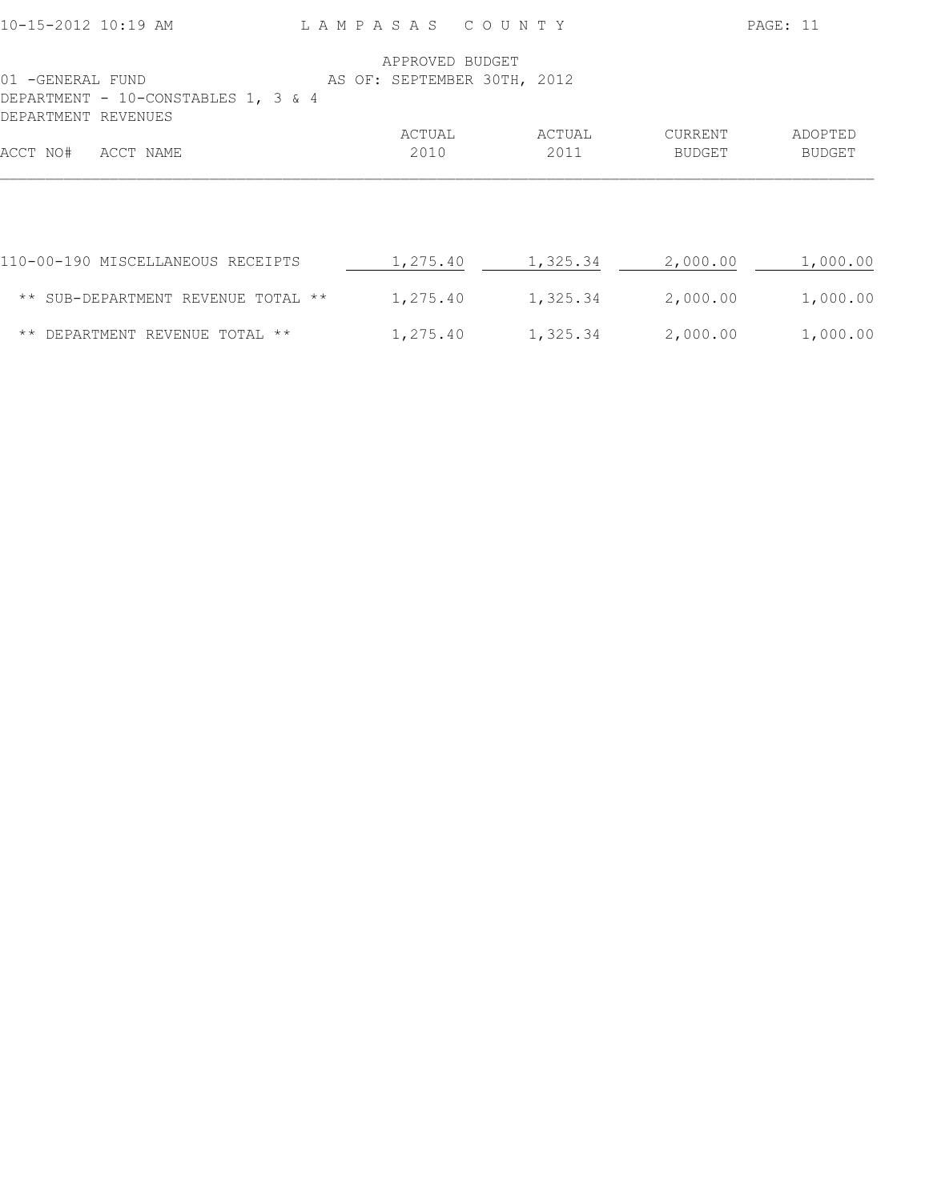APPROVED BUDGET
AS OF: SEPTEMBER 30TH, 2012

01 -GENERAL FUND
DEPARTMENT - 10-CONSTABLES 1, 3 & 4
DEPARTMENT REVENUES

| ACCT NO# ACCT NAME | ACTUAL 2010 | ACTUAL 2011 | CURRENT BUDGET | ADOPTED BUDGET |
|---|---|---|---|---|
| 110-00-190 MISCELLANEOUS RECEIPTS | 1,275.40 | 1,325.34 | 2,000.00 | 1,000.00 |
| ** SUB-DEPARTMENT REVENUE TOTAL ** | 1,275.40 | 1,325.34 | 2,000.00 | 1,000.00 |
| ** DEPARTMENT REVENUE TOTAL ** | 1,275.40 | 1,325.34 | 2,000.00 | 1,000.00 |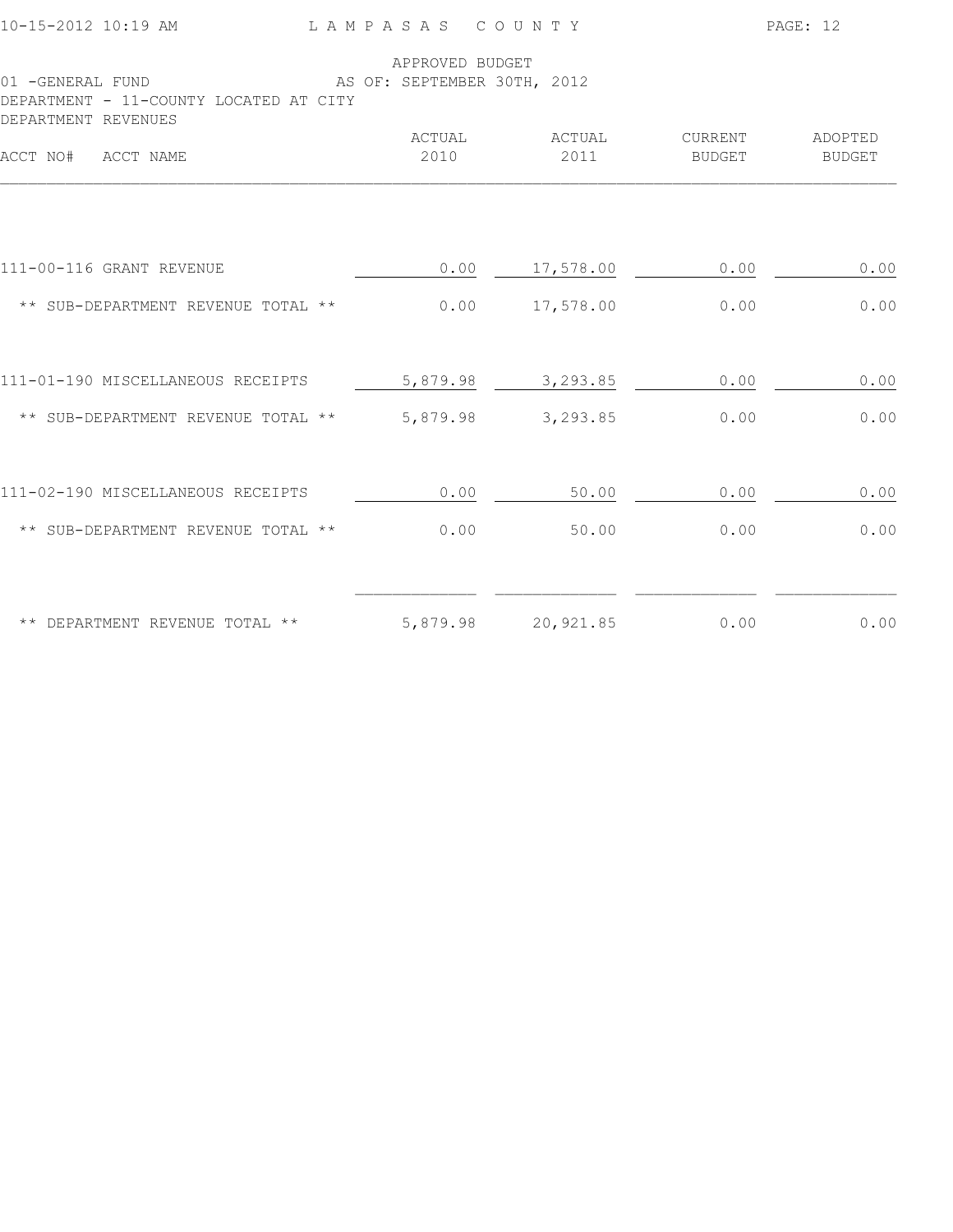LAMPASAS COUNTY

APPROVED BUDGET
AS OF: SEPTEMBER 30TH, 2012

01 -GENERAL FUND
DEPARTMENT - 11-COUNTY LOCATED AT CITY
DEPARTMENT REVENUES

| ACCT NO# ACCT NAME | ACTUAL 2010 | ACTUAL 2011 | CURRENT BUDGET | ADOPTED BUDGET |
|---|---|---|---|---|
| 111-00-116 GRANT REVENUE | 0.00 | 17,578.00 | 0.00 | 0.00 |
| ** SUB-DEPARTMENT REVENUE TOTAL ** | 0.00 | 17,578.00 | 0.00 | 0.00 |
| 111-01-190 MISCELLANEOUS RECEIPTS | 5,879.98 | 3,293.85 | 0.00 | 0.00 |
| ** SUB-DEPARTMENT REVENUE TOTAL ** | 5,879.98 | 3,293.85 | 0.00 | 0.00 |
| 111-02-190 MISCELLANEOUS RECEIPTS | 0.00 | 50.00 | 0.00 | 0.00 |
| ** SUB-DEPARTMENT REVENUE TOTAL ** | 0.00 | 50.00 | 0.00 | 0.00 |
| ** DEPARTMENT REVENUE TOTAL ** | 5,879.98 | 20,921.85 | 0.00 | 0.00 |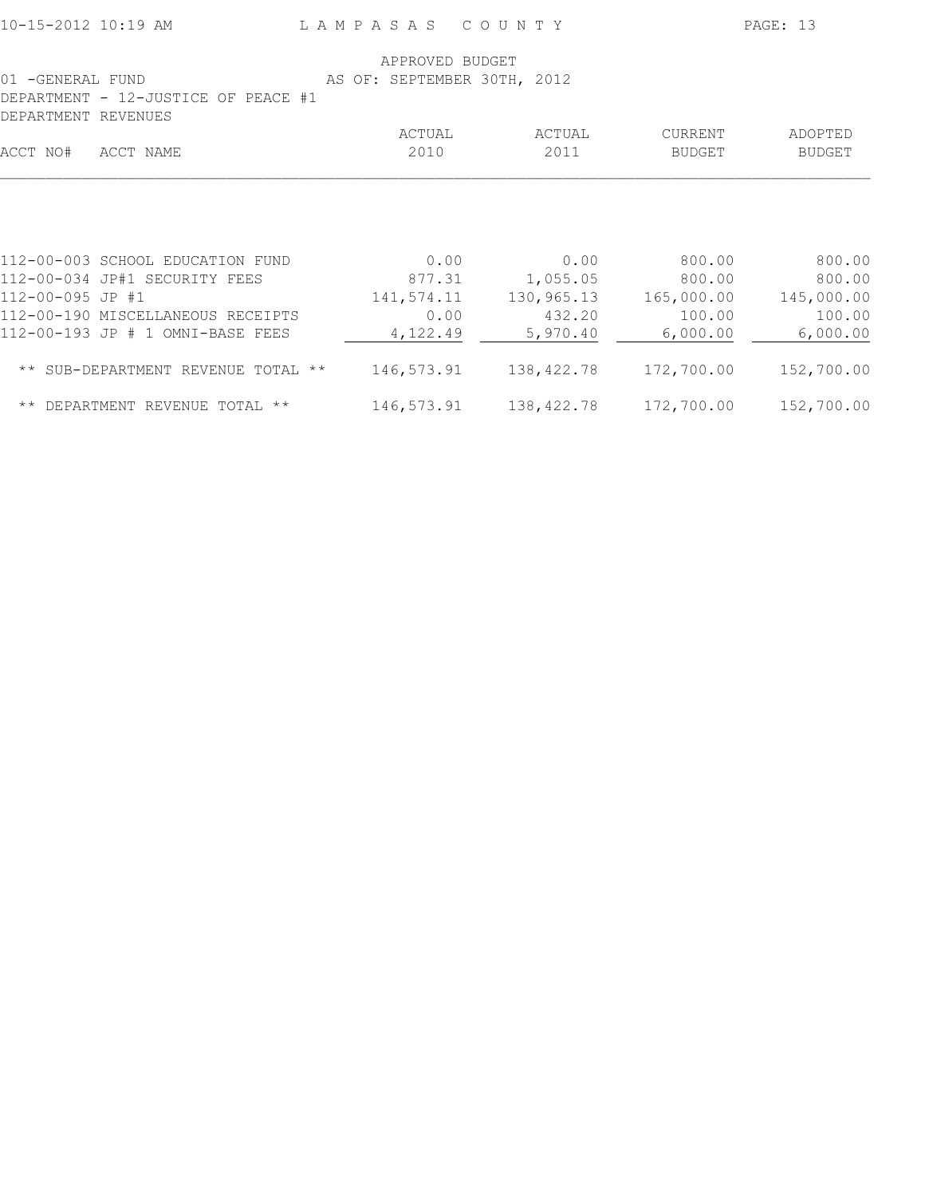APPROVED BUDGET

01 -GENERAL FUND — AS OF: SEPTEMBER 30TH, 2012

DEPARTMENT - 12-JUSTICE OF PEACE #1

DEPARTMENT REVENUES

| ACCT NO# | ACCT NAME | ACTUAL 2010 | ACTUAL 2011 | CURRENT BUDGET | ADOPTED BUDGET |
|---|---|---|---|---|---|
| 112-00-003 | SCHOOL EDUCATION FUND | 0.00 | 0.00 | 800.00 | 800.00 |
| 112-00-034 | JP#1 SECURITY FEES | 877.31 | 1,055.05 | 800.00 | 800.00 |
| 112-00-095 | JP #1 | 141,574.11 | 130,965.13 | 165,000.00 | 145,000.00 |
| 112-00-190 | MISCELLANEOUS RECEIPTS | 0.00 | 432.20 | 100.00 | 100.00 |
| 112-00-193 | JP # 1 OMNI-BASE FEES | 4,122.49 | 5,970.40 | 6,000.00 | 6,000.00 |
| | ** SUB-DEPARTMENT REVENUE TOTAL ** | 146,573.91 | 138,422.78 | 172,700.00 | 152,700.00 |
| | ** DEPARTMENT REVENUE TOTAL ** | 146,573.91 | 138,422.78 | 172,700.00 | 152,700.00 |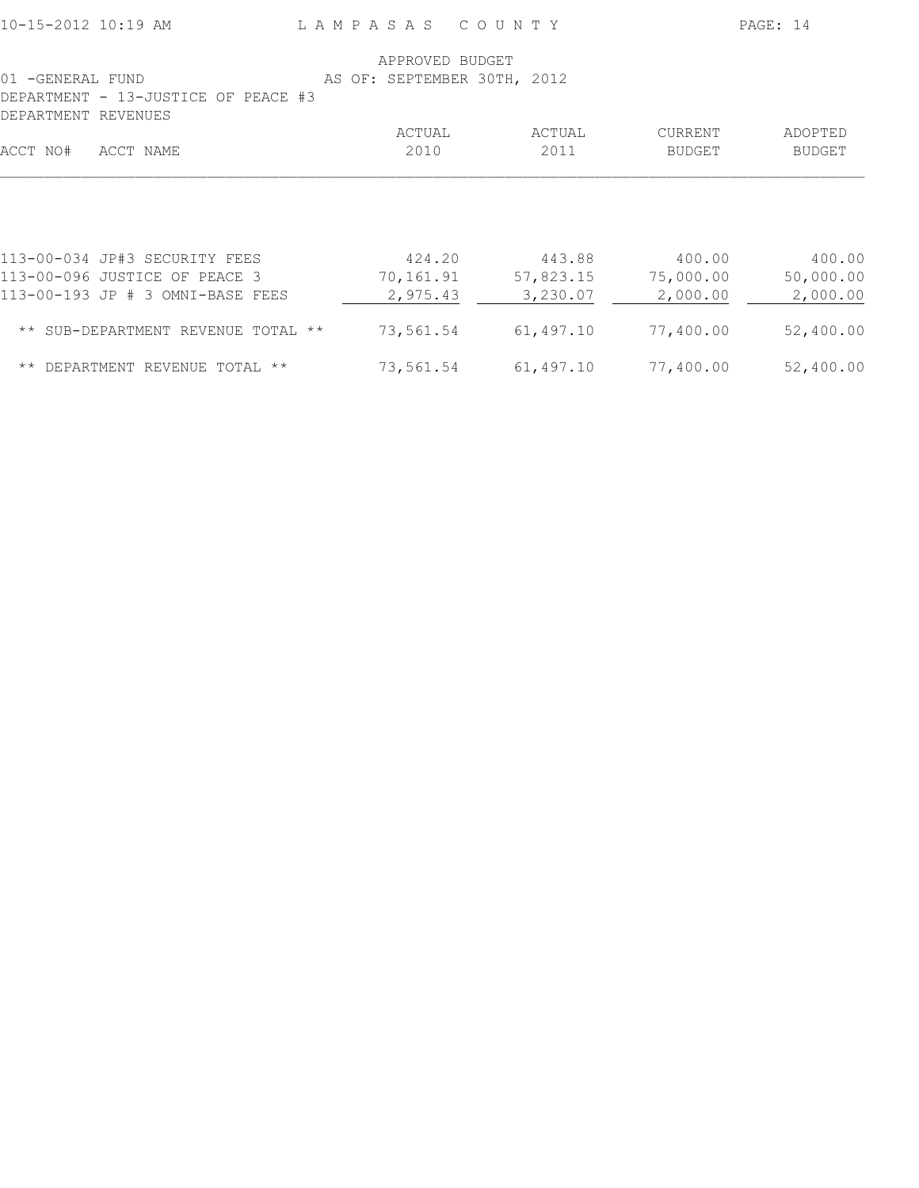# LAMPASAS COUNTY

APPROVED BUDGET
AS OF: SEPTEMBER 30TH, 2012

01 -GENERAL FUND
DEPARTMENT - 13-JUSTICE OF PEACE #3
DEPARTMENT REVENUES

| ACCT NO# | ACCT NAME | ACTUAL 2010 | ACTUAL 2011 | CURRENT BUDGET | ADOPTED BUDGET |
|---|---|---|---|---|---|
| 113-00-034 | JP#3 SECURITY FEES | 424.20 | 443.88 | 400.00 | 400.00 |
| 113-00-096 | JUSTICE OF PEACE 3 | 70,161.91 | 57,823.15 | 75,000.00 | 50,000.00 |
| 113-00-193 | JP # 3 OMNI-BASE FEES | 2,975.43 | 3,230.07 | 2,000.00 | 2,000.00 |
| | ** SUB-DEPARTMENT REVENUE TOTAL ** | 73,561.54 | 61,497.10 | 77,400.00 | 52,400.00 |
| | ** DEPARTMENT REVENUE TOTAL ** | 73,561.54 | 61,497.10 | 77,400.00 | 52,400.00 |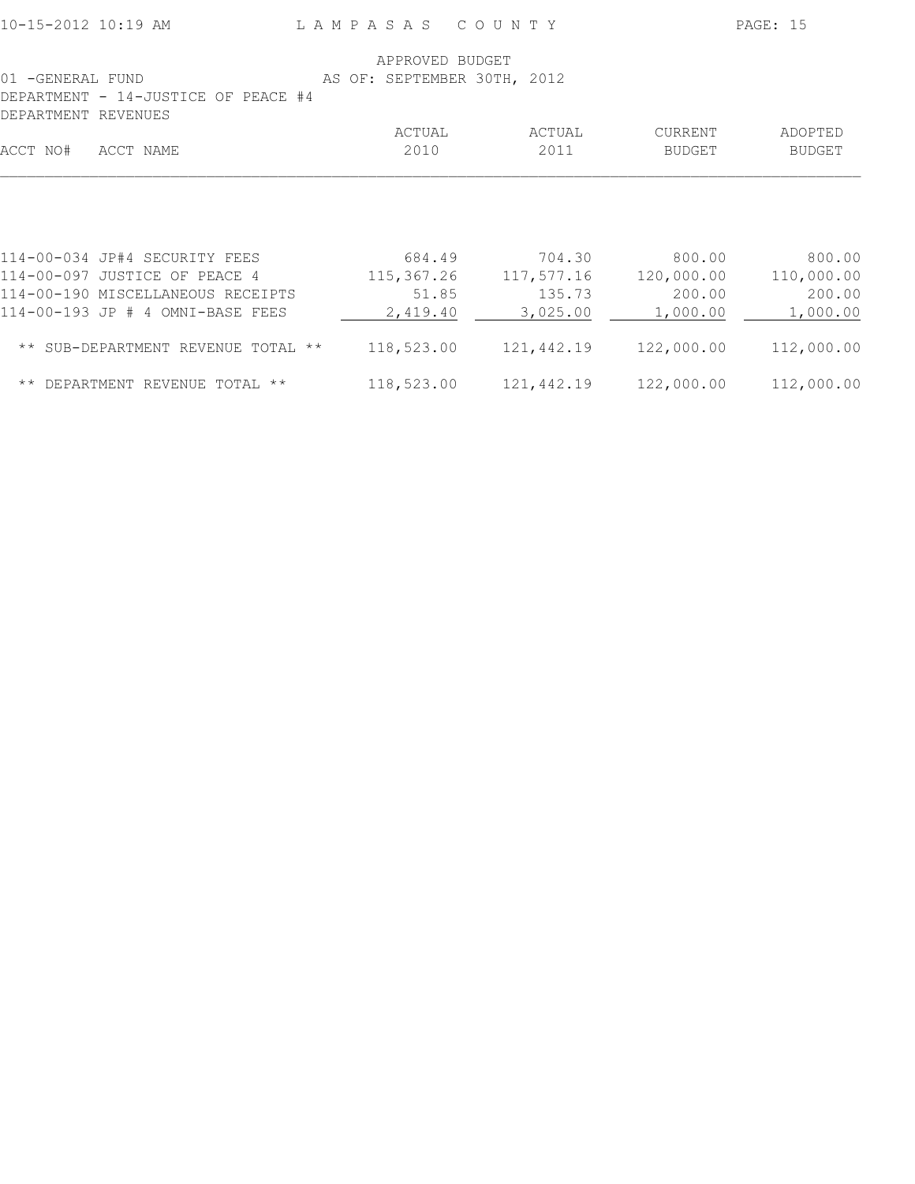LAMPASAS COUNTY

APPROVED BUDGET

01 -GENERAL FUND AS OF: SEPTEMBER 30TH, 2012

DEPARTMENT - 14-JUSTICE OF PEACE #4

DEPARTMENT REVENUES

| ACCT NO# | ACCT NAME | ACTUAL 2010 | ACTUAL 2011 | CURRENT BUDGET | ADOPTED BUDGET |
|---|---|---|---|---|---|
| 114-00-034 | JP#4 SECURITY FEES | 684.49 | 704.30 | 800.00 | 800.00 |
| 114-00-097 | JUSTICE OF PEACE 4 | 115,367.26 | 117,577.16 | 120,000.00 | 110,000.00 |
| 114-00-190 | MISCELLANEOUS RECEIPTS | 51.85 | 135.73 | 200.00 | 200.00 |
| 114-00-193 | JP # 4 OMNI-BASE FEES | 2,419.40 | 3,025.00 | 1,000.00 | 1,000.00 |
| | ** SUB-DEPARTMENT REVENUE TOTAL ** | 118,523.00 | 121,442.19 | 122,000.00 | 112,000.00 |
| | ** DEPARTMENT REVENUE TOTAL ** | 118,523.00 | 121,442.19 | 122,000.00 | 112,000.00 |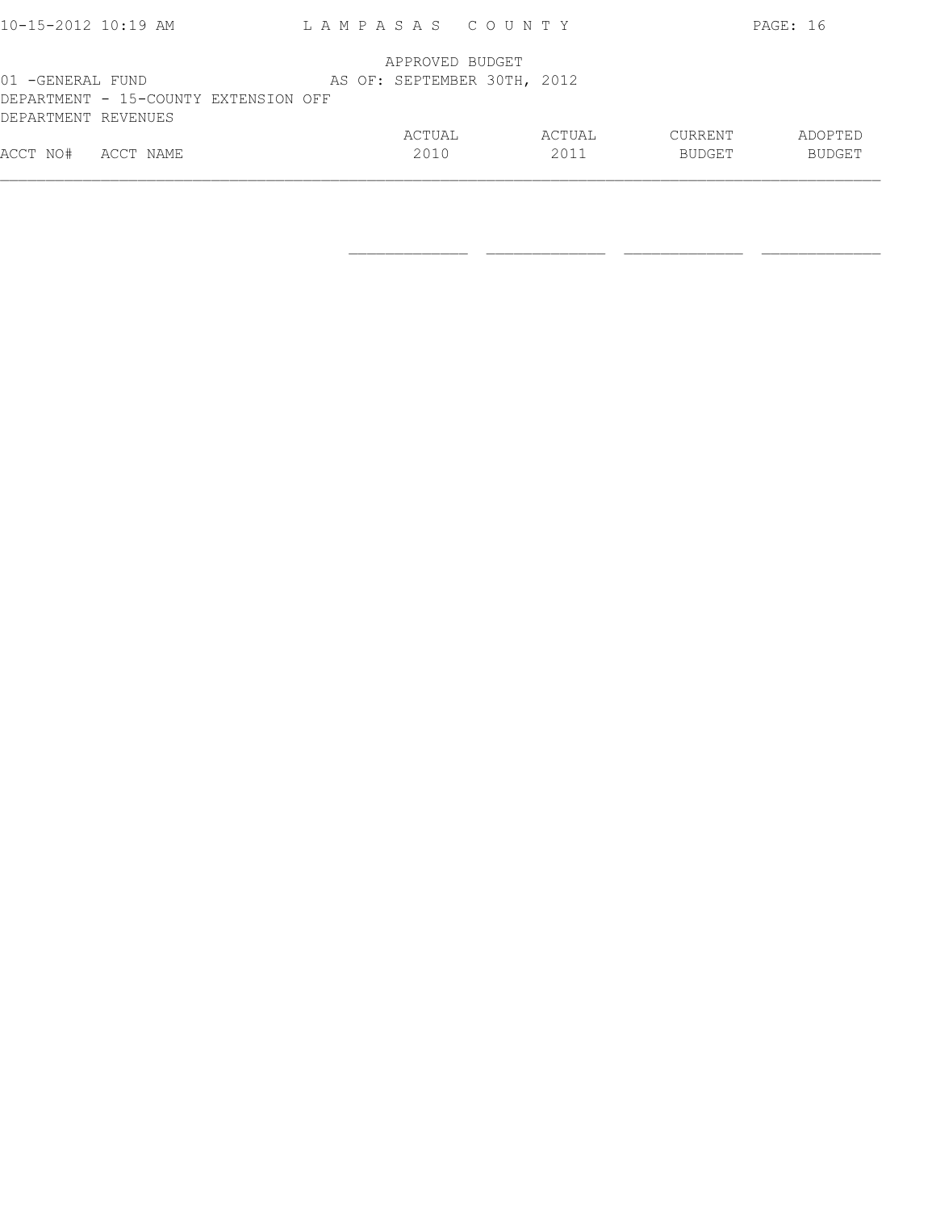APPROVED BUDGET

01 -GENERAL FUND AS OF: SEPTEMBER 30TH, 2012

DEPARTMENT - 15-COUNTY EXTENSION OFF

DEPARTMENT REVENUES

| ACCT NO# | ACCT NAME | ACTUAL 2010 | ACTUAL 2011 | CURRENT BUDGET | ADOPTED BUDGET |
|---|---|---|---|---|---|
| | | | | | |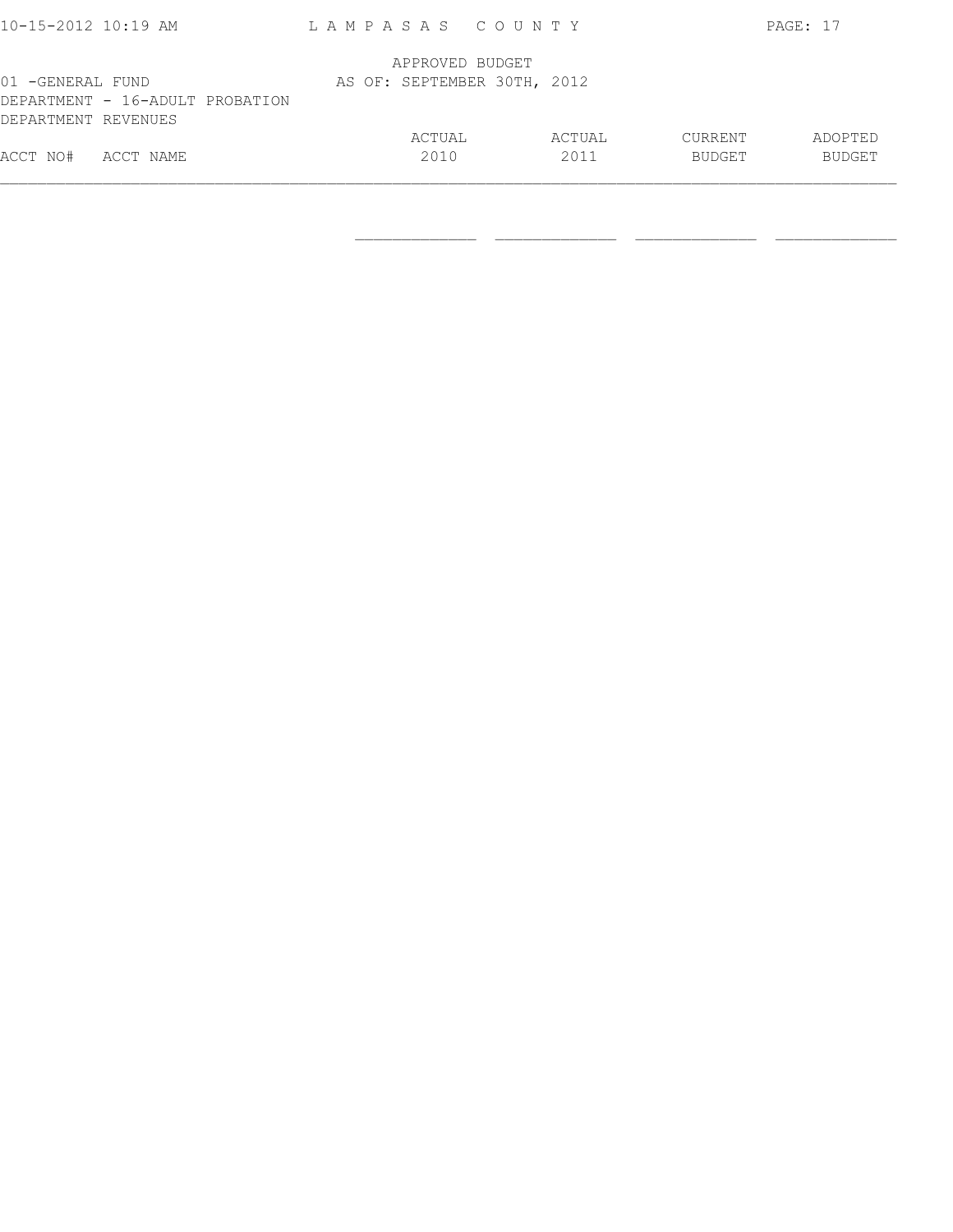APPROVED BUDGET
AS OF: SEPTEMBER 30TH, 2012

01 -GENERAL FUND
DEPARTMENT - 16-ADULT PROBATION
DEPARTMENT REVENUES

| ACCT NO# | ACCT NAME | ACTUAL 2010 | ACTUAL 2011 | CURRENT BUDGET | ADOPTED BUDGET |
|---|---|---|---|---|---|
| | | | | | |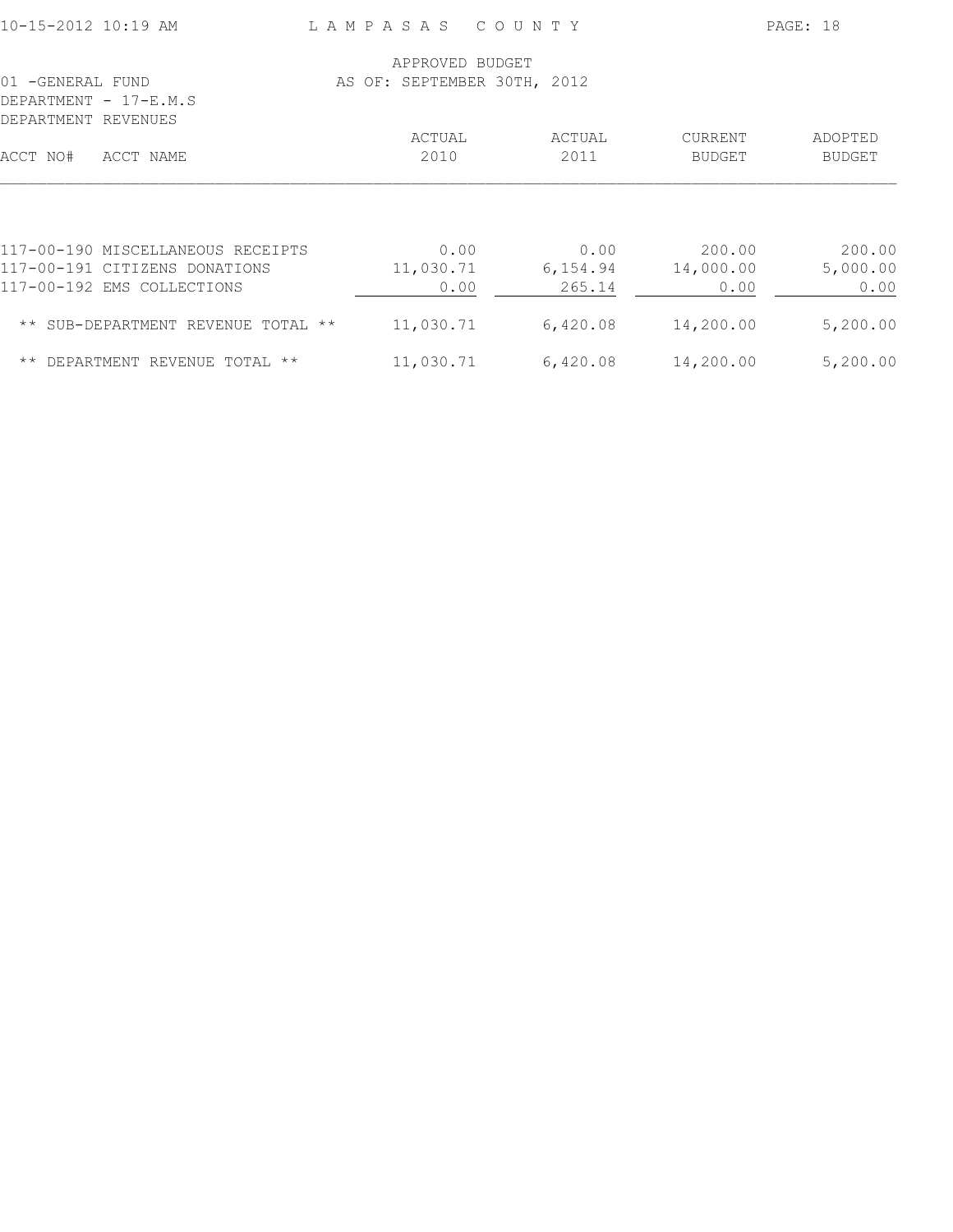APPROVED BUDGET
AS OF: SEPTEMBER 30TH, 2012

01 -GENERAL FUND
DEPARTMENT - 17-E.M.S
DEPARTMENT REVENUES

| ACCT NO# | ACCT NAME | ACTUAL 2010 | ACTUAL 2011 | CURRENT BUDGET | ADOPTED BUDGET |
|---|---|---|---|---|---|
| 117-00-190 | MISCELLANEOUS RECEIPTS | 0.00 | 0.00 | 200.00 | 200.00 |
| 117-00-191 | CITIZENS DONATIONS | 11,030.71 | 6,154.94 | 14,000.00 | 5,000.00 |
| 117-00-192 | EMS COLLECTIONS | 0.00 | 265.14 | 0.00 | 0.00 |
| | ** SUB-DEPARTMENT REVENUE TOTAL ** | 11,030.71 | 6,420.08 | 14,200.00 | 5,200.00 |
| | ** DEPARTMENT REVENUE TOTAL ** | 11,030.71 | 6,420.08 | 14,200.00 | 5,200.00 |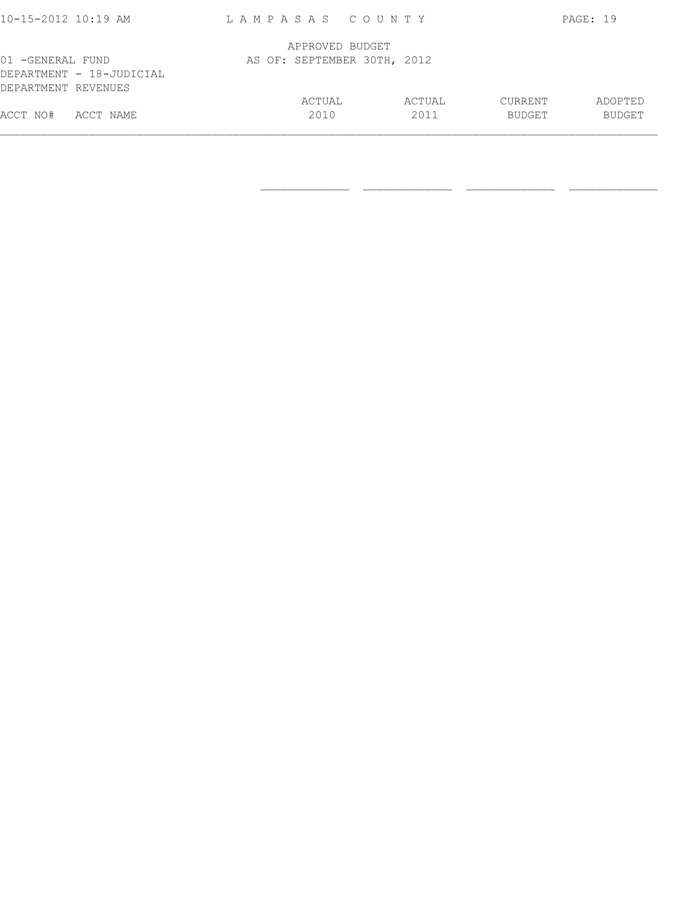APPROVED BUDGET

01 -GENERAL FUND AS OF: SEPTEMBER 30TH, 2012

DEPARTMENT - 18-JUDICIAL

DEPARTMENT REVENUES

| ACCT NO# | ACCT NAME | ACTUAL 2010 | ACTUAL 2011 | CURRENT BUDGET | ADOPTED BUDGET |
|---|---|---|---|---|---|
| | | | | | |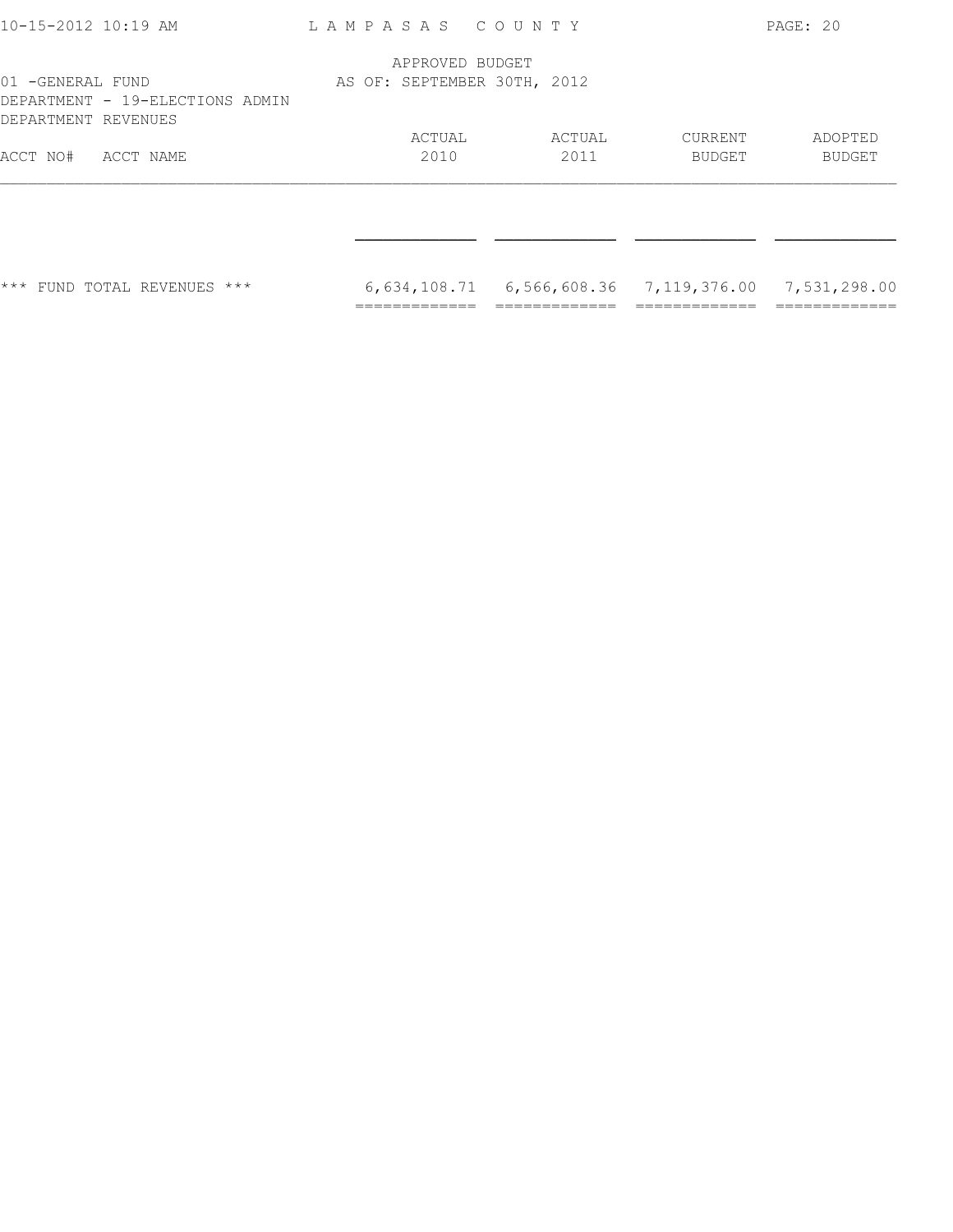APPROVED BUDGET
AS OF: SEPTEMBER 30TH, 2012

01 -GENERAL FUND
DEPARTMENT - 19-ELECTIONS ADMIN
DEPARTMENT REVENUES

| ACCT NO# ACCT NAME | ACTUAL 2010 | ACTUAL 2011 | CURRENT BUDGET | ADOPTED BUDGET |
|---|---|---|---|---|
| *** FUND TOTAL REVENUES *** | 6,634,108.71 | 6,566,608.36 | 7,119,376.00 | 7,531,298.00 |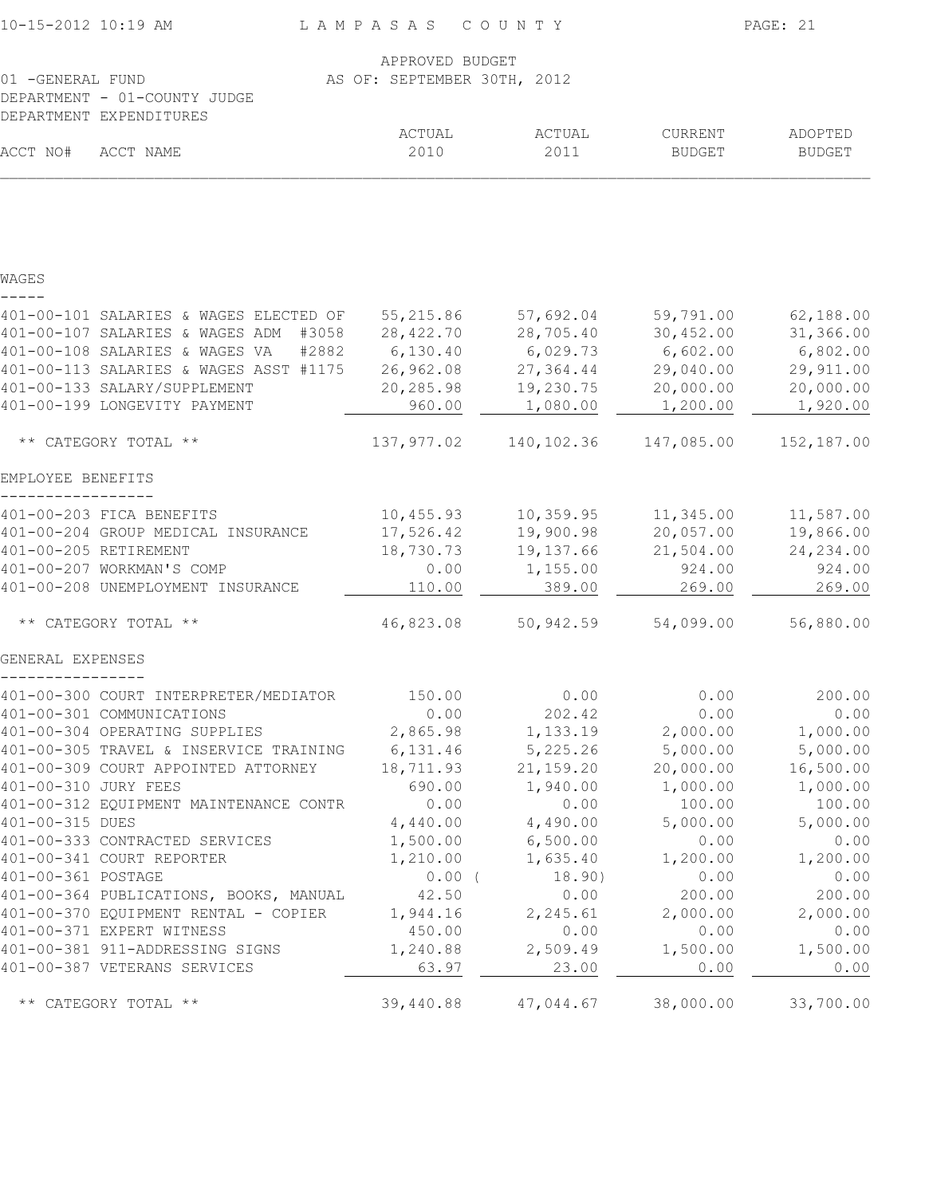LAMPASAS COUNTY

APPROVED BUDGET
AS OF: SEPTEMBER 30TH, 2012

01 -GENERAL FUND
DEPARTMENT - 01-COUNTY JUDGE
DEPARTMENT EXPENDITURES

| ACCT NO# | ACCT NAME | ACTUAL 2010 | ACTUAL 2011 | CURRENT BUDGET | ADOPTED BUDGET |
|---|---|---|---|---|---|
| **WAGES** | | | | | |
| 401-00-101 | SALARIES & WAGES ELECTED OF | 55,215.86 | 57,692.04 | 59,791.00 | 62,188.00 |
| 401-00-107 | SALARIES & WAGES ADM #3058 | 28,422.70 | 28,705.40 | 30,452.00 | 31,366.00 |
| 401-00-108 | SALARIES & WAGES VA #2882 | 6,130.40 | 6,029.73 | 6,602.00 | 6,802.00 |
| 401-00-113 | SALARIES & WAGES ASST #1175 | 26,962.08 | 27,364.44 | 29,040.00 | 29,911.00 |
| 401-00-133 | SALARY/SUPPLEMENT | 20,285.98 | 19,230.75 | 20,000.00 | 20,000.00 |
| 401-00-199 | LONGEVITY PAYMENT | 960.00 | 1,080.00 | 1,200.00 | 1,920.00 |
| | ** CATEGORY TOTAL ** | 137,977.02 | 140,102.36 | 147,085.00 | 152,187.00 |
| **EMPLOYEE BENEFITS** | | | | | |
| 401-00-203 | FICA BENEFITS | 10,455.93 | 10,359.95 | 11,345.00 | 11,587.00 |
| 401-00-204 | GROUP MEDICAL INSURANCE | 17,526.42 | 19,900.98 | 20,057.00 | 19,866.00 |
| 401-00-205 | RETIREMENT | 18,730.73 | 19,137.66 | 21,504.00 | 24,234.00 |
| 401-00-207 | WORKMAN'S COMP | 0.00 | 1,155.00 | 924.00 | 924.00 |
| 401-00-208 | UNEMPLOYMENT INSURANCE | 110.00 | 389.00 | 269.00 | 269.00 |
| | ** CATEGORY TOTAL ** | 46,823.08 | 50,942.59 | 54,099.00 | 56,880.00 |
| **GENERAL EXPENSES** | | | | | |
| 401-00-300 | COURT INTERPRETER/MEDIATOR | 150.00 | 0.00 | 0.00 | 200.00 |
| 401-00-301 | COMMUNICATIONS | 0.00 | 202.42 | 0.00 | 0.00 |
| 401-00-304 | OPERATING SUPPLIES | 2,865.98 | 1,133.19 | 2,000.00 | 1,000.00 |
| 401-00-305 | TRAVEL & INSERVICE TRAINING | 6,131.46 | 5,225.26 | 5,000.00 | 5,000.00 |
| 401-00-309 | COURT APPOINTED ATTORNEY | 18,711.93 | 21,159.20 | 20,000.00 | 16,500.00 |
| 401-00-310 | JURY FEES | 690.00 | 1,940.00 | 1,000.00 | 1,000.00 |
| 401-00-312 | EQUIPMENT MAINTENANCE CONTR | 0.00 | 0.00 | 100.00 | 100.00 |
| 401-00-315 | DUES | 4,440.00 | 4,490.00 | 5,000.00 | 5,000.00 |
| 401-00-333 | CONTRACTED SERVICES | 1,500.00 | 6,500.00 | 0.00 | 0.00 |
| 401-00-341 | COURT REPORTER | 1,210.00 | 1,635.40 | 1,200.00 | 1,200.00 |
| 401-00-361 | POSTAGE | 0.00 | ( 18.90) | 0.00 | 0.00 |
| 401-00-364 | PUBLICATIONS, BOOKS, MANUAL | 42.50 | 0.00 | 200.00 | 200.00 |
| 401-00-370 | EQUIPMENT RENTAL - COPIER | 1,944.16 | 2,245.61 | 2,000.00 | 2,000.00 |
| 401-00-371 | EXPERT WITNESS | 450.00 | 0.00 | 0.00 | 0.00 |
| 401-00-381 | 911-ADDRESSING SIGNS | 1,240.88 | 2,509.49 | 1,500.00 | 1,500.00 |
| 401-00-387 | VETERANS SERVICES | 63.97 | 23.00 | 0.00 | 0.00 |
| | ** CATEGORY TOTAL ** | 39,440.88 | 47,044.67 | 38,000.00 | 33,700.00 |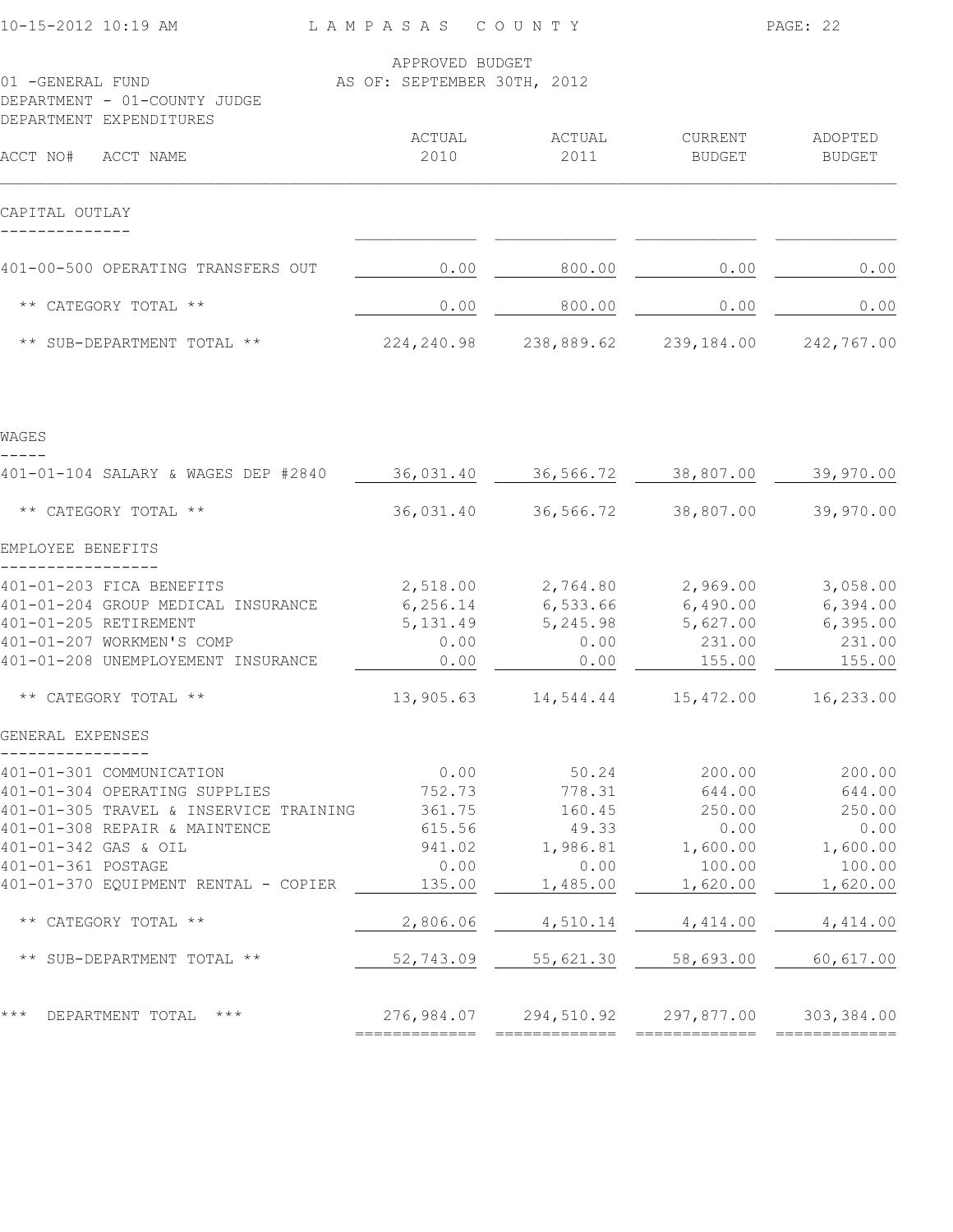LAMPASAS COUNTY

APPROVED BUDGET
AS OF: SEPTEMBER 30TH, 2012

01 -GENERAL FUND
DEPARTMENT - 01-COUNTY JUDGE
DEPARTMENT EXPENDITURES

| ACCT NO# ACCT NAME | ACTUAL 2010 | ACTUAL 2011 | CURRENT BUDGET | ADOPTED BUDGET |
|---|---|---|---|---|
| **CAPITAL OUTLAY** | | | | |
| 401-00-500 OPERATING TRANSFERS OUT | 0.00 | 800.00 | 0.00 | 0.00 |
| ** CATEGORY TOTAL ** | 0.00 | 800.00 | 0.00 | 0.00 |
| ** SUB-DEPARTMENT TOTAL ** | 224,240.98 | 238,889.62 | 239,184.00 | 242,767.00 |
| **WAGES** | | | | |
| 401-01-104 SALARY & WAGES DEP #2840 | 36,031.40 | 36,566.72 | 38,807.00 | 39,970.00 |
| ** CATEGORY TOTAL ** | 36,031.40 | 36,566.72 | 38,807.00 | 39,970.00 |
| **EMPLOYEE BENEFITS** | | | | |
| 401-01-203 FICA BENEFITS | 2,518.00 | 2,764.80 | 2,969.00 | 3,058.00 |
| 401-01-204 GROUP MEDICAL INSURANCE | 6,256.14 | 6,533.66 | 6,490.00 | 6,394.00 |
| 401-01-205 RETIREMENT | 5,131.49 | 5,245.98 | 5,627.00 | 6,395.00 |
| 401-01-207 WORKMEN'S COMP | 0.00 | 0.00 | 231.00 | 231.00 |
| 401-01-208 UNEMPLOYEMENT INSURANCE | 0.00 | 0.00 | 155.00 | 155.00 |
| ** CATEGORY TOTAL ** | 13,905.63 | 14,544.44 | 15,472.00 | 16,233.00 |
| **GENERAL EXPENSES** | | | | |
| 401-01-301 COMMUNICATION | 0.00 | 50.24 | 200.00 | 200.00 |
| 401-01-304 OPERATING SUPPLIES | 752.73 | 778.31 | 644.00 | 644.00 |
| 401-01-305 TRAVEL & INSERVICE TRAINING | 361.75 | 160.45 | 250.00 | 250.00 |
| 401-01-308 REPAIR & MAINTENCE | 615.56 | 49.33 | 0.00 | 0.00 |
| 401-01-342 GAS & OIL | 941.02 | 1,986.81 | 1,600.00 | 1,600.00 |
| 401-01-361 POSTAGE | 0.00 | 0.00 | 100.00 | 100.00 |
| 401-01-370 EQUIPMENT RENTAL - COPIER | 135.00 | 1,485.00 | 1,620.00 | 1,620.00 |
| ** CATEGORY TOTAL ** | 2,806.06 | 4,510.14 | 4,414.00 | 4,414.00 |
| ** SUB-DEPARTMENT TOTAL ** | 52,743.09 | 55,621.30 | 58,693.00 | 60,617.00 |
| *** DEPARTMENT TOTAL *** | 276,984.07 | 294,510.92 | 297,877.00 | 303,384.00 |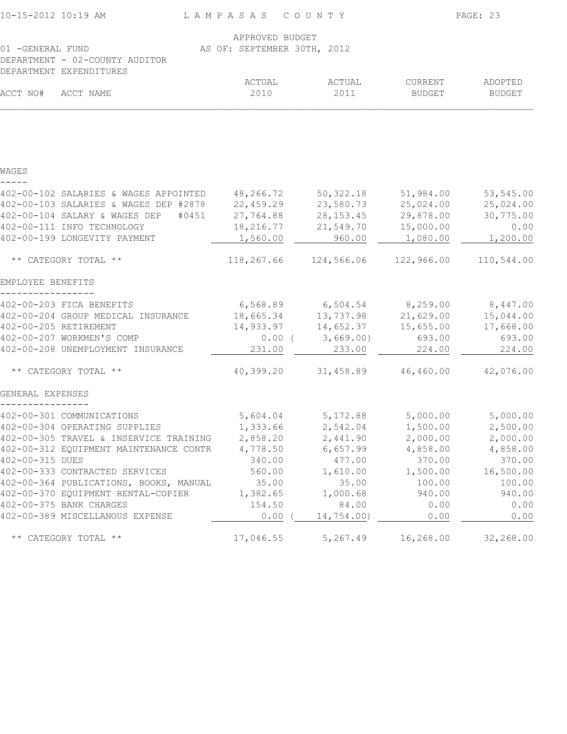APPROVED BUDGET
AS OF: SEPTEMBER 30TH, 2012

01 -GENERAL FUND
DEPARTMENT - 02-COUNTY AUDITOR
DEPARTMENT EXPENDITURES

| ACCT NO# | ACCT NAME | ACTUAL 2010 | ACTUAL 2011 | CURRENT BUDGET | ADOPTED BUDGET |
|---|---|---|---|---|---|
| **WAGES** | | | | | |
| 402-00-102 | SALARIES & WAGES APPOINTED | 48,266.72 | 50,322.18 | 51,984.00 | 53,545.00 |
| 402-00-103 | SALARIES & WAGES DEP #2878 | 22,459.29 | 23,580.73 | 25,024.00 | 25,024.00 |
| 402-00-104 | SALARY & WAGES DEP #0451 | 27,764.88 | 28,153.45 | 29,878.00 | 30,775.00 |
| 402-00-111 | INFO TECHNOLOGY | 18,216.77 | 21,549.70 | 15,000.00 | 0.00 |
| 402-00-199 | LONGEVITY PAYMENT | 1,560.00 | 960.00 | 1,080.00 | 1,200.00 |
| | ** CATEGORY TOTAL ** | 118,267.66 | 124,566.06 | 122,966.00 | 110,544.00 |
| **EMPLOYEE BENEFITS** | | | | | |
| 402-00-203 | FICA BENEFITS | 6,568.89 | 6,504.54 | 8,259.00 | 8,447.00 |
| 402-00-204 | GROUP MEDICAL INSURANCE | 18,665.34 | 13,737.98 | 21,629.00 | 15,044.00 |
| 402-00-205 | RETIREMENT | 14,933.97 | 14,652.37 | 15,655.00 | 17,668.00 |
| 402-00-207 | WORKMEN'S COMP | 0.00 | (3,669.00) | 693.00 | 693.00 |
| 402-00-208 | UNEMPLOYMENT INSURANCE | 231.00 | 233.00 | 224.00 | 224.00 |
| | ** CATEGORY TOTAL ** | 40,399.20 | 31,458.89 | 46,460.00 | 42,076.00 |
| **GENERAL EXPENSES** | | | | | |
| 402-00-301 | COMMUNICATIONS | 5,604.04 | 5,172.88 | 5,000.00 | 5,000.00 |
| 402-00-304 | OPERATING SUPPLIES | 1,333.66 | 2,542.04 | 1,500.00 | 2,500.00 |
| 402-00-305 | TRAVEL & INSERVICE TRAINING | 2,858.20 | 2,441.90 | 2,000.00 | 2,000.00 |
| 402-00-312 | EQUIPMENT MAINTENANCE CONTR | 4,778.50 | 6,657.99 | 4,858.00 | 4,858.00 |
| 402-00-315 | DUES | 340.00 | 477.00 | 370.00 | 370.00 |
| 402-00-333 | CONTRACTED SERVICES | 560.00 | 1,610.00 | 1,500.00 | 16,500.00 |
| 402-00-364 | PUBLICATIONS, BOOKS, MANUAL | 35.00 | 35.00 | 100.00 | 100.00 |
| 402-00-370 | EQUIPMENT RENTAL-COPIER | 1,382.65 | 1,000.68 | 940.00 | 940.00 |
| 402-00-375 | BANK CHARGES | 154.50 | 84.00 | 0.00 | 0.00 |
| 402-00-389 | MISCELLANOUS EXPENSE | 0.00 | (14,754.00) | 0.00 | 0.00 |
| | ** CATEGORY TOTAL ** | 17,046.55 | 5,267.49 | 16,268.00 | 32,268.00 |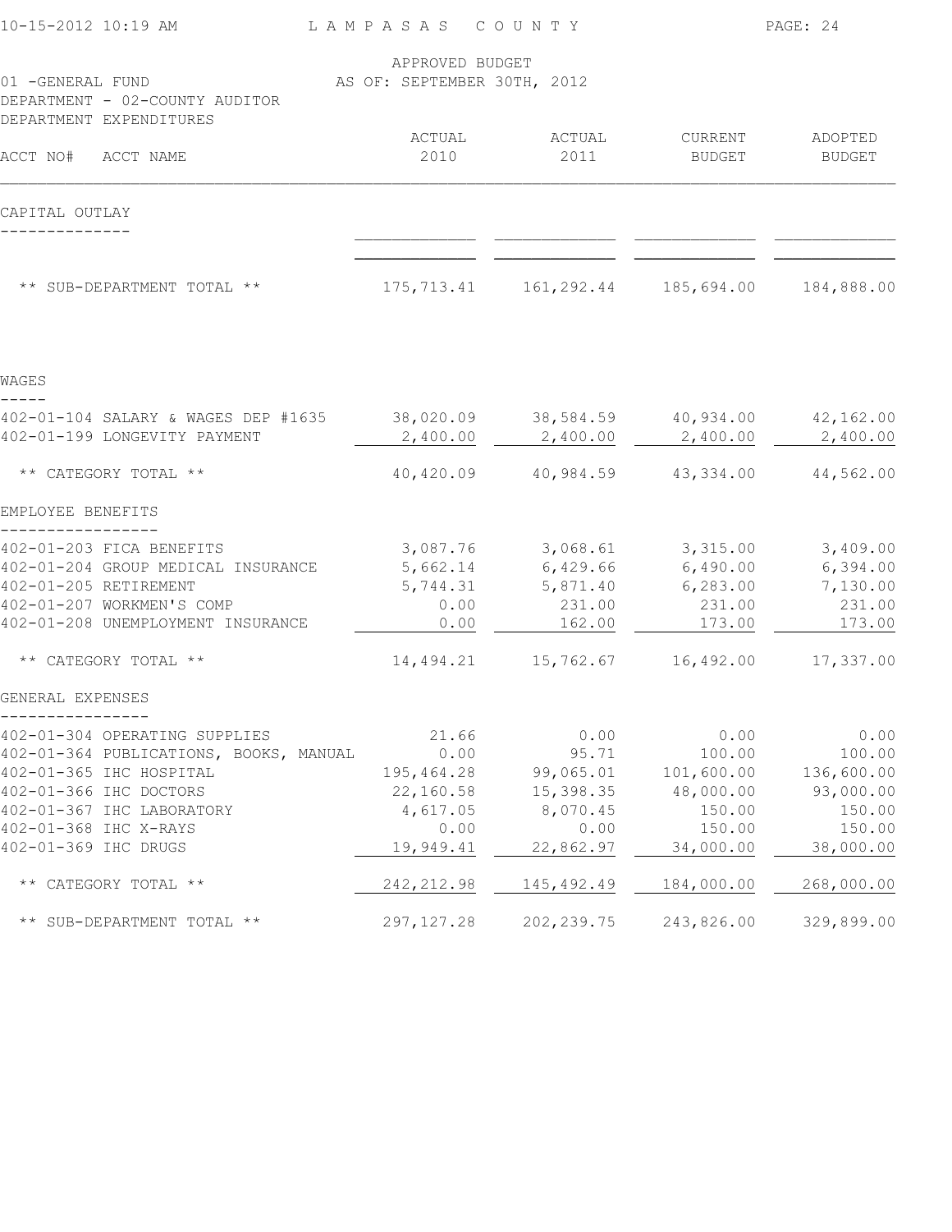LAMPASAS COUNTY

APPROVED BUDGET
AS OF: SEPTEMBER 30TH, 2012

01 -GENERAL FUND
DEPARTMENT - 02-COUNTY AUDITOR
DEPARTMENT EXPENDITURES

| ACCT NO# ACCT NAME | ACTUAL 2010 | ACTUAL 2011 | CURRENT BUDGET | ADOPTED BUDGET |
|---|---|---|---|---|
| **CAPITAL OUTLAY** | | | | |
| ** SUB-DEPARTMENT TOTAL ** | 175,713.41 | 161,292.44 | 185,694.00 | 184,888.00 |
| **WAGES** | | | | |
| 402-01-104 SALARY & WAGES DEP #1635 | 38,020.09 | 38,584.59 | 40,934.00 | 42,162.00 |
| 402-01-199 LONGEVITY PAYMENT | 2,400.00 | 2,400.00 | 2,400.00 | 2,400.00 |
| ** CATEGORY TOTAL ** | 40,420.09 | 40,984.59 | 43,334.00 | 44,562.00 |
| **EMPLOYEE BENEFITS** | | | | |
| 402-01-203 FICA BENEFITS | 3,087.76 | 3,068.61 | 3,315.00 | 3,409.00 |
| 402-01-204 GROUP MEDICAL INSURANCE | 5,662.14 | 6,429.66 | 6,490.00 | 6,394.00 |
| 402-01-205 RETIREMENT | 5,744.31 | 5,871.40 | 6,283.00 | 7,130.00 |
| 402-01-207 WORKMEN'S COMP | 0.00 | 231.00 | 231.00 | 231.00 |
| 402-01-208 UNEMPLOYMENT INSURANCE | 0.00 | 162.00 | 173.00 | 173.00 |
| ** CATEGORY TOTAL ** | 14,494.21 | 15,762.67 | 16,492.00 | 17,337.00 |
| **GENERAL EXPENSES** | | | | |
| 402-01-304 OPERATING SUPPLIES | 21.66 | 0.00 | 0.00 | 0.00 |
| 402-01-364 PUBLICATIONS, BOOKS, MANUAL | 0.00 | 95.71 | 100.00 | 100.00 |
| 402-01-365 IHC HOSPITAL | 195,464.28 | 99,065.01 | 101,600.00 | 136,600.00 |
| 402-01-366 IHC DOCTORS | 22,160.58 | 15,398.35 | 48,000.00 | 93,000.00 |
| 402-01-367 IHC LABORATORY | 4,617.05 | 8,070.45 | 150.00 | 150.00 |
| 402-01-368 IHC X-RAYS | 0.00 | 0.00 | 150.00 | 150.00 |
| 402-01-369 IHC DRUGS | 19,949.41 | 22,862.97 | 34,000.00 | 38,000.00 |
| ** CATEGORY TOTAL ** | 242,212.98 | 145,492.49 | 184,000.00 | 268,000.00 |
| ** SUB-DEPARTMENT TOTAL ** | 297,127.28 | 202,239.75 | 243,826.00 | 329,899.00 |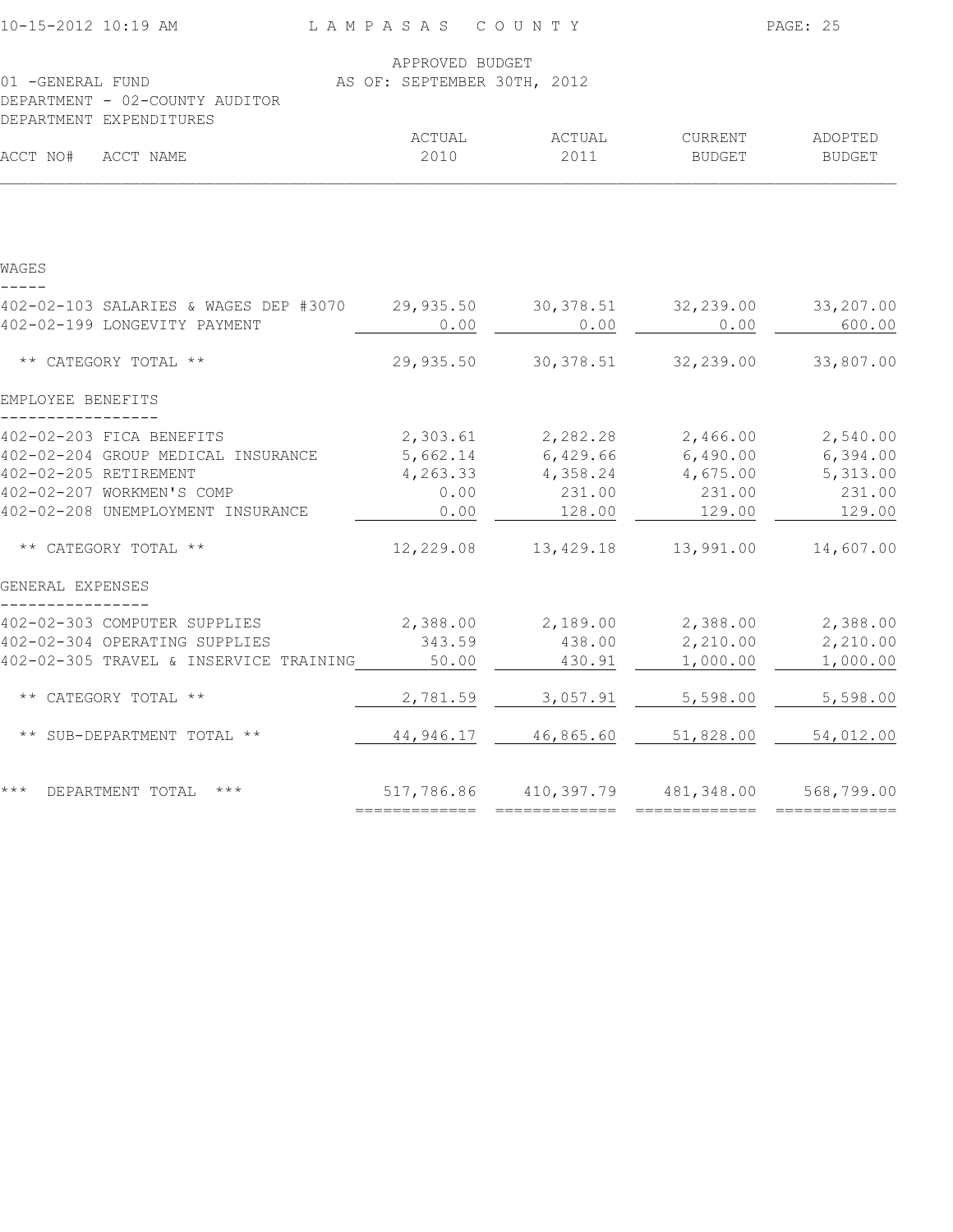LAMPASAS COUNTY

APPROVED BUDGET
AS OF: SEPTEMBER 30TH, 2012

01 -GENERAL FUND
DEPARTMENT - 02-COUNTY AUDITOR
DEPARTMENT EXPENDITURES

| ACCT NO# ACCT NAME | ACTUAL 2010 | ACTUAL 2011 | CURRENT BUDGET | ADOPTED BUDGET |
|---|---|---|---|---|
| **WAGES** | | | | |
| 402-02-103 SALARIES & WAGES DEP #3070 | 29,935.50 | 30,378.51 | 32,239.00 | 33,207.00 |
| 402-02-199 LONGEVITY PAYMENT | 0.00 | 0.00 | 0.00 | 600.00 |
| ** CATEGORY TOTAL ** | 29,935.50 | 30,378.51 | 32,239.00 | 33,807.00 |
| **EMPLOYEE BENEFITS** | | | | |
| 402-02-203 FICA BENEFITS | 2,303.61 | 2,282.28 | 2,466.00 | 2,540.00 |
| 402-02-204 GROUP MEDICAL INSURANCE | 5,662.14 | 6,429.66 | 6,490.00 | 6,394.00 |
| 402-02-205 RETIREMENT | 4,263.33 | 4,358.24 | 4,675.00 | 5,313.00 |
| 402-02-207 WORKMEN'S COMP | 0.00 | 231.00 | 231.00 | 231.00 |
| 402-02-208 UNEMPLOYMENT INSURANCE | 0.00 | 128.00 | 129.00 | 129.00 |
| ** CATEGORY TOTAL ** | 12,229.08 | 13,429.18 | 13,991.00 | 14,607.00 |
| **GENERAL EXPENSES** | | | | |
| 402-02-303 COMPUTER SUPPLIES | 2,388.00 | 2,189.00 | 2,388.00 | 2,388.00 |
| 402-02-304 OPERATING SUPPLIES | 343.59 | 438.00 | 2,210.00 | 2,210.00 |
| 402-02-305 TRAVEL & INSERVICE TRAINING | 50.00 | 430.91 | 1,000.00 | 1,000.00 |
| ** CATEGORY TOTAL ** | 2,781.59 | 3,057.91 | 5,598.00 | 5,598.00 |
| ** SUB-DEPARTMENT TOTAL ** | 44,946.17 | 46,865.60 | 51,828.00 | 54,012.00 |
| *** DEPARTMENT TOTAL *** | 517,786.86 | 410,397.79 | 481,348.00 | 568,799.00 |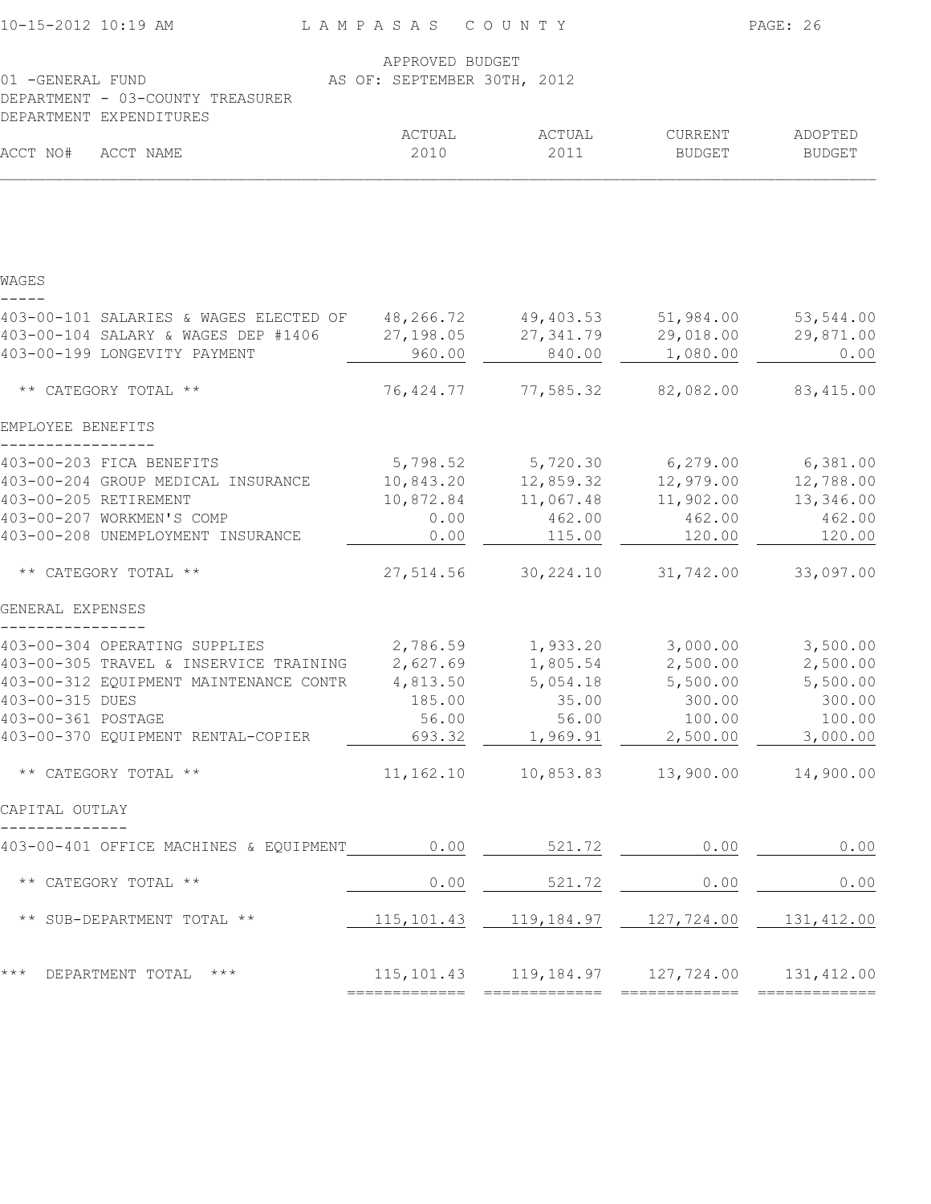LAMPASAS COUNTY

APPROVED BUDGET
AS OF: SEPTEMBER 30TH, 2012

01 -GENERAL FUND
DEPARTMENT - 03-COUNTY TREASURER
DEPARTMENT EXPENDITURES

| ACCT NO# | ACCT NAME | ACTUAL 2010 | ACTUAL 2011 | CURRENT BUDGET | ADOPTED BUDGET |
|---|---|---|---|---|---|
| **WAGES** | | | | | |
| 403-00-101 | SALARIES & WAGES ELECTED OF | 48,266.72 | 49,403.53 | 51,984.00 | 53,544.00 |
| 403-00-104 | SALARY & WAGES DEP #1406 | 27,198.05 | 27,341.79 | 29,018.00 | 29,871.00 |
| 403-00-199 | LONGEVITY PAYMENT | 960.00 | 840.00 | 1,080.00 | 0.00 |
| | ** CATEGORY TOTAL ** | 76,424.77 | 77,585.32 | 82,082.00 | 83,415.00 |
| **EMPLOYEE BENEFITS** | | | | | |
| 403-00-203 | FICA BENEFITS | 5,798.52 | 5,720.30 | 6,279.00 | 6,381.00 |
| 403-00-204 | GROUP MEDICAL INSURANCE | 10,843.20 | 12,859.32 | 12,979.00 | 12,788.00 |
| 403-00-205 | RETIREMENT | 10,872.84 | 11,067.48 | 11,902.00 | 13,346.00 |
| 403-00-207 | WORKMEN'S COMP | 0.00 | 462.00 | 462.00 | 462.00 |
| 403-00-208 | UNEMPLOYMENT INSURANCE | 0.00 | 115.00 | 120.00 | 120.00 |
| | ** CATEGORY TOTAL ** | 27,514.56 | 30,224.10 | 31,742.00 | 33,097.00 |
| **GENERAL EXPENSES** | | | | | |
| 403-00-304 | OPERATING SUPPLIES | 2,786.59 | 1,933.20 | 3,000.00 | 3,500.00 |
| 403-00-305 | TRAVEL & INSERVICE TRAINING | 2,627.69 | 1,805.54 | 2,500.00 | 2,500.00 |
| 403-00-312 | EQUIPMENT MAINTENANCE CONTR | 4,813.50 | 5,054.18 | 5,500.00 | 5,500.00 |
| 403-00-315 | DUES | 185.00 | 35.00 | 300.00 | 300.00 |
| 403-00-361 | POSTAGE | 56.00 | 56.00 | 100.00 | 100.00 |
| 403-00-370 | EQUIPMENT RENTAL-COPIER | 693.32 | 1,969.91 | 2,500.00 | 3,000.00 |
| | ** CATEGORY TOTAL ** | 11,162.10 | 10,853.83 | 13,900.00 | 14,900.00 |
| **CAPITAL OUTLAY** | | | | | |
| 403-00-401 | OFFICE MACHINES & EQUIPMENT | 0.00 | 521.72 | 0.00 | 0.00 |
| | ** CATEGORY TOTAL ** | 0.00 | 521.72 | 0.00 | 0.00 |
| | ** SUB-DEPARTMENT TOTAL ** | 115,101.43 | 119,184.97 | 127,724.00 | 131,412.00 |
| | *** DEPARTMENT TOTAL *** | 115,101.43 | 119,184.97 | 127,724.00 | 131,412.00 |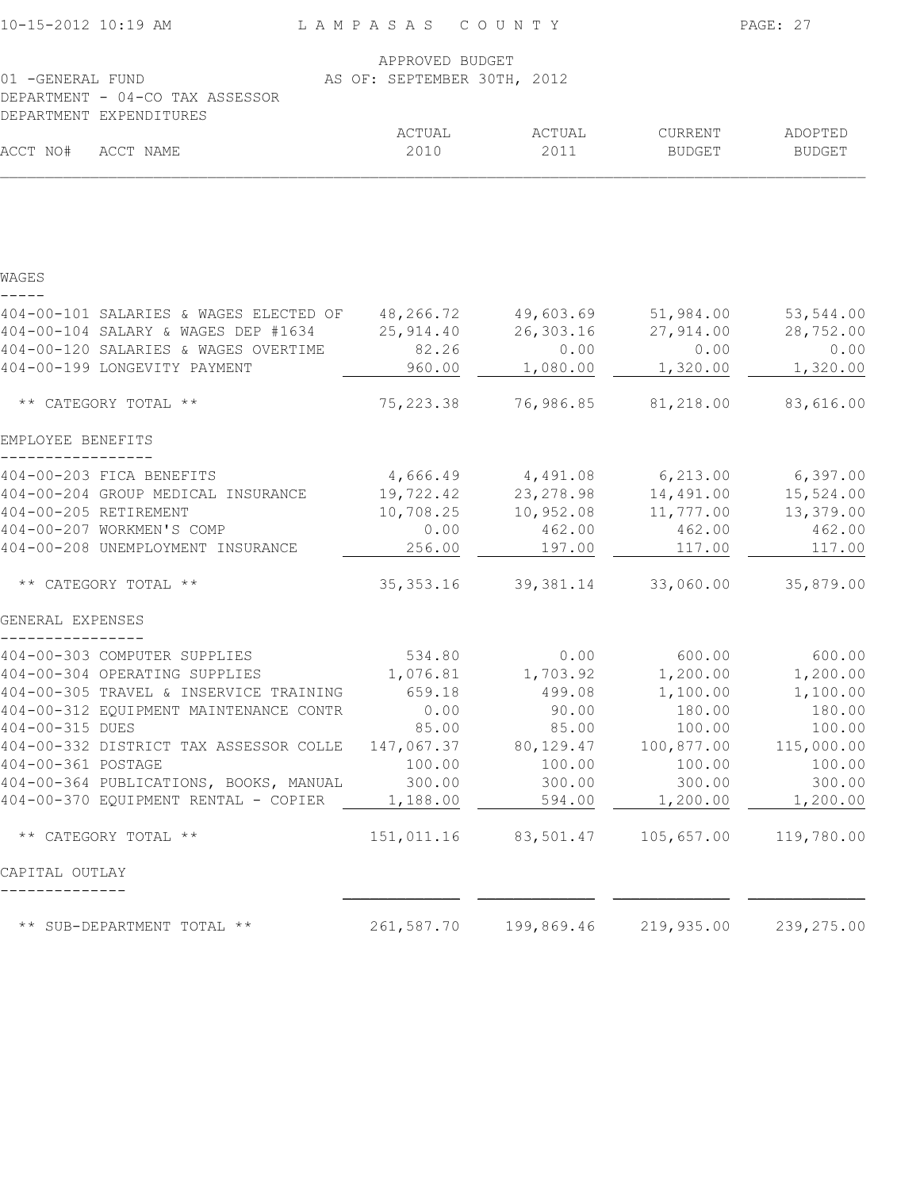LAMPASAS COUNTY

APPROVED BUDGET
AS OF: SEPTEMBER 30TH, 2012

01 -GENERAL FUND
DEPARTMENT - 04-CO TAX ASSESSOR
DEPARTMENT EXPENDITURES

| ACCT NO# | ACCT NAME | ACTUAL 2010 | ACTUAL 2011 | CURRENT BUDGET | ADOPTED BUDGET |
|---|---|---|---|---|---|
| **WAGES** | | | | | |
| 404-00-101 | SALARIES & WAGES ELECTED OF | 48,266.72 | 49,603.69 | 51,984.00 | 53,544.00 |
| 404-00-104 | SALARY & WAGES DEP #1634 | 25,914.40 | 26,303.16 | 27,914.00 | 28,752.00 |
| 404-00-120 | SALARIES & WAGES OVERTIME | 82.26 | 0.00 | 0.00 | 0.00 |
| 404-00-199 | LONGEVITY PAYMENT | 960.00 | 1,080.00 | 1,320.00 | 1,320.00 |
| | ** CATEGORY TOTAL ** | 75,223.38 | 76,986.85 | 81,218.00 | 83,616.00 |
| **EMPLOYEE BENEFITS** | | | | | |
| 404-00-203 | FICA BENEFITS | 4,666.49 | 4,491.08 | 6,213.00 | 6,397.00 |
| 404-00-204 | GROUP MEDICAL INSURANCE | 19,722.42 | 23,278.98 | 14,491.00 | 15,524.00 |
| 404-00-205 | RETIREMENT | 10,708.25 | 10,952.08 | 11,777.00 | 13,379.00 |
| 404-00-207 | WORKMEN'S COMP | 0.00 | 462.00 | 462.00 | 462.00 |
| 404-00-208 | UNEMPLOYMENT INSURANCE | 256.00 | 197.00 | 117.00 | 117.00 |
| | ** CATEGORY TOTAL ** | 35,353.16 | 39,381.14 | 33,060.00 | 35,879.00 |
| **GENERAL EXPENSES** | | | | | |
| 404-00-303 | COMPUTER SUPPLIES | 534.80 | 0.00 | 600.00 | 600.00 |
| 404-00-304 | OPERATING SUPPLIES | 1,076.81 | 1,703.92 | 1,200.00 | 1,200.00 |
| 404-00-305 | TRAVEL & INSERVICE TRAINING | 659.18 | 499.08 | 1,100.00 | 1,100.00 |
| 404-00-312 | EQUIPMENT MAINTENANCE CONTR | 0.00 | 90.00 | 180.00 | 180.00 |
| 404-00-315 | DUES | 85.00 | 85.00 | 100.00 | 100.00 |
| 404-00-332 | DISTRICT TAX ASSESSOR COLLE | 147,067.37 | 80,129.47 | 100,877.00 | 115,000.00 |
| 404-00-361 | POSTAGE | 100.00 | 100.00 | 100.00 | 100.00 |
| 404-00-364 | PUBLICATIONS, BOOKS, MANUAL | 300.00 | 300.00 | 300.00 | 300.00 |
| 404-00-370 | EQUIPMENT RENTAL - COPIER | 1,188.00 | 594.00 | 1,200.00 | 1,200.00 |
| | ** CATEGORY TOTAL ** | 151,011.16 | 83,501.47 | 105,657.00 | 119,780.00 |
| **CAPITAL OUTLAY** | | | | | |
| | ** SUB-DEPARTMENT TOTAL ** | 261,587.70 | 199,869.46 | 219,935.00 | 239,275.00 |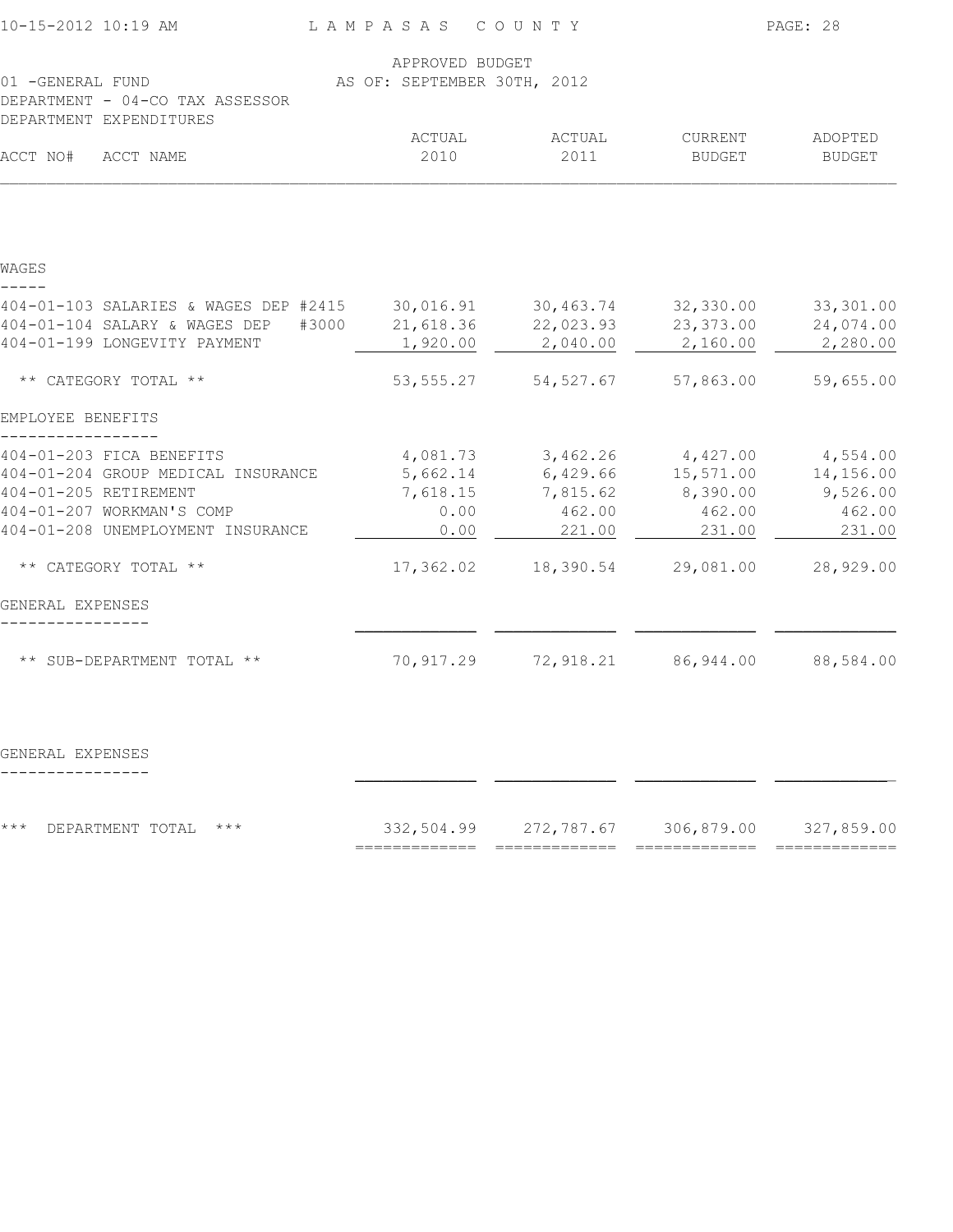LAMPASAS COUNTY

APPROVED BUDGET
AS OF: SEPTEMBER 30TH, 2012

01 -GENERAL FUND
DEPARTMENT - 04-CO TAX ASSESSOR
DEPARTMENT EXPENDITURES

| ACCT NO# ACCT NAME | ACTUAL 2010 | ACTUAL 2011 | CURRENT BUDGET | ADOPTED BUDGET |
|---|---|---|---|---|
| **WAGES** | | | | |
| 404-01-103 SALARIES & WAGES DEP #2415 | 30,016.91 | 30,463.74 | 32,330.00 | 33,301.00 |
| 404-01-104 SALARY & WAGES DEP #3000 | 21,618.36 | 22,023.93 | 23,373.00 | 24,074.00 |
| 404-01-199 LONGEVITY PAYMENT | 1,920.00 | 2,040.00 | 2,160.00 | 2,280.00 |
| ** CATEGORY TOTAL ** | 53,555.27 | 54,527.67 | 57,863.00 | 59,655.00 |
| **EMPLOYEE BENEFITS** | | | | |
| 404-01-203 FICA BENEFITS | 4,081.73 | 3,462.26 | 4,427.00 | 4,554.00 |
| 404-01-204 GROUP MEDICAL INSURANCE | 5,662.14 | 6,429.66 | 15,571.00 | 14,156.00 |
| 404-01-205 RETIREMENT | 7,618.15 | 7,815.62 | 8,390.00 | 9,526.00 |
| 404-01-207 WORKMAN'S COMP | 0.00 | 462.00 | 462.00 | 462.00 |
| 404-01-208 UNEMPLOYMENT INSURANCE | 0.00 | 221.00 | 231.00 | 231.00 |
| ** CATEGORY TOTAL ** | 17,362.02 | 18,390.54 | 29,081.00 | 28,929.00 |
| **GENERAL EXPENSES** | | | | |
| ** SUB-DEPARTMENT TOTAL ** | 70,917.29 | 72,918.21 | 86,944.00 | 88,584.00 |
| **GENERAL EXPENSES** | | | | |
| *** DEPARTMENT TOTAL *** | 332,504.99 | 272,787.67 | 306,879.00 | 327,859.00 |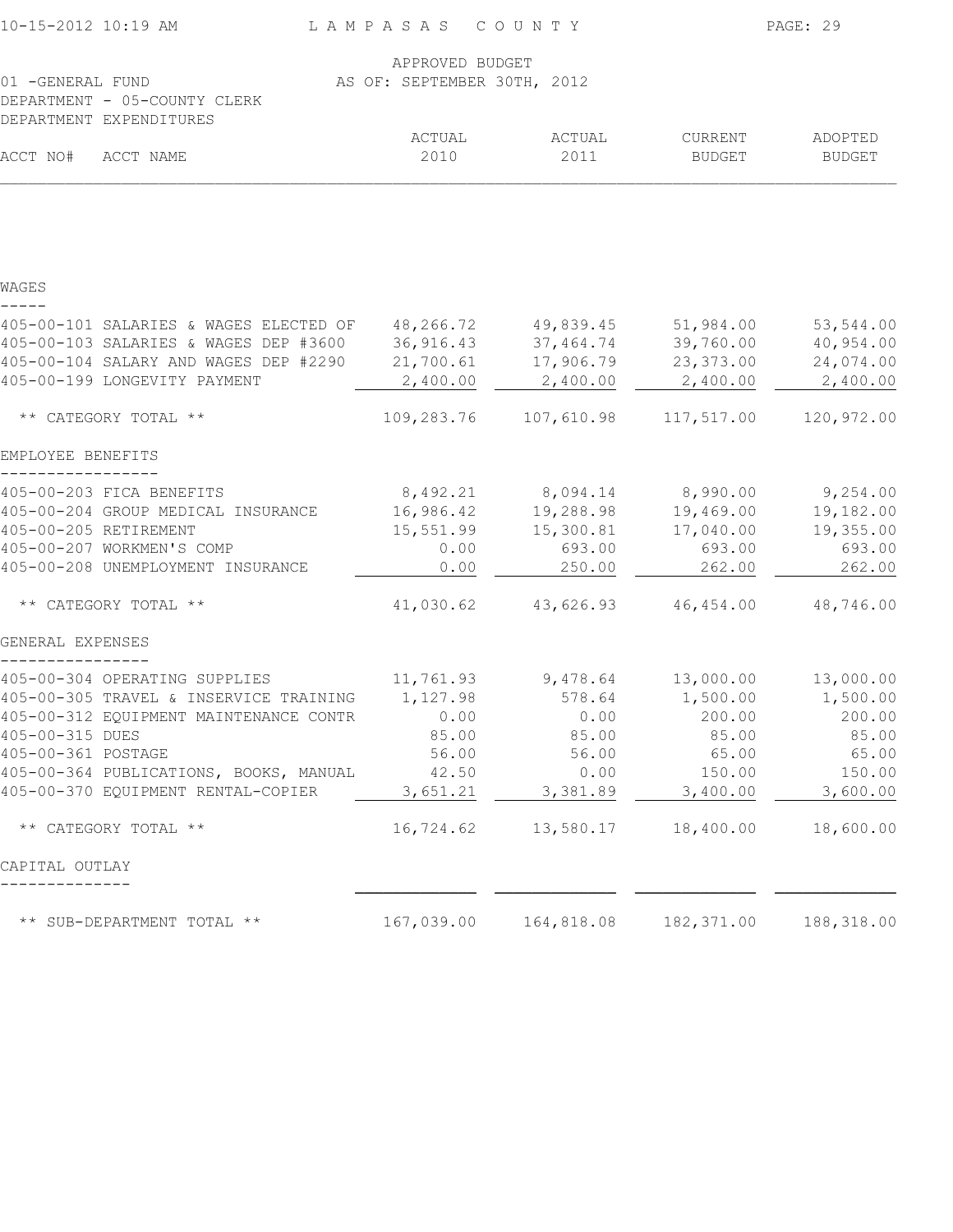LAMPASAS COUNTY

APPROVED BUDGET
AS OF: SEPTEMBER 30TH, 2012

01 -GENERAL FUND
DEPARTMENT - 05-COUNTY CLERK
DEPARTMENT EXPENDITURES

| ACCT NO# | ACCT NAME | ACTUAL 2010 | ACTUAL 2011 | CURRENT BUDGET | ADOPTED BUDGET |
|---|---|---|---|---|---|
| **WAGES** | | | | | |
| 405-00-101 | SALARIES & WAGES ELECTED OF | 48,266.72 | 49,839.45 | 51,984.00 | 53,544.00 |
| 405-00-103 | SALARIES & WAGES DEP #3600 | 36,916.43 | 37,464.74 | 39,760.00 | 40,954.00 |
| 405-00-104 | SALARY AND WAGES DEP #2290 | 21,700.61 | 17,906.79 | 23,373.00 | 24,074.00 |
| 405-00-199 | LONGEVITY PAYMENT | 2,400.00 | 2,400.00 | 2,400.00 | 2,400.00 |
| | ** CATEGORY TOTAL ** | 109,283.76 | 107,610.98 | 117,517.00 | 120,972.00 |
| **EMPLOYEE BENEFITS** | | | | | |
| 405-00-203 | FICA BENEFITS | 8,492.21 | 8,094.14 | 8,990.00 | 9,254.00 |
| 405-00-204 | GROUP MEDICAL INSURANCE | 16,986.42 | 19,288.98 | 19,469.00 | 19,182.00 |
| 405-00-205 | RETIREMENT | 15,551.99 | 15,300.81 | 17,040.00 | 19,355.00 |
| 405-00-207 | WORKMEN'S COMP | 0.00 | 693.00 | 693.00 | 693.00 |
| 405-00-208 | UNEMPLOYMENT INSURANCE | 0.00 | 250.00 | 262.00 | 262.00 |
| | ** CATEGORY TOTAL ** | 41,030.62 | 43,626.93 | 46,454.00 | 48,746.00 |
| **GENERAL EXPENSES** | | | | | |
| 405-00-304 | OPERATING SUPPLIES | 11,761.93 | 9,478.64 | 13,000.00 | 13,000.00 |
| 405-00-305 | TRAVEL & INSERVICE TRAINING | 1,127.98 | 578.64 | 1,500.00 | 1,500.00 |
| 405-00-312 | EQUIPMENT MAINTENANCE CONTR | 0.00 | 0.00 | 200.00 | 200.00 |
| 405-00-315 | DUES | 85.00 | 85.00 | 85.00 | 85.00 |
| 405-00-361 | POSTAGE | 56.00 | 56.00 | 65.00 | 65.00 |
| 405-00-364 | PUBLICATIONS, BOOKS, MANUAL | 42.50 | 0.00 | 150.00 | 150.00 |
| 405-00-370 | EQUIPMENT RENTAL-COPIER | 3,651.21 | 3,381.89 | 3,400.00 | 3,600.00 |
| | ** CATEGORY TOTAL ** | 16,724.62 | 13,580.17 | 18,400.00 | 18,600.00 |
| **CAPITAL OUTLAY** | | | | | |
| | ** SUB-DEPARTMENT TOTAL ** | 167,039.00 | 164,818.08 | 182,371.00 | 188,318.00 |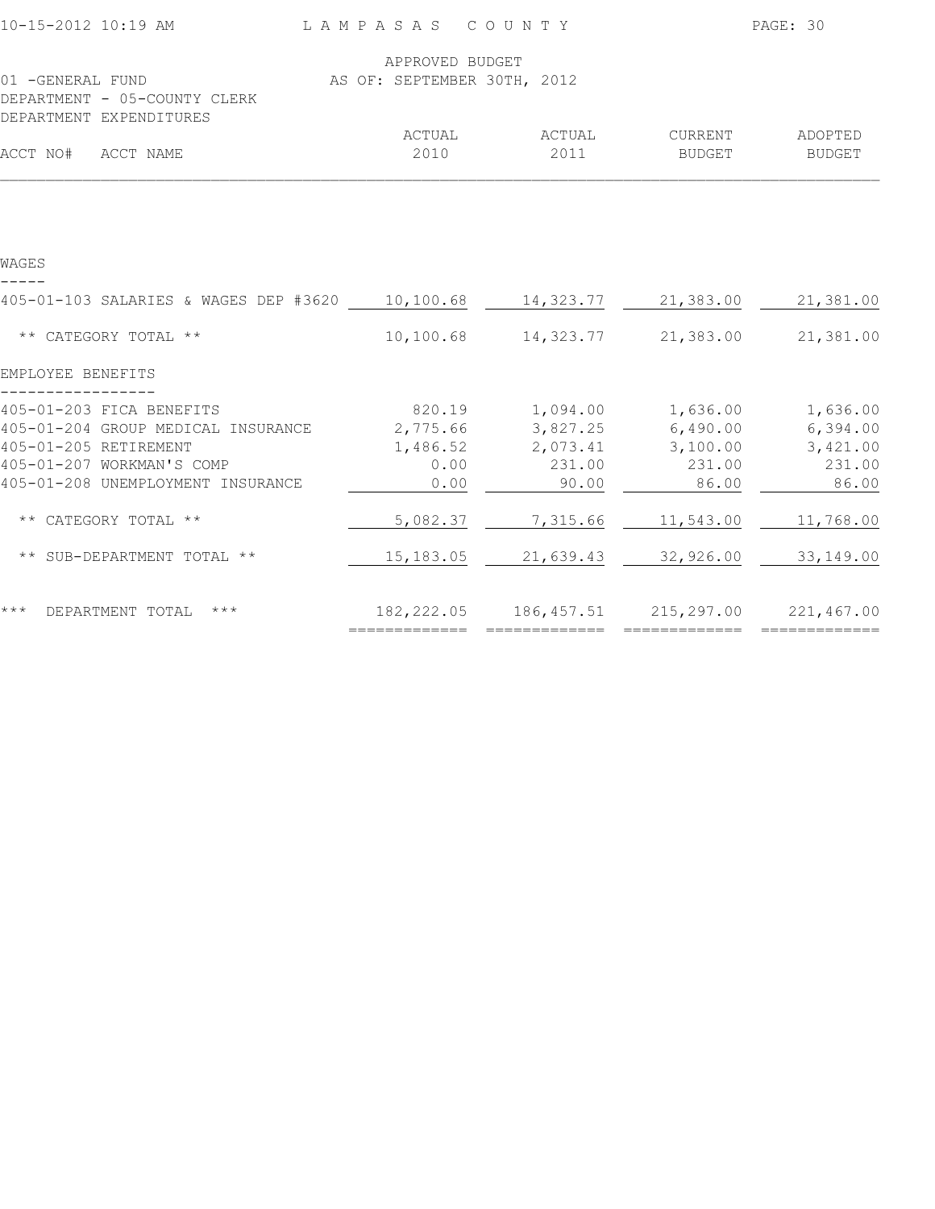APPROVED BUDGET
AS OF: SEPTEMBER 30TH, 2012

01 -GENERAL FUND
DEPARTMENT - 05-COUNTY CLERK
DEPARTMENT EXPENDITURES

| ACCT NO# ACCT NAME | ACTUAL 2010 | ACTUAL 2011 | CURRENT BUDGET | ADOPTED BUDGET |
|---|---|---|---|---|
| **WAGES** | | | | |
| 405-01-103 SALARIES & WAGES DEP #3620 | 10,100.68 | 14,323.77 | 21,383.00 | 21,381.00 |
| ** CATEGORY TOTAL ** | 10,100.68 | 14,323.77 | 21,383.00 | 21,381.00 |
| **EMPLOYEE BENEFITS** | | | | |
| 405-01-203 FICA BENEFITS | 820.19 | 1,094.00 | 1,636.00 | 1,636.00 |
| 405-01-204 GROUP MEDICAL INSURANCE | 2,775.66 | 3,827.25 | 6,490.00 | 6,394.00 |
| 405-01-205 RETIREMENT | 1,486.52 | 2,073.41 | 3,100.00 | 3,421.00 |
| 405-01-207 WORKMAN'S COMP | 0.00 | 231.00 | 231.00 | 231.00 |
| 405-01-208 UNEMPLOYMENT INSURANCE | 0.00 | 90.00 | 86.00 | 86.00 |
| ** CATEGORY TOTAL ** | 5,082.37 | 7,315.66 | 11,543.00 | 11,768.00 |
| ** SUB-DEPARTMENT TOTAL ** | 15,183.05 | 21,639.43 | 32,926.00 | 33,149.00 |
| *** DEPARTMENT TOTAL *** | 182,222.05 | 186,457.51 | 215,297.00 | 221,467.00 |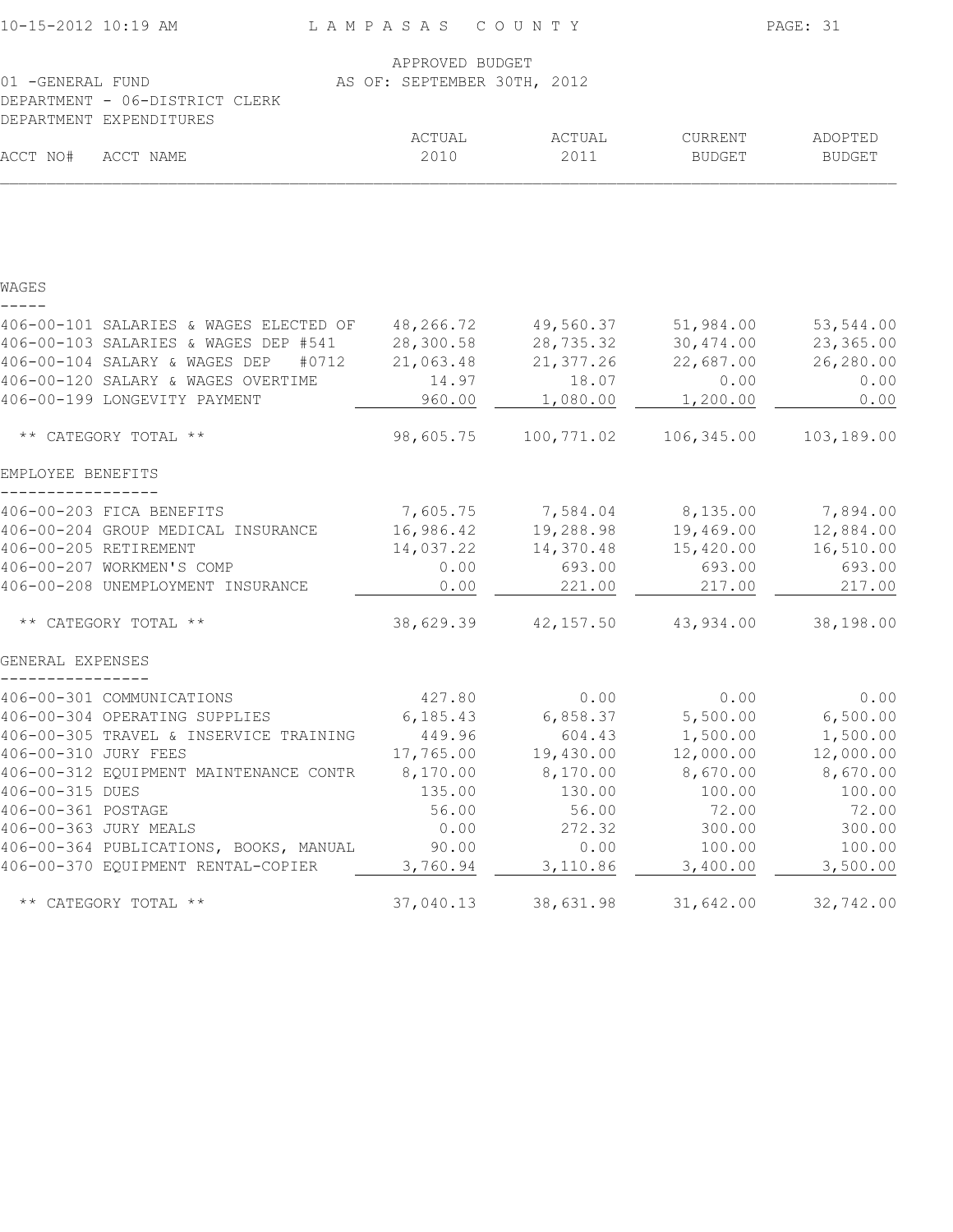APPROVED BUDGET

AS OF: SEPTEMBER 30TH, 2012

01 -GENERAL FUND

DEPARTMENT - 06-DISTRICT CLERK

DEPARTMENT EXPENDITURES

| ACCT NO# ACCT NAME | ACTUAL 2010 | ACTUAL 2011 | CURRENT BUDGET | ADOPTED BUDGET |
|---|---|---|---|---|
| **WAGES** | | | | |
| 406-00-101 SALARIES & WAGES ELECTED OF | 48,266.72 | 49,560.37 | 51,984.00 | 53,544.00 |
| 406-00-103 SALARIES & WAGES DEP #541 | 28,300.58 | 28,735.32 | 30,474.00 | 23,365.00 |
| 406-00-104 SALARY & WAGES DEP #0712 | 21,063.48 | 21,377.26 | 22,687.00 | 26,280.00 |
| 406-00-120 SALARY & WAGES OVERTIME | 14.97 | 18.07 | 0.00 | 0.00 |
| 406-00-199 LONGEVITY PAYMENT | 960.00 | 1,080.00 | 1,200.00 | 0.00 |
| ** CATEGORY TOTAL ** | 98,605.75 | 100,771.02 | 106,345.00 | 103,189.00 |
| **EMPLOYEE BENEFITS** | | | | |
| 406-00-203 FICA BENEFITS | 7,605.75 | 7,584.04 | 8,135.00 | 7,894.00 |
| 406-00-204 GROUP MEDICAL INSURANCE | 16,986.42 | 19,288.98 | 19,469.00 | 12,884.00 |
| 406-00-205 RETIREMENT | 14,037.22 | 14,370.48 | 15,420.00 | 16,510.00 |
| 406-00-207 WORKMEN'S COMP | 0.00 | 693.00 | 693.00 | 693.00 |
| 406-00-208 UNEMPLOYMENT INSURANCE | 0.00 | 221.00 | 217.00 | 217.00 |
| ** CATEGORY TOTAL ** | 38,629.39 | 42,157.50 | 43,934.00 | 38,198.00 |
| **GENERAL EXPENSES** | | | | |
| 406-00-301 COMMUNICATIONS | 427.80 | 0.00 | 0.00 | 0.00 |
| 406-00-304 OPERATING SUPPLIES | 6,185.43 | 6,858.37 | 5,500.00 | 6,500.00 |
| 406-00-305 TRAVEL & INSERVICE TRAINING | 449.96 | 604.43 | 1,500.00 | 1,500.00 |
| 406-00-310 JURY FEES | 17,765.00 | 19,430.00 | 12,000.00 | 12,000.00 |
| 406-00-312 EQUIPMENT MAINTENANCE CONTR | 8,170.00 | 8,170.00 | 8,670.00 | 8,670.00 |
| 406-00-315 DUES | 135.00 | 130.00 | 100.00 | 100.00 |
| 406-00-361 POSTAGE | 56.00 | 56.00 | 72.00 | 72.00 |
| 406-00-363 JURY MEALS | 0.00 | 272.32 | 300.00 | 300.00 |
| 406-00-364 PUBLICATIONS, BOOKS, MANUAL | 90.00 | 0.00 | 100.00 | 100.00 |
| 406-00-370 EQUIPMENT RENTAL-COPIER | 3,760.94 | 3,110.86 | 3,400.00 | 3,500.00 |
| ** CATEGORY TOTAL ** | 37,040.13 | 38,631.98 | 31,642.00 | 32,742.00 |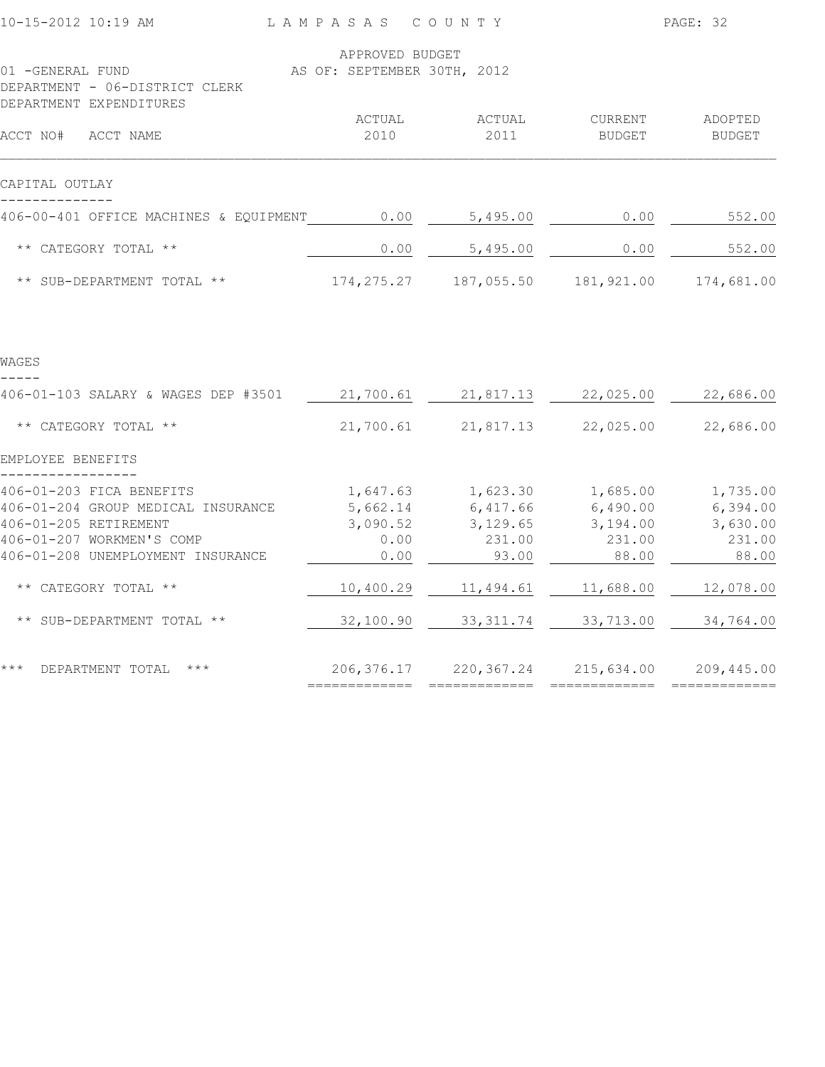LAMPASAS COUNTY

APPROVED BUDGET
AS OF: SEPTEMBER 30TH, 2012

01 -GENERAL FUND
DEPARTMENT - 06-DISTRICT CLERK
DEPARTMENT EXPENDITURES

| ACCT NO# ACCT NAME | ACTUAL 2010 | ACTUAL 2011 | CURRENT BUDGET | ADOPTED BUDGET |
|---|---|---|---|---|
| **CAPITAL OUTLAY** | | | | |
| 406-00-401 OFFICE MACHINES & EQUIPMENT | 0.00 | 5,495.00 | 0.00 | 552.00 |
| ** CATEGORY TOTAL ** | 0.00 | 5,495.00 | 0.00 | 552.00 |
| ** SUB-DEPARTMENT TOTAL ** | 174,275.27 | 187,055.50 | 181,921.00 | 174,681.00 |
| **WAGES** | | | | |
| 406-01-103 SALARY & WAGES DEP #3501 | 21,700.61 | 21,817.13 | 22,025.00 | 22,686.00 |
| ** CATEGORY TOTAL ** | 21,700.61 | 21,817.13 | 22,025.00 | 22,686.00 |
| **EMPLOYEE BENEFITS** | | | | |
| 406-01-203 FICA BENEFITS | 1,647.63 | 1,623.30 | 1,685.00 | 1,735.00 |
| 406-01-204 GROUP MEDICAL INSURANCE | 5,662.14 | 6,417.66 | 6,490.00 | 6,394.00 |
| 406-01-205 RETIREMENT | 3,090.52 | 3,129.65 | 3,194.00 | 3,630.00 |
| 406-01-207 WORKMEN'S COMP | 0.00 | 231.00 | 231.00 | 231.00 |
| 406-01-208 UNEMPLOYMENT INSURANCE | 0.00 | 93.00 | 88.00 | 88.00 |
| ** CATEGORY TOTAL ** | 10,400.29 | 11,494.61 | 11,688.00 | 12,078.00 |
| ** SUB-DEPARTMENT TOTAL ** | 32,100.90 | 33,311.74 | 33,713.00 | 34,764.00 |
| *** DEPARTMENT TOTAL *** | 206,376.17 | 220,367.24 | 215,634.00 | 209,445.00 |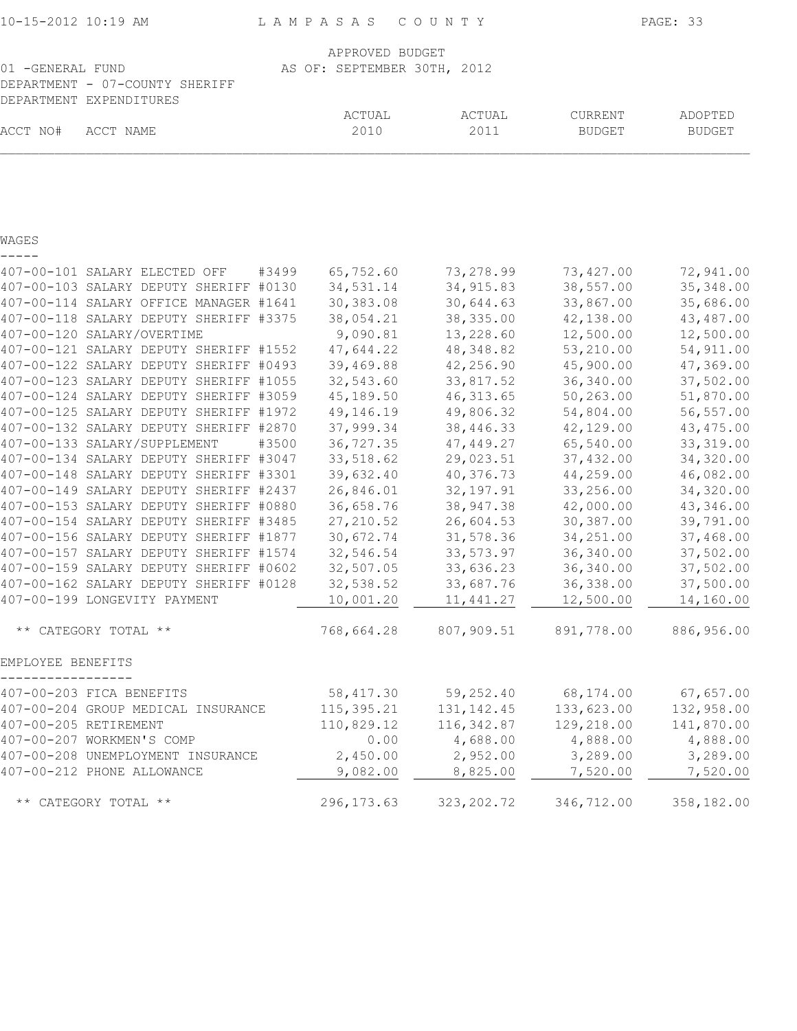APPROVED BUDGET
AS OF: SEPTEMBER 30TH, 2012

01 -GENERAL FUND
DEPARTMENT - 07-COUNTY SHERIFF
DEPARTMENT EXPENDITURES

| ACCT NO# | ACCT NAME | ACTUAL 2010 | ACTUAL 2011 | CURRENT BUDGET | ADOPTED BUDGET |
|---|---|---|---|---|---|
| **WAGES** | | | | | |
| 407-00-101 | SALARY ELECTED OFF #3499 | 65,752.60 | 73,278.99 | 73,427.00 | 72,941.00 |
| 407-00-103 | SALARY DEPUTY SHERIFF #0130 | 34,531.14 | 34,915.83 | 38,557.00 | 35,348.00 |
| 407-00-114 | SALARY OFFICE MANAGER #1641 | 30,383.08 | 30,644.63 | 33,867.00 | 35,686.00 |
| 407-00-118 | SALARY DEPUTY SHERIFF #3375 | 38,054.21 | 38,335.00 | 42,138.00 | 43,487.00 |
| 407-00-120 | SALARY/OVERTIME | 9,090.81 | 13,228.60 | 12,500.00 | 12,500.00 |
| 407-00-121 | SALARY DEPUTY SHERIFF #1552 | 47,644.22 | 48,348.82 | 53,210.00 | 54,911.00 |
| 407-00-122 | SALARY DEPUTY SHERIFF #0493 | 39,469.88 | 42,256.90 | 45,900.00 | 47,369.00 |
| 407-00-123 | SALARY DEPUTY SHERIFF #1055 | 32,543.60 | 33,817.52 | 36,340.00 | 37,502.00 |
| 407-00-124 | SALARY DEPUTY SHERIFF #3059 | 45,189.50 | 46,313.65 | 50,263.00 | 51,870.00 |
| 407-00-125 | SALARY DEPUTY SHERIFF #1972 | 49,146.19 | 49,806.32 | 54,804.00 | 56,557.00 |
| 407-00-132 | SALARY DEPUTY SHERIFF #2870 | 37,999.34 | 38,446.33 | 42,129.00 | 43,475.00 |
| 407-00-133 | SALARY/SUPPLEMENT #3500 | 36,727.35 | 47,449.27 | 65,540.00 | 33,319.00 |
| 407-00-134 | SALARY DEPUTY SHERIFF #3047 | 33,518.62 | 29,023.51 | 37,432.00 | 34,320.00 |
| 407-00-148 | SALARY DEPUTY SHERIFF #3301 | 39,632.40 | 40,376.73 | 44,259.00 | 46,082.00 |
| 407-00-149 | SALARY DEPUTY SHERIFF #2437 | 26,846.01 | 32,197.91 | 33,256.00 | 34,320.00 |
| 407-00-153 | SALARY DEPUTY SHERIFF #0880 | 36,658.76 | 38,947.38 | 42,000.00 | 43,346.00 |
| 407-00-154 | SALARY DEPUTY SHERIFF #3485 | 27,210.52 | 26,604.53 | 30,387.00 | 39,791.00 |
| 407-00-156 | SALARY DEPUTY SHERIFF #1877 | 30,672.74 | 31,578.36 | 34,251.00 | 37,468.00 |
| 407-00-157 | SALARY DEPUTY SHERIFF #1574 | 32,546.54 | 33,573.97 | 36,340.00 | 37,502.00 |
| 407-00-159 | SALARY DEPUTY SHERIFF #0602 | 32,507.05 | 33,636.23 | 36,340.00 | 37,502.00 |
| 407-00-162 | SALARY DEPUTY SHERIFF #0128 | 32,538.52 | 33,687.76 | 36,338.00 | 37,500.00 |
| 407-00-199 | LONGEVITY PAYMENT | 10,001.20 | 11,441.27 | 12,500.00 | 14,160.00 |
| | ** CATEGORY TOTAL ** | 768,664.28 | 807,909.51 | 891,778.00 | 886,956.00 |
| **EMPLOYEE BENEFITS** | | | | | |
| 407-00-203 | FICA BENEFITS | 58,417.30 | 59,252.40 | 68,174.00 | 67,657.00 |
| 407-00-204 | GROUP MEDICAL INSURANCE | 115,395.21 | 131,142.45 | 133,623.00 | 132,958.00 |
| 407-00-205 | RETIREMENT | 110,829.12 | 116,342.87 | 129,218.00 | 141,870.00 |
| 407-00-207 | WORKMEN'S COMP | 0.00 | 4,688.00 | 4,888.00 | 4,888.00 |
| 407-00-208 | UNEMPLOYMENT INSURANCE | 2,450.00 | 2,952.00 | 3,289.00 | 3,289.00 |
| 407-00-212 | PHONE ALLOWANCE | 9,082.00 | 8,825.00 | 7,520.00 | 7,520.00 |
| | ** CATEGORY TOTAL ** | 296,173.63 | 323,202.72 | 346,712.00 | 358,182.00 |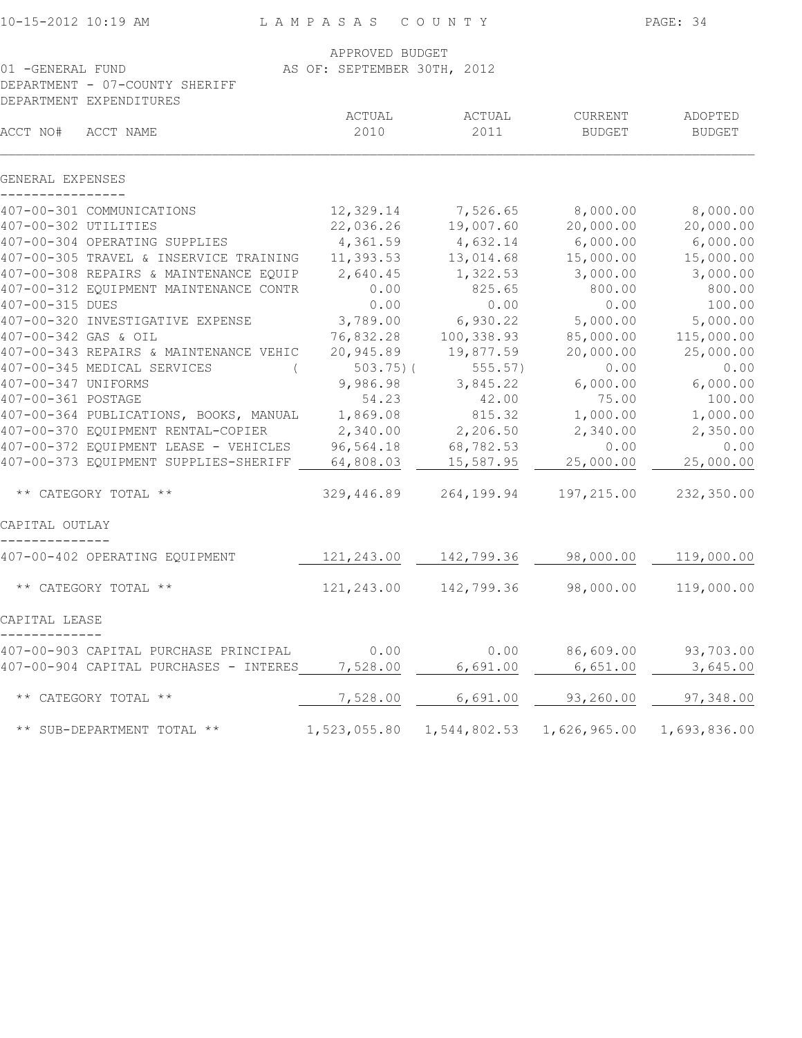APPROVED BUDGET
AS OF: SEPTEMBER 30TH, 2012

01 -GENERAL FUND
DEPARTMENT - 07-COUNTY SHERIFF
DEPARTMENT EXPENDITURES

| ACCT NO# | ACCT NAME | ACTUAL 2010 | ACTUAL 2011 | CURRENT BUDGET | ADOPTED BUDGET |
|---|---|---|---|---|---|
| **GENERAL EXPENSES** | | | | | |
| 407-00-301 | COMMUNICATIONS | 12,329.14 | 7,526.65 | 8,000.00 | 8,000.00 |
| 407-00-302 | UTILITIES | 22,036.26 | 19,007.60 | 20,000.00 | 20,000.00 |
| 407-00-304 | OPERATING SUPPLIES | 4,361.59 | 4,632.14 | 6,000.00 | 6,000.00 |
| 407-00-305 | TRAVEL & INSERVICE TRAINING | 11,393.53 | 13,014.68 | 15,000.00 | 15,000.00 |
| 407-00-308 | REPAIRS & MAINTENANCE EQUIP | 2,640.45 | 1,322.53 | 3,000.00 | 3,000.00 |
| 407-00-312 | EQUIPMENT MAINTENANCE CONTR | 0.00 | 825.65 | 800.00 | 800.00 |
| 407-00-315 | DUES | 0.00 | 0.00 | 0.00 | 100.00 |
| 407-00-320 | INVESTIGATIVE EXPENSE | 3,789.00 | 6,930.22 | 5,000.00 | 5,000.00 |
| 407-00-342 | GAS & OIL | 76,832.28 | 100,338.93 | 85,000.00 | 115,000.00 |
| 407-00-343 | REPAIRS & MAINTENANCE VEHIC | 20,945.89 | 19,877.59 | 20,000.00 | 25,000.00 |
| 407-00-345 | MEDICAL SERVICES | ( 503.75) | ( 555.57) | 0.00 | 0.00 |
| 407-00-347 | UNIFORMS | 9,986.98 | 3,845.22 | 6,000.00 | 6,000.00 |
| 407-00-361 | POSTAGE | 54.23 | 42.00 | 75.00 | 100.00 |
| 407-00-364 | PUBLICATIONS, BOOKS, MANUAL | 1,869.08 | 815.32 | 1,000.00 | 1,000.00 |
| 407-00-370 | EQUIPMENT RENTAL-COPIER | 2,340.00 | 2,206.50 | 2,340.00 | 2,350.00 |
| 407-00-372 | EQUIPMENT LEASE - VEHICLES | 96,564.18 | 68,782.53 | 0.00 | 0.00 |
| 407-00-373 | EQUIPMENT SUPPLIES-SHERIFF | 64,808.03 | 15,587.95 | 25,000.00 | 25,000.00 |
| | ** CATEGORY TOTAL ** | 329,446.89 | 264,199.94 | 197,215.00 | 232,350.00 |
| **CAPITAL OUTLAY** | | | | | |
| 407-00-402 | OPERATING EQUIPMENT | 121,243.00 | 142,799.36 | 98,000.00 | 119,000.00 |
| | ** CATEGORY TOTAL ** | 121,243.00 | 142,799.36 | 98,000.00 | 119,000.00 |
| **CAPITAL LEASE** | | | | | |
| 407-00-903 | CAPITAL PURCHASE PRINCIPAL | 0.00 | 0.00 | 86,609.00 | 93,703.00 |
| 407-00-904 | CAPITAL PURCHASES - INTERES | 7,528.00 | 6,691.00 | 6,651.00 | 3,645.00 |
| | ** CATEGORY TOTAL ** | 7,528.00 | 6,691.00 | 93,260.00 | 97,348.00 |
| | ** SUB-DEPARTMENT TOTAL ** | 1,523,055.80 | 1,544,802.53 | 1,626,965.00 | 1,693,836.00 |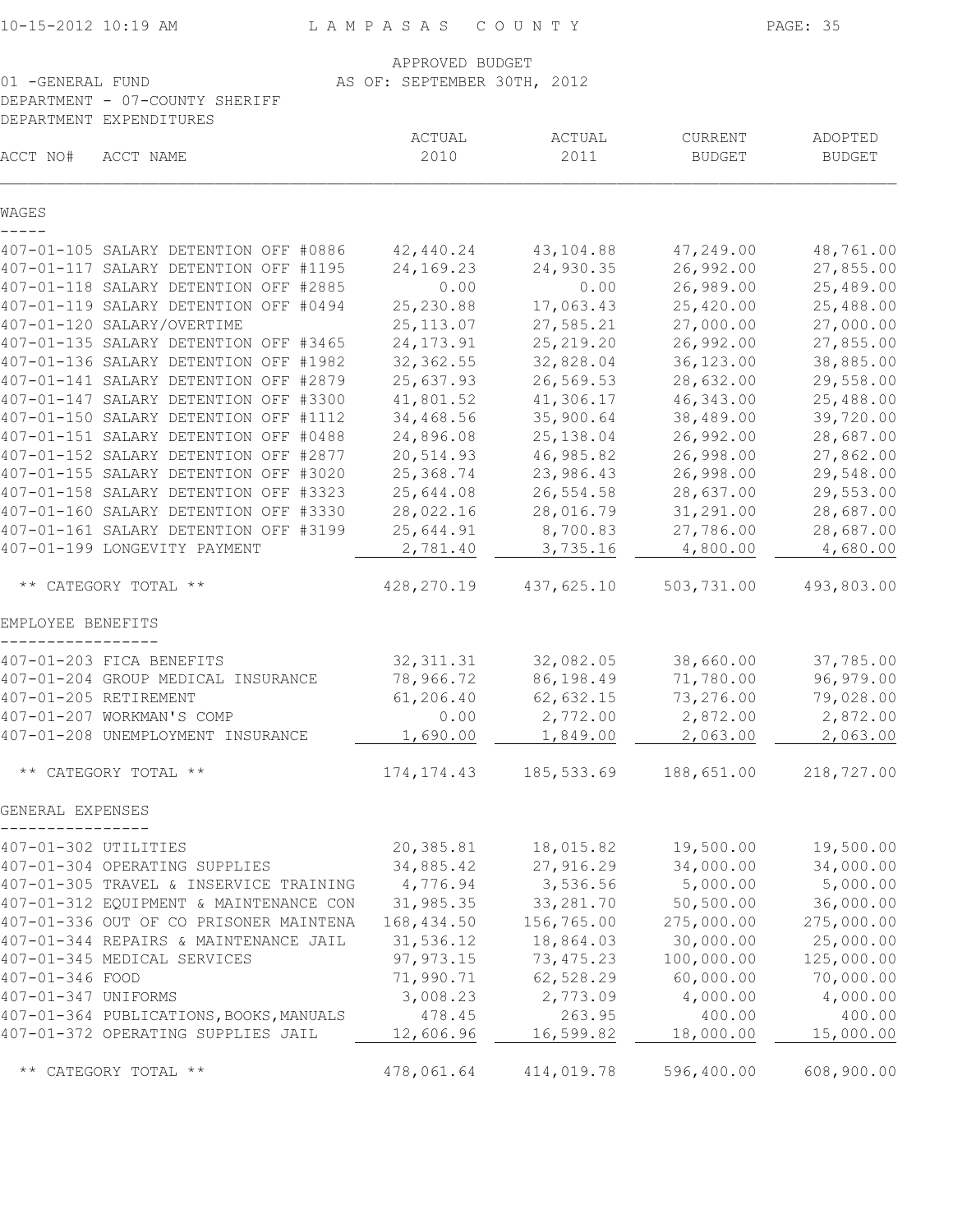LAMPASAS COUNTY

APPROVED BUDGET
AS OF: SEPTEMBER 30TH, 2012

01 -GENERAL FUND
DEPARTMENT - 07-COUNTY SHERIFF
DEPARTMENT EXPENDITURES

| ACCT NO# | ACCT NAME | ACTUAL 2010 | ACTUAL 2011 | CURRENT BUDGET | ADOPTED BUDGET |
|---|---|---|---|---|---|
| **WAGES** | | | | | |
| 407-01-105 | SALARY DETENTION OFF #0886 | 42,440.24 | 43,104.88 | 47,249.00 | 48,761.00 |
| 407-01-117 | SALARY DETENTION OFF #1195 | 24,169.23 | 24,930.35 | 26,992.00 | 27,855.00 |
| 407-01-118 | SALARY DETENTION OFF #2885 | 0.00 | 0.00 | 26,989.00 | 25,489.00 |
| 407-01-119 | SALARY DETENTION OFF #0494 | 25,230.88 | 17,063.43 | 25,420.00 | 25,488.00 |
| 407-01-120 | SALARY/OVERTIME | 25,113.07 | 27,585.21 | 27,000.00 | 27,000.00 |
| 407-01-135 | SALARY DETENTION OFF #3465 | 24,173.91 | 25,219.20 | 26,992.00 | 27,855.00 |
| 407-01-136 | SALARY DETENTION OFF #1982 | 32,362.55 | 32,828.04 | 36,123.00 | 38,885.00 |
| 407-01-141 | SALARY DETENTION OFF #2879 | 25,637.93 | 26,569.53 | 28,632.00 | 29,558.00 |
| 407-01-147 | SALARY DETENTION OFF #3300 | 41,801.52 | 41,306.17 | 46,343.00 | 25,488.00 |
| 407-01-150 | SALARY DETENTION OFF #1112 | 34,468.56 | 35,900.64 | 38,489.00 | 39,720.00 |
| 407-01-151 | SALARY DETENTION OFF #0488 | 24,896.08 | 25,138.04 | 26,992.00 | 28,687.00 |
| 407-01-152 | SALARY DETENTION OFF #2877 | 20,514.93 | 46,985.82 | 26,998.00 | 27,862.00 |
| 407-01-155 | SALARY DETENTION OFF #3020 | 25,368.74 | 23,986.43 | 26,998.00 | 29,548.00 |
| 407-01-158 | SALARY DETENTION OFF #3323 | 25,644.08 | 26,554.58 | 28,637.00 | 29,553.00 |
| 407-01-160 | SALARY DETENTION OFF #3330 | 28,022.16 | 28,016.79 | 31,291.00 | 28,687.00 |
| 407-01-161 | SALARY DETENTION OFF #3199 | 25,644.91 | 8,700.83 | 27,786.00 | 28,687.00 |
| 407-01-199 | LONGEVITY PAYMENT | 2,781.40 | 3,735.16 | 4,800.00 | 4,680.00 |
| | ** CATEGORY TOTAL ** | 428,270.19 | 437,625.10 | 503,731.00 | 493,803.00 |
| **EMPLOYEE BENEFITS** | | | | | |
| 407-01-203 | FICA BENEFITS | 32,311.31 | 32,082.05 | 38,660.00 | 37,785.00 |
| 407-01-204 | GROUP MEDICAL INSURANCE | 78,966.72 | 86,198.49 | 71,780.00 | 96,979.00 |
| 407-01-205 | RETIREMENT | 61,206.40 | 62,632.15 | 73,276.00 | 79,028.00 |
| 407-01-207 | WORKMAN'S COMP | 0.00 | 2,772.00 | 2,872.00 | 2,872.00 |
| 407-01-208 | UNEMPLOYMENT INSURANCE | 1,690.00 | 1,849.00 | 2,063.00 | 2,063.00 |
| | ** CATEGORY TOTAL ** | 174,174.43 | 185,533.69 | 188,651.00 | 218,727.00 |
| **GENERAL EXPENSES** | | | | | |
| 407-01-302 | UTILITIES | 20,385.81 | 18,015.82 | 19,500.00 | 19,500.00 |
| 407-01-304 | OPERATING SUPPLIES | 34,885.42 | 27,916.29 | 34,000.00 | 34,000.00 |
| 407-01-305 | TRAVEL & INSERVICE TRAINING | 4,776.94 | 3,536.56 | 5,000.00 | 5,000.00 |
| 407-01-312 | EQUIPMENT & MAINTENANCE CON | 31,985.35 | 33,281.70 | 50,500.00 | 36,000.00 |
| 407-01-336 | OUT OF CO PRISONER MAINTENA | 168,434.50 | 156,765.00 | 275,000.00 | 275,000.00 |
| 407-01-344 | REPAIRS & MAINTENANCE JAIL | 31,536.12 | 18,864.03 | 30,000.00 | 25,000.00 |
| 407-01-345 | MEDICAL SERVICES | 97,973.15 | 73,475.23 | 100,000.00 | 125,000.00 |
| 407-01-346 | FOOD | 71,990.71 | 62,528.29 | 60,000.00 | 70,000.00 |
| 407-01-347 | UNIFORMS | 3,008.23 | 2,773.09 | 4,000.00 | 4,000.00 |
| 407-01-364 | PUBLICATIONS,BOOKS,MANUALS | 478.45 | 263.95 | 400.00 | 400.00 |
| 407-01-372 | OPERATING SUPPLIES JAIL | 12,606.96 | 16,599.82 | 18,000.00 | 15,000.00 |
| | ** CATEGORY TOTAL ** | 478,061.64 | 414,019.78 | 596,400.00 | 608,900.00 |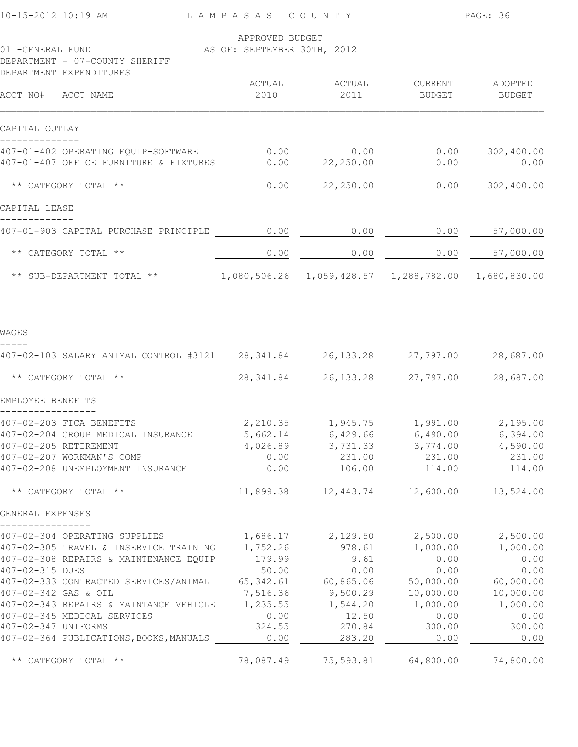APPROVED BUDGET
AS OF: SEPTEMBER 30TH, 2012

01 -GENERAL FUND
DEPARTMENT - 07-COUNTY SHERIFF
DEPARTMENT EXPENDITURES

| ACCT NO# ACCT NAME | ACTUAL 2010 | ACTUAL 2011 | CURRENT BUDGET | ADOPTED BUDGET |
|---|---|---|---|---|
| **CAPITAL OUTLAY** | | | | |
| 407-01-402 OPERATING EQUIP-SOFTWARE | 0.00 | 0.00 | 0.00 | 302,400.00 |
| 407-01-407 OFFICE FURNITURE & FIXTURES | 0.00 | 22,250.00 | 0.00 | 0.00 |
| ** CATEGORY TOTAL ** | 0.00 | 22,250.00 | 0.00 | 302,400.00 |
| **CAPITAL LEASE** | | | | |
| 407-01-903 CAPITAL PURCHASE PRINCIPLE | 0.00 | 0.00 | 0.00 | 57,000.00 |
| ** CATEGORY TOTAL ** | 0.00 | 0.00 | 0.00 | 57,000.00 |
| ** SUB-DEPARTMENT TOTAL ** | 1,080,506.26 | 1,059,428.57 | 1,288,782.00 | 1,680,830.00 |
| **WAGES** | | | | |
| 407-02-103 SALARY ANIMAL CONTROL #3121 | 28,341.84 | 26,133.28 | 27,797.00 | 28,687.00 |
| ** CATEGORY TOTAL ** | 28,341.84 | 26,133.28 | 27,797.00 | 28,687.00 |
| **EMPLOYEE BENEFITS** | | | | |
| 407-02-203 FICA BENEFITS | 2,210.35 | 1,945.75 | 1,991.00 | 2,195.00 |
| 407-02-204 GROUP MEDICAL INSURANCE | 5,662.14 | 6,429.66 | 6,490.00 | 6,394.00 |
| 407-02-205 RETIREMENT | 4,026.89 | 3,731.33 | 3,774.00 | 4,590.00 |
| 407-02-207 WORKMAN'S COMP | 0.00 | 231.00 | 231.00 | 231.00 |
| 407-02-208 UNEMPLOYMENT INSURANCE | 0.00 | 106.00 | 114.00 | 114.00 |
| ** CATEGORY TOTAL ** | 11,899.38 | 12,443.74 | 12,600.00 | 13,524.00 |
| **GENERAL EXPENSES** | | | | |
| 407-02-304 OPERATING SUPPLIES | 1,686.17 | 2,129.50 | 2,500.00 | 2,500.00 |
| 407-02-305 TRAVEL & INSERVICE TRAINING | 1,752.26 | 978.61 | 1,000.00 | 1,000.00 |
| 407-02-308 REPAIRS & MAINTENANCE EQUIP | 179.99 | 9.61 | 0.00 | 0.00 |
| 407-02-315 DUES | 50.00 | 0.00 | 0.00 | 0.00 |
| 407-02-333 CONTRACTED SERVICES/ANIMAL | 65,342.61 | 60,865.06 | 50,000.00 | 60,000.00 |
| 407-02-342 GAS & OIL | 7,516.36 | 9,500.29 | 10,000.00 | 10,000.00 |
| 407-02-343 REPAIRS & MAINTANCE VEHICLE | 1,235.55 | 1,544.20 | 1,000.00 | 1,000.00 |
| 407-02-345 MEDICAL SERVICES | 0.00 | 12.50 | 0.00 | 0.00 |
| 407-02-347 UNIFORMS | 324.55 | 270.84 | 300.00 | 300.00 |
| 407-02-364 PUBLICATIONS,BOOKS,MANUALS | 0.00 | 283.20 | 0.00 | 0.00 |
| ** CATEGORY TOTAL ** | 78,087.49 | 75,593.81 | 64,800.00 | 74,800.00 |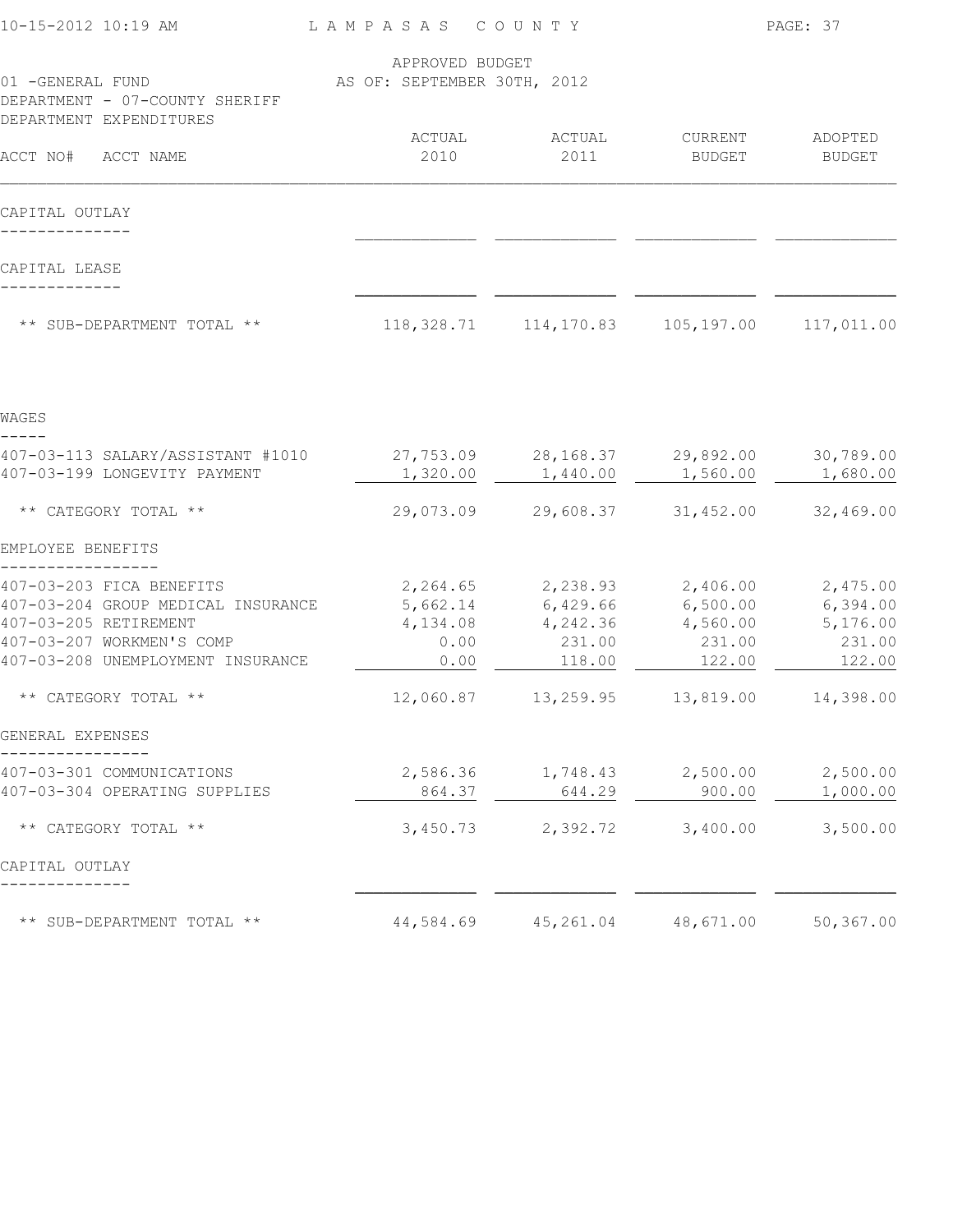LAMPASAS COUNTY

APPROVED BUDGET
AS OF: SEPTEMBER 30TH, 2012

01 -GENERAL FUND
DEPARTMENT - 07-COUNTY SHERIFF
DEPARTMENT EXPENDITURES

| ACCT NO# ACCT NAME | ACTUAL 2010 | ACTUAL 2011 | CURRENT BUDGET | ADOPTED BUDGET |
|---|---|---|---|---|
| **CAPITAL OUTLAY** | | | | |
| **CAPITAL LEASE** | | | | |
| ** SUB-DEPARTMENT TOTAL ** | 118,328.71 | 114,170.83 | 105,197.00 | 117,011.00 |
| **WAGES** | | | | |
| 407-03-113 SALARY/ASSISTANT #1010 | 27,753.09 | 28,168.37 | 29,892.00 | 30,789.00 |
| 407-03-199 LONGEVITY PAYMENT | 1,320.00 | 1,440.00 | 1,560.00 | 1,680.00 |
| ** CATEGORY TOTAL ** | 29,073.09 | 29,608.37 | 31,452.00 | 32,469.00 |
| **EMPLOYEE BENEFITS** | | | | |
| 407-03-203 FICA BENEFITS | 2,264.65 | 2,238.93 | 2,406.00 | 2,475.00 |
| 407-03-204 GROUP MEDICAL INSURANCE | 5,662.14 | 6,429.66 | 6,500.00 | 6,394.00 |
| 407-03-205 RETIREMENT | 4,134.08 | 4,242.36 | 4,560.00 | 5,176.00 |
| 407-03-207 WORKMEN'S COMP | 0.00 | 231.00 | 231.00 | 231.00 |
| 407-03-208 UNEMPLOYMENT INSURANCE | 0.00 | 118.00 | 122.00 | 122.00 |
| ** CATEGORY TOTAL ** | 12,060.87 | 13,259.95 | 13,819.00 | 14,398.00 |
| **GENERAL EXPENSES** | | | | |
| 407-03-301 COMMUNICATIONS | 2,586.36 | 1,748.43 | 2,500.00 | 2,500.00 |
| 407-03-304 OPERATING SUPPLIES | 864.37 | 644.29 | 900.00 | 1,000.00 |
| ** CATEGORY TOTAL ** | 3,450.73 | 2,392.72 | 3,400.00 | 3,500.00 |
| **CAPITAL OUTLAY** | | | | |
| ** SUB-DEPARTMENT TOTAL ** | 44,584.69 | 45,261.04 | 48,671.00 | 50,367.00 |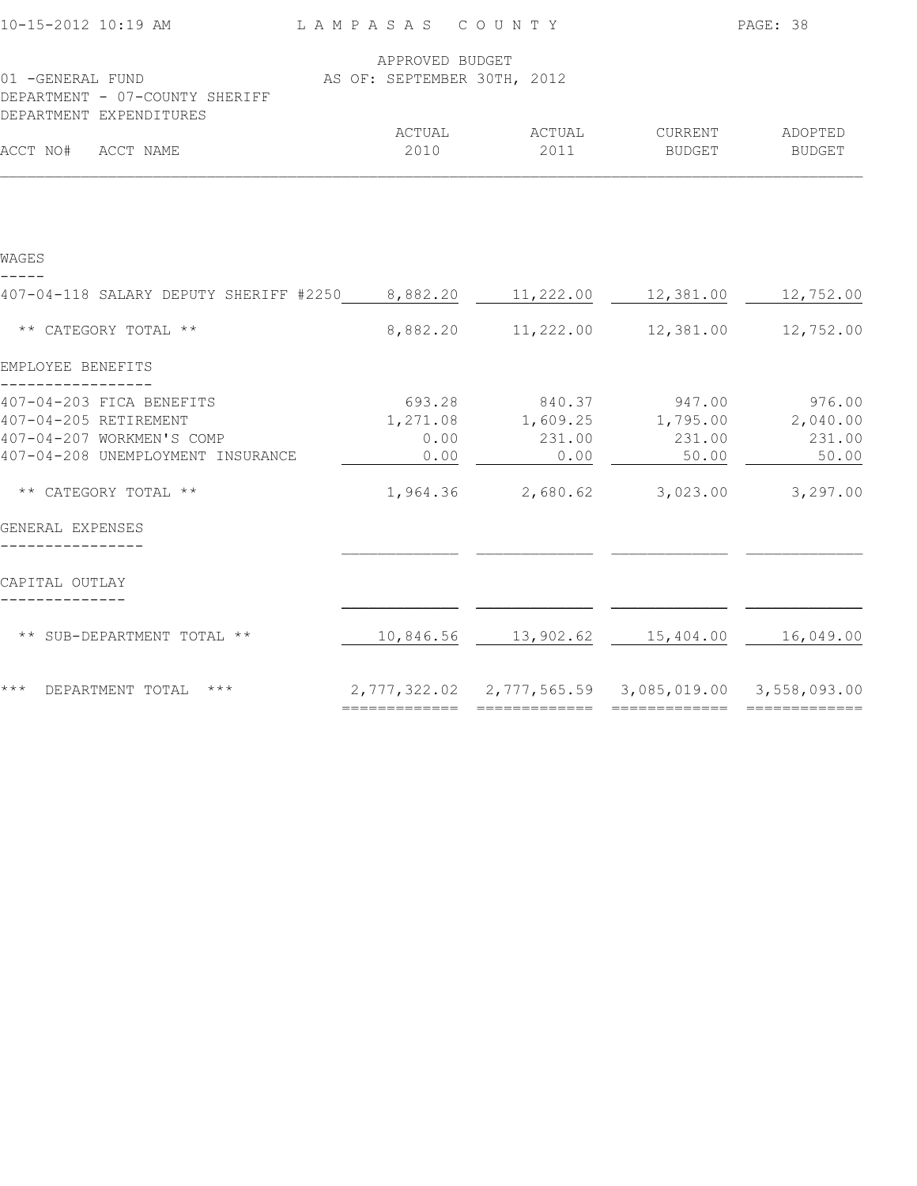LAMPASAS COUNTY

APPROVED BUDGET
AS OF: SEPTEMBER 30TH, 2012

01 -GENERAL FUND
DEPARTMENT - 07-COUNTY SHERIFF
DEPARTMENT EXPENDITURES

| ACCT NO# ACCT NAME | ACTUAL 2010 | ACTUAL 2011 | CURRENT BUDGET | ADOPTED BUDGET |
|---|---|---|---|---|
| **WAGES** | | | | |
| 407-04-118 SALARY DEPUTY SHERIFF #2250 | 8,882.20 | 11,222.00 | 12,381.00 | 12,752.00 |
| ** CATEGORY TOTAL ** | 8,882.20 | 11,222.00 | 12,381.00 | 12,752.00 |
| **EMPLOYEE BENEFITS** | | | | |
| 407-04-203 FICA BENEFITS | 693.28 | 840.37 | 947.00 | 976.00 |
| 407-04-205 RETIREMENT | 1,271.08 | 1,609.25 | 1,795.00 | 2,040.00 |
| 407-04-207 WORKMEN'S COMP | 0.00 | 231.00 | 231.00 | 231.00 |
| 407-04-208 UNEMPLOYMENT INSURANCE | 0.00 | 0.00 | 50.00 | 50.00 |
| ** CATEGORY TOTAL ** | 1,964.36 | 2,680.62 | 3,023.00 | 3,297.00 |
| **GENERAL EXPENSES** | | | | |
| **CAPITAL OUTLAY** | | | | |
| ** SUB-DEPARTMENT TOTAL ** | 10,846.56 | 13,902.62 | 15,404.00 | 16,049.00 |
| *** DEPARTMENT TOTAL *** | 2,777,322.02 | 2,777,565.59 | 3,085,019.00 | 3,558,093.00 |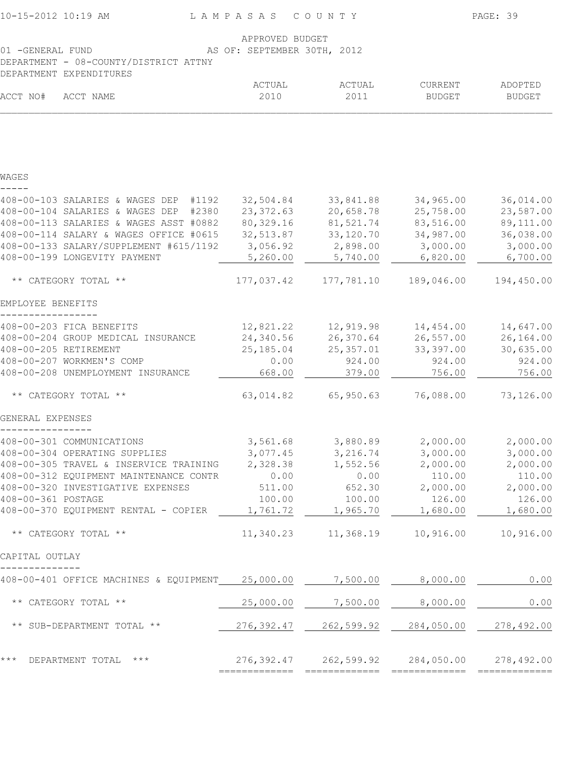LAMPASAS COUNTY

APPROVED BUDGET
AS OF: SEPTEMBER 30TH, 2012

01 -GENERAL FUND
DEPARTMENT - 08-COUNTY/DISTRICT ATTNY
DEPARTMENT EXPENDITURES

| ACCT NO# ACCT NAME | ACTUAL 2010 | ACTUAL 2011 | CURRENT BUDGET | ADOPTED BUDGET |
|---|---|---|---|---|
| **WAGES** | | | | |
| 408-00-103 SALARIES & WAGES DEP #1192 | 32,504.84 | 33,841.88 | 34,965.00 | 36,014.00 |
| 408-00-104 SALARIES & WAGES DEP #2380 | 23,372.63 | 20,658.78 | 25,758.00 | 23,587.00 |
| 408-00-113 SALARIES & WAGES ASST #0882 | 80,329.16 | 81,521.74 | 83,516.00 | 89,111.00 |
| 408-00-114 SALARY & WAGES OFFICE #0615 | 32,513.87 | 33,120.70 | 34,987.00 | 36,038.00 |
| 408-00-133 SALARY/SUPPLEMENT #615/1192 | 3,056.92 | 2,898.00 | 3,000.00 | 3,000.00 |
| 408-00-199 LONGEVITY PAYMENT | 5,260.00 | 5,740.00 | 6,820.00 | 6,700.00 |
| ** CATEGORY TOTAL ** | 177,037.42 | 177,781.10 | 189,046.00 | 194,450.00 |
| **EMPLOYEE BENEFITS** | | | | |
| 408-00-203 FICA BENEFITS | 12,821.22 | 12,919.98 | 14,454.00 | 14,647.00 |
| 408-00-204 GROUP MEDICAL INSURANCE | 24,340.56 | 26,370.64 | 26,557.00 | 26,164.00 |
| 408-00-205 RETIREMENT | 25,185.04 | 25,357.01 | 33,397.00 | 30,635.00 |
| 408-00-207 WORKMEN'S COMP | 0.00 | 924.00 | 924.00 | 924.00 |
| 408-00-208 UNEMPLOYMENT INSURANCE | 668.00 | 379.00 | 756.00 | 756.00 |
| ** CATEGORY TOTAL ** | 63,014.82 | 65,950.63 | 76,088.00 | 73,126.00 |
| **GENERAL EXPENSES** | | | | |
| 408-00-301 COMMUNICATIONS | 3,561.68 | 3,880.89 | 2,000.00 | 2,000.00 |
| 408-00-304 OPERATING SUPPLIES | 3,077.45 | 3,216.74 | 3,000.00 | 3,000.00 |
| 408-00-305 TRAVEL & INSERVICE TRAINING | 2,328.38 | 1,552.56 | 2,000.00 | 2,000.00 |
| 408-00-312 EQUIPMENT MAINTENANCE CONTR | 0.00 | 0.00 | 110.00 | 110.00 |
| 408-00-320 INVESTIGATIVE EXPENSES | 511.00 | 652.30 | 2,000.00 | 2,000.00 |
| 408-00-361 POSTAGE | 100.00 | 100.00 | 126.00 | 126.00 |
| 408-00-370 EQUIPMENT RENTAL - COPIER | 1,761.72 | 1,965.70 | 1,680.00 | 1,680.00 |
| ** CATEGORY TOTAL ** | 11,340.23 | 11,368.19 | 10,916.00 | 10,916.00 |
| **CAPITAL OUTLAY** | | | | |
| 408-00-401 OFFICE MACHINES & EQUIPMENT | 25,000.00 | 7,500.00 | 8,000.00 | 0.00 |
| ** CATEGORY TOTAL ** | 25,000.00 | 7,500.00 | 8,000.00 | 0.00 |
| ** SUB-DEPARTMENT TOTAL ** | 276,392.47 | 262,599.92 | 284,050.00 | 278,492.00 |
| *** DEPARTMENT TOTAL *** | 276,392.47 | 262,599.92 | 284,050.00 | 278,492.00 |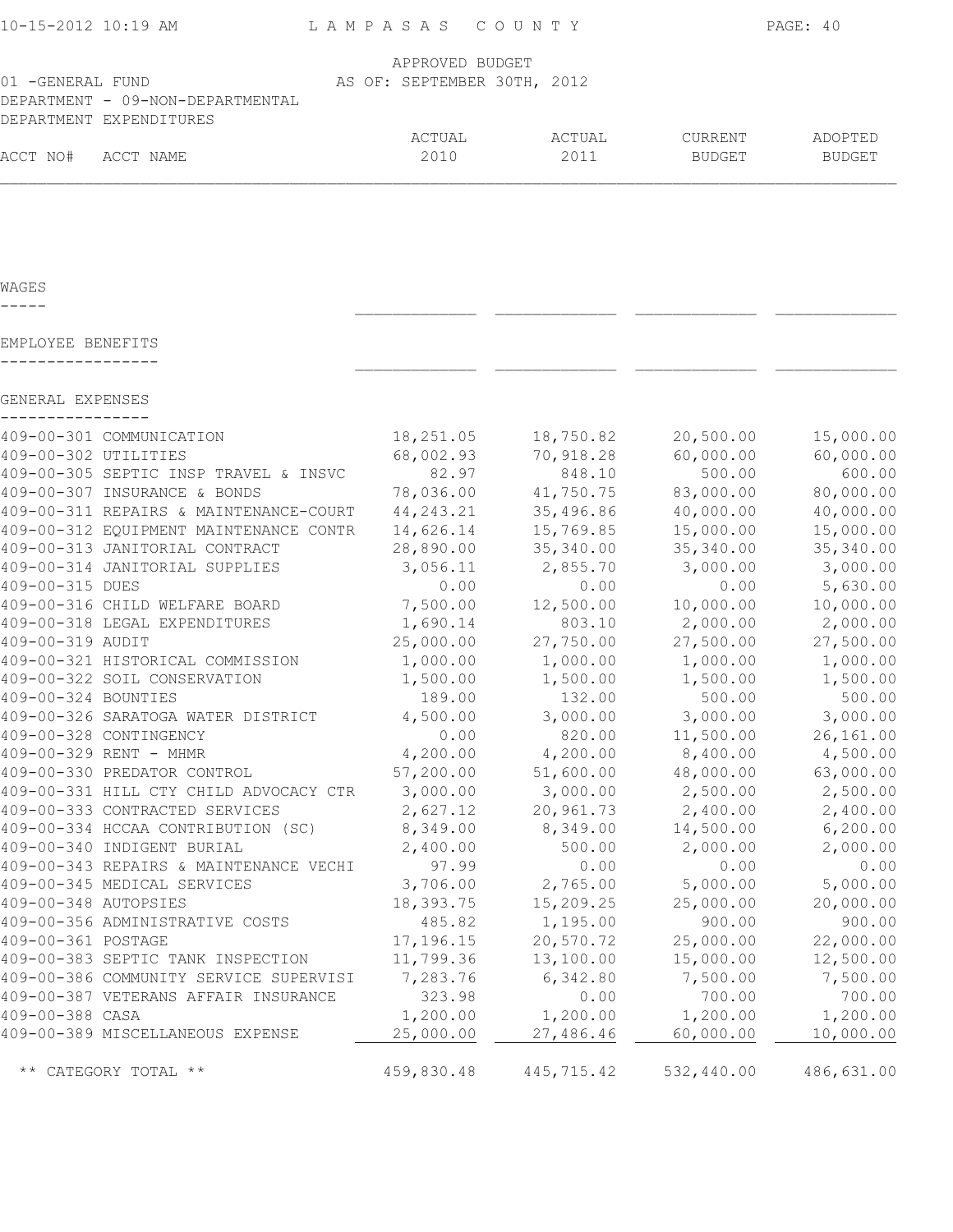APPROVED BUDGET

01 -GENERAL FUND AS OF: SEPTEMBER 30TH, 2012

DEPARTMENT - 09-NON-DEPARTMENTAL

DEPARTMENT EXPENDITURES

| ACCT NO# | ACCT NAME | ACTUAL 2010 | ACTUAL 2011 | CURRENT BUDGET | ADOPTED BUDGET |
|---|---|---|---|---|---|
| **WAGES** | | | | | |
| **EMPLOYEE BENEFITS** | | | | | |
| **GENERAL EXPENSES** | | | | | |
| 409-00-301 | COMMUNICATION | 18,251.05 | 18,750.82 | 20,500.00 | 15,000.00 |
| 409-00-302 | UTILITIES | 68,002.93 | 70,918.28 | 60,000.00 | 60,000.00 |
| 409-00-305 | SEPTIC INSP TRAVEL & INSVC | 82.97 | 848.10 | 500.00 | 600.00 |
| 409-00-307 | INSURANCE & BONDS | 78,036.00 | 41,750.75 | 83,000.00 | 80,000.00 |
| 409-00-311 | REPAIRS & MAINTENANCE-COURT | 44,243.21 | 35,496.86 | 40,000.00 | 40,000.00 |
| 409-00-312 | EQUIPMENT MAINTENANCE CONTR | 14,626.14 | 15,769.85 | 15,000.00 | 15,000.00 |
| 409-00-313 | JANITORIAL CONTRACT | 28,890.00 | 35,340.00 | 35,340.00 | 35,340.00 |
| 409-00-314 | JANITORIAL SUPPLIES | 3,056.11 | 2,855.70 | 3,000.00 | 3,000.00 |
| 409-00-315 | DUES | 0.00 | 0.00 | 0.00 | 5,630.00 |
| 409-00-316 | CHILD WELFARE BOARD | 7,500.00 | 12,500.00 | 10,000.00 | 10,000.00 |
| 409-00-318 | LEGAL EXPENDITURES | 1,690.14 | 803.10 | 2,000.00 | 2,000.00 |
| 409-00-319 | AUDIT | 25,000.00 | 27,750.00 | 27,500.00 | 27,500.00 |
| 409-00-321 | HISTORICAL COMMISSION | 1,000.00 | 1,000.00 | 1,000.00 | 1,000.00 |
| 409-00-322 | SOIL CONSERVATION | 1,500.00 | 1,500.00 | 1,500.00 | 1,500.00 |
| 409-00-324 | BOUNTIES | 189.00 | 132.00 | 500.00 | 500.00 |
| 409-00-326 | SARATOGA WATER DISTRICT | 4,500.00 | 3,000.00 | 3,000.00 | 3,000.00 |
| 409-00-328 | CONTINGENCY | 0.00 | 820.00 | 11,500.00 | 26,161.00 |
| 409-00-329 | RENT - MHMR | 4,200.00 | 4,200.00 | 8,400.00 | 4,500.00 |
| 409-00-330 | PREDATOR CONTROL | 57,200.00 | 51,600.00 | 48,000.00 | 63,000.00 |
| 409-00-331 | HILL CTY CHILD ADVOCACY CTR | 3,000.00 | 3,000.00 | 2,500.00 | 2,500.00 |
| 409-00-333 | CONTRACTED SERVICES | 2,627.12 | 20,961.73 | 2,400.00 | 2,400.00 |
| 409-00-334 | HCCAA CONTRIBUTION (SC) | 8,349.00 | 8,349.00 | 14,500.00 | 6,200.00 |
| 409-00-340 | INDIGENT BURIAL | 2,400.00 | 500.00 | 2,000.00 | 2,000.00 |
| 409-00-343 | REPAIRS & MAINTENANCE VECHI | 97.99 | 0.00 | 0.00 | 0.00 |
| 409-00-345 | MEDICAL SERVICES | 3,706.00 | 2,765.00 | 5,000.00 | 5,000.00 |
| 409-00-348 | AUTOPSIES | 18,393.75 | 15,209.25 | 25,000.00 | 20,000.00 |
| 409-00-356 | ADMINISTRATIVE COSTS | 485.82 | 1,195.00 | 900.00 | 900.00 |
| 409-00-361 | POSTAGE | 17,196.15 | 20,570.72 | 25,000.00 | 22,000.00 |
| 409-00-383 | SEPTIC TANK INSPECTION | 11,799.36 | 13,100.00 | 15,000.00 | 12,500.00 |
| 409-00-386 | COMMUNITY SERVICE SUPERVISI | 7,283.76 | 6,342.80 | 7,500.00 | 7,500.00 |
| 409-00-387 | VETERANS AFFAIR INSURANCE | 323.98 | 0.00 | 700.00 | 700.00 |
| 409-00-388 | CASA | 1,200.00 | 1,200.00 | 1,200.00 | 1,200.00 |
| 409-00-389 | MISCELLANEOUS EXPENSE | 25,000.00 | 27,486.46 | 60,000.00 | 10,000.00 |
| | ** CATEGORY TOTAL ** | 459,830.48 | 445,715.42 | 532,440.00 | 486,631.00 |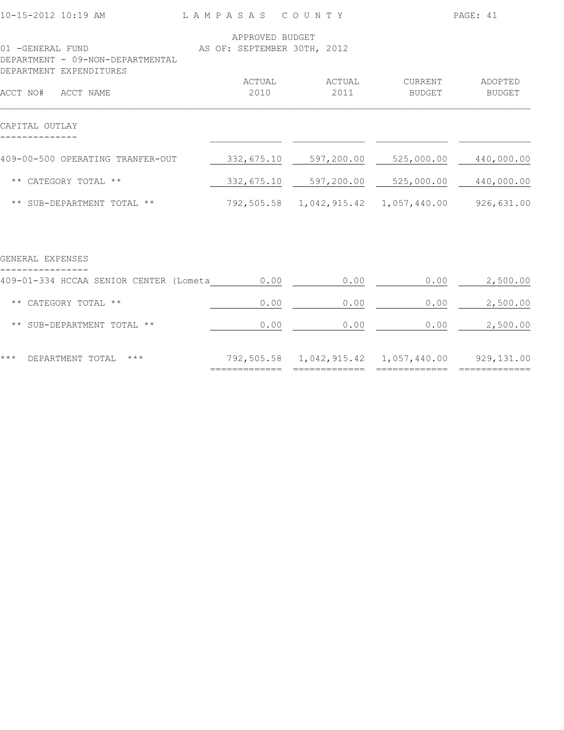LAMPASAS COUNTY

APPROVED BUDGET
AS OF: SEPTEMBER 30TH, 2012

01 -GENERAL FUND
DEPARTMENT - 09-NON-DEPARTMENTAL
DEPARTMENT EXPENDITURES

| ACCT NO# ACCT NAME | ACTUAL 2010 | ACTUAL 2011 | CURRENT BUDGET | ADOPTED BUDGET |
|---|---|---|---|---|
| **CAPITAL OUTLAY** | | | | |
| 409-00-500 OPERATING TRANFER-OUT | 332,675.10 | 597,200.00 | 525,000.00 | 440,000.00 |
| ** CATEGORY TOTAL ** | 332,675.10 | 597,200.00 | 525,000.00 | 440,000.00 |
| ** SUB-DEPARTMENT TOTAL ** | 792,505.58 | 1,042,915.42 | 1,057,440.00 | 926,631.00 |
| **GENERAL EXPENSES** | | | | |
| 409-01-334 HCCAA SENIOR CENTER (Lometa | 0.00 | 0.00 | 0.00 | 2,500.00 |
| ** CATEGORY TOTAL ** | 0.00 | 0.00 | 0.00 | 2,500.00 |
| ** SUB-DEPARTMENT TOTAL ** | 0.00 | 0.00 | 0.00 | 2,500.00 |
| *** DEPARTMENT TOTAL *** | 792,505.58 | 1,042,915.42 | 1,057,440.00 | 929,131.00 |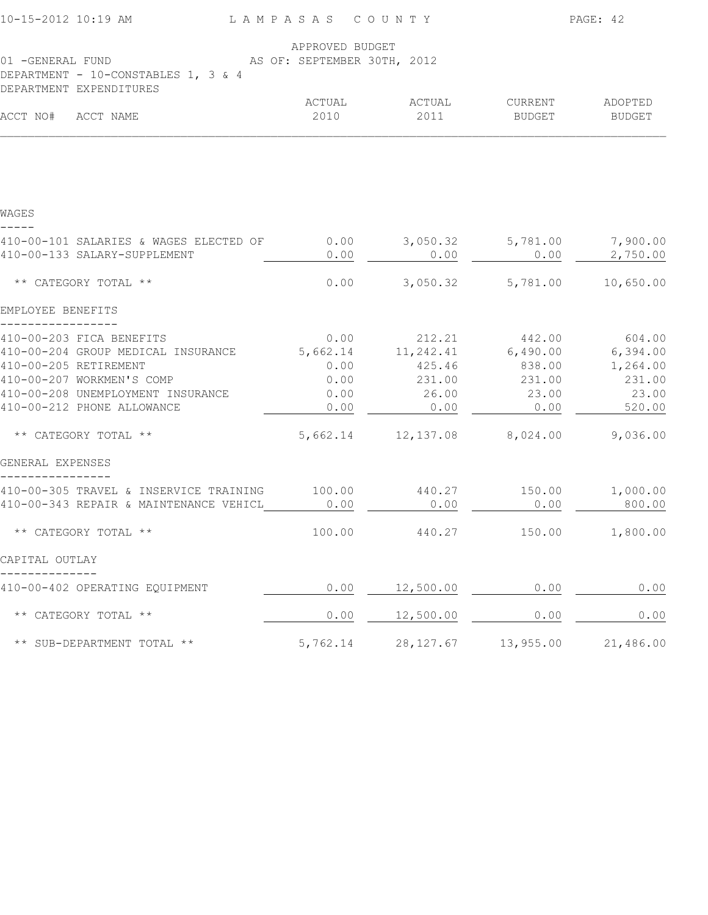LAMPASAS COUNTY

APPROVED BUDGET
AS OF: SEPTEMBER 30TH, 2012

01 -GENERAL FUND
DEPARTMENT - 10-CONSTABLES 1, 3 & 4
DEPARTMENT EXPENDITURES

| ACCT NO# | ACCT NAME | ACTUAL 2010 | ACTUAL 2011 | CURRENT BUDGET | ADOPTED BUDGET |
|---|---|---|---|---|---|
| **WAGES** | | | | | |
| 410-00-101 | SALARIES & WAGES ELECTED OF | 0.00 | 3,050.32 | 5,781.00 | 7,900.00 |
| 410-00-133 | SALARY-SUPPLEMENT | 0.00 | 0.00 | 0.00 | 2,750.00 |
| | ** CATEGORY TOTAL ** | 0.00 | 3,050.32 | 5,781.00 | 10,650.00 |
| **EMPLOYEE BENEFITS** | | | | | |
| 410-00-203 | FICA BENEFITS | 0.00 | 212.21 | 442.00 | 604.00 |
| 410-00-204 | GROUP MEDICAL INSURANCE | 5,662.14 | 11,242.41 | 6,490.00 | 6,394.00 |
| 410-00-205 | RETIREMENT | 0.00 | 425.46 | 838.00 | 1,264.00 |
| 410-00-207 | WORKMEN'S COMP | 0.00 | 231.00 | 231.00 | 231.00 |
| 410-00-208 | UNEMPLOYMENT INSURANCE | 0.00 | 26.00 | 23.00 | 23.00 |
| 410-00-212 | PHONE ALLOWANCE | 0.00 | 0.00 | 0.00 | 520.00 |
| | ** CATEGORY TOTAL ** | 5,662.14 | 12,137.08 | 8,024.00 | 9,036.00 |
| **GENERAL EXPENSES** | | | | | |
| 410-00-305 | TRAVEL & INSERVICE TRAINING | 100.00 | 440.27 | 150.00 | 1,000.00 |
| 410-00-343 | REPAIR & MAINTENANCE VEHICL | 0.00 | 0.00 | 0.00 | 800.00 |
| | ** CATEGORY TOTAL ** | 100.00 | 440.27 | 150.00 | 1,800.00 |
| **CAPITAL OUTLAY** | | | | | |
| 410-00-402 | OPERATING EQUIPMENT | 0.00 | 12,500.00 | 0.00 | 0.00 |
| | ** CATEGORY TOTAL ** | 0.00 | 12,500.00 | 0.00 | 0.00 |
| | ** SUB-DEPARTMENT TOTAL ** | 5,762.14 | 28,127.67 | 13,955.00 | 21,486.00 |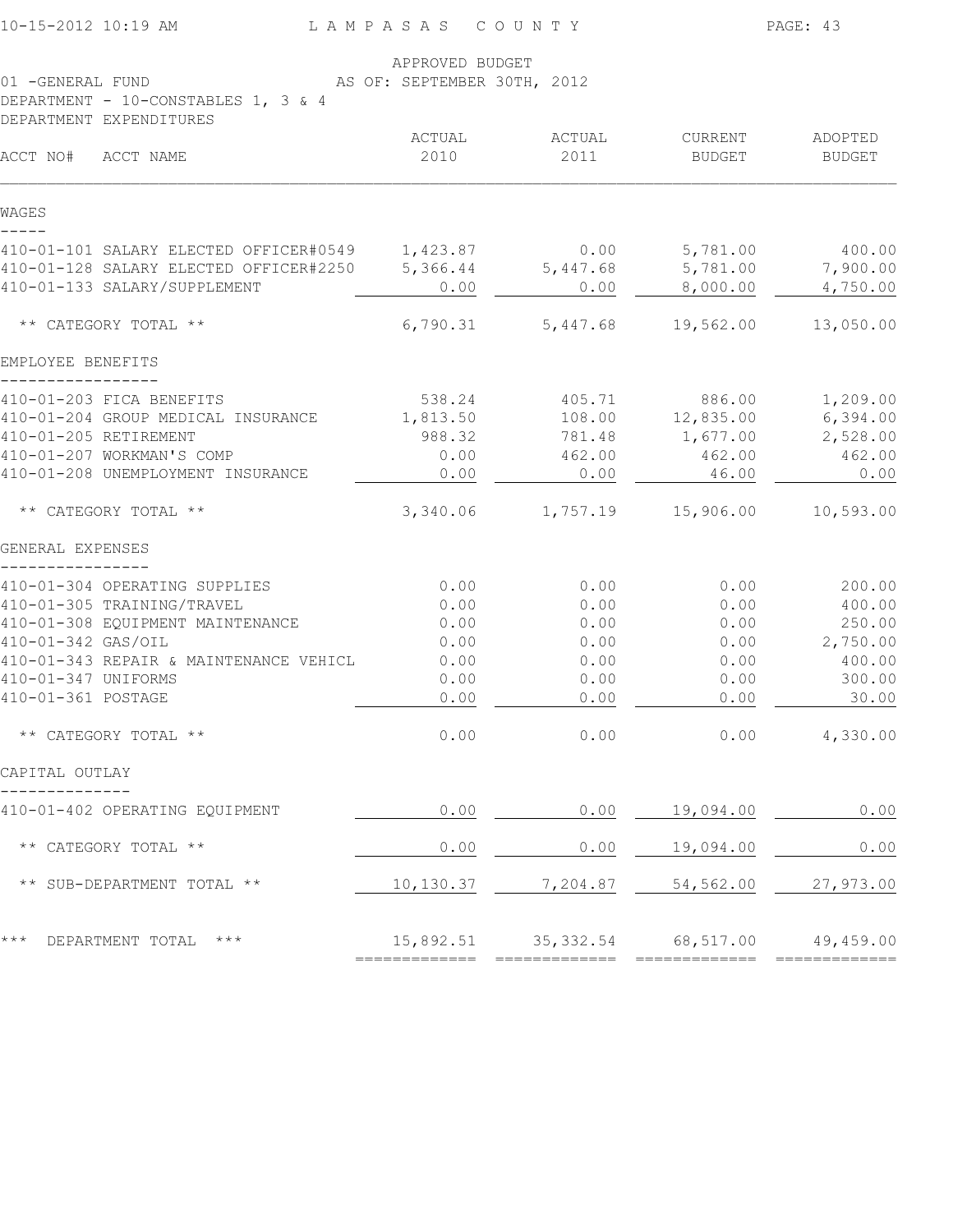APPROVED BUDGET
AS OF: SEPTEMBER 30TH, 2012

01 -GENERAL FUND
DEPARTMENT - 10-CONSTABLES 1, 3 & 4
DEPARTMENT EXPENDITURES

| ACCT NO# | ACCT NAME | ACTUAL 2010 | ACTUAL 2011 | CURRENT BUDGET | ADOPTED BUDGET |
|---|---|---|---|---|---|
| **WAGES** | | | | | |
| 410-01-101 | SALARY ELECTED OFFICER#0549 | 1,423.87 | 0.00 | 5,781.00 | 400.00 |
| 410-01-128 | SALARY ELECTED OFFICER#2250 | 5,366.44 | 5,447.68 | 5,781.00 | 7,900.00 |
| 410-01-133 | SALARY/SUPPLEMENT | 0.00 | 0.00 | 8,000.00 | 4,750.00 |
| | ** CATEGORY TOTAL ** | 6,790.31 | 5,447.68 | 19,562.00 | 13,050.00 |
| **EMPLOYEE BENEFITS** | | | | | |
| 410-01-203 | FICA BENEFITS | 538.24 | 405.71 | 886.00 | 1,209.00 |
| 410-01-204 | GROUP MEDICAL INSURANCE | 1,813.50 | 108.00 | 12,835.00 | 6,394.00 |
| 410-01-205 | RETIREMENT | 988.32 | 781.48 | 1,677.00 | 2,528.00 |
| 410-01-207 | WORKMAN'S COMP | 0.00 | 462.00 | 462.00 | 462.00 |
| 410-01-208 | UNEMPLOYMENT INSURANCE | 0.00 | 0.00 | 46.00 | 0.00 |
| | ** CATEGORY TOTAL ** | 3,340.06 | 1,757.19 | 15,906.00 | 10,593.00 |
| **GENERAL EXPENSES** | | | | | |
| 410-01-304 | OPERATING SUPPLIES | 0.00 | 0.00 | 0.00 | 200.00 |
| 410-01-305 | TRAINING/TRAVEL | 0.00 | 0.00 | 0.00 | 400.00 |
| 410-01-308 | EQUIPMENT MAINTENANCE | 0.00 | 0.00 | 0.00 | 250.00 |
| 410-01-342 | GAS/OIL | 0.00 | 0.00 | 0.00 | 2,750.00 |
| 410-01-343 | REPAIR & MAINTENANCE VEHICL | 0.00 | 0.00 | 0.00 | 400.00 |
| 410-01-347 | UNIFORMS | 0.00 | 0.00 | 0.00 | 300.00 |
| 410-01-361 | POSTAGE | 0.00 | 0.00 | 0.00 | 30.00 |
| | ** CATEGORY TOTAL ** | 0.00 | 0.00 | 0.00 | 4,330.00 |
| **CAPITAL OUTLAY** | | | | | |
| 410-01-402 | OPERATING EQUIPMENT | 0.00 | 0.00 | 19,094.00 | 0.00 |
| | ** CATEGORY TOTAL ** | 0.00 | 0.00 | 19,094.00 | 0.00 |
| | ** SUB-DEPARTMENT TOTAL ** | 10,130.37 | 7,204.87 | 54,562.00 | 27,973.00 |
| | *** DEPARTMENT TOTAL *** | 15,892.51 | 35,332.54 | 68,517.00 | 49,459.00 |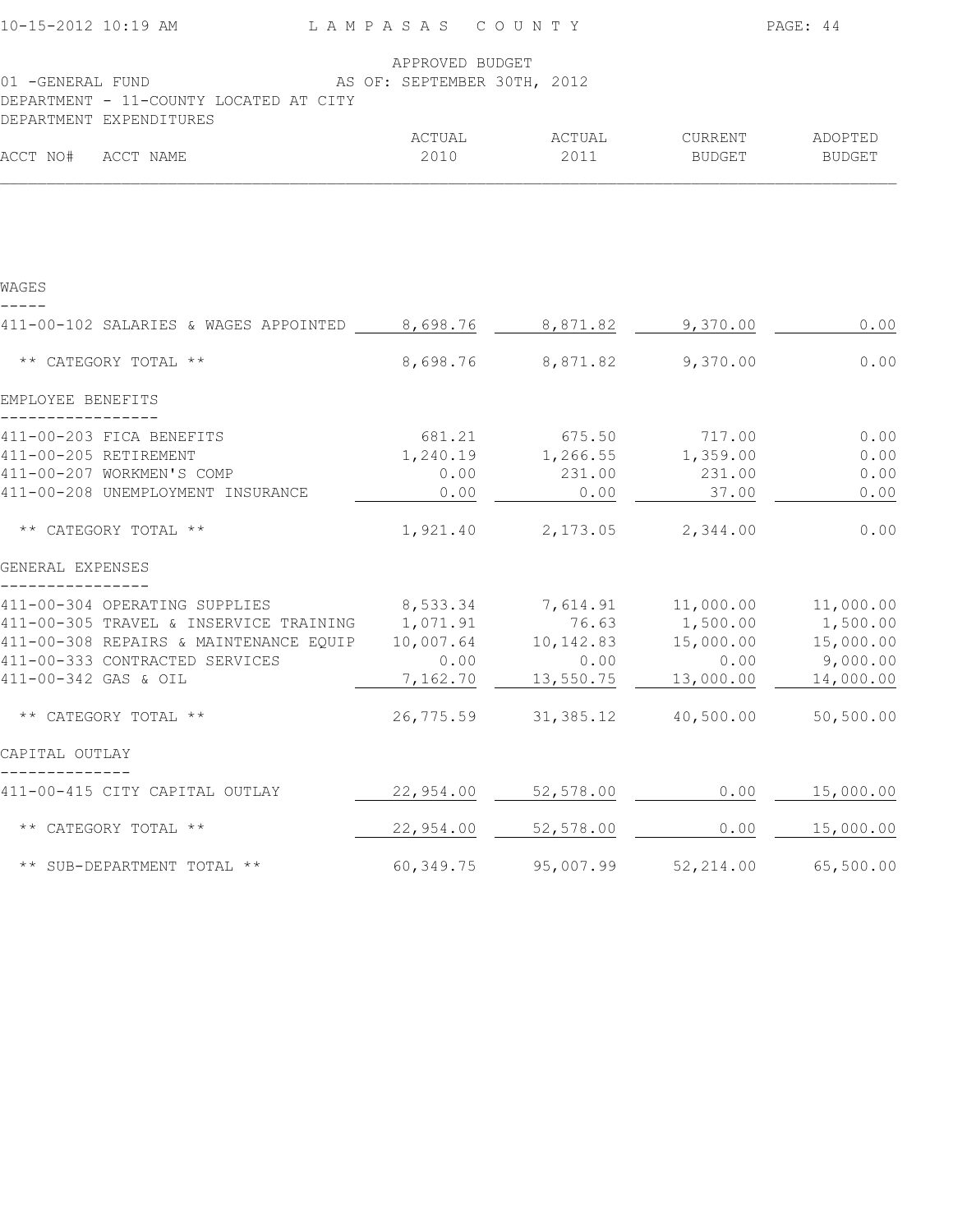APPROVED BUDGET
AS OF: SEPTEMBER 30TH, 2012

01 -GENERAL FUND
DEPARTMENT - 11-COUNTY LOCATED AT CITY
DEPARTMENT EXPENDITURES

| ACCT NO# ACCT NAME | ACTUAL 2010 | ACTUAL 2011 | CURRENT BUDGET | ADOPTED BUDGET |
|---|---|---|---|---|
| **WAGES** | | | | |
| 411-00-102 SALARIES & WAGES APPOINTED | 8,698.76 | 8,871.82 | 9,370.00 | 0.00 |
| ** CATEGORY TOTAL ** | 8,698.76 | 8,871.82 | 9,370.00 | 0.00 |
| **EMPLOYEE BENEFITS** | | | | |
| 411-00-203 FICA BENEFITS | 681.21 | 675.50 | 717.00 | 0.00 |
| 411-00-205 RETIREMENT | 1,240.19 | 1,266.55 | 1,359.00 | 0.00 |
| 411-00-207 WORKMEN'S COMP | 0.00 | 231.00 | 231.00 | 0.00 |
| 411-00-208 UNEMPLOYMENT INSURANCE | 0.00 | 0.00 | 37.00 | 0.00 |
| ** CATEGORY TOTAL ** | 1,921.40 | 2,173.05 | 2,344.00 | 0.00 |
| **GENERAL EXPENSES** | | | | |
| 411-00-304 OPERATING SUPPLIES | 8,533.34 | 7,614.91 | 11,000.00 | 11,000.00 |
| 411-00-305 TRAVEL & INSERVICE TRAINING | 1,071.91 | 76.63 | 1,500.00 | 1,500.00 |
| 411-00-308 REPAIRS & MAINTENANCE EQUIP | 10,007.64 | 10,142.83 | 15,000.00 | 15,000.00 |
| 411-00-333 CONTRACTED SERVICES | 0.00 | 0.00 | 0.00 | 9,000.00 |
| 411-00-342 GAS & OIL | 7,162.70 | 13,550.75 | 13,000.00 | 14,000.00 |
| ** CATEGORY TOTAL ** | 26,775.59 | 31,385.12 | 40,500.00 | 50,500.00 |
| **CAPITAL OUTLAY** | | | | |
| 411-00-415 CITY CAPITAL OUTLAY | 22,954.00 | 52,578.00 | 0.00 | 15,000.00 |
| ** CATEGORY TOTAL ** | 22,954.00 | 52,578.00 | 0.00 | 15,000.00 |
| ** SUB-DEPARTMENT TOTAL ** | 60,349.75 | 95,007.99 | 52,214.00 | 65,500.00 |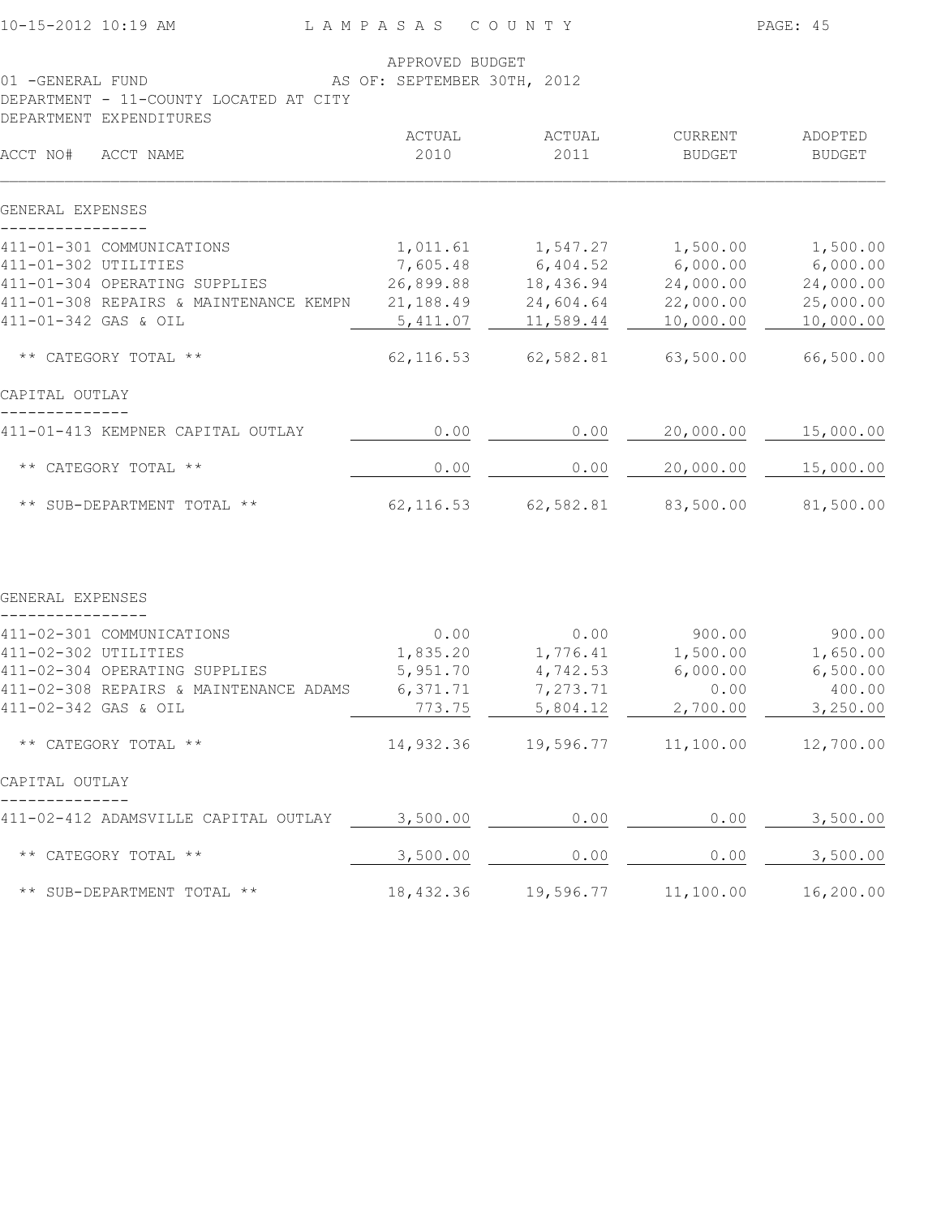LAMPASAS COUNTY

APPROVED BUDGET
AS OF: SEPTEMBER 30TH, 2012

01 -GENERAL FUND
DEPARTMENT - 11-COUNTY LOCATED AT CITY
DEPARTMENT EXPENDITURES

| ACCT NO# ACCT NAME | ACTUAL 2010 | ACTUAL 2011 | CURRENT BUDGET | ADOPTED BUDGET |
|---|---|---|---|---|
| **GENERAL EXPENSES** | | | | |
| 411-01-301 COMMUNICATIONS | 1,011.61 | 1,547.27 | 1,500.00 | 1,500.00 |
| 411-01-302 UTILITIES | 7,605.48 | 6,404.52 | 6,000.00 | 6,000.00 |
| 411-01-304 OPERATING SUPPLIES | 26,899.88 | 18,436.94 | 24,000.00 | 24,000.00 |
| 411-01-308 REPAIRS & MAINTENANCE KEMPN | 21,188.49 | 24,604.64 | 22,000.00 | 25,000.00 |
| 411-01-342 GAS & OIL | 5,411.07 | 11,589.44 | 10,000.00 | 10,000.00 |
| ** CATEGORY TOTAL ** | 62,116.53 | 62,582.81 | 63,500.00 | 66,500.00 |
| **CAPITAL OUTLAY** | | | | |
| 411-01-413 KEMPNER CAPITAL OUTLAY | 0.00 | 0.00 | 20,000.00 | 15,000.00 |
| ** CATEGORY TOTAL ** | 0.00 | 0.00 | 20,000.00 | 15,000.00 |
| ** SUB-DEPARTMENT TOTAL ** | 62,116.53 | 62,582.81 | 83,500.00 | 81,500.00 |
| **GENERAL EXPENSES** | | | | |
| 411-02-301 COMMUNICATIONS | 0.00 | 0.00 | 900.00 | 900.00 |
| 411-02-302 UTILITIES | 1,835.20 | 1,776.41 | 1,500.00 | 1,650.00 |
| 411-02-304 OPERATING SUPPLIES | 5,951.70 | 4,742.53 | 6,000.00 | 6,500.00 |
| 411-02-308 REPAIRS & MAINTENANCE ADAMS | 6,371.71 | 7,273.71 | 0.00 | 400.00 |
| 411-02-342 GAS & OIL | 773.75 | 5,804.12 | 2,700.00 | 3,250.00 |
| ** CATEGORY TOTAL ** | 14,932.36 | 19,596.77 | 11,100.00 | 12,700.00 |
| **CAPITAL OUTLAY** | | | | |
| 411-02-412 ADAMSVILLE CAPITAL OUTLAY | 3,500.00 | 0.00 | 0.00 | 3,500.00 |
| ** CATEGORY TOTAL ** | 3,500.00 | 0.00 | 0.00 | 3,500.00 |
| ** SUB-DEPARTMENT TOTAL ** | 18,432.36 | 19,596.77 | 11,100.00 | 16,200.00 |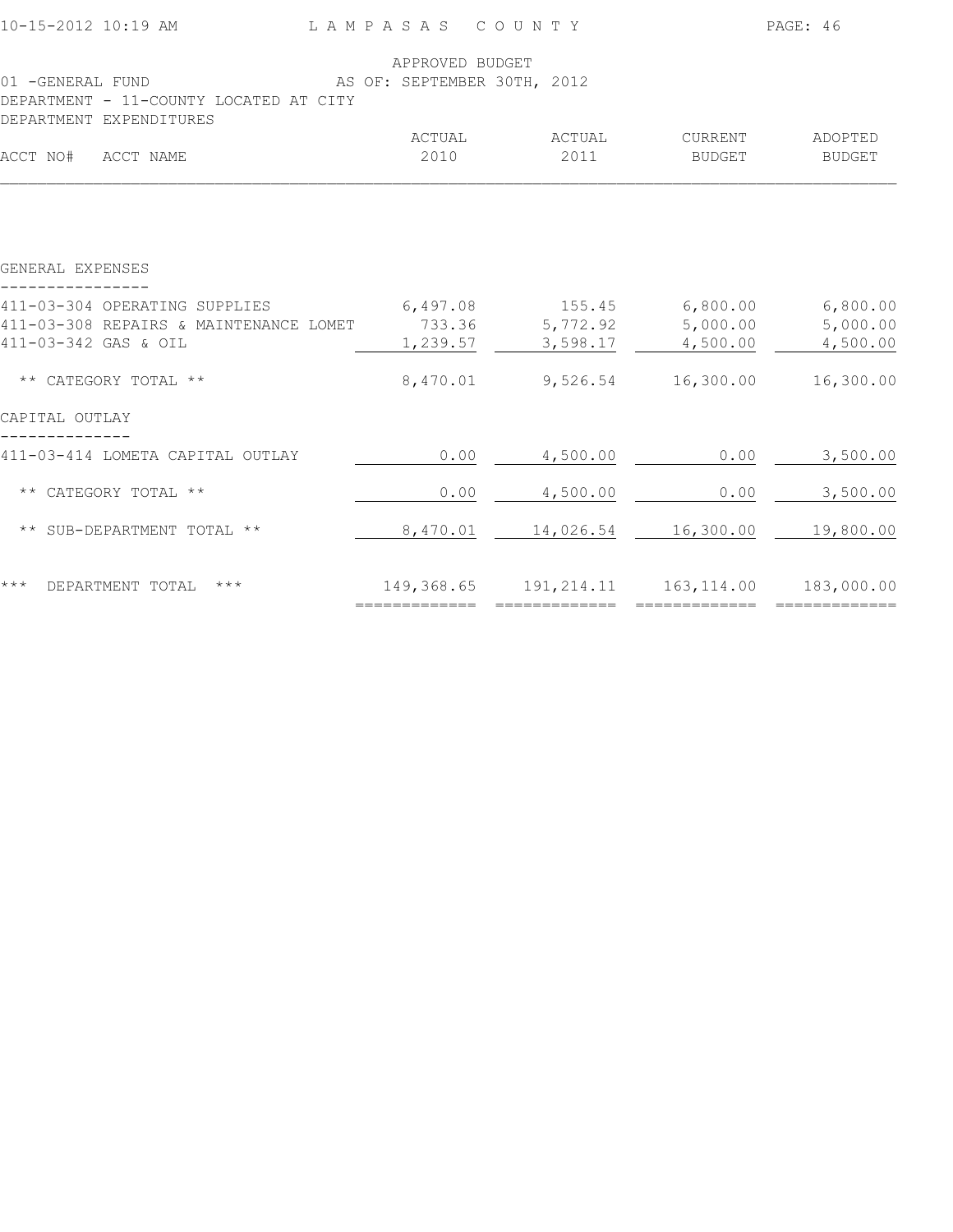APPROVED BUDGET
AS OF: SEPTEMBER 30TH, 2012

01 -GENERAL FUND
DEPARTMENT - 11-COUNTY LOCATED AT CITY
DEPARTMENT EXPENDITURES

| ACCT NO# ACCT NAME | ACTUAL 2010 | ACTUAL 2011 | CURRENT BUDGET | ADOPTED BUDGET |
|---|---|---|---|---|
| **GENERAL EXPENSES** | | | | |
| 411-03-304 OPERATING SUPPLIES | 6,497.08 | 155.45 | 6,800.00 | 6,800.00 |
| 411-03-308 REPAIRS & MAINTENANCE LOMET | 733.36 | 5,772.92 | 5,000.00 | 5,000.00 |
| 411-03-342 GAS & OIL | 1,239.57 | 3,598.17 | 4,500.00 | 4,500.00 |
| ** CATEGORY TOTAL ** | 8,470.01 | 9,526.54 | 16,300.00 | 16,300.00 |
| **CAPITAL OUTLAY** | | | | |
| 411-03-414 LOMETA CAPITAL OUTLAY | 0.00 | 4,500.00 | 0.00 | 3,500.00 |
| ** CATEGORY TOTAL ** | 0.00 | 4,500.00 | 0.00 | 3,500.00 |
| ** SUB-DEPARTMENT TOTAL ** | 8,470.01 | 14,026.54 | 16,300.00 | 19,800.00 |
| *** DEPARTMENT TOTAL *** | 149,368.65 | 191,214.11 | 163,114.00 | 183,000.00 |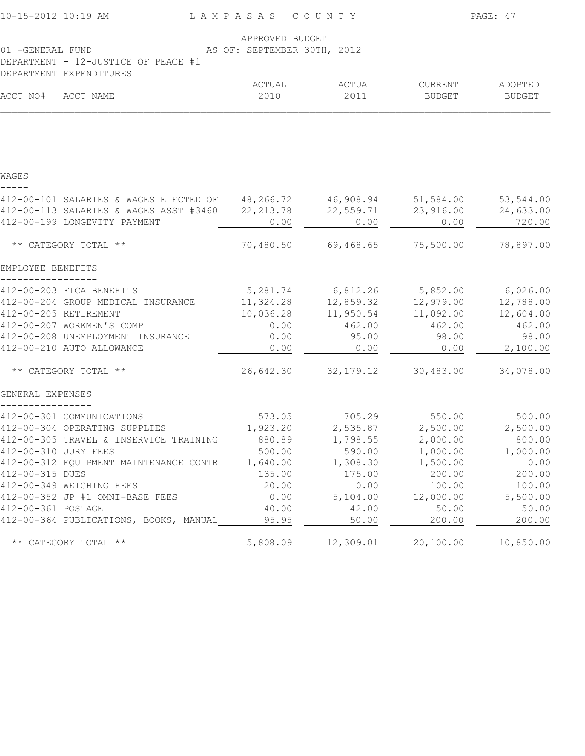APPROVED BUDGET
AS OF: SEPTEMBER 30TH, 2012

01 -GENERAL FUND
DEPARTMENT - 12-JUSTICE OF PEACE #1
DEPARTMENT EXPENDITURES

| ACCT NO# | ACCT NAME | ACTUAL 2010 | ACTUAL 2011 | CURRENT BUDGET | ADOPTED BUDGET |
|---|---|---|---|---|---|
| **WAGES** | | | | | |
| 412-00-101 | SALARIES & WAGES ELECTED OF | 48,266.72 | 46,908.94 | 51,584.00 | 53,544.00 |
| 412-00-113 | SALARIES & WAGES ASST #3460 | 22,213.78 | 22,559.71 | 23,916.00 | 24,633.00 |
| 412-00-199 | LONGEVITY PAYMENT | 0.00 | 0.00 | 0.00 | 720.00 |
| | ** CATEGORY TOTAL ** | 70,480.50 | 69,468.65 | 75,500.00 | 78,897.00 |
| **EMPLOYEE BENEFITS** | | | | | |
| 412-00-203 | FICA BENEFITS | 5,281.74 | 6,812.26 | 5,852.00 | 6,026.00 |
| 412-00-204 | GROUP MEDICAL INSURANCE | 11,324.28 | 12,859.32 | 12,979.00 | 12,788.00 |
| 412-00-205 | RETIREMENT | 10,036.28 | 11,950.54 | 11,092.00 | 12,604.00 |
| 412-00-207 | WORKMEN'S COMP | 0.00 | 462.00 | 462.00 | 462.00 |
| 412-00-208 | UNEMPLOYMENT INSURANCE | 0.00 | 95.00 | 98.00 | 98.00 |
| 412-00-210 | AUTO ALLOWANCE | 0.00 | 0.00 | 0.00 | 2,100.00 |
| | ** CATEGORY TOTAL ** | 26,642.30 | 32,179.12 | 30,483.00 | 34,078.00 |
| **GENERAL EXPENSES** | | | | | |
| 412-00-301 | COMMUNICATIONS | 573.05 | 705.29 | 550.00 | 500.00 |
| 412-00-304 | OPERATING SUPPLIES | 1,923.20 | 2,535.87 | 2,500.00 | 2,500.00 |
| 412-00-305 | TRAVEL & INSERVICE TRAINING | 880.89 | 1,798.55 | 2,000.00 | 800.00 |
| 412-00-310 | JURY FEES | 500.00 | 590.00 | 1,000.00 | 1,000.00 |
| 412-00-312 | EQUIPMENT MAINTENANCE CONTR | 1,640.00 | 1,308.30 | 1,500.00 | 0.00 |
| 412-00-315 | DUES | 135.00 | 175.00 | 200.00 | 200.00 |
| 412-00-349 | WEIGHING FEES | 20.00 | 0.00 | 100.00 | 100.00 |
| 412-00-352 | JP #1 OMNI-BASE FEES | 0.00 | 5,104.00 | 12,000.00 | 5,500.00 |
| 412-00-361 | POSTAGE | 40.00 | 42.00 | 50.00 | 50.00 |
| 412-00-364 | PUBLICATIONS, BOOKS, MANUAL | 95.95 | 50.00 | 200.00 | 200.00 |
| | ** CATEGORY TOTAL ** | 5,808.09 | 12,309.01 | 20,100.00 | 10,850.00 |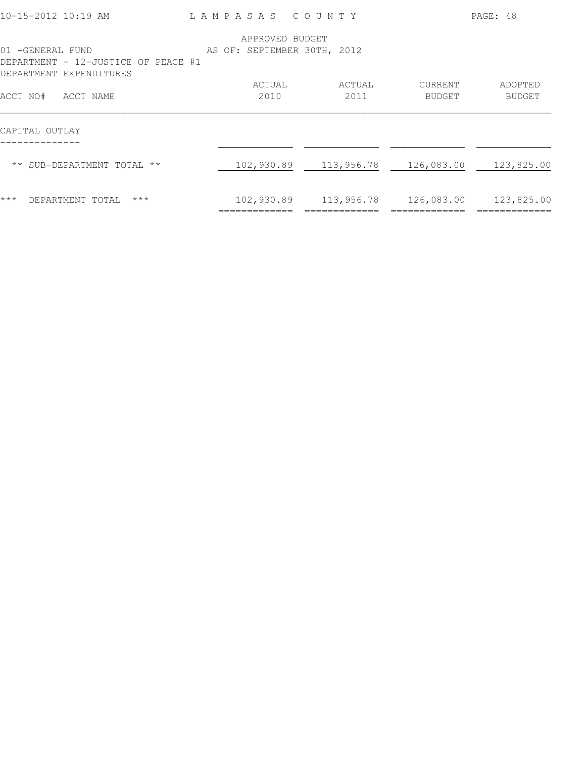APPROVED BUDGET
AS OF: SEPTEMBER 30TH, 2012

01 -GENERAL FUND
DEPARTMENT - 12-JUSTICE OF PEACE #1
DEPARTMENT EXPENDITURES

| ACCT NO# ACCT NAME | ACTUAL 2010 | ACTUAL 2011 | CURRENT BUDGET | ADOPTED BUDGET |
|---|---|---|---|---|
| CAPITAL OUTLAY | | | | |
| ** SUB-DEPARTMENT TOTAL ** | 102,930.89 | 113,956.78 | 126,083.00 | 123,825.00 |
| *** DEPARTMENT TOTAL *** | 102,930.89 | 113,956.78 | 126,083.00 | 123,825.00 |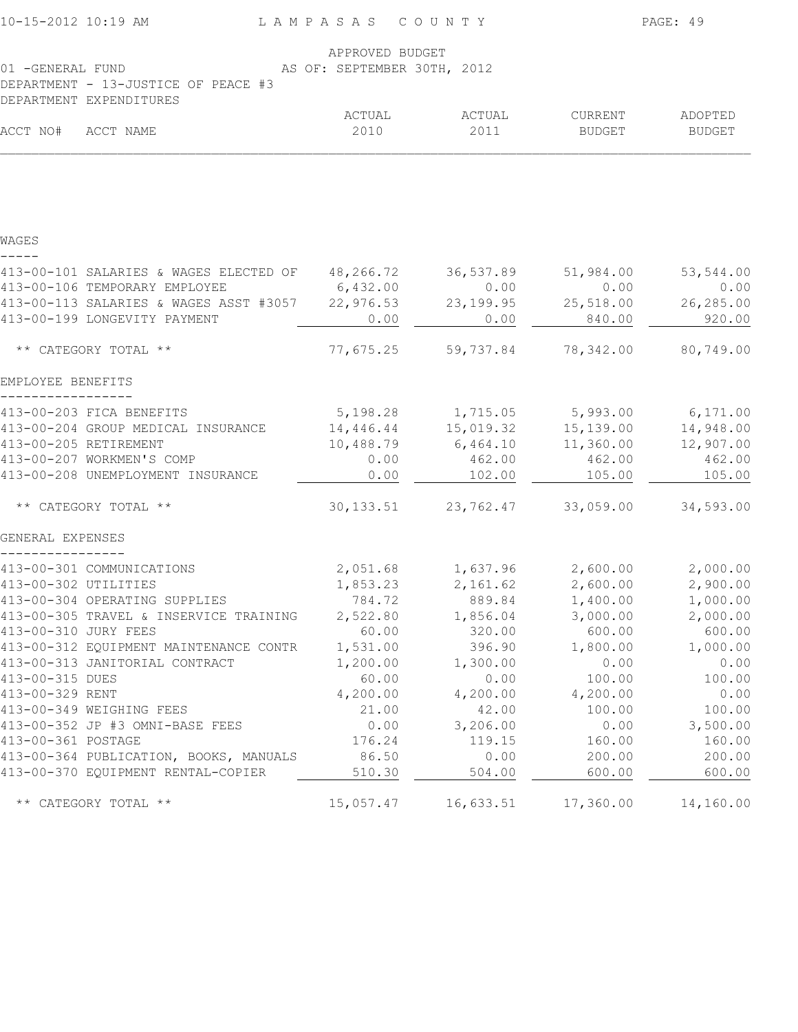LAMPASAS COUNTY

APPROVED BUDGET
AS OF: SEPTEMBER 30TH, 2012

01 -GENERAL FUND
DEPARTMENT - 13-JUSTICE OF PEACE #3
DEPARTMENT EXPENDITURES

| ACCT NO# | ACCT NAME | ACTUAL 2010 | ACTUAL 2011 | CURRENT BUDGET | ADOPTED BUDGET |
|---|---|---|---|---|---|
| **WAGES** | | | | | |
| 413-00-101 | SALARIES & WAGES ELECTED OF | 48,266.72 | 36,537.89 | 51,984.00 | 53,544.00 |
| 413-00-106 | TEMPORARY EMPLOYEE | 6,432.00 | 0.00 | 0.00 | 0.00 |
| 413-00-113 | SALARIES & WAGES ASST #3057 | 22,976.53 | 23,199.95 | 25,518.00 | 26,285.00 |
| 413-00-199 | LONGEVITY PAYMENT | 0.00 | 0.00 | 840.00 | 920.00 |
| | ** CATEGORY TOTAL ** | 77,675.25 | 59,737.84 | 78,342.00 | 80,749.00 |
| **EMPLOYEE BENEFITS** | | | | | |
| 413-00-203 | FICA BENEFITS | 5,198.28 | 1,715.05 | 5,993.00 | 6,171.00 |
| 413-00-204 | GROUP MEDICAL INSURANCE | 14,446.44 | 15,019.32 | 15,139.00 | 14,948.00 |
| 413-00-205 | RETIREMENT | 10,488.79 | 6,464.10 | 11,360.00 | 12,907.00 |
| 413-00-207 | WORKMEN'S COMP | 0.00 | 462.00 | 462.00 | 462.00 |
| 413-00-208 | UNEMPLOYMENT INSURANCE | 0.00 | 102.00 | 105.00 | 105.00 |
| | ** CATEGORY TOTAL ** | 30,133.51 | 23,762.47 | 33,059.00 | 34,593.00 |
| **GENERAL EXPENSES** | | | | | |
| 413-00-301 | COMMUNICATIONS | 2,051.68 | 1,637.96 | 2,600.00 | 2,000.00 |
| 413-00-302 | UTILITIES | 1,853.23 | 2,161.62 | 2,600.00 | 2,900.00 |
| 413-00-304 | OPERATING SUPPLIES | 784.72 | 889.84 | 1,400.00 | 1,000.00 |
| 413-00-305 | TRAVEL & INSERVICE TRAINING | 2,522.80 | 1,856.04 | 3,000.00 | 2,000.00 |
| 413-00-310 | JURY FEES | 60.00 | 320.00 | 600.00 | 600.00 |
| 413-00-312 | EQUIPMENT MAINTENANCE CONTR | 1,531.00 | 396.90 | 1,800.00 | 1,000.00 |
| 413-00-313 | JANITORIAL CONTRACT | 1,200.00 | 1,300.00 | 0.00 | 0.00 |
| 413-00-315 | DUES | 60.00 | 0.00 | 100.00 | 100.00 |
| 413-00-329 | RENT | 4,200.00 | 4,200.00 | 4,200.00 | 0.00 |
| 413-00-349 | WEIGHING FEES | 21.00 | 42.00 | 100.00 | 100.00 |
| 413-00-352 | JP #3 OMNI-BASE FEES | 0.00 | 3,206.00 | 0.00 | 3,500.00 |
| 413-00-361 | POSTAGE | 176.24 | 119.15 | 160.00 | 160.00 |
| 413-00-364 | PUBLICATION, BOOKS, MANUALS | 86.50 | 0.00 | 200.00 | 200.00 |
| 413-00-370 | EQUIPMENT RENTAL-COPIER | 510.30 | 504.00 | 600.00 | 600.00 |
| | ** CATEGORY TOTAL ** | 15,057.47 | 16,633.51 | 17,360.00 | 14,160.00 |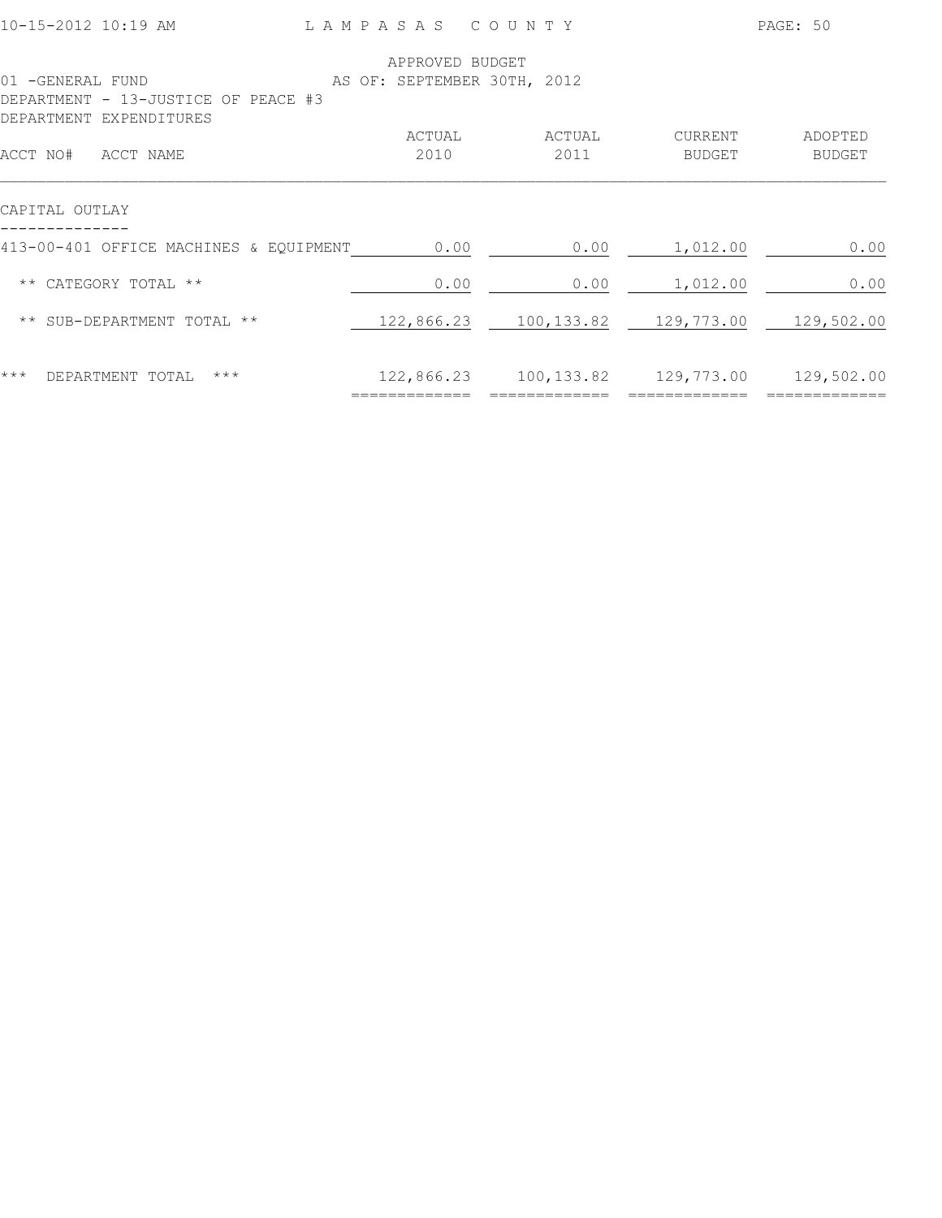APPROVED BUDGET
AS OF: SEPTEMBER 30TH, 2012

01 -GENERAL FUND
DEPARTMENT - 13-JUSTICE OF PEACE #3
DEPARTMENT EXPENDITURES

| ACCT NO# ACCT NAME | ACTUAL 2010 | ACTUAL 2011 | CURRENT BUDGET | ADOPTED BUDGET |
|---|---|---|---|---|
| **CAPITAL OUTLAY** | | | | |
| 413-00-401 OFFICE MACHINES & EQUIPMENT | 0.00 | 0.00 | 1,012.00 | 0.00 |
| ** CATEGORY TOTAL ** | 0.00 | 0.00 | 1,012.00 | 0.00 |
| ** SUB-DEPARTMENT TOTAL ** | 122,866.23 | 100,133.82 | 129,773.00 | 129,502.00 |
| *** DEPARTMENT TOTAL *** | 122,866.23 | 100,133.82 | 129,773.00 | 129,502.00 |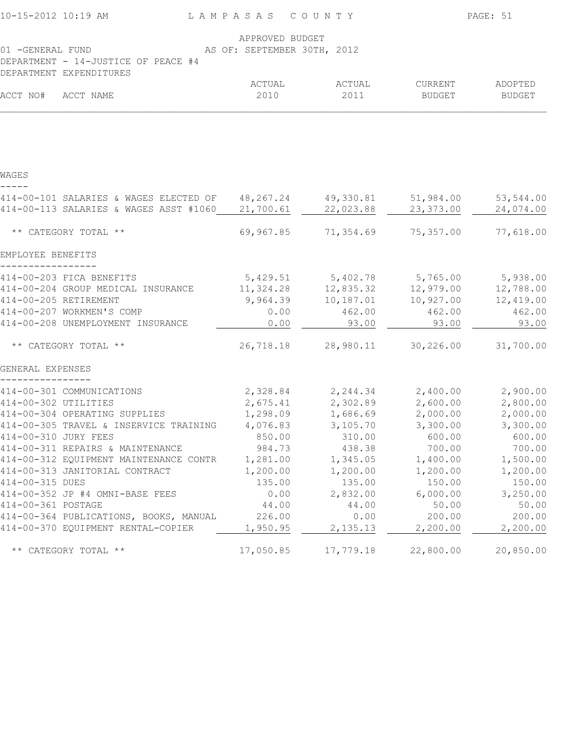APPROVED BUDGET
AS OF: SEPTEMBER 30TH, 2012

01 -GENERAL FUND
DEPARTMENT - 14-JUSTICE OF PEACE #4
DEPARTMENT EXPENDITURES

| ACCT NO# ACCT NAME | ACTUAL 2010 | ACTUAL 2011 | CURRENT BUDGET | ADOPTED BUDGET |
|---|---|---|---|---|
| **WAGES** | | | | |
| 414-00-101 SALARIES & WAGES ELECTED OF | 48,267.24 | 49,330.81 | 51,984.00 | 53,544.00 |
| 414-00-113 SALARIES & WAGES ASST #1060 | 21,700.61 | 22,023.88 | 23,373.00 | 24,074.00 |
| ** CATEGORY TOTAL ** | 69,967.85 | 71,354.69 | 75,357.00 | 77,618.00 |
| **EMPLOYEE BENEFITS** | | | | |
| 414-00-203 FICA BENEFITS | 5,429.51 | 5,402.78 | 5,765.00 | 5,938.00 |
| 414-00-204 GROUP MEDICAL INSURANCE | 11,324.28 | 12,835.32 | 12,979.00 | 12,788.00 |
| 414-00-205 RETIREMENT | 9,964.39 | 10,187.01 | 10,927.00 | 12,419.00 |
| 414-00-207 WORKMEN'S COMP | 0.00 | 462.00 | 462.00 | 462.00 |
| 414-00-208 UNEMPLOYMENT INSURANCE | 0.00 | 93.00 | 93.00 | 93.00 |
| ** CATEGORY TOTAL ** | 26,718.18 | 28,980.11 | 30,226.00 | 31,700.00 |
| **GENERAL EXPENSES** | | | | |
| 414-00-301 COMMUNICATIONS | 2,328.84 | 2,244.34 | 2,400.00 | 2,900.00 |
| 414-00-302 UTILITIES | 2,675.41 | 2,302.89 | 2,600.00 | 2,800.00 |
| 414-00-304 OPERATING SUPPLIES | 1,298.09 | 1,686.69 | 2,000.00 | 2,000.00 |
| 414-00-305 TRAVEL & INSERVICE TRAINING | 4,076.83 | 3,105.70 | 3,300.00 | 3,300.00 |
| 414-00-310 JURY FEES | 850.00 | 310.00 | 600.00 | 600.00 |
| 414-00-311 REPAIRS & MAINTENANCE | 984.73 | 438.38 | 700.00 | 700.00 |
| 414-00-312 EQUIPMENT MAINTENANCE CONTR | 1,281.00 | 1,345.05 | 1,400.00 | 1,500.00 |
| 414-00-313 JANITORIAL CONTRACT | 1,200.00 | 1,200.00 | 1,200.00 | 1,200.00 |
| 414-00-315 DUES | 135.00 | 135.00 | 150.00 | 150.00 |
| 414-00-352 JP #4 OMNI-BASE FEES | 0.00 | 2,832.00 | 6,000.00 | 3,250.00 |
| 414-00-361 POSTAGE | 44.00 | 44.00 | 50.00 | 50.00 |
| 414-00-364 PUBLICATIONS, BOOKS, MANUAL | 226.00 | 0.00 | 200.00 | 200.00 |
| 414-00-370 EQUIPMENT RENTAL-COPIER | 1,950.95 | 2,135.13 | 2,200.00 | 2,200.00 |
| ** CATEGORY TOTAL ** | 17,050.85 | 17,779.18 | 22,800.00 | 20,850.00 |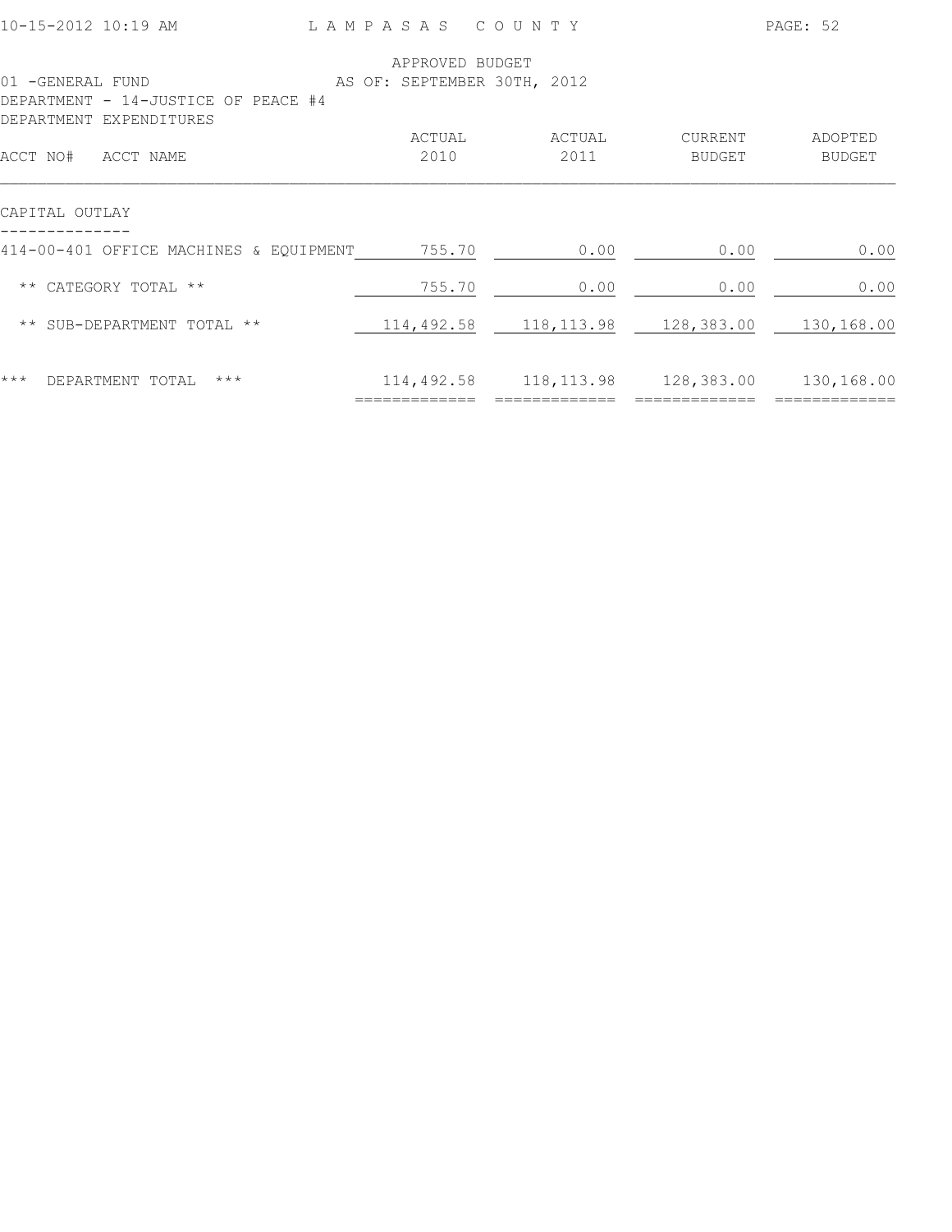APPROVED BUDGET
AS OF: SEPTEMBER 30TH, 2012

01 -GENERAL FUND
DEPARTMENT - 14-JUSTICE OF PEACE #4
DEPARTMENT EXPENDITURES

| ACCT NO# ACCT NAME | ACTUAL 2010 | ACTUAL 2011 | CURRENT BUDGET | ADOPTED BUDGET |
|---|---|---|---|---|
| **CAPITAL OUTLAY** | | | | |
| 414-00-401 OFFICE MACHINES & EQUIPMENT | 755.70 | 0.00 | 0.00 | 0.00 |
| ** CATEGORY TOTAL ** | 755.70 | 0.00 | 0.00 | 0.00 |
| ** SUB-DEPARTMENT TOTAL ** | 114,492.58 | 118,113.98 | 128,383.00 | 130,168.00 |
| *** DEPARTMENT TOTAL *** | 114,492.58 | 118,113.98 | 128,383.00 | 130,168.00 |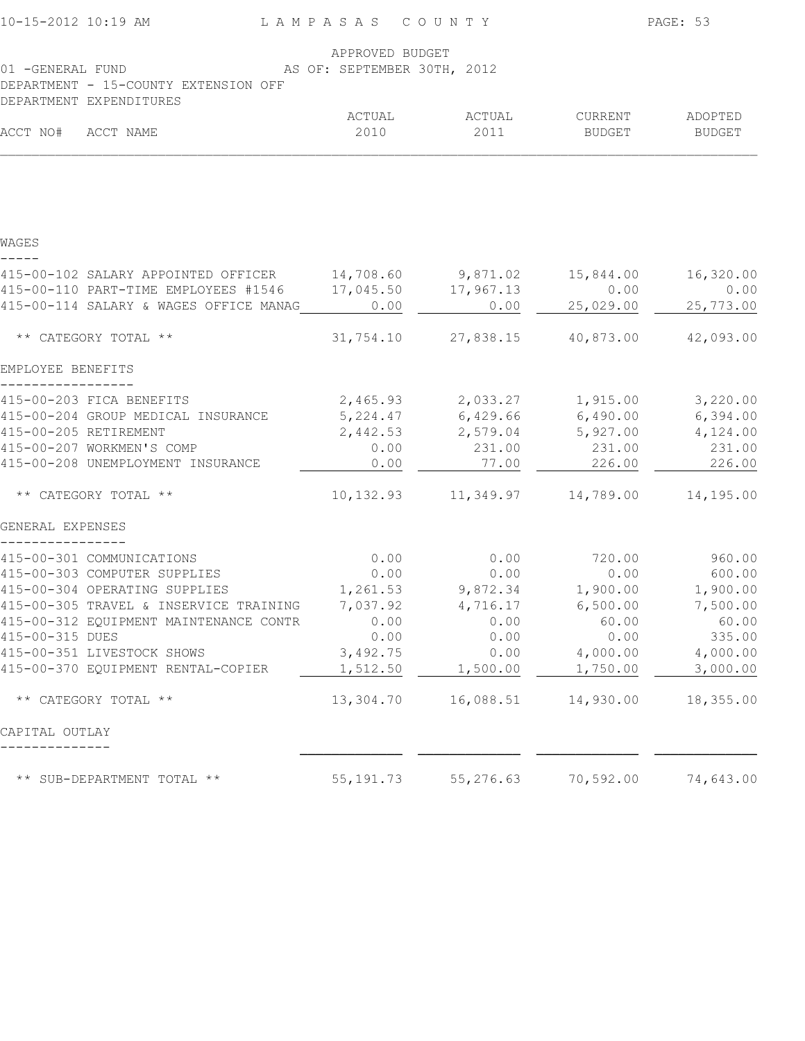LAMPASAS COUNTY

APPROVED BUDGET
AS OF: SEPTEMBER 30TH, 2012

01 -GENERAL FUND
DEPARTMENT - 15-COUNTY EXTENSION OFF
DEPARTMENT EXPENDITURES

| ACCT NO# | ACCT NAME | ACTUAL 2010 | ACTUAL 2011 | CURRENT BUDGET | ADOPTED BUDGET |
|---|---|---|---|---|---|
| **WAGES** | | | | | |
| 415-00-102 | SALARY APPOINTED OFFICER | 14,708.60 | 9,871.02 | 15,844.00 | 16,320.00 |
| 415-00-110 | PART-TIME EMPLOYEES #1546 | 17,045.50 | 17,967.13 | 0.00 | 0.00 |
| 415-00-114 | SALARY & WAGES OFFICE MANAG | 0.00 | 0.00 | 25,029.00 | 25,773.00 |
| | ** CATEGORY TOTAL ** | 31,754.10 | 27,838.15 | 40,873.00 | 42,093.00 |
| **EMPLOYEE BENEFITS** | | | | | |
| 415-00-203 | FICA BENEFITS | 2,465.93 | 2,033.27 | 1,915.00 | 3,220.00 |
| 415-00-204 | GROUP MEDICAL INSURANCE | 5,224.47 | 6,429.66 | 6,490.00 | 6,394.00 |
| 415-00-205 | RETIREMENT | 2,442.53 | 2,579.04 | 5,927.00 | 4,124.00 |
| 415-00-207 | WORKMEN'S COMP | 0.00 | 231.00 | 231.00 | 231.00 |
| 415-00-208 | UNEMPLOYMENT INSURANCE | 0.00 | 77.00 | 226.00 | 226.00 |
| | ** CATEGORY TOTAL ** | 10,132.93 | 11,349.97 | 14,789.00 | 14,195.00 |
| **GENERAL EXPENSES** | | | | | |
| 415-00-301 | COMMUNICATIONS | 0.00 | 0.00 | 720.00 | 960.00 |
| 415-00-303 | COMPUTER SUPPLIES | 0.00 | 0.00 | 0.00 | 600.00 |
| 415-00-304 | OPERATING SUPPLIES | 1,261.53 | 9,872.34 | 1,900.00 | 1,900.00 |
| 415-00-305 | TRAVEL & INSERVICE TRAINING | 7,037.92 | 4,716.17 | 6,500.00 | 7,500.00 |
| 415-00-312 | EQUIPMENT MAINTENANCE CONTR | 0.00 | 0.00 | 60.00 | 60.00 |
| 415-00-315 | DUES | 0.00 | 0.00 | 0.00 | 335.00 |
| 415-00-351 | LIVESTOCK SHOWS | 3,492.75 | 0.00 | 4,000.00 | 4,000.00 |
| 415-00-370 | EQUIPMENT RENTAL-COPIER | 1,512.50 | 1,500.00 | 1,750.00 | 3,000.00 |
| | ** CATEGORY TOTAL ** | 13,304.70 | 16,088.51 | 14,930.00 | 18,355.00 |
| **CAPITAL OUTLAY** | | | | | |
| | ** SUB-DEPARTMENT TOTAL ** | 55,191.73 | 55,276.63 | 70,592.00 | 74,643.00 |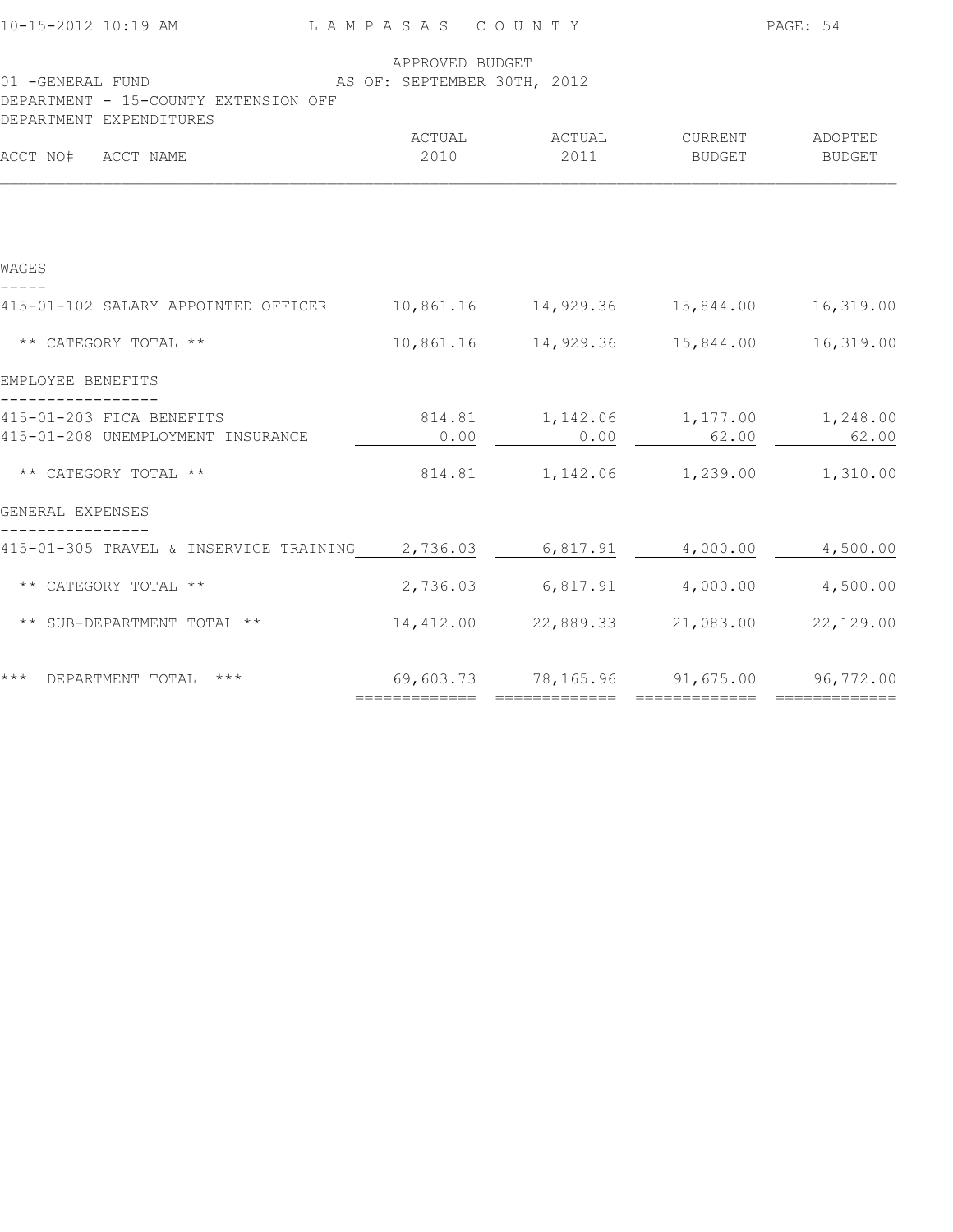LAMPASAS COUNTY

APPROVED BUDGET
AS OF: SEPTEMBER 30TH, 2012

01 -GENERAL FUND
DEPARTMENT - 15-COUNTY EXTENSION OFF
DEPARTMENT EXPENDITURES

| ACCT NO# ACCT NAME | ACTUAL 2010 | ACTUAL 2011 | CURRENT BUDGET | ADOPTED BUDGET |
|---|---|---|---|---|
| **WAGES** | | | | |
| 415-01-102 SALARY APPOINTED OFFICER | 10,861.16 | 14,929.36 | 15,844.00 | 16,319.00 |
| ** CATEGORY TOTAL ** | 10,861.16 | 14,929.36 | 15,844.00 | 16,319.00 |
| **EMPLOYEE BENEFITS** | | | | |
| 415-01-203 FICA BENEFITS | 814.81 | 1,142.06 | 1,177.00 | 1,248.00 |
| 415-01-208 UNEMPLOYMENT INSURANCE | 0.00 | 0.00 | 62.00 | 62.00 |
| ** CATEGORY TOTAL ** | 814.81 | 1,142.06 | 1,239.00 | 1,310.00 |
| **GENERAL EXPENSES** | | | | |
| 415-01-305 TRAVEL & INSERVICE TRAINING | 2,736.03 | 6,817.91 | 4,000.00 | 4,500.00 |
| ** CATEGORY TOTAL ** | 2,736.03 | 6,817.91 | 4,000.00 | 4,500.00 |
| ** SUB-DEPARTMENT TOTAL ** | 14,412.00 | 22,889.33 | 21,083.00 | 22,129.00 |
| *** DEPARTMENT TOTAL *** | 69,603.73 | 78,165.96 | 91,675.00 | 96,772.00 |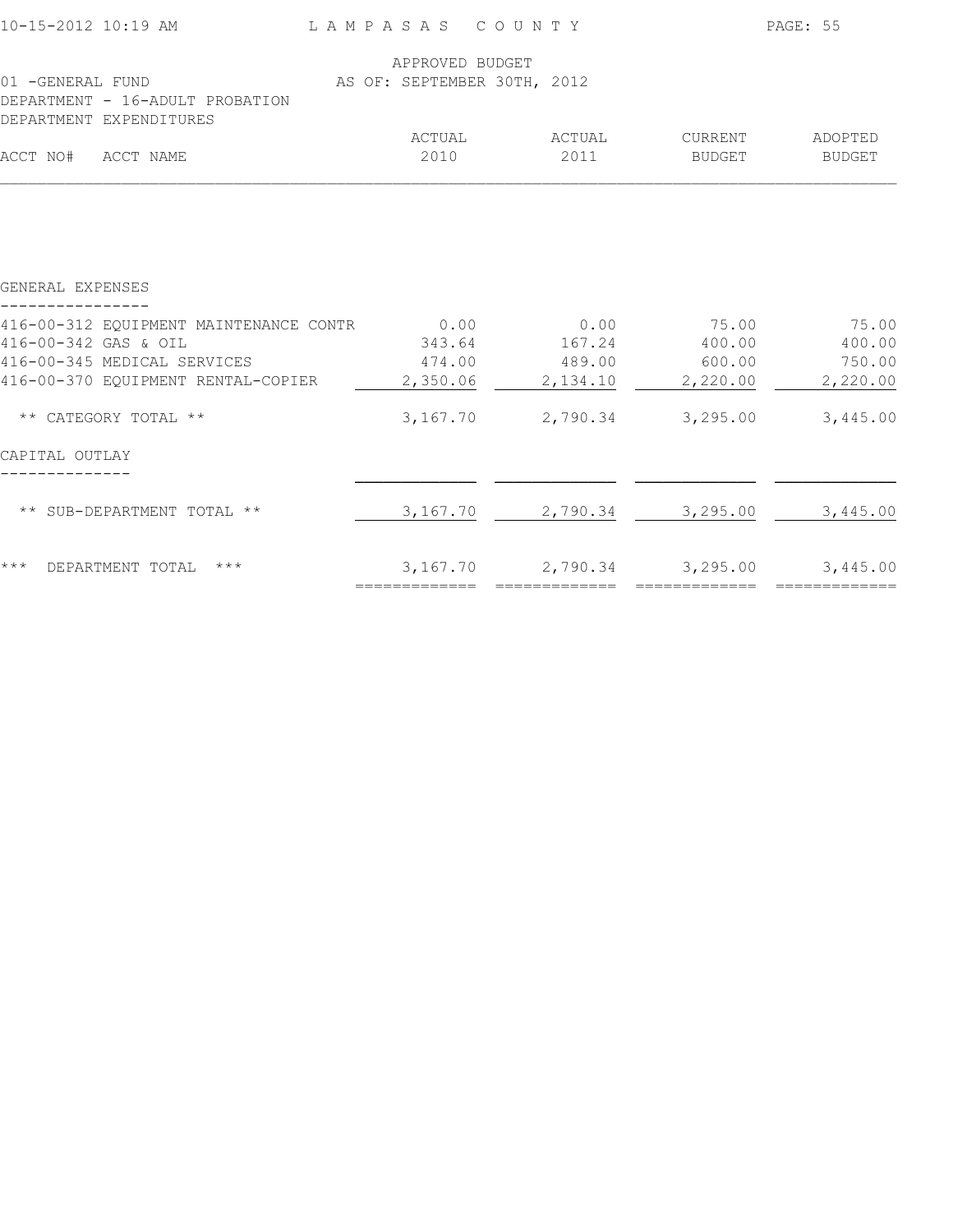LAMPASAS COUNTY

APPROVED BUDGET
AS OF: SEPTEMBER 30TH, 2012

01 -GENERAL FUND
DEPARTMENT - 16-ADULT PROBATION
DEPARTMENT EXPENDITURES

| ACCT NO# | ACCT NAME | ACTUAL 2010 | ACTUAL 2011 | CURRENT BUDGET | ADOPTED BUDGET |
|---|---|---|---|---|---|
| **GENERAL EXPENSES** | | | | | |
| 416-00-312 | EQUIPMENT MAINTENANCE CONTR | 0.00 | 0.00 | 75.00 | 75.00 |
| 416-00-342 | GAS & OIL | 343.64 | 167.24 | 400.00 | 400.00 |
| 416-00-345 | MEDICAL SERVICES | 474.00 | 489.00 | 600.00 | 750.00 |
| 416-00-370 | EQUIPMENT RENTAL-COPIER | 2,350.06 | 2,134.10 | 2,220.00 | 2,220.00 |
| | ** CATEGORY TOTAL ** | 3,167.70 | 2,790.34 | 3,295.00 | 3,445.00 |
| **CAPITAL OUTLAY** | | | | | |
| | ** SUB-DEPARTMENT TOTAL ** | 3,167.70 | 2,790.34 | 3,295.00 | 3,445.00 |
| | *** DEPARTMENT TOTAL *** | 3,167.70 | 2,790.34 | 3,295.00 | 3,445.00 |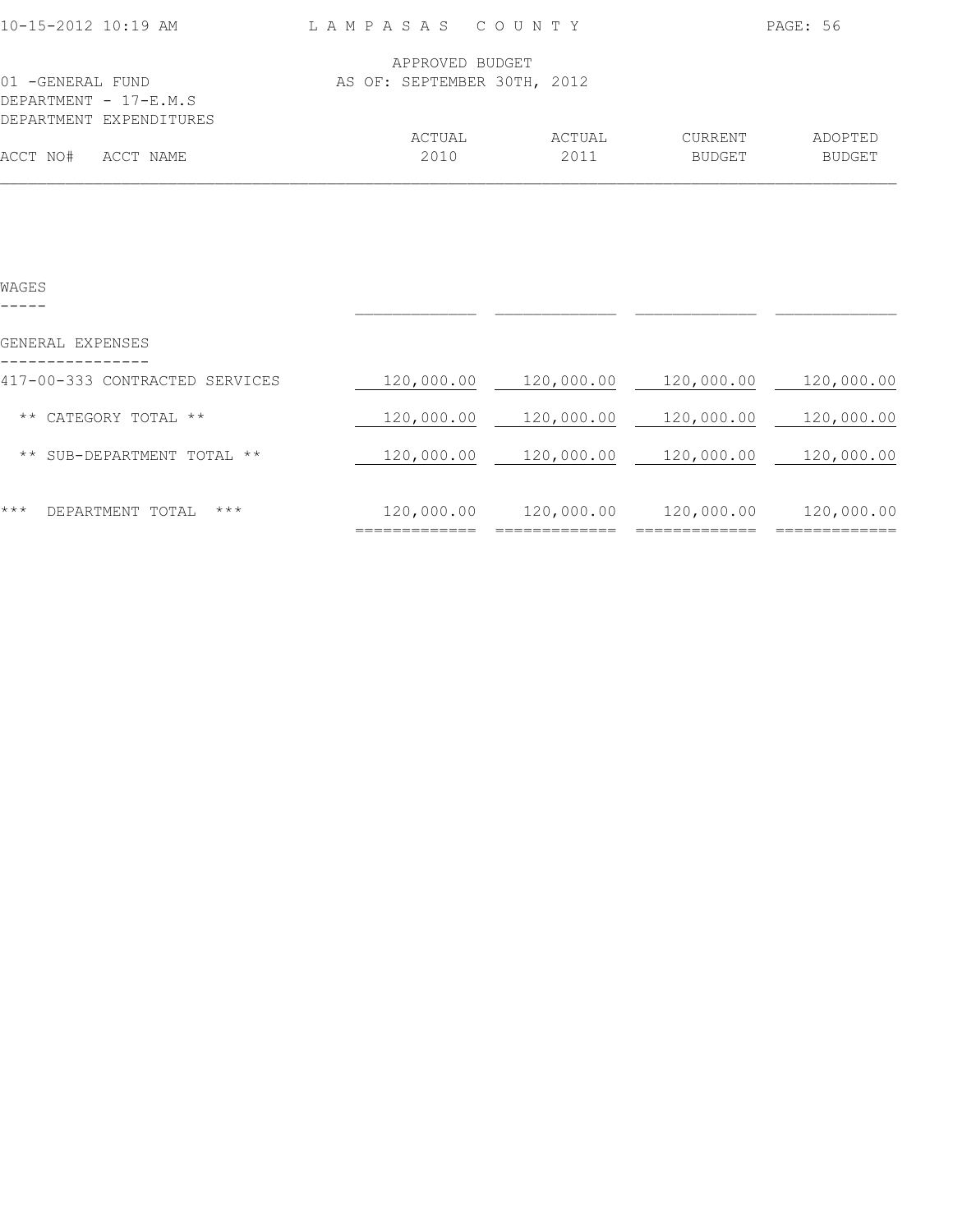LAMPASAS COUNTY

APPROVED BUDGET
AS OF: SEPTEMBER 30TH, 2012

01 -GENERAL FUND
DEPARTMENT - 17-E.M.S
DEPARTMENT EXPENDITURES

| ACCT NO# ACCT NAME | ACTUAL 2010 | ACTUAL 2011 | CURRENT BUDGET | ADOPTED BUDGET |
|---|---|---|---|---|
| WAGES | | | | |
| GENERAL EXPENSES | | | | |
| 417-00-333 CONTRACTED SERVICES | 120,000.00 | 120,000.00 | 120,000.00 | 120,000.00 |
| ** CATEGORY TOTAL ** | 120,000.00 | 120,000.00 | 120,000.00 | 120,000.00 |
| ** SUB-DEPARTMENT TOTAL ** | 120,000.00 | 120,000.00 | 120,000.00 | 120,000.00 |
| *** DEPARTMENT TOTAL *** | 120,000.00 | 120,000.00 | 120,000.00 | 120,000.00 |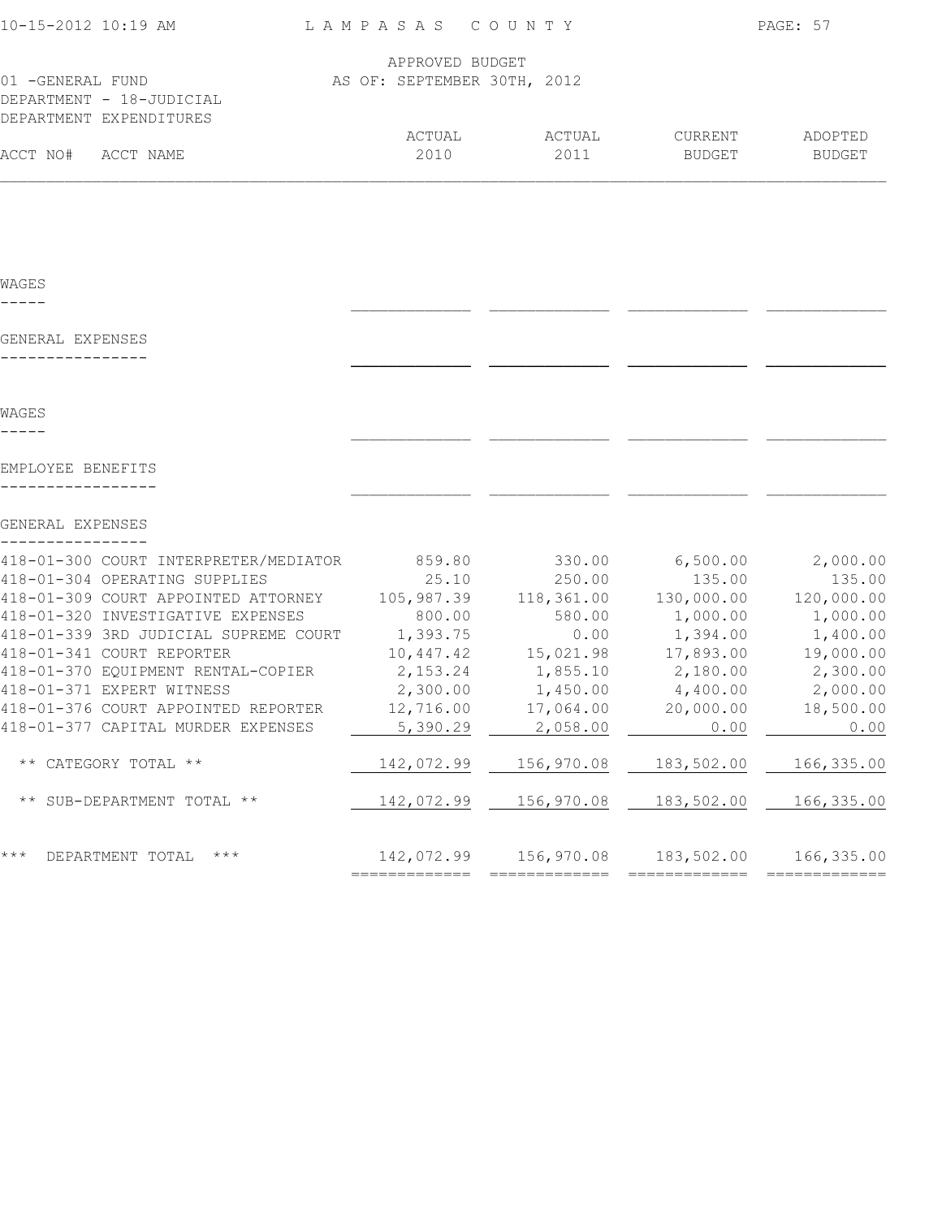LAMPASAS COUNTY

APPROVED BUDGET
AS OF: SEPTEMBER 30TH, 2012

01 -GENERAL FUND
DEPARTMENT - 18-JUDICIAL
DEPARTMENT EXPENDITURES

| ACCT NO# | ACCT NAME | ACTUAL 2010 | ACTUAL 2011 | CURRENT BUDGET | ADOPTED BUDGET |
|---|---|---|---|---|---|
| | **WAGES** | | | | |
| | **GENERAL EXPENSES** | | | | |
| | **WAGES** | | | | |
| | **EMPLOYEE BENEFITS** | | | | |
| | **GENERAL EXPENSES** | | | | |
| 418-01-300 | COURT INTERPRETER/MEDIATOR | 859.80 | 330.00 | 6,500.00 | 2,000.00 |
| 418-01-304 | OPERATING SUPPLIES | 25.10 | 250.00 | 135.00 | 135.00 |
| 418-01-309 | COURT APPOINTED ATTORNEY | 105,987.39 | 118,361.00 | 130,000.00 | 120,000.00 |
| 418-01-320 | INVESTIGATIVE EXPENSES | 800.00 | 580.00 | 1,000.00 | 1,000.00 |
| 418-01-339 | 3RD JUDICIAL SUPREME COURT | 1,393.75 | 0.00 | 1,394.00 | 1,400.00 |
| 418-01-341 | COURT REPORTER | 10,447.42 | 15,021.98 | 17,893.00 | 19,000.00 |
| 418-01-370 | EQUIPMENT RENTAL-COPIER | 2,153.24 | 1,855.10 | 2,180.00 | 2,300.00 |
| 418-01-371 | EXPERT WITNESS | 2,300.00 | 1,450.00 | 4,400.00 | 2,000.00 |
| 418-01-376 | COURT APPOINTED REPORTER | 12,716.00 | 17,064.00 | 20,000.00 | 18,500.00 |
| 418-01-377 | CAPITAL MURDER EXPENSES | 5,390.29 | 2,058.00 | 0.00 | 0.00 |
| | ** CATEGORY TOTAL ** | 142,072.99 | 156,970.08 | 183,502.00 | 166,335.00 |
| | ** SUB-DEPARTMENT TOTAL ** | 142,072.99 | 156,970.08 | 183,502.00 | 166,335.00 |
| | *** DEPARTMENT TOTAL *** | 142,072.99 | 156,970.08 | 183,502.00 | 166,335.00 |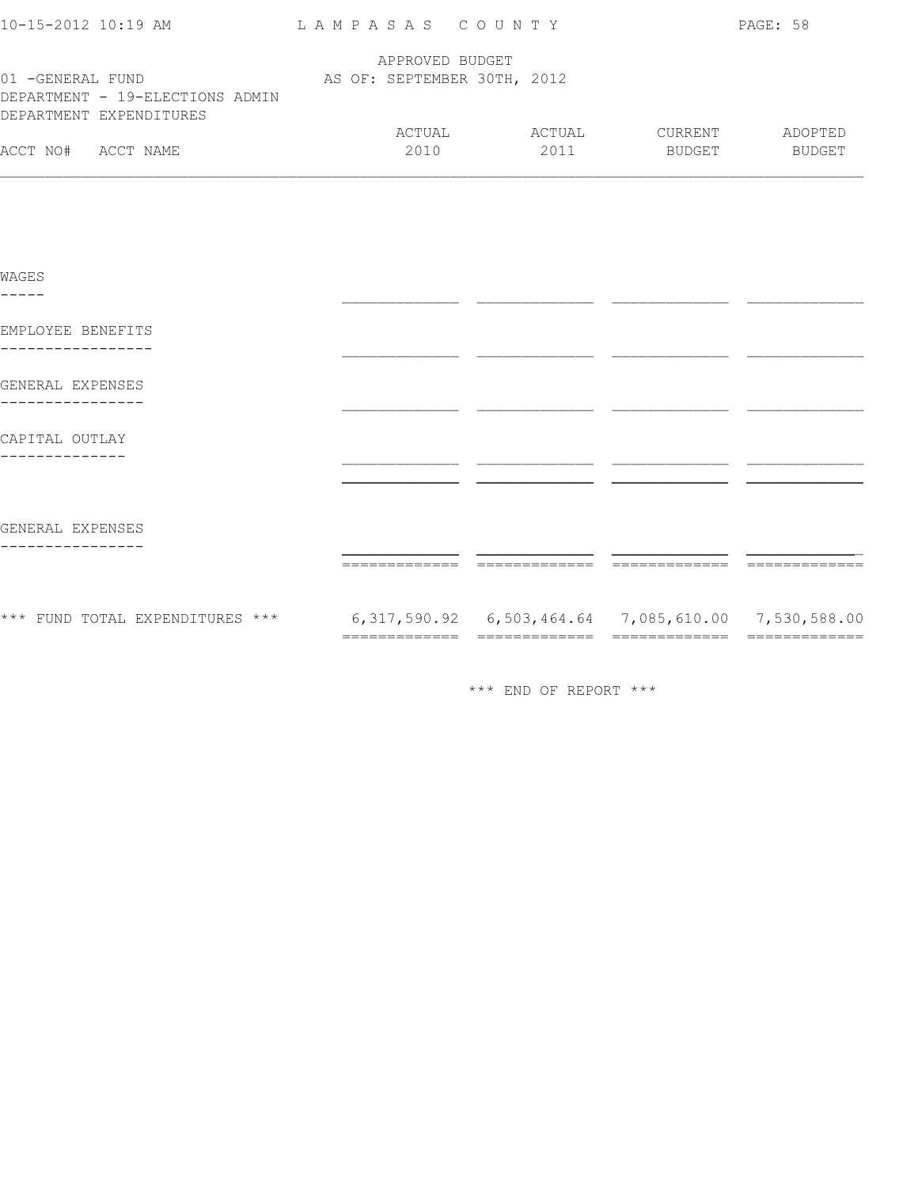LAMPASAS COUNTY

APPROVED BUDGET
AS OF: SEPTEMBER 30TH, 2012

01 -GENERAL FUND
DEPARTMENT - 19-ELECTIONS ADMIN
DEPARTMENT EXPENDITURES

| ACCT NO# ACCT NAME | ACTUAL 2010 | ACTUAL 2011 | CURRENT BUDGET | ADOPTED BUDGET |
|---|---|---|---|---|
| WAGES | | | | |
| EMPLOYEE BENEFITS | | | | |
| GENERAL EXPENSES | | | | |
| CAPITAL OUTLAY | | | | |
| GENERAL EXPENSES | | | | |
| *** FUND TOTAL EXPENDITURES *** | 6,317,590.92 | 6,503,464.64 | 7,085,610.00 | 7,530,588.00 |

*** END OF REPORT ***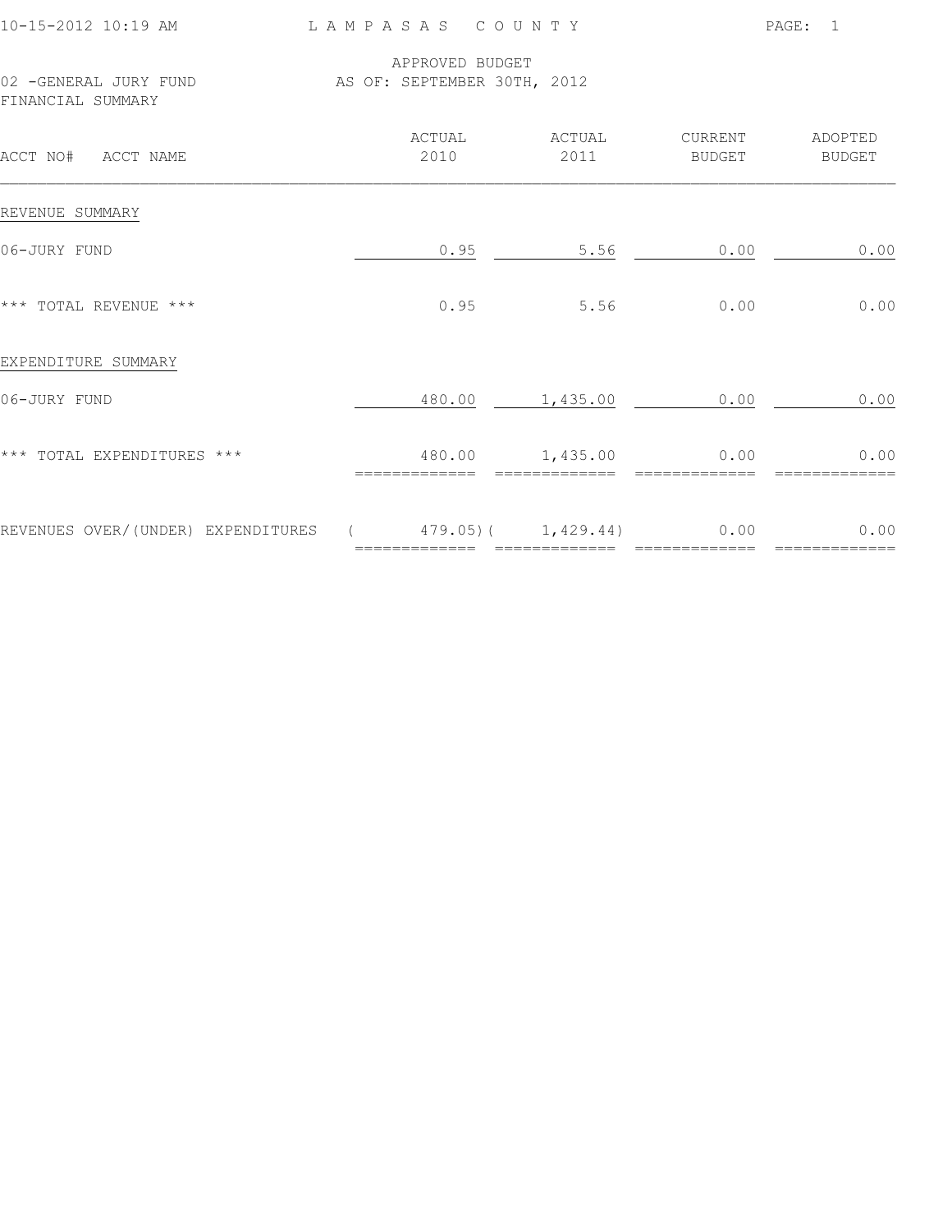# LAMPASAS COUNTY

APPROVED BUDGET
AS OF: SEPTEMBER 30TH, 2012

02 -GENERAL JURY FUND
FINANCIAL SUMMARY

| ACCT NO# ACCT NAME | ACTUAL 2010 | ACTUAL 2011 | CURRENT BUDGET | ADOPTED BUDGET |
|---|---|---|---|---|
| REVENUE SUMMARY | | | | |
| 06-JURY FUND | 0.95 | 5.56 | 0.00 | 0.00 |
| *** TOTAL REVENUE *** | 0.95 | 5.56 | 0.00 | 0.00 |
| EXPENDITURE SUMMARY | | | | |
| 06-JURY FUND | 480.00 | 1,435.00 | 0.00 | 0.00 |
| *** TOTAL EXPENDITURES *** | 480.00 | 1,435.00 | 0.00 | 0.00 |
| REVENUES OVER/(UNDER) EXPENDITURES | ( 479.05) | ( 1,429.44) | 0.00 | 0.00 |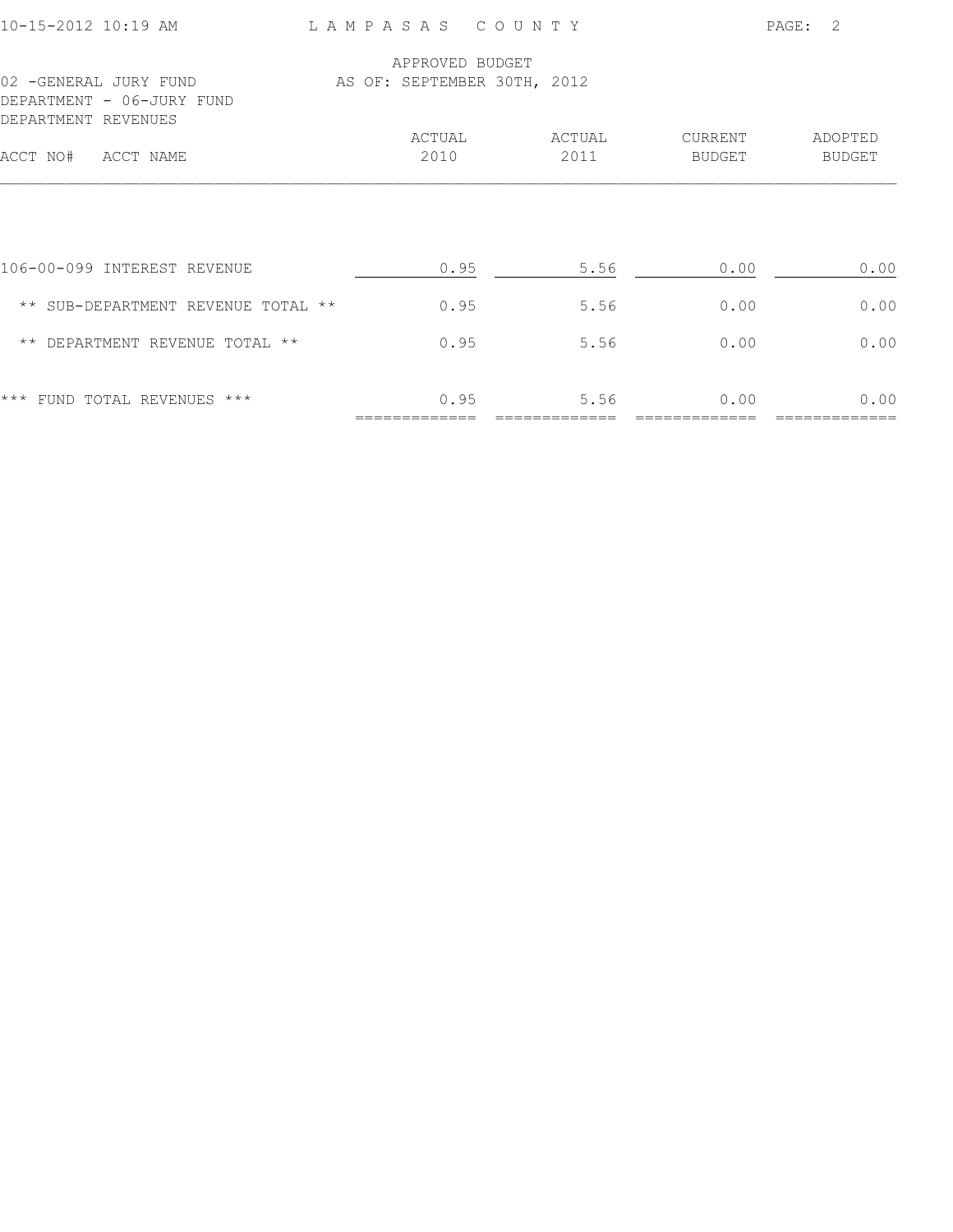APPROVED BUDGET

02 -GENERAL JURY FUND — AS OF: SEPTEMBER 30TH, 2012

DEPARTMENT - 06-JURY FUND

DEPARTMENT REVENUES

| ACCT NO# ACCT NAME | ACTUAL 2010 | ACTUAL 2011 | CURRENT BUDGET | ADOPTED BUDGET |
|---|---|---|---|---|
| 106-00-099 INTEREST REVENUE | 0.95 | 5.56 | 0.00 | 0.00 |
| ** SUB-DEPARTMENT REVENUE TOTAL ** | 0.95 | 5.56 | 0.00 | 0.00 |
| ** DEPARTMENT REVENUE TOTAL ** | 0.95 | 5.56 | 0.00 | 0.00 |
| *** FUND TOTAL REVENUES *** | 0.95 | 5.56 | 0.00 | 0.00 |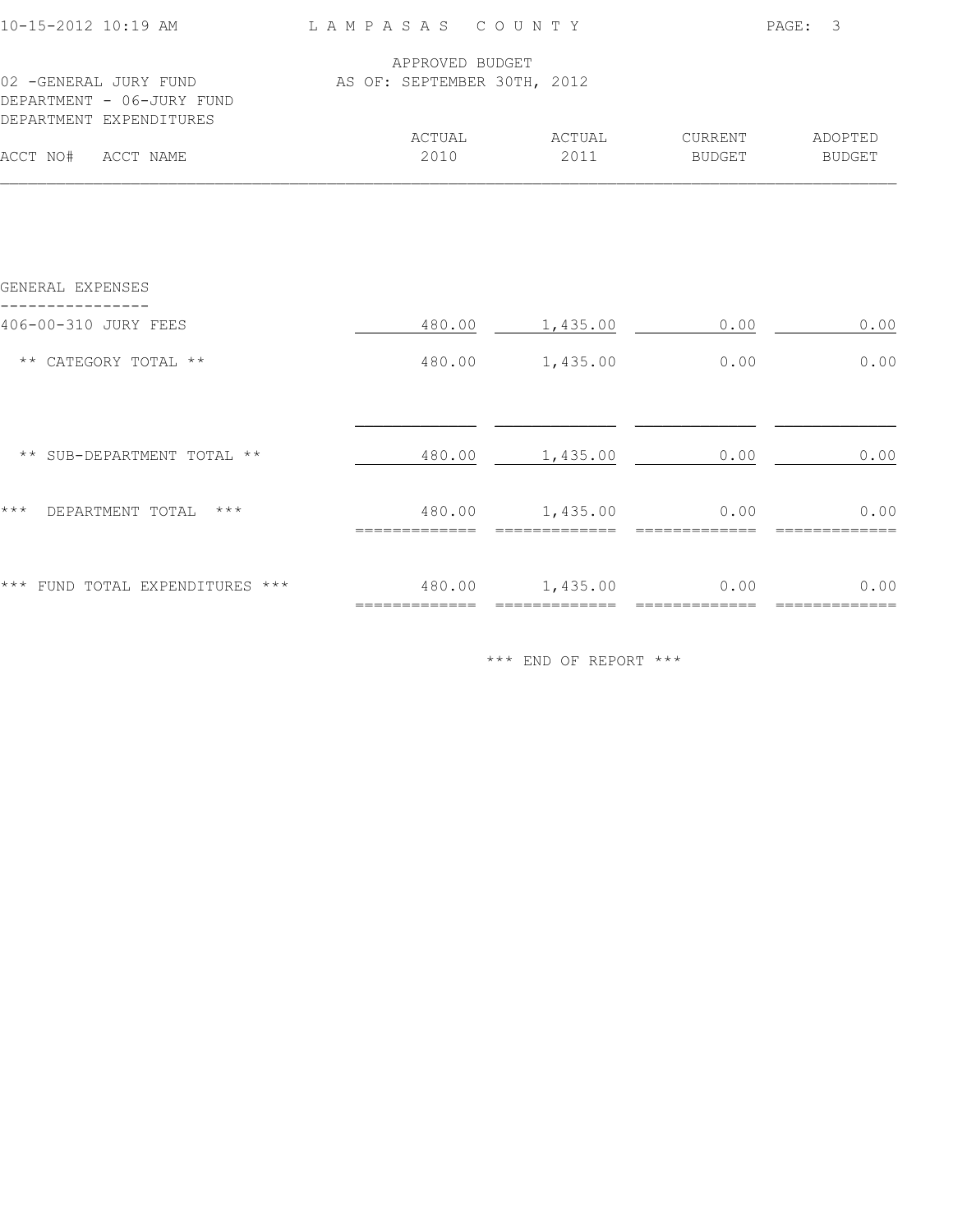LAMPASAS COUNTY

APPROVED BUDGET
AS OF: SEPTEMBER 30TH, 2012

02 -GENERAL JURY FUND
DEPARTMENT - 06-JURY FUND
DEPARTMENT EXPENDITURES

| ACCT NO# ACCT NAME | ACTUAL 2010 | ACTUAL 2011 | CURRENT BUDGET | ADOPTED BUDGET |
|---|---|---|---|---|
| **GENERAL EXPENSES** | | | | |
| 406-00-310 JURY FEES | 480.00 | 1,435.00 | 0.00 | 0.00 |
| ** CATEGORY TOTAL ** | 480.00 | 1,435.00 | 0.00 | 0.00 |
| ** SUB-DEPARTMENT TOTAL ** | 480.00 | 1,435.00 | 0.00 | 0.00 |
| *** DEPARTMENT TOTAL *** | 480.00 | 1,435.00 | 0.00 | 0.00 |
| *** FUND TOTAL EXPENDITURES *** | 480.00 | 1,435.00 | 0.00 | 0.00 |

*** END OF REPORT ***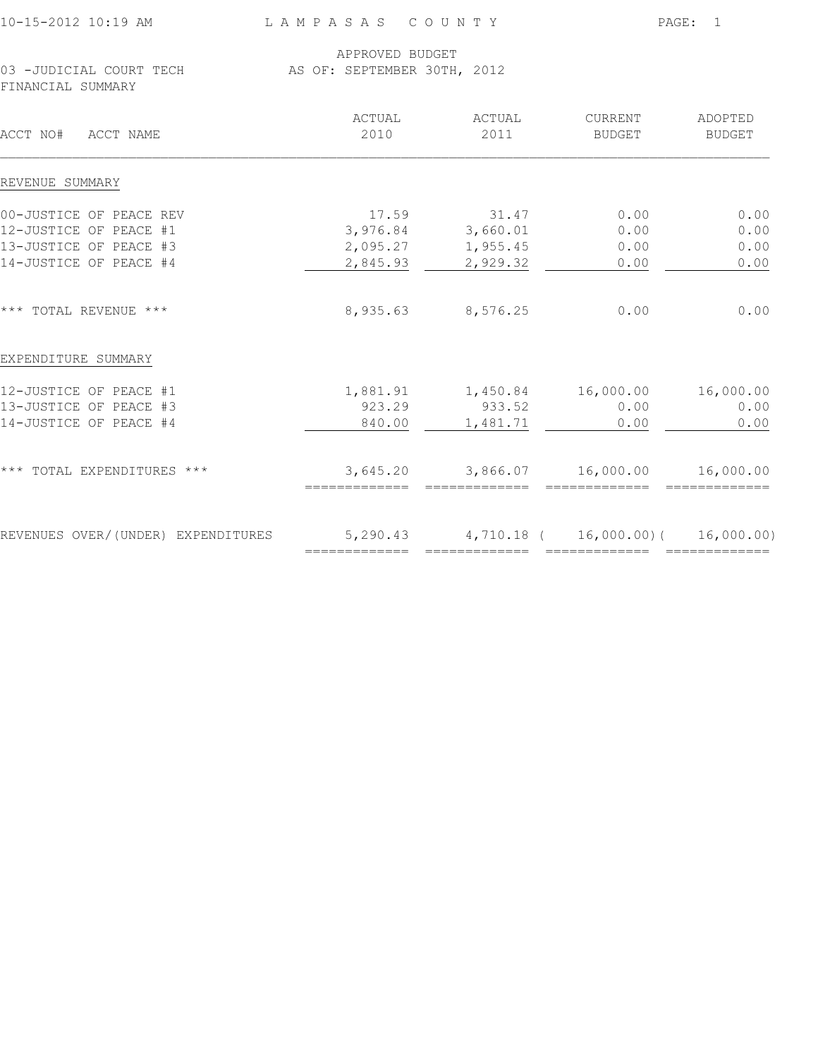LAMPASAS COUNTY

APPROVED BUDGET
03 -JUDICIAL COURT TECH AS OF: SEPTEMBER 30TH, 2012
FINANCIAL SUMMARY

| ACCT NO# ACCT NAME | ACTUAL 2010 | ACTUAL 2011 | CURRENT BUDGET | ADOPTED BUDGET |
|---|---|---|---|---|
| **REVENUE SUMMARY** | | | | |
| 00-JUSTICE OF PEACE REV | 17.59 | 31.47 | 0.00 | 0.00 |
| 12-JUSTICE OF PEACE #1 | 3,976.84 | 3,660.01 | 0.00 | 0.00 |
| 13-JUSTICE OF PEACE #3 | 2,095.27 | 1,955.45 | 0.00 | 0.00 |
| 14-JUSTICE OF PEACE #4 | 2,845.93 | 2,929.32 | 0.00 | 0.00 |
| *** TOTAL REVENUE *** | 8,935.63 | 8,576.25 | 0.00 | 0.00 |
| **EXPENDITURE SUMMARY** | | | | |
| 12-JUSTICE OF PEACE #1 | 1,881.91 | 1,450.84 | 16,000.00 | 16,000.00 |
| 13-JUSTICE OF PEACE #3 | 923.29 | 933.52 | 0.00 | 0.00 |
| 14-JUSTICE OF PEACE #4 | 840.00 | 1,481.71 | 0.00 | 0.00 |
| *** TOTAL EXPENDITURES *** | 3,645.20 | 3,866.07 | 16,000.00 | 16,000.00 |
| REVENUES OVER/(UNDER) EXPENDITURES | 5,290.43 | 4,710.18 | (16,000.00) | (16,000.00) |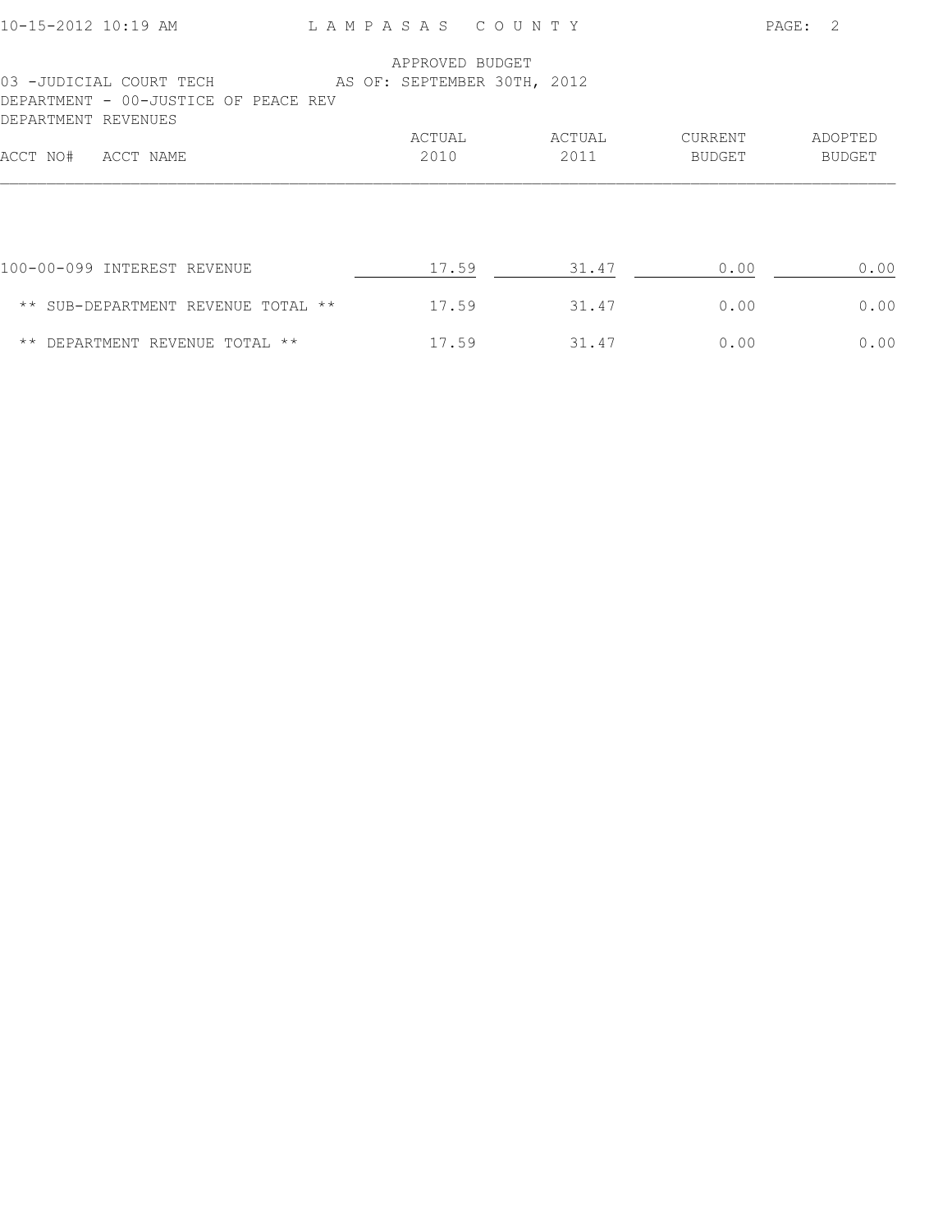APPROVED BUDGET
03 -JUDICIAL COURT TECH AS OF: SEPTEMBER 30TH, 2012
DEPARTMENT - 00-JUSTICE OF PEACE REV
DEPARTMENT REVENUES

| ACCT NO# ACCT NAME | ACTUAL 2010 | ACTUAL 2011 | CURRENT BUDGET | ADOPTED BUDGET |
|---|---|---|---|---|
| 100-00-099 INTEREST REVENUE | 17.59 | 31.47 | 0.00 | 0.00 |
| ** SUB-DEPARTMENT REVENUE TOTAL ** | 17.59 | 31.47 | 0.00 | 0.00 |
| ** DEPARTMENT REVENUE TOTAL ** | 17.59 | 31.47 | 0.00 | 0.00 |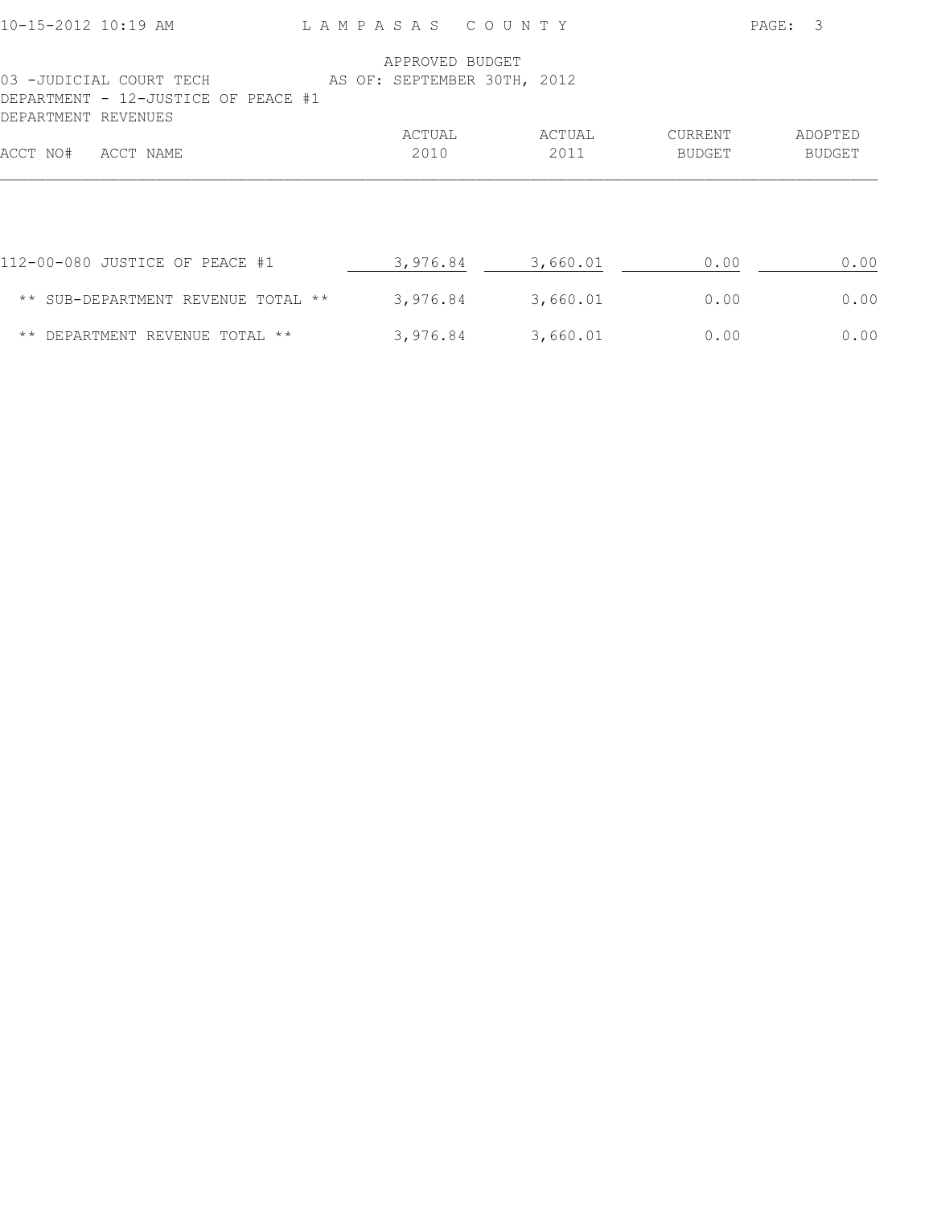LAMPASAS COUNTY

APPROVED BUDGET
AS OF: SEPTEMBER 30TH, 2012

03 -JUDICIAL COURT TECH
DEPARTMENT - 12-JUSTICE OF PEACE #1
DEPARTMENT REVENUES

| ACCT NO# ACCT NAME | ACTUAL 2010 | ACTUAL 2011 | CURRENT BUDGET | ADOPTED BUDGET |
|---|---|---|---|---|
| 112-00-080 JUSTICE OF PEACE #1 | 3,976.84 | 3,660.01 | 0.00 | 0.00 |
| ** SUB-DEPARTMENT REVENUE TOTAL ** | 3,976.84 | 3,660.01 | 0.00 | 0.00 |
| ** DEPARTMENT REVENUE TOTAL ** | 3,976.84 | 3,660.01 | 0.00 | 0.00 |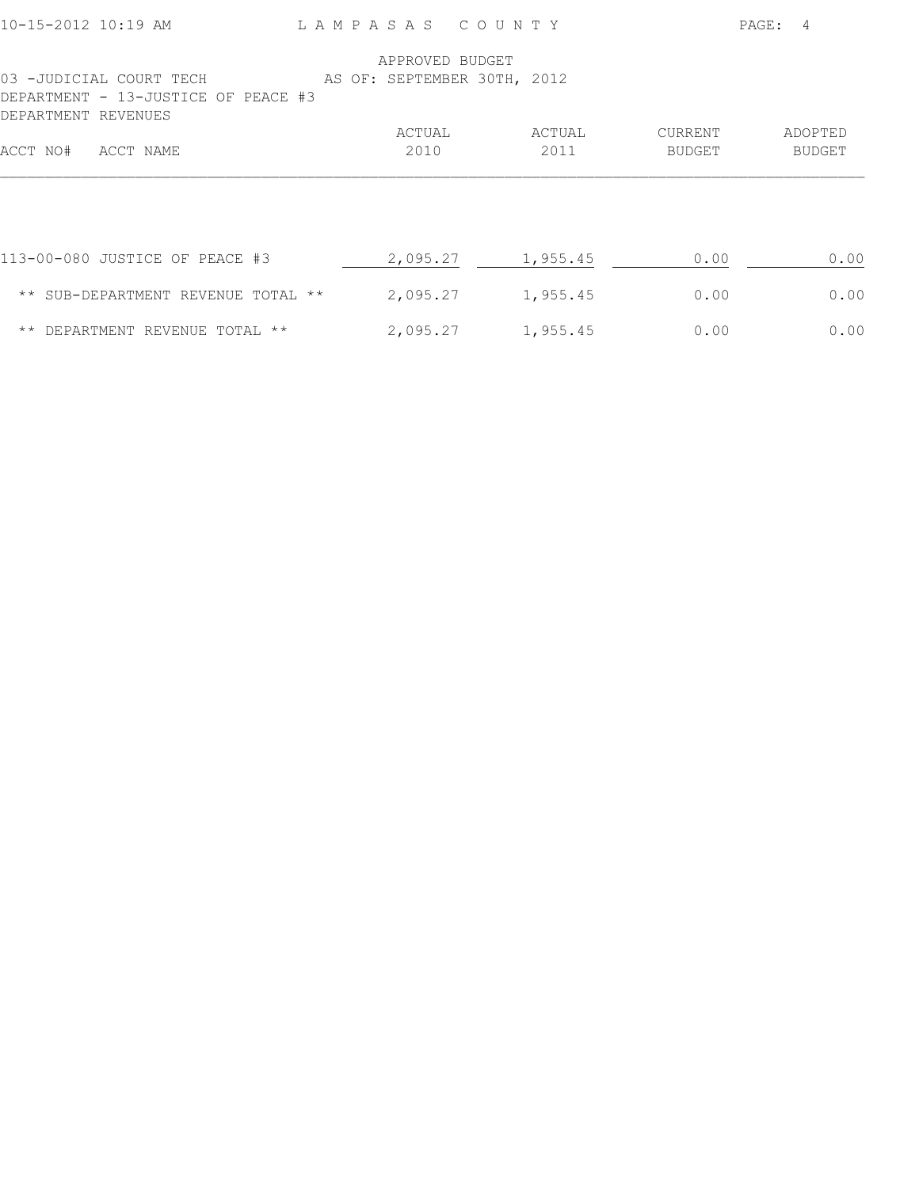LAMPASAS COUNTY

APPROVED BUDGET
AS OF: SEPTEMBER 30TH, 2012

03 -JUDICIAL COURT TECH
DEPARTMENT - 13-JUSTICE OF PEACE #3
DEPARTMENT REVENUES

| ACCT NO# ACCT NAME | ACTUAL 2010 | ACTUAL 2011 | CURRENT BUDGET | ADOPTED BUDGET |
|---|---|---|---|---|
| 113-00-080 JUSTICE OF PEACE #3 | 2,095.27 | 1,955.45 | 0.00 | 0.00 |
| ** SUB-DEPARTMENT REVENUE TOTAL ** | 2,095.27 | 1,955.45 | 0.00 | 0.00 |
| ** DEPARTMENT REVENUE TOTAL ** | 2,095.27 | 1,955.45 | 0.00 | 0.00 |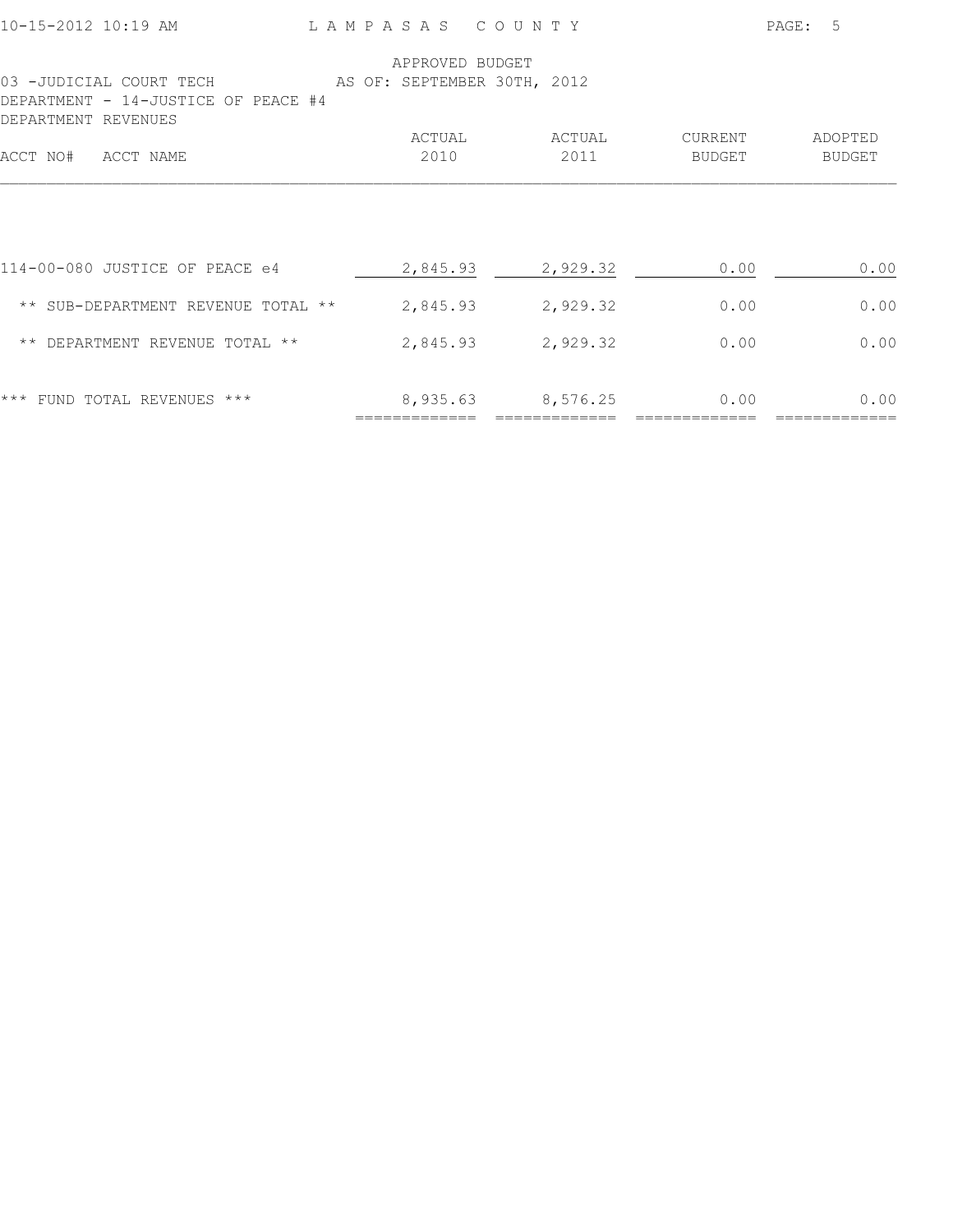APPROVED BUDGET
03 -JUDICIAL COURT TECH AS OF: SEPTEMBER 30TH, 2012
DEPARTMENT - 14-JUSTICE OF PEACE #4
DEPARTMENT REVENUES

| ACCT NO# ACCT NAME | ACTUAL 2010 | ACTUAL 2011 | CURRENT BUDGET | ADOPTED BUDGET |
|---|---|---|---|---|
| 114-00-080 JUSTICE OF PEACE e4 | 2,845.93 | 2,929.32 | 0.00 | 0.00 |
| ** SUB-DEPARTMENT REVENUE TOTAL ** | 2,845.93 | 2,929.32 | 0.00 | 0.00 |
| ** DEPARTMENT REVENUE TOTAL ** | 2,845.93 | 2,929.32 | 0.00 | 0.00 |
| *** FUND TOTAL REVENUES *** | 8,935.63 | 8,576.25 | 0.00 | 0.00 |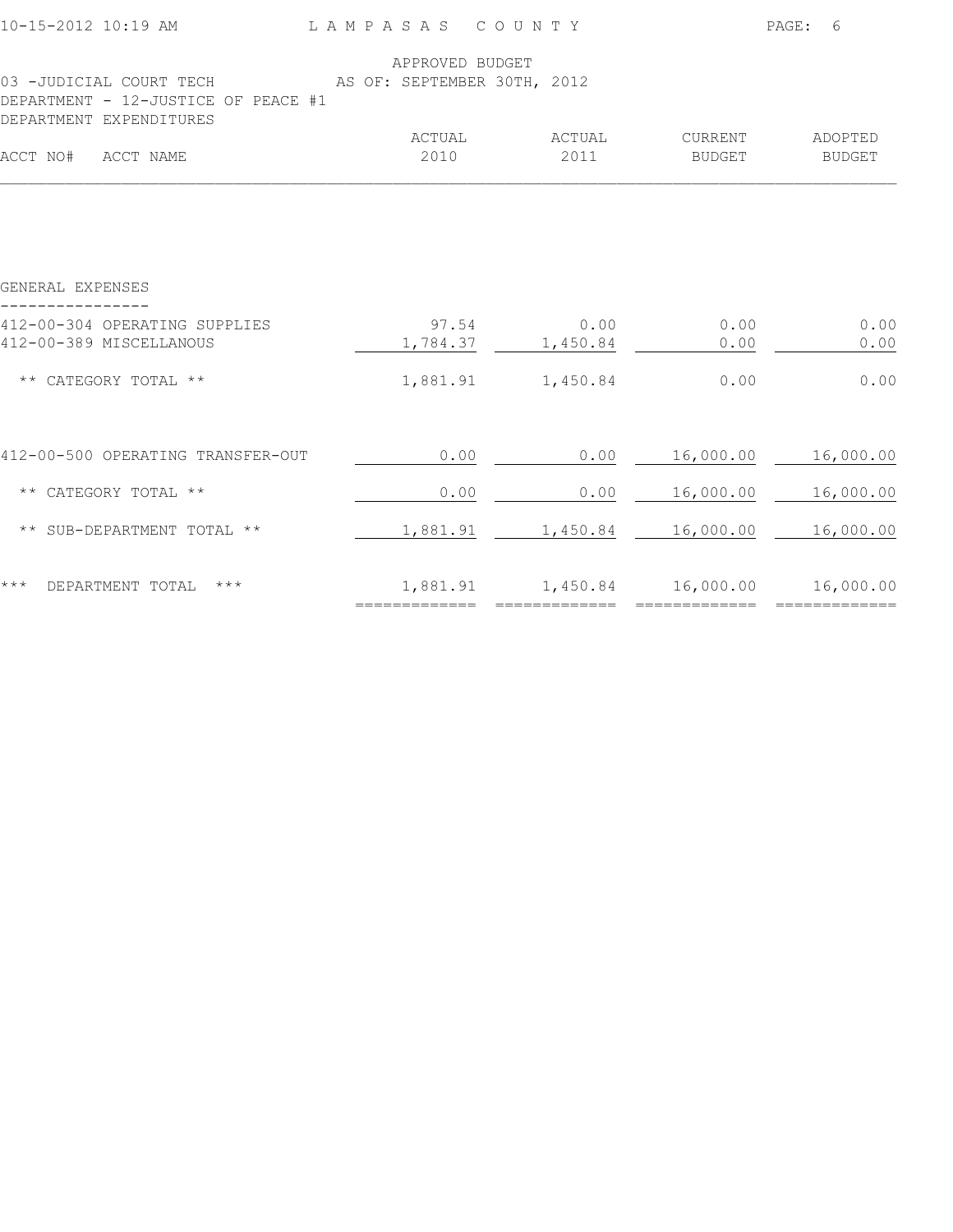LAMPASAS COUNTY

APPROVED BUDGET
AS OF: SEPTEMBER 30TH, 2012

03 -JUDICIAL COURT TECH
DEPARTMENT - 12-JUSTICE OF PEACE #1
DEPARTMENT EXPENDITURES

| ACCT NO# ACCT NAME | ACTUAL 2010 | ACTUAL 2011 | CURRENT BUDGET | ADOPTED BUDGET |
|---|---|---|---|---|
| **GENERAL EXPENSES** | | | | |
| 412-00-304 OPERATING SUPPLIES | 97.54 | 0.00 | 0.00 | 0.00 |
| 412-00-389 MISCELLANOUS | 1,784.37 | 1,450.84 | 0.00 | 0.00 |
| ** CATEGORY TOTAL ** | 1,881.91 | 1,450.84 | 0.00 | 0.00 |
| 412-00-500 OPERATING TRANSFER-OUT | 0.00 | 0.00 | 16,000.00 | 16,000.00 |
| ** CATEGORY TOTAL ** | 0.00 | 0.00 | 16,000.00 | 16,000.00 |
| ** SUB-DEPARTMENT TOTAL ** | 1,881.91 | 1,450.84 | 16,000.00 | 16,000.00 |
| *** DEPARTMENT TOTAL *** | 1,881.91 | 1,450.84 | 16,000.00 | 16,000.00 |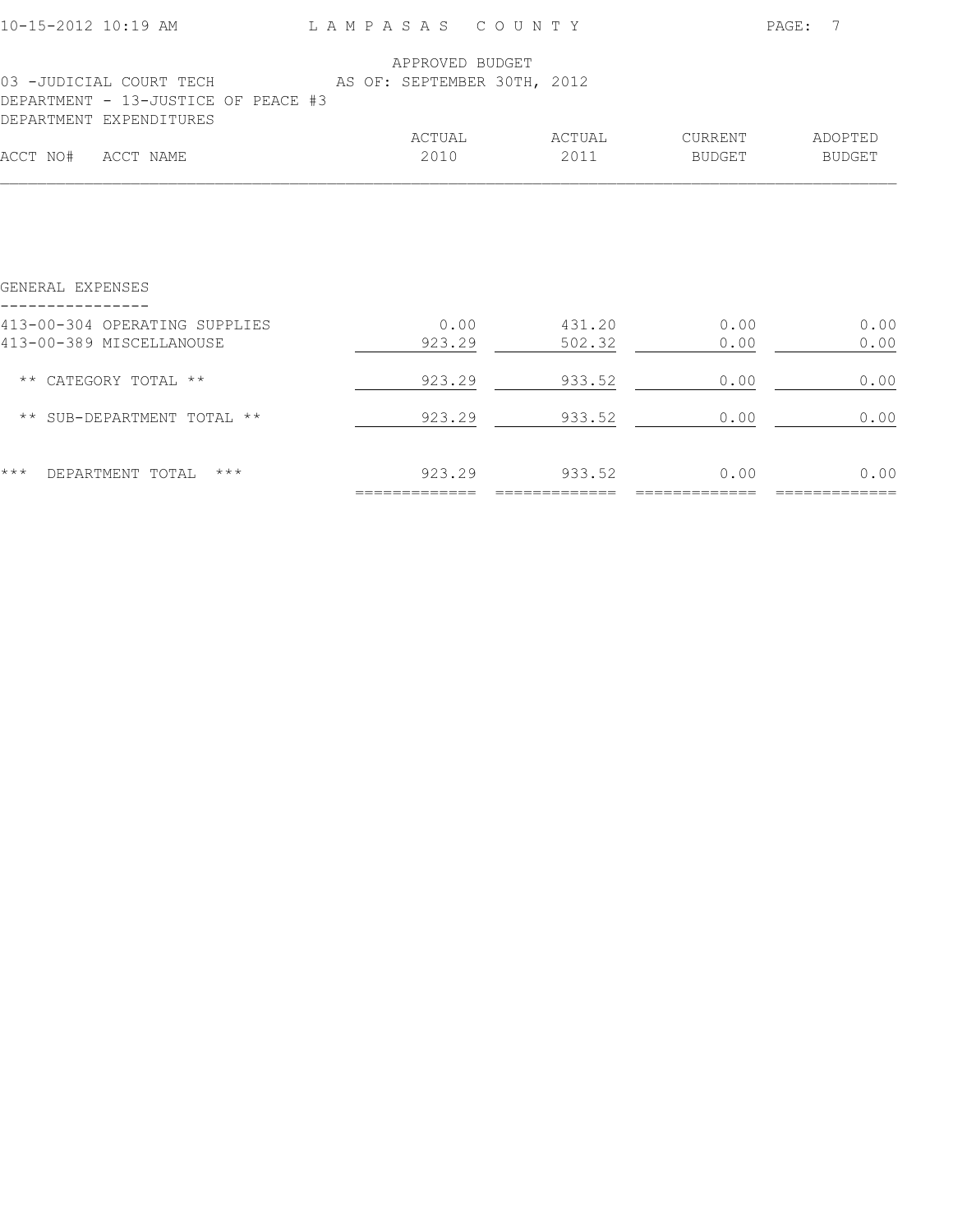LAMPASAS COUNTY

APPROVED BUDGET
AS OF: SEPTEMBER 30TH, 2012

03 -JUDICIAL COURT TECH
DEPARTMENT - 13-JUSTICE OF PEACE #3
DEPARTMENT EXPENDITURES

| ACCT NO# ACCT NAME | ACTUAL 2010 | ACTUAL 2011 | CURRENT BUDGET | ADOPTED BUDGET |
|---|---|---|---|---|
| GENERAL EXPENSES | | | | |
| 413-00-304 OPERATING SUPPLIES | 0.00 | 431.20 | 0.00 | 0.00 |
| 413-00-389 MISCELLANOUSE | 923.29 | 502.32 | 0.00 | 0.00 |
| ** CATEGORY TOTAL ** | 923.29 | 933.52 | 0.00 | 0.00 |
| ** SUB-DEPARTMENT TOTAL ** | 923.29 | 933.52 | 0.00 | 0.00 |
| *** DEPARTMENT TOTAL *** | 923.29 | 933.52 | 0.00 | 0.00 |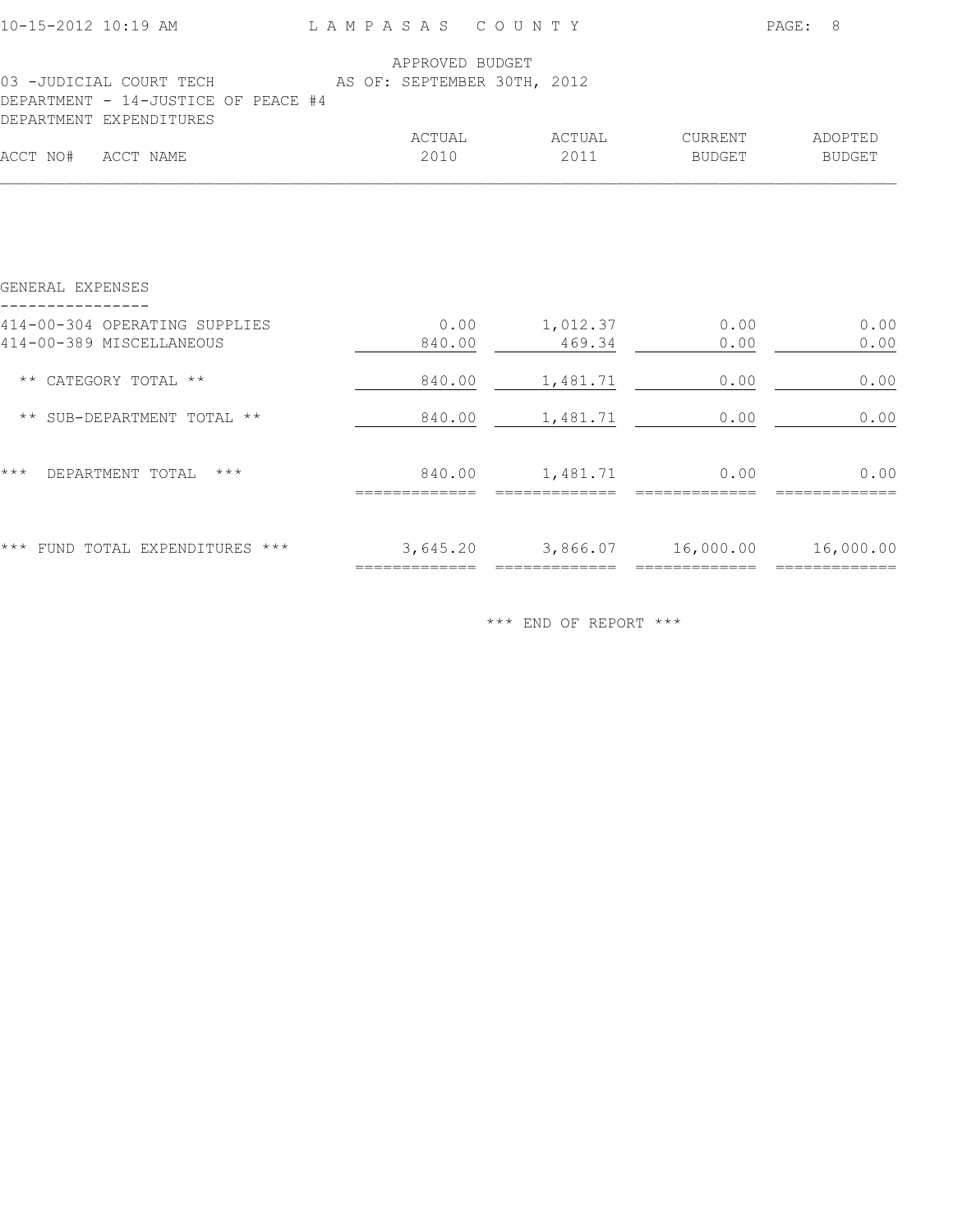APPROVED BUDGET
AS OF: SEPTEMBER 30TH, 2012

03 -JUDICIAL COURT TECH
DEPARTMENT - 14-JUSTICE OF PEACE #4
DEPARTMENT EXPENDITURES

| ACCT NO# ACCT NAME | ACTUAL 2010 | ACTUAL 2011 | CURRENT BUDGET | ADOPTED BUDGET |
|---|---|---|---|---|
| **GENERAL EXPENSES** | | | | |
| 414-00-304 OPERATING SUPPLIES | 0.00 | 1,012.37 | 0.00 | 0.00 |
| 414-00-389 MISCELLANEOUS | 840.00 | 469.34 | 0.00 | 0.00 |
| ** CATEGORY TOTAL ** | 840.00 | 1,481.71 | 0.00 | 0.00 |
| ** SUB-DEPARTMENT TOTAL ** | 840.00 | 1,481.71 | 0.00 | 0.00 |
| *** DEPARTMENT TOTAL *** | 840.00 | 1,481.71 | 0.00 | 0.00 |
| *** FUND TOTAL EXPENDITURES *** | 3,645.20 | 3,866.07 | 16,000.00 | 16,000.00 |

*** END OF REPORT ***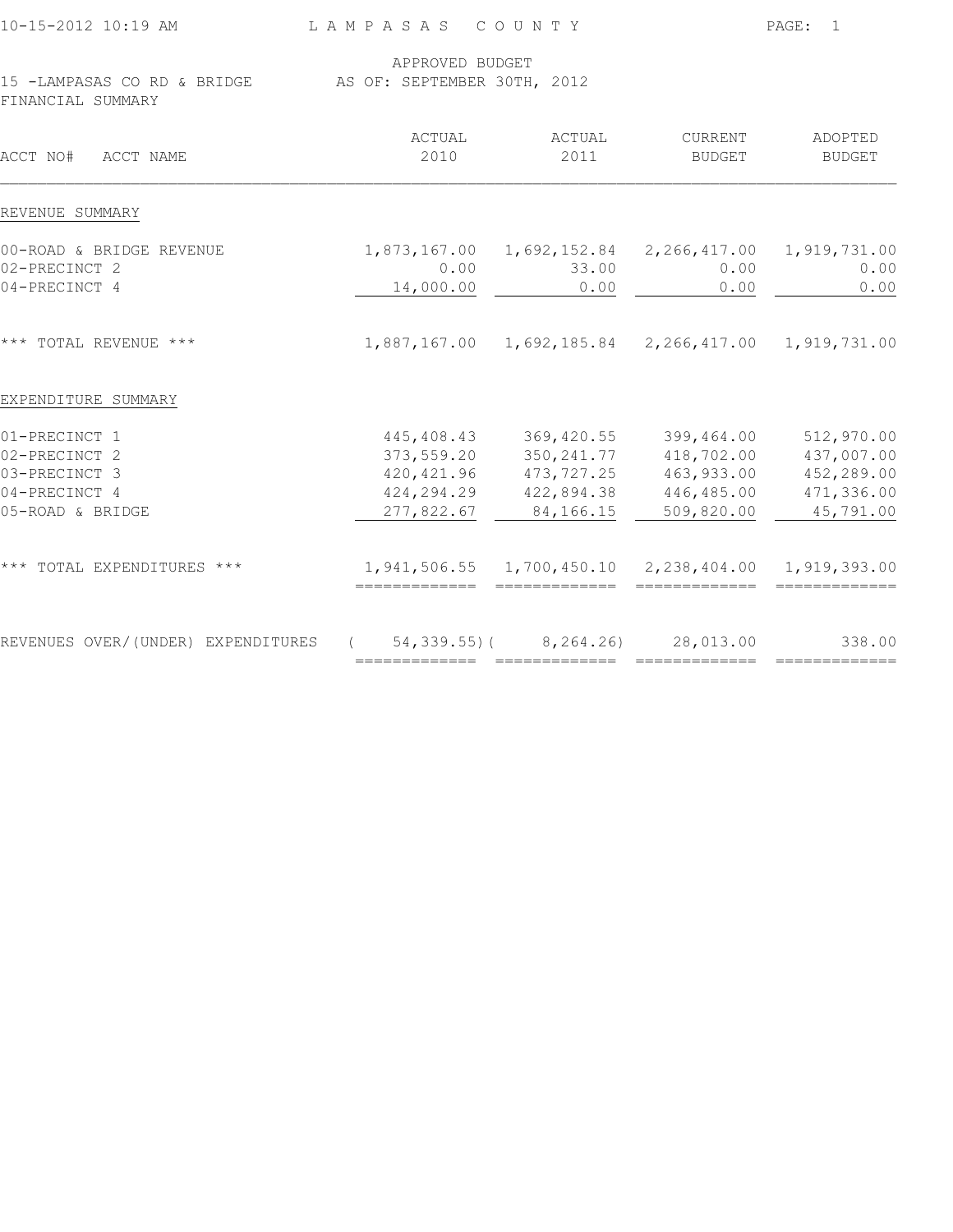10-15-2012 10:19 AM — LAMPASAS COUNTY

APPROVED BUDGET
15 -LAMPASAS CO RD & BRIDGE — AS OF: SEPTEMBER 30TH, 2012
FINANCIAL SUMMARY

| ACCT NO# ACCT NAME | ACTUAL 2010 | ACTUAL 2011 | CURRENT BUDGET | ADOPTED BUDGET |
|---|---|---|---|---|
| **REVENUE SUMMARY** | | | | |
| 00-ROAD & BRIDGE REVENUE | 1,873,167.00 | 1,692,152.84 | 2,266,417.00 | 1,919,731.00 |
| 02-PRECINCT 2 | 0.00 | 33.00 | 0.00 | 0.00 |
| 04-PRECINCT 4 | 14,000.00 | 0.00 | 0.00 | 0.00 |
| *** TOTAL REVENUE *** | 1,887,167.00 | 1,692,185.84 | 2,266,417.00 | 1,919,731.00 |
| **EXPENDITURE SUMMARY** | | | | |
| 01-PRECINCT 1 | 445,408.43 | 369,420.55 | 399,464.00 | 512,970.00 |
| 02-PRECINCT 2 | 373,559.20 | 350,241.77 | 418,702.00 | 437,007.00 |
| 03-PRECINCT 3 | 420,421.96 | 473,727.25 | 463,933.00 | 452,289.00 |
| 04-PRECINCT 4 | 424,294.29 | 422,894.38 | 446,485.00 | 471,336.00 |
| 05-ROAD & BRIDGE | 277,822.67 | 84,166.15 | 509,820.00 | 45,791.00 |
| *** TOTAL EXPENDITURES *** | 1,941,506.55 | 1,700,450.10 | 2,238,404.00 | 1,919,393.00 |
| REVENUES OVER/(UNDER) EXPENDITURES | ( 54,339.55) | ( 8,264.26) | 28,013.00 | 338.00 |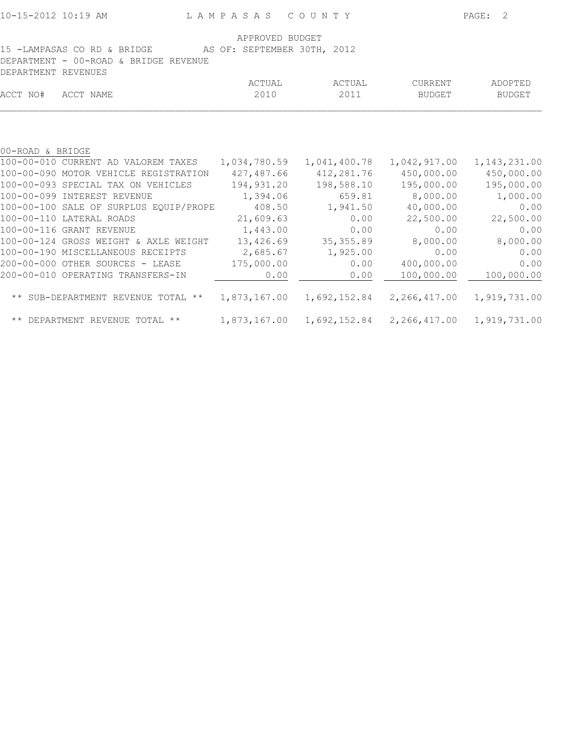APPROVED BUDGET

15 -LAMPASAS CO RD & BRIDGE AS OF: SEPTEMBER 30TH, 2012

DEPARTMENT - 00-ROAD & BRIDGE REVENUE

DEPARTMENT REVENUES

| ACCT NO# | ACCT NAME | ACTUAL 2010 | ACTUAL 2011 | CURRENT BUDGET | ADOPTED BUDGET |
|---|---|---|---|---|---|
| 00-ROAD & BRIDGE | | | | | |
| 100-00-010 | CURRENT AD VALOREM TAXES | 1,034,780.59 | 1,041,400.78 | 1,042,917.00 | 1,143,231.00 |
| 100-00-090 | MOTOR VEHICLE REGISTRATION | 427,487.66 | 412,281.76 | 450,000.00 | 450,000.00 |
| 100-00-093 | SPECIAL TAX ON VEHICLES | 194,931.20 | 198,588.10 | 195,000.00 | 195,000.00 |
| 100-00-099 | INTEREST REVENUE | 1,394.06 | 659.81 | 8,000.00 | 1,000.00 |
| 100-00-100 | SALE OF SURPLUS EQUIP/PROPE | 408.50 | 1,941.50 | 40,000.00 | 0.00 |
| 100-00-110 | LATERAL ROADS | 21,609.63 | 0.00 | 22,500.00 | 22,500.00 |
| 100-00-116 | GRANT REVENUE | 1,443.00 | 0.00 | 0.00 | 0.00 |
| 100-00-124 | GROSS WEIGHT & AXLE WEIGHT | 13,426.69 | 35,355.89 | 8,000.00 | 8,000.00 |
| 100-00-190 | MISCELLANEOUS RECEIPTS | 2,685.67 | 1,925.00 | 0.00 | 0.00 |
| 200-00-000 | OTHER SOURCES - LEASE | 175,000.00 | 0.00 | 400,000.00 | 0.00 |
| 200-00-010 | OPERATING TRANSFERS-IN | 0.00 | 0.00 | 100,000.00 | 100,000.00 |
| ** SUB-DEPARTMENT REVENUE TOTAL ** | | 1,873,167.00 | 1,692,152.84 | 2,266,417.00 | 1,919,731.00 |
| ** DEPARTMENT REVENUE TOTAL ** | | 1,873,167.00 | 1,692,152.84 | 2,266,417.00 | 1,919,731.00 |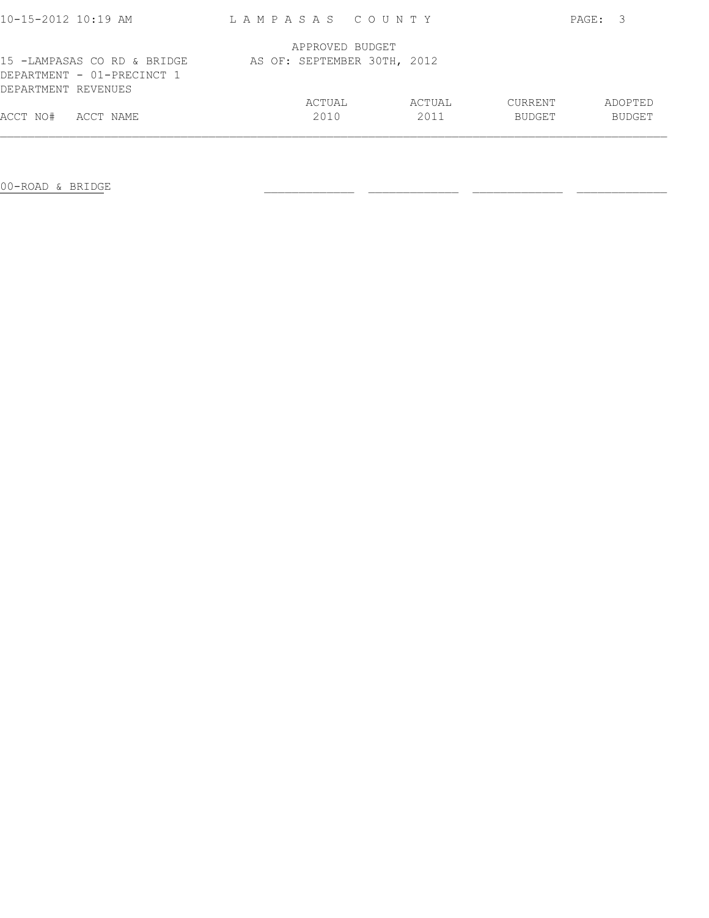APPROVED BUDGET
AS OF: SEPTEMBER 30TH, 2012

15 -LAMPASAS CO RD & BRIDGE
DEPARTMENT - 01-PRECINCT 1
DEPARTMENT REVENUES

| ACCT NO# | ACCT NAME | ACTUAL 2010 | ACTUAL 2011 | CURRENT BUDGET | ADOPTED BUDGET |
|---|---|---|---|---|---|
| 00-ROAD & BRIDGE | | | | | |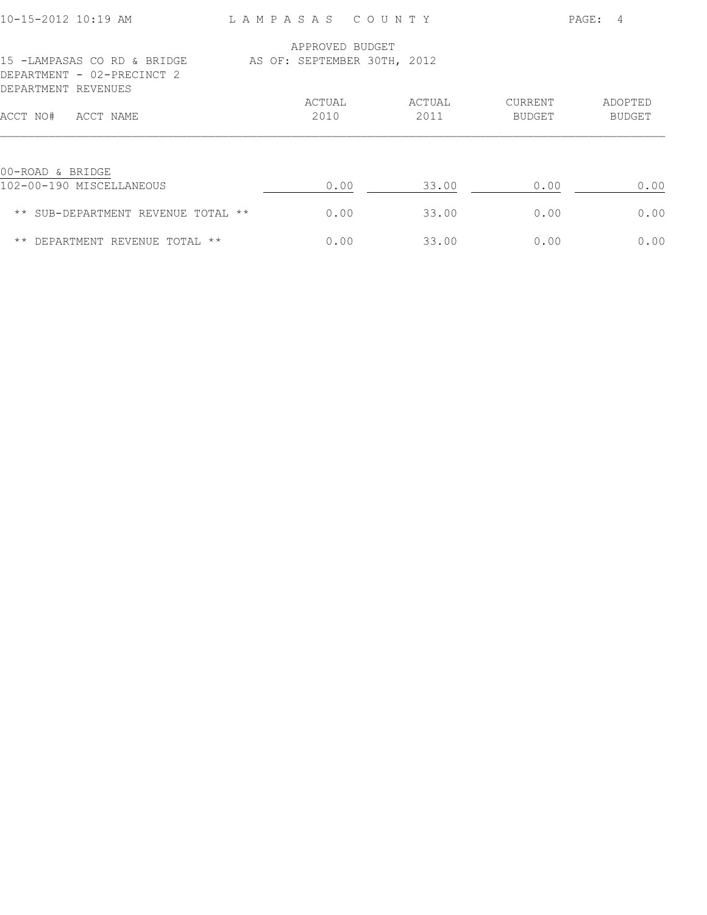APPROVED BUDGET

15 -LAMPASAS CO RD & BRIDGE AS OF: SEPTEMBER 30TH, 2012

DEPARTMENT - 02-PRECINCT 2

DEPARTMENT REVENUES

| ACCT NO# ACCT NAME | ACTUAL 2010 | ACTUAL 2011 | CURRENT BUDGET | ADOPTED BUDGET |
|---|---|---|---|---|
| 00-ROAD & BRIDGE | | | | |
| 102-00-190 MISCELLANEOUS | 0.00 | 33.00 | 0.00 | 0.00 |
| ** SUB-DEPARTMENT REVENUE TOTAL ** | 0.00 | 33.00 | 0.00 | 0.00 |
| ** DEPARTMENT REVENUE TOTAL ** | 0.00 | 33.00 | 0.00 | 0.00 |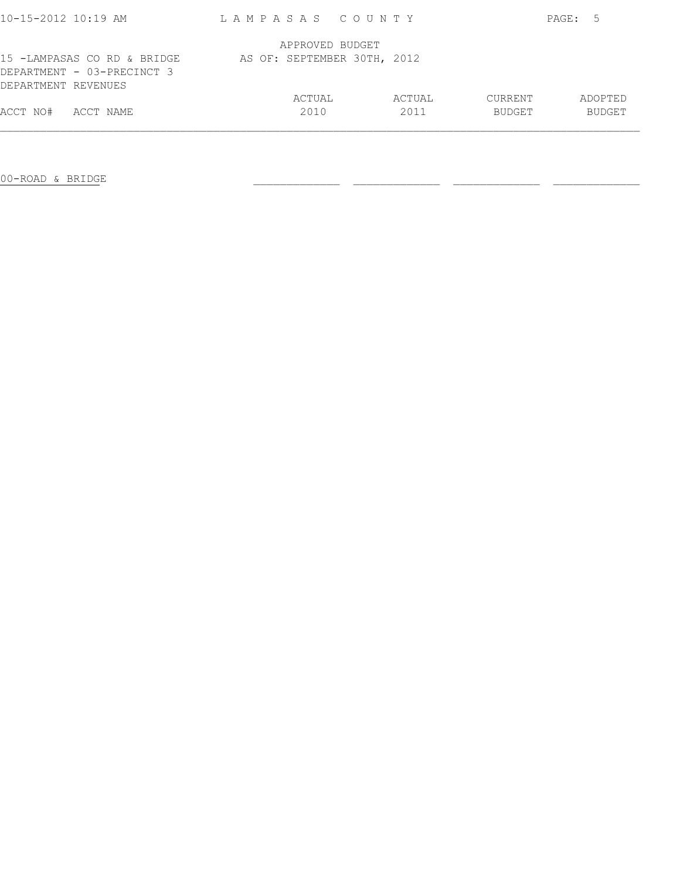APPROVED BUDGET
AS OF: SEPTEMBER 30TH, 2012

15 -LAMPASAS CO RD & BRIDGE
DEPARTMENT - 03-PRECINCT 3
DEPARTMENT REVENUES

| ACCT NO# | ACCT NAME | ACTUAL 2010 | ACTUAL 2011 | CURRENT BUDGET | ADOPTED BUDGET |
|---|---|---|---|---|---|
| | 00-ROAD & BRIDGE | | | | |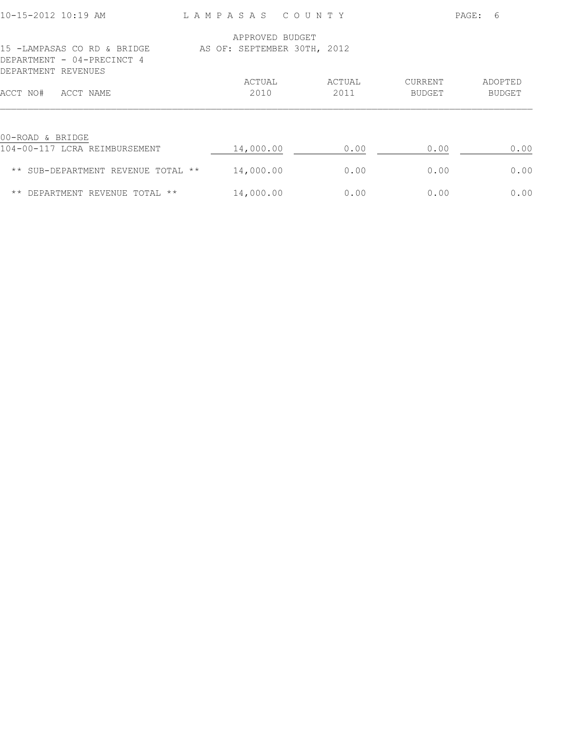APPROVED BUDGET
AS OF: SEPTEMBER 30TH, 2012

15 -LAMPASAS CO RD & BRIDGE
DEPARTMENT - 04-PRECINCT 4
DEPARTMENT REVENUES

| ACCT NO# ACCT NAME | ACTUAL 2010 | ACTUAL 2011 | CURRENT BUDGET | ADOPTED BUDGET |
|---|---|---|---|---|
| 00-ROAD & BRIDGE | | | | |
| 104-00-117 LCRA REIMBURSEMENT | 14,000.00 | 0.00 | 0.00 | 0.00 |
| ** SUB-DEPARTMENT REVENUE TOTAL ** | 14,000.00 | 0.00 | 0.00 | 0.00 |
| ** DEPARTMENT REVENUE TOTAL ** | 14,000.00 | 0.00 | 0.00 | 0.00 |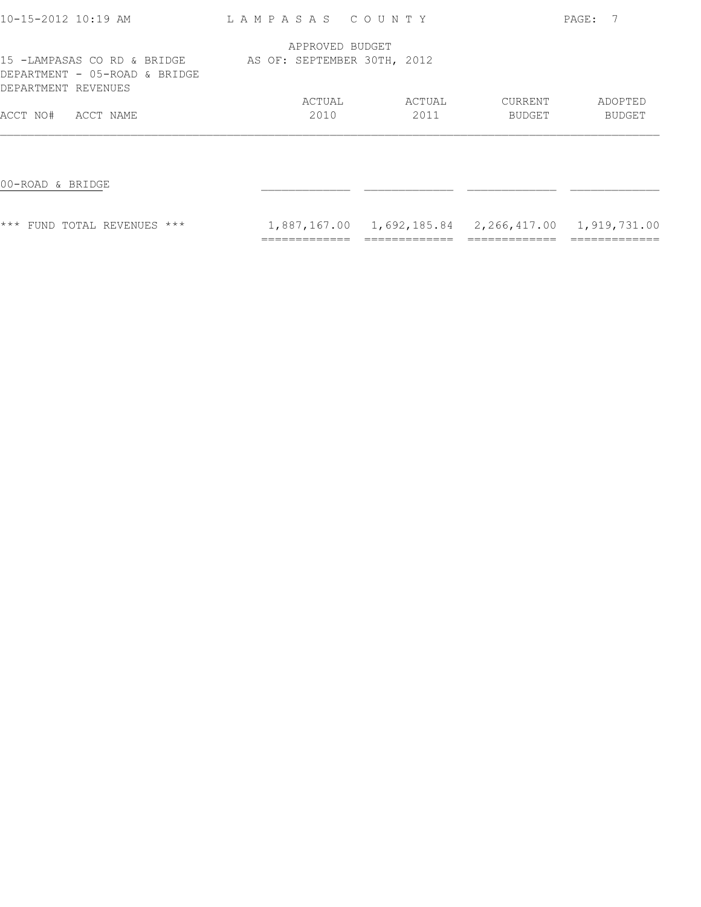APPROVED BUDGET

AS OF: SEPTEMBER 30TH, 2012

15 -LAMPASAS CO RD & BRIDGE

DEPARTMENT - 05-ROAD & BRIDGE

DEPARTMENT REVENUES

| ACCT NO# ACCT NAME | ACTUAL 2010 | ACTUAL 2011 | CURRENT BUDGET | ADOPTED BUDGET |
|---|---|---|---|---|
| 00-ROAD & BRIDGE | | | | |
| *** FUND TOTAL REVENUES *** | 1,887,167.00 | 1,692,185.84 | 2,266,417.00 | 1,919,731.00 |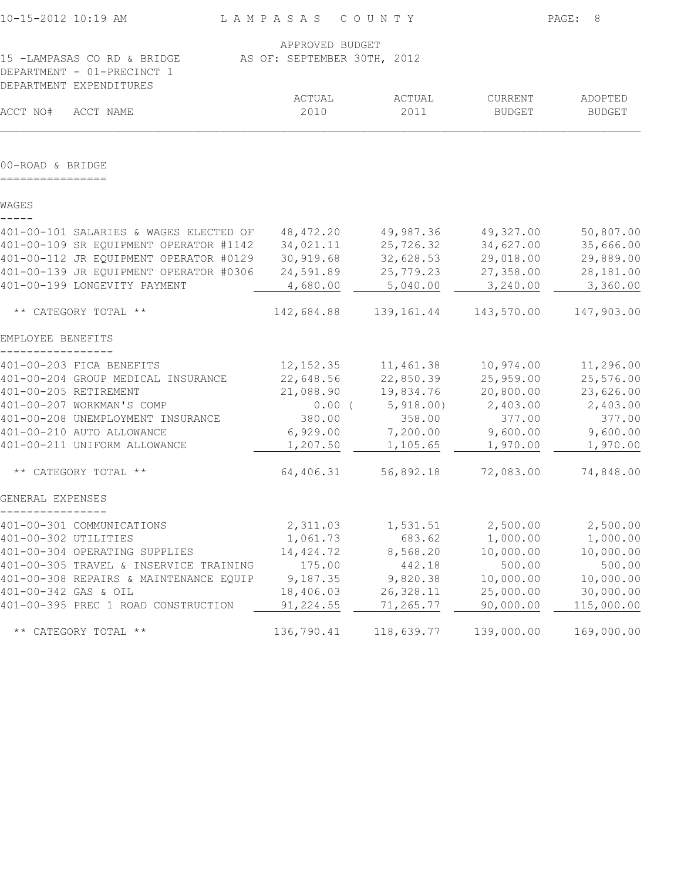APPROVED BUDGET
AS OF: SEPTEMBER 30TH, 2012

15 -LAMPASAS CO RD & BRIDGE
DEPARTMENT - 01-PRECINCT 1
DEPARTMENT EXPENDITURES

## 00-ROAD & BRIDGE

| ACCT NO# | ACCT NAME | ACTUAL 2010 | ACTUAL 2011 | CURRENT BUDGET | ADOPTED BUDGET |
|---|---|---|---|---|---|
| **WAGES** | | | | | |
| 401-00-101 | SALARIES & WAGES ELECTED OF | 48,472.20 | 49,987.36 | 49,327.00 | 50,807.00 |
| 401-00-109 | SR EQUIPMENT OPERATOR #1142 | 34,021.11 | 25,726.32 | 34,627.00 | 35,666.00 |
| 401-00-112 | JR EQUIPMENT OPERATOR #0129 | 30,919.68 | 32,628.53 | 29,018.00 | 29,889.00 |
| 401-00-139 | JR EQUIPMENT OPERATOR #0306 | 24,591.89 | 25,779.23 | 27,358.00 | 28,181.00 |
| 401-00-199 | LONGEVITY PAYMENT | 4,680.00 | 5,040.00 | 3,240.00 | 3,360.00 |
| | ** CATEGORY TOTAL ** | 142,684.88 | 139,161.44 | 143,570.00 | 147,903.00 |
| **EMPLOYEE BENEFITS** | | | | | |
| 401-00-203 | FICA BENEFITS | 12,152.35 | 11,461.38 | 10,974.00 | 11,296.00 |
| 401-00-204 | GROUP MEDICAL INSURANCE | 22,648.56 | 22,850.39 | 25,959.00 | 25,576.00 |
| 401-00-205 | RETIREMENT | 21,088.90 | 19,834.76 | 20,800.00 | 23,626.00 |
| 401-00-207 | WORKMAN'S COMP | 0.00 | (5,918.00) | 2,403.00 | 2,403.00 |
| 401-00-208 | UNEMPLOYMENT INSURANCE | 380.00 | 358.00 | 377.00 | 377.00 |
| 401-00-210 | AUTO ALLOWANCE | 6,929.00 | 7,200.00 | 9,600.00 | 9,600.00 |
| 401-00-211 | UNIFORM ALLOWANCE | 1,207.50 | 1,105.65 | 1,970.00 | 1,970.00 |
| | ** CATEGORY TOTAL ** | 64,406.31 | 56,892.18 | 72,083.00 | 74,848.00 |
| **GENERAL EXPENSES** | | | | | |
| 401-00-301 | COMMUNICATIONS | 2,311.03 | 1,531.51 | 2,500.00 | 2,500.00 |
| 401-00-302 | UTILITIES | 1,061.73 | 683.62 | 1,000.00 | 1,000.00 |
| 401-00-304 | OPERATING SUPPLIES | 14,424.72 | 8,568.20 | 10,000.00 | 10,000.00 |
| 401-00-305 | TRAVEL & INSERVICE TRAINING | 175.00 | 442.18 | 500.00 | 500.00 |
| 401-00-308 | REPAIRS & MAINTENANCE EQUIP | 9,187.35 | 9,820.38 | 10,000.00 | 10,000.00 |
| 401-00-342 | GAS & OIL | 18,406.03 | 26,328.11 | 25,000.00 | 30,000.00 |
| 401-00-395 | PREC 1 ROAD CONSTRUCTION | 91,224.55 | 71,265.77 | 90,000.00 | 115,000.00 |
| | ** CATEGORY TOTAL ** | 136,790.41 | 118,639.77 | 139,000.00 | 169,000.00 |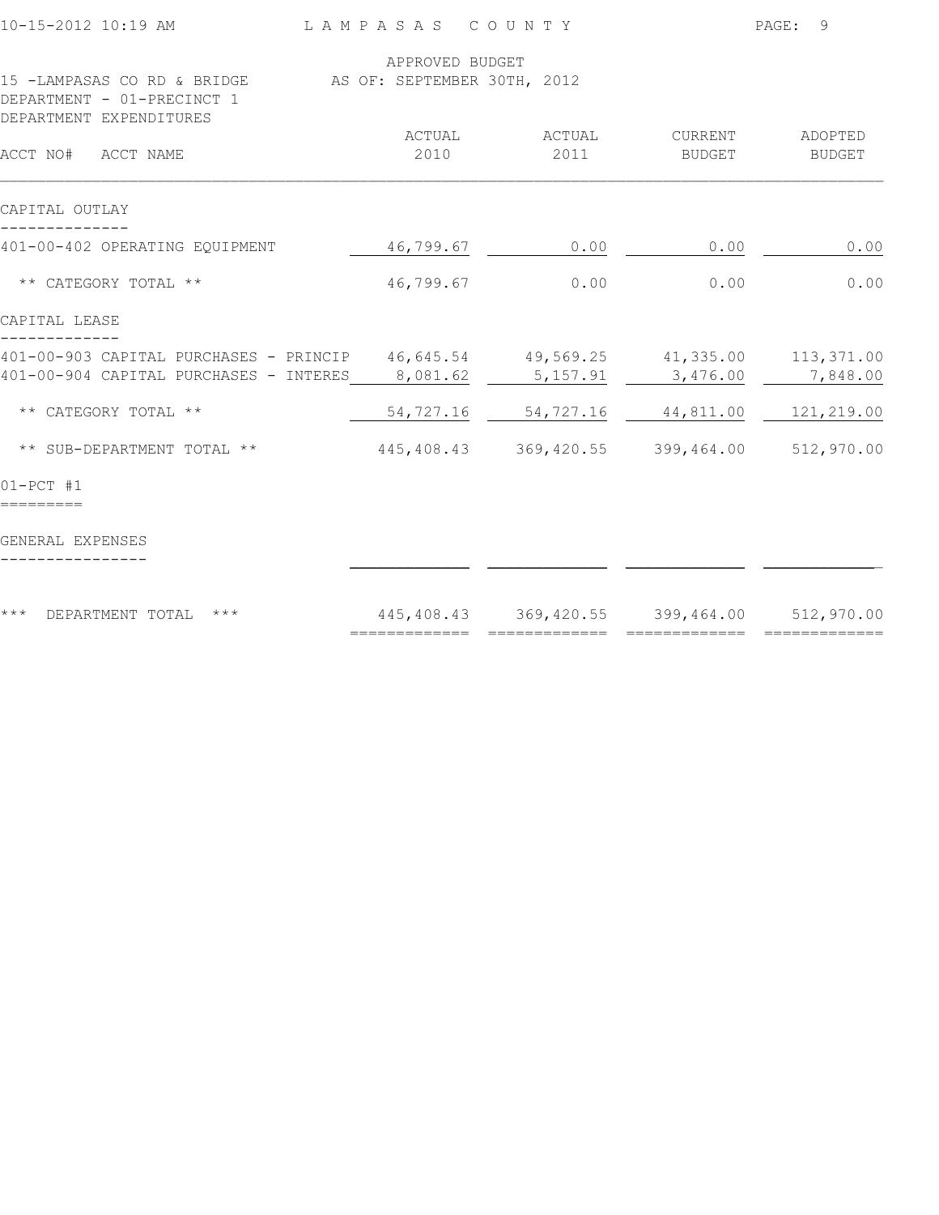APPROVED BUDGET
15 -LAMPASAS CO RD & BRIDGE AS OF: SEPTEMBER 30TH, 2012
DEPARTMENT - 01-PRECINCT 1
DEPARTMENT EXPENDITURES

| ACCT NO# ACCT NAME | ACTUAL 2010 | ACTUAL 2011 | CURRENT BUDGET | ADOPTED BUDGET |
|---|---|---|---|---|
| **CAPITAL OUTLAY** | | | | |
| 401-00-402 OPERATING EQUIPMENT | 46,799.67 | 0.00 | 0.00 | 0.00 |
| ** CATEGORY TOTAL ** | 46,799.67 | 0.00 | 0.00 | 0.00 |
| **CAPITAL LEASE** | | | | |
| 401-00-903 CAPITAL PURCHASES - PRINCIP | 46,645.54 | 49,569.25 | 41,335.00 | 113,371.00 |
| 401-00-904 CAPITAL PURCHASES - INTERES | 8,081.62 | 5,157.91 | 3,476.00 | 7,848.00 |
| ** CATEGORY TOTAL ** | 54,727.16 | 54,727.16 | 44,811.00 | 121,219.00 |
| ** SUB-DEPARTMENT TOTAL ** | 445,408.43 | 369,420.55 | 399,464.00 | 512,970.00 |
| **01-PCT #1** | | | | |
| **GENERAL EXPENSES** | | | | |
| *** DEPARTMENT TOTAL *** | 445,408.43 | 369,420.55 | 399,464.00 | 512,970.00 |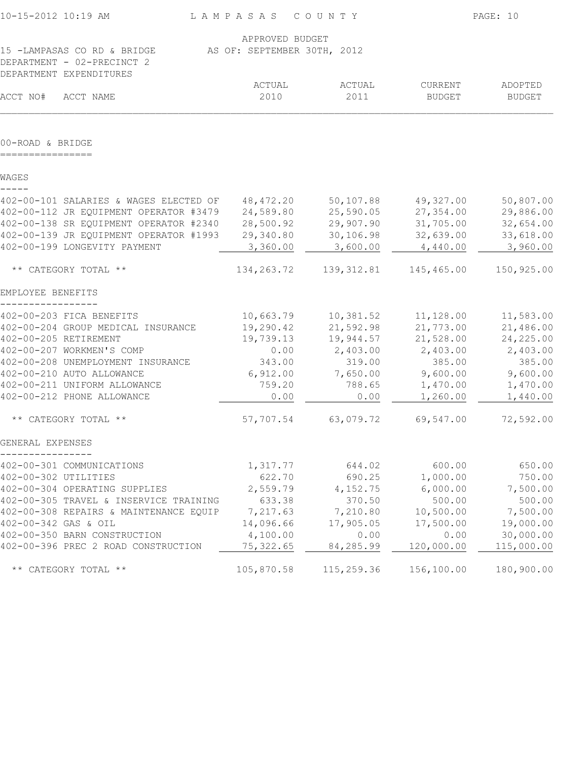LAMPASAS COUNTY

APPROVED BUDGET
AS OF: SEPTEMBER 30TH, 2012

15 -LAMPASAS CO RD & BRIDGE
DEPARTMENT - 02-PRECINCT 2
DEPARTMENT EXPENDITURES

| ACCT NO# | ACCT NAME | ACTUAL 2010 | ACTUAL 2011 | CURRENT BUDGET | ADOPTED BUDGET |
|---|---|---|---|---|---|
| **00-ROAD & BRIDGE** | | | | | |
| **WAGES** | | | | | |
| 402-00-101 | SALARIES & WAGES ELECTED OF | 48,472.20 | 50,107.88 | 49,327.00 | 50,807.00 |
| 402-00-112 | JR EQUIPMENT OPERATOR #3479 | 24,589.80 | 25,590.05 | 27,354.00 | 29,886.00 |
| 402-00-138 | SR EQUIPMENT OPERATOR #2340 | 28,500.92 | 29,907.90 | 31,705.00 | 32,654.00 |
| 402-00-139 | JR EQUIPMENT OPERATOR #1993 | 29,340.80 | 30,106.98 | 32,639.00 | 33,618.00 |
| 402-00-199 | LONGEVITY PAYMENT | 3,360.00 | 3,600.00 | 4,440.00 | 3,960.00 |
| | ** CATEGORY TOTAL ** | 134,263.72 | 139,312.81 | 145,465.00 | 150,925.00 |
| **EMPLOYEE BENEFITS** | | | | | |
| 402-00-203 | FICA BENEFITS | 10,663.79 | 10,381.52 | 11,128.00 | 11,583.00 |
| 402-00-204 | GROUP MEDICAL INSURANCE | 19,290.42 | 21,592.98 | 21,773.00 | 21,486.00 |
| 402-00-205 | RETIREMENT | 19,739.13 | 19,944.57 | 21,528.00 | 24,225.00 |
| 402-00-207 | WORKMEN'S COMP | 0.00 | 2,403.00 | 2,403.00 | 2,403.00 |
| 402-00-208 | UNEMPLOYMENT INSURANCE | 343.00 | 319.00 | 385.00 | 385.00 |
| 402-00-210 | AUTO ALLOWANCE | 6,912.00 | 7,650.00 | 9,600.00 | 9,600.00 |
| 402-00-211 | UNIFORM ALLOWANCE | 759.20 | 788.65 | 1,470.00 | 1,470.00 |
| 402-00-212 | PHONE ALLOWANCE | 0.00 | 0.00 | 1,260.00 | 1,440.00 |
| | ** CATEGORY TOTAL ** | 57,707.54 | 63,079.72 | 69,547.00 | 72,592.00 |
| **GENERAL EXPENSES** | | | | | |
| 402-00-301 | COMMUNICATIONS | 1,317.77 | 644.02 | 600.00 | 650.00 |
| 402-00-302 | UTILITIES | 622.70 | 690.25 | 1,000.00 | 750.00 |
| 402-00-304 | OPERATING SUPPLIES | 2,559.79 | 4,152.75 | 6,000.00 | 7,500.00 |
| 402-00-305 | TRAVEL & INSERVICE TRAINING | 633.38 | 370.50 | 500.00 | 500.00 |
| 402-00-308 | REPAIRS & MAINTENANCE EQUIP | 7,217.63 | 7,210.80 | 10,500.00 | 7,500.00 |
| 402-00-342 | GAS & OIL | 14,096.66 | 17,905.05 | 17,500.00 | 19,000.00 |
| 402-00-350 | BARN CONSTRUCTION | 4,100.00 | 0.00 | 0.00 | 30,000.00 |
| 402-00-396 | PREC 2 ROAD CONSTRUCTION | 75,322.65 | 84,285.99 | 120,000.00 | 115,000.00 |
| | ** CATEGORY TOTAL ** | 105,870.58 | 115,259.36 | 156,100.00 | 180,900.00 |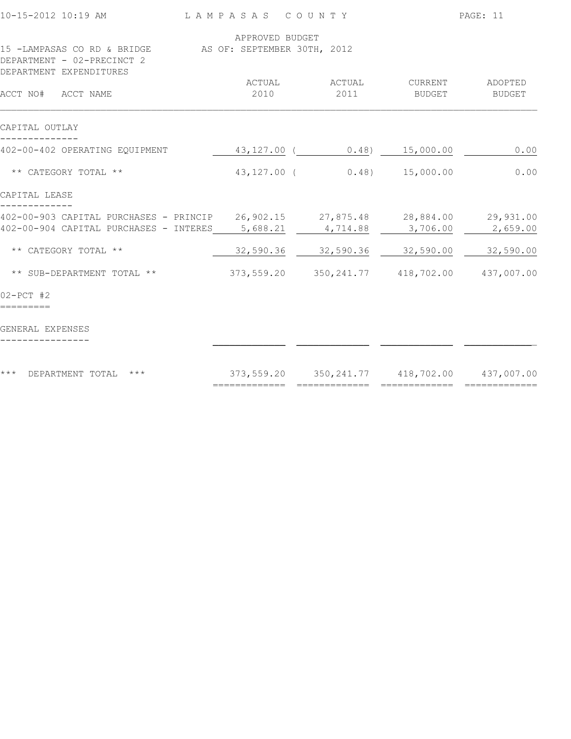15 -LAMPASAS CO RD & BRIDGE

APPROVED BUDGET
AS OF: SEPTEMBER 30TH, 2012

DEPARTMENT - 02-PRECINCT 2
DEPARTMENT EXPENDITURES

| ACCT NO# ACCT NAME | ACTUAL 2010 | ACTUAL 2011 | CURRENT BUDGET | ADOPTED BUDGET |
|---|---|---|---|---|
| **CAPITAL OUTLAY** | | | | |
| 402-00-402 OPERATING EQUIPMENT | 43,127.00 | ( 0.48) | 15,000.00 | 0.00 |
| ** CATEGORY TOTAL ** | 43,127.00 | ( 0.48) | 15,000.00 | 0.00 |
| **CAPITAL LEASE** | | | | |
| 402-00-903 CAPITAL PURCHASES - PRINCIP | 26,902.15 | 27,875.48 | 28,884.00 | 29,931.00 |
| 402-00-904 CAPITAL PURCHASES - INTERES | 5,688.21 | 4,714.88 | 3,706.00 | 2,659.00 |
| ** CATEGORY TOTAL ** | 32,590.36 | 32,590.36 | 32,590.00 | 32,590.00 |
| ** SUB-DEPARTMENT TOTAL ** | 373,559.20 | 350,241.77 | 418,702.00 | 437,007.00 |
| **02-PCT #2** | | | | |
| **GENERAL EXPENSES** | | | | |
| *** DEPARTMENT TOTAL *** | 373,559.20 | 350,241.77 | 418,702.00 | 437,007.00 |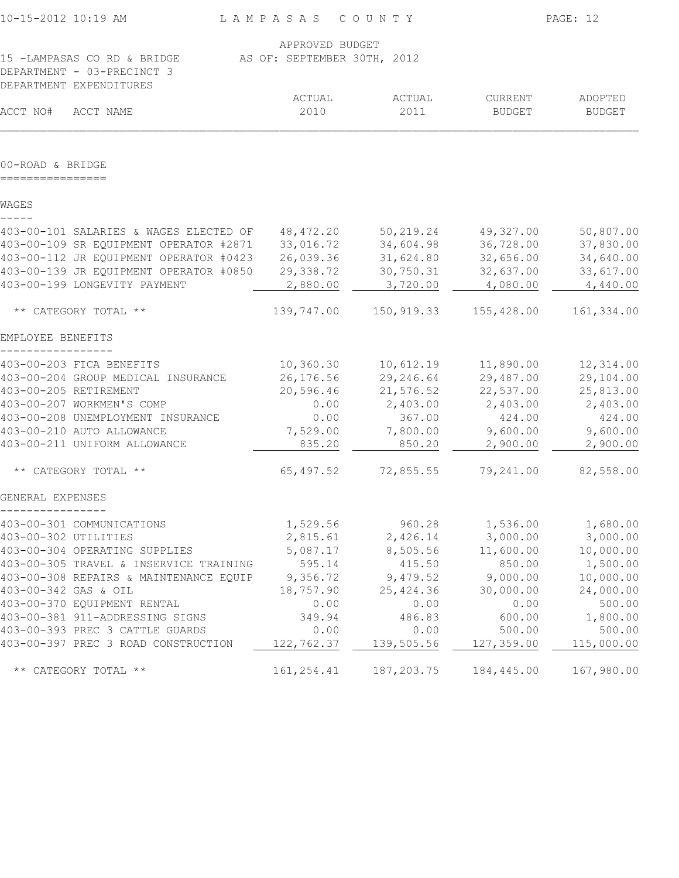APPROVED BUDGET

15 -LAMPASAS CO RD & BRIDGE AS OF: SEPTEMBER 30TH, 2012

DEPARTMENT - 03-PRECINCT 3

DEPARTMENT EXPENDITURES

| ACCT NO# | ACCT NAME | ACTUAL 2010 | ACTUAL 2011 | CURRENT BUDGET | ADOPTED BUDGET |
|---|---|---|---|---|---|
| **00-ROAD & BRIDGE** | | | | | |
| **WAGES** | | | | | |
| 403-00-101 | SALARIES & WAGES ELECTED OF | 48,472.20 | 50,219.24 | 49,327.00 | 50,807.00 |
| 403-00-109 | SR EQUIPMENT OPERATOR #2871 | 33,016.72 | 34,604.98 | 36,728.00 | 37,830.00 |
| 403-00-112 | JR EQUIPMENT OPERATOR #0423 | 26,039.36 | 31,624.80 | 32,656.00 | 34,640.00 |
| 403-00-139 | JR EQUIPMENT OPERATOR #0850 | 29,338.72 | 30,750.31 | 32,637.00 | 33,617.00 |
| 403-00-199 | LONGEVITY PAYMENT | 2,880.00 | 3,720.00 | 4,080.00 | 4,440.00 |
| | ** CATEGORY TOTAL ** | 139,747.00 | 150,919.33 | 155,428.00 | 161,334.00 |
| **EMPLOYEE BENEFITS** | | | | | |
| 403-00-203 | FICA BENEFITS | 10,360.30 | 10,612.19 | 11,890.00 | 12,314.00 |
| 403-00-204 | GROUP MEDICAL INSURANCE | 26,176.56 | 29,246.64 | 29,487.00 | 29,104.00 |
| 403-00-205 | RETIREMENT | 20,596.46 | 21,576.52 | 22,537.00 | 25,813.00 |
| 403-00-207 | WORKMEN'S COMP | 0.00 | 2,403.00 | 2,403.00 | 2,403.00 |
| 403-00-208 | UNEMPLOYMENT INSURANCE | 0.00 | 367.00 | 424.00 | 424.00 |
| 403-00-210 | AUTO ALLOWANCE | 7,529.00 | 7,800.00 | 9,600.00 | 9,600.00 |
| 403-00-211 | UNIFORM ALLOWANCE | 835.20 | 850.20 | 2,900.00 | 2,900.00 |
| | ** CATEGORY TOTAL ** | 65,497.52 | 72,855.55 | 79,241.00 | 82,558.00 |
| **GENERAL EXPENSES** | | | | | |
| 403-00-301 | COMMUNICATIONS | 1,529.56 | 960.28 | 1,536.00 | 1,680.00 |
| 403-00-302 | UTILITIES | 2,815.61 | 2,426.14 | 3,000.00 | 3,000.00 |
| 403-00-304 | OPERATING SUPPLIES | 5,087.17 | 8,505.56 | 11,600.00 | 10,000.00 |
| 403-00-305 | TRAVEL & INSERVICE TRAINING | 595.14 | 415.50 | 850.00 | 1,500.00 |
| 403-00-308 | REPAIRS & MAINTENANCE EQUIP | 9,356.72 | 9,479.52 | 9,000.00 | 10,000.00 |
| 403-00-342 | GAS & OIL | 18,757.90 | 25,424.36 | 30,000.00 | 24,000.00 |
| 403-00-370 | EQUIPMENT RENTAL | 0.00 | 0.00 | 0.00 | 500.00 |
| 403-00-381 | 911-ADDRESSING SIGNS | 349.94 | 486.83 | 600.00 | 1,800.00 |
| 403-00-393 | PREC 3 CATTLE GUARDS | 0.00 | 0.00 | 500.00 | 500.00 |
| 403-00-397 | PREC 3 ROAD CONSTRUCTION | 122,762.37 | 139,505.56 | 127,359.00 | 115,000.00 |
| | ** CATEGORY TOTAL ** | 161,254.41 | 187,203.75 | 184,445.00 | 167,980.00 |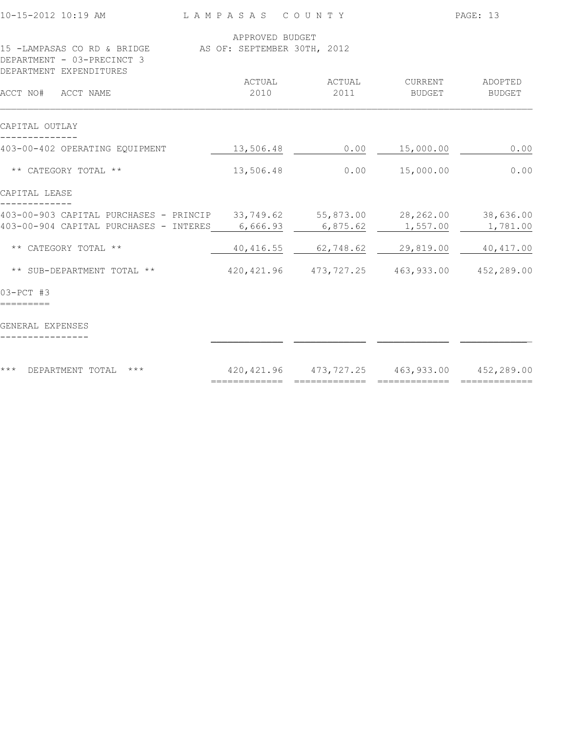LAMPASAS COUNTY

APPROVED BUDGET
AS OF: SEPTEMBER 30TH, 2012

15 -LAMPASAS CO RD & BRIDGE
DEPARTMENT - 03-PRECINCT 3
DEPARTMENT EXPENDITURES

| ACCT NO# ACCT NAME | ACTUAL 2010 | ACTUAL 2011 | CURRENT BUDGET | ADOPTED BUDGET |
|---|---|---|---|---|
| **CAPITAL OUTLAY** | | | | |
| 403-00-402 OPERATING EQUIPMENT | 13,506.48 | 0.00 | 15,000.00 | 0.00 |
| ** CATEGORY TOTAL ** | 13,506.48 | 0.00 | 15,000.00 | 0.00 |
| **CAPITAL LEASE** | | | | |
| 403-00-903 CAPITAL PURCHASES - PRINCIP | 33,749.62 | 55,873.00 | 28,262.00 | 38,636.00 |
| 403-00-904 CAPITAL PURCHASES - INTERES | 6,666.93 | 6,875.62 | 1,557.00 | 1,781.00 |
| ** CATEGORY TOTAL ** | 40,416.55 | 62,748.62 | 29,819.00 | 40,417.00 |
| ** SUB-DEPARTMENT TOTAL ** | 420,421.96 | 473,727.25 | 463,933.00 | 452,289.00 |
| **03-PCT #3** | | | | |
| **GENERAL EXPENSES** | | | | |
| *** DEPARTMENT TOTAL *** | 420,421.96 | 473,727.25 | 463,933.00 | 452,289.00 |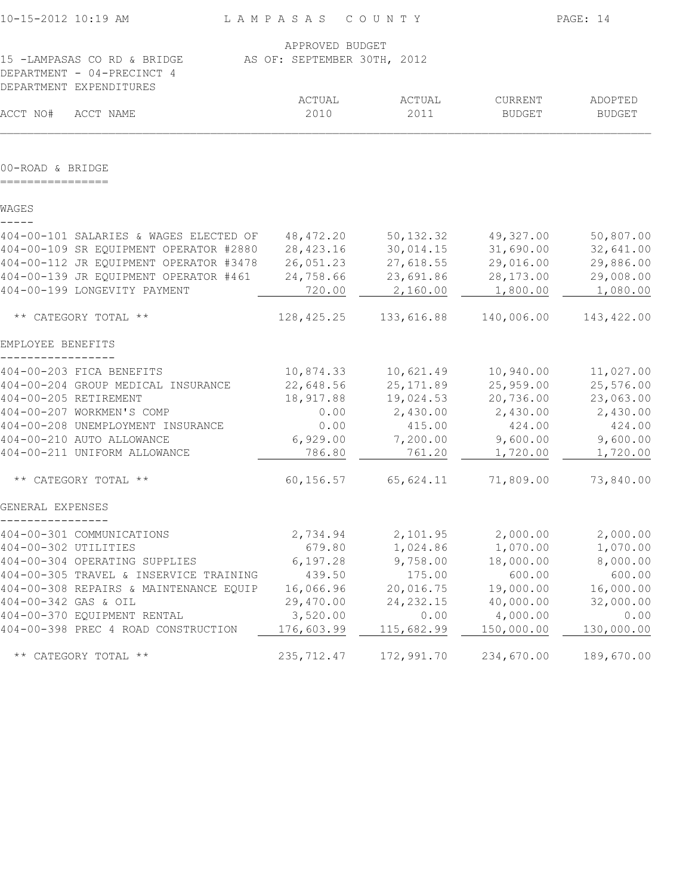APPROVED BUDGET
AS OF: SEPTEMBER 30TH, 2012

15 -LAMPASAS CO RD & BRIDGE
DEPARTMENT - 04-PRECINCT 4
DEPARTMENT EXPENDITURES

| ACCT NO# | ACCT NAME | ACTUAL 2010 | ACTUAL 2011 | CURRENT BUDGET | ADOPTED BUDGET |
|---|---|---|---|---|---|
| **00-ROAD & BRIDGE** | | | | | |
| **WAGES** | | | | | |
| 404-00-101 | SALARIES & WAGES ELECTED OF | 48,472.20 | 50,132.32 | 49,327.00 | 50,807.00 |
| 404-00-109 | SR EQUIPMENT OPERATOR #2880 | 28,423.16 | 30,014.15 | 31,690.00 | 32,641.00 |
| 404-00-112 | JR EQUIPMENT OPERATOR #3478 | 26,051.23 | 27,618.55 | 29,016.00 | 29,886.00 |
| 404-00-139 | JR EQUIPMENT OPERATOR #461 | 24,758.66 | 23,691.86 | 28,173.00 | 29,008.00 |
| 404-00-199 | LONGEVITY PAYMENT | 720.00 | 2,160.00 | 1,800.00 | 1,080.00 |
| | ** CATEGORY TOTAL ** | 128,425.25 | 133,616.88 | 140,006.00 | 143,422.00 |
| **EMPLOYEE BENEFITS** | | | | | |
| 404-00-203 | FICA BENEFITS | 10,874.33 | 10,621.49 | 10,940.00 | 11,027.00 |
| 404-00-204 | GROUP MEDICAL INSURANCE | 22,648.56 | 25,171.89 | 25,959.00 | 25,576.00 |
| 404-00-205 | RETIREMENT | 18,917.88 | 19,024.53 | 20,736.00 | 23,063.00 |
| 404-00-207 | WORKMEN'S COMP | 0.00 | 2,430.00 | 2,430.00 | 2,430.00 |
| 404-00-208 | UNEMPLOYMENT INSURANCE | 0.00 | 415.00 | 424.00 | 424.00 |
| 404-00-210 | AUTO ALLOWANCE | 6,929.00 | 7,200.00 | 9,600.00 | 9,600.00 |
| 404-00-211 | UNIFORM ALLOWANCE | 786.80 | 761.20 | 1,720.00 | 1,720.00 |
| | ** CATEGORY TOTAL ** | 60,156.57 | 65,624.11 | 71,809.00 | 73,840.00 |
| **GENERAL EXPENSES** | | | | | |
| 404-00-301 | COMMUNICATIONS | 2,734.94 | 2,101.95 | 2,000.00 | 2,000.00 |
| 404-00-302 | UTILITIES | 679.80 | 1,024.86 | 1,070.00 | 1,070.00 |
| 404-00-304 | OPERATING SUPPLIES | 6,197.28 | 9,758.00 | 18,000.00 | 8,000.00 |
| 404-00-305 | TRAVEL & INSERVICE TRAINING | 439.50 | 175.00 | 600.00 | 600.00 |
| 404-00-308 | REPAIRS & MAINTENANCE EQUIP | 16,066.96 | 20,016.75 | 19,000.00 | 16,000.00 |
| 404-00-342 | GAS & OIL | 29,470.00 | 24,232.15 | 40,000.00 | 32,000.00 |
| 404-00-370 | EQUIPMENT RENTAL | 3,520.00 | 0.00 | 4,000.00 | 0.00 |
| 404-00-398 | PREC 4 ROAD CONSTRUCTION | 176,603.99 | 115,682.99 | 150,000.00 | 130,000.00 |
| | ** CATEGORY TOTAL ** | 235,712.47 | 172,991.70 | 234,670.00 | 189,670.00 |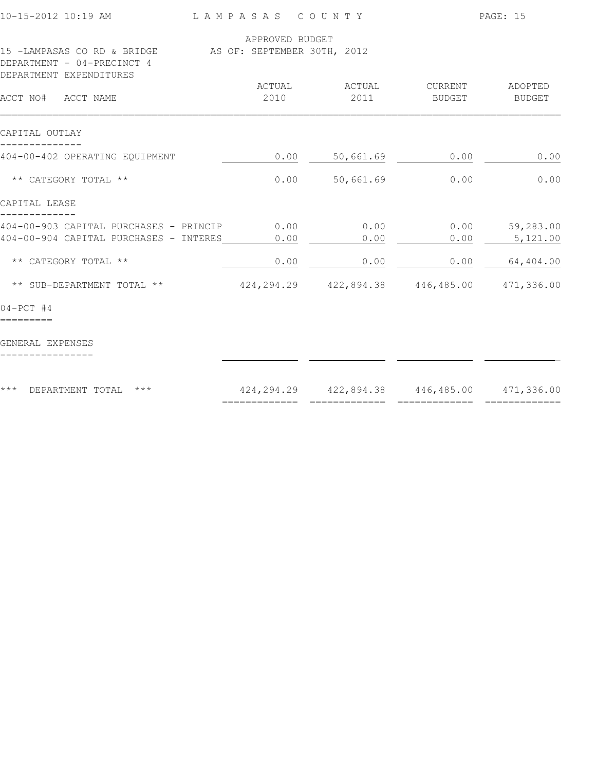LAMPASAS COUNTY

APPROVED BUDGET
AS OF: SEPTEMBER 30TH, 2012

15 -LAMPASAS CO RD & BRIDGE
DEPARTMENT - 04-PRECINCT 4
DEPARTMENT EXPENDITURES

| ACCT NO# ACCT NAME | ACTUAL 2010 | ACTUAL 2011 | CURRENT BUDGET | ADOPTED BUDGET |
|---|---|---|---|---|
| **CAPITAL OUTLAY** | | | | |
| 404-00-402 OPERATING EQUIPMENT | 0.00 | 50,661.69 | 0.00 | 0.00 |
| ** CATEGORY TOTAL ** | 0.00 | 50,661.69 | 0.00 | 0.00 |
| **CAPITAL LEASE** | | | | |
| 404-00-903 CAPITAL PURCHASES - PRINCIP | 0.00 | 0.00 | 0.00 | 59,283.00 |
| 404-00-904 CAPITAL PURCHASES - INTERES | 0.00 | 0.00 | 0.00 | 5,121.00 |
| ** CATEGORY TOTAL ** | 0.00 | 0.00 | 0.00 | 64,404.00 |
| ** SUB-DEPARTMENT TOTAL ** | 424,294.29 | 422,894.38 | 446,485.00 | 471,336.00 |
| **04-PCT #4** | | | | |
| **GENERAL EXPENSES** | | | | |
| *** DEPARTMENT TOTAL *** | 424,294.29 | 422,894.38 | 446,485.00 | 471,336.00 |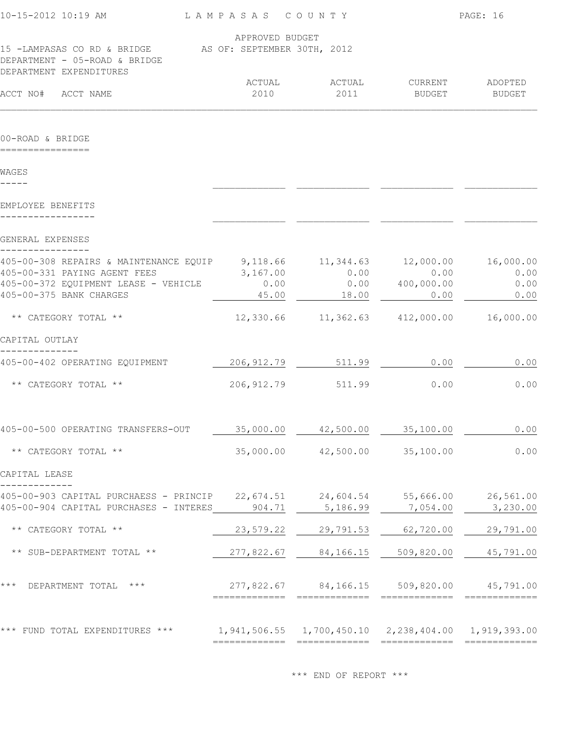APPROVED BUDGET

15 -LAMPASAS CO RD & BRIDGE AS OF: SEPTEMBER 30TH, 2012

DEPARTMENT - 05-ROAD & BRIDGE

DEPARTMENT EXPENDITURES

| ACCT NO# ACCT NAME | ACTUAL 2010 | ACTUAL 2011 | CURRENT BUDGET | ADOPTED BUDGET |
|---|---|---|---|---|
| **00-ROAD & BRIDGE** | | | | |
| **WAGES** | | | | |
| **EMPLOYEE BENEFITS** | | | | |
| **GENERAL EXPENSES** | | | | |
| 405-00-308 REPAIRS & MAINTENANCE EQUIP | 9,118.66 | 11,344.63 | 12,000.00 | 16,000.00 |
| 405-00-331 PAYING AGENT FEES | 3,167.00 | 0.00 | 0.00 | 0.00 |
| 405-00-372 EQUIPMENT LEASE - VEHICLE | 0.00 | 0.00 | 400,000.00 | 0.00 |
| 405-00-375 BANK CHARGES | 45.00 | 18.00 | 0.00 | 0.00 |
| ** CATEGORY TOTAL ** | 12,330.66 | 11,362.63 | 412,000.00 | 16,000.00 |
| **CAPITAL OUTLAY** | | | | |
| 405-00-402 OPERATING EQUIPMENT | 206,912.79 | 511.99 | 0.00 | 0.00 |
| ** CATEGORY TOTAL ** | 206,912.79 | 511.99 | 0.00 | 0.00 |
| 405-00-500 OPERATING TRANSFERS-OUT | 35,000.00 | 42,500.00 | 35,100.00 | 0.00 |
| ** CATEGORY TOTAL ** | 35,000.00 | 42,500.00 | 35,100.00 | 0.00 |
| **CAPITAL LEASE** | | | | |
| 405-00-903 CAPITAL PURCHAESS - PRINCIP | 22,674.51 | 24,604.54 | 55,666.00 | 26,561.00 |
| 405-00-904 CAPITAL PURCHASES - INTERES | 904.71 | 5,186.99 | 7,054.00 | 3,230.00 |
| ** CATEGORY TOTAL ** | 23,579.22 | 29,791.53 | 62,720.00 | 29,791.00 |
| ** SUB-DEPARTMENT TOTAL ** | 277,822.67 | 84,166.15 | 509,820.00 | 45,791.00 |
| *** DEPARTMENT TOTAL *** | 277,822.67 | 84,166.15 | 509,820.00 | 45,791.00 |
| *** FUND TOTAL EXPENDITURES *** | 1,941,506.55 | 1,700,450.10 | 2,238,404.00 | 1,919,393.00 |

*** END OF REPORT ***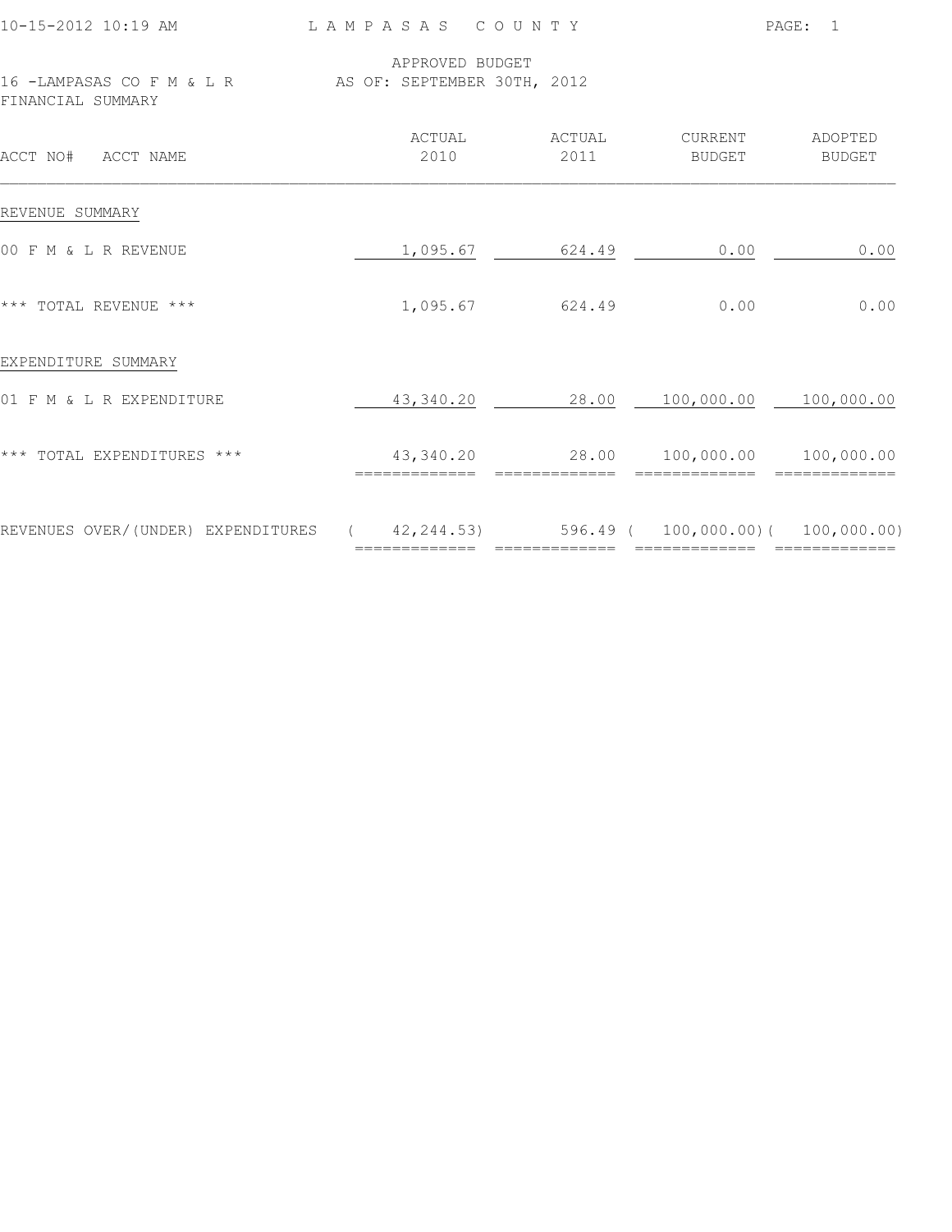LAMPASAS COUNTY

APPROVED BUDGET
16 -LAMPASAS CO F M & L R AS OF: SEPTEMBER 30TH, 2012
FINANCIAL SUMMARY

| ACCT NO# ACCT NAME | ACTUAL 2010 | ACTUAL 2011 | CURRENT BUDGET | ADOPTED BUDGET |
|---|---|---|---|---|
| REVENUE SUMMARY | | | | |
| 00 F M & L R REVENUE | 1,095.67 | 624.49 | 0.00 | 0.00 |
| *** TOTAL REVENUE *** | 1,095.67 | 624.49 | 0.00 | 0.00 |
| EXPENDITURE SUMMARY | | | | |
| 01 F M & L R EXPENDITURE | 43,340.20 | 28.00 | 100,000.00 | 100,000.00 |
| *** TOTAL EXPENDITURES *** | 43,340.20 | 28.00 | 100,000.00 | 100,000.00 |
| REVENUES OVER/(UNDER) EXPENDITURES | ( 42,244.53) | 596.49 | ( 100,000.00) | ( 100,000.00) |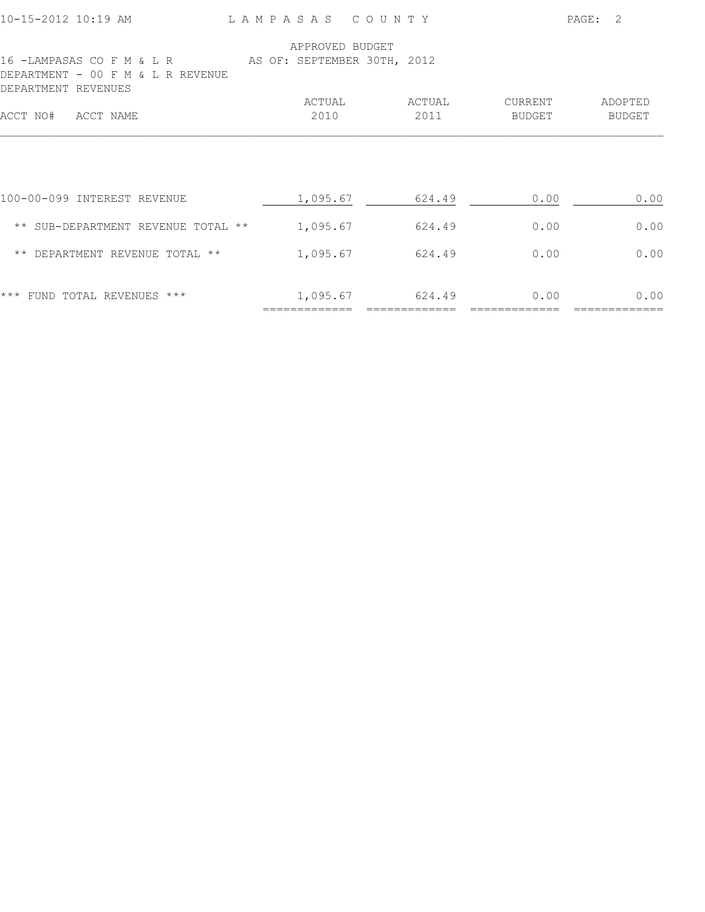LAMPASAS COUNTY

APPROVED BUDGET
AS OF: SEPTEMBER 30TH, 2012

16 -LAMPASAS CO F M & L R
DEPARTMENT - 00 F M & L R REVENUE
DEPARTMENT REVENUES

| ACCT NO# ACCT NAME | ACTUAL 2010 | ACTUAL 2011 | CURRENT BUDGET | ADOPTED BUDGET |
|---|---|---|---|---|
| 100-00-099 INTEREST REVENUE | 1,095.67 | 624.49 | 0.00 | 0.00 |
| ** SUB-DEPARTMENT REVENUE TOTAL ** | 1,095.67 | 624.49 | 0.00 | 0.00 |
| ** DEPARTMENT REVENUE TOTAL ** | 1,095.67 | 624.49 | 0.00 | 0.00 |
| *** FUND TOTAL REVENUES *** | 1,095.67 | 624.49 | 0.00 | 0.00 |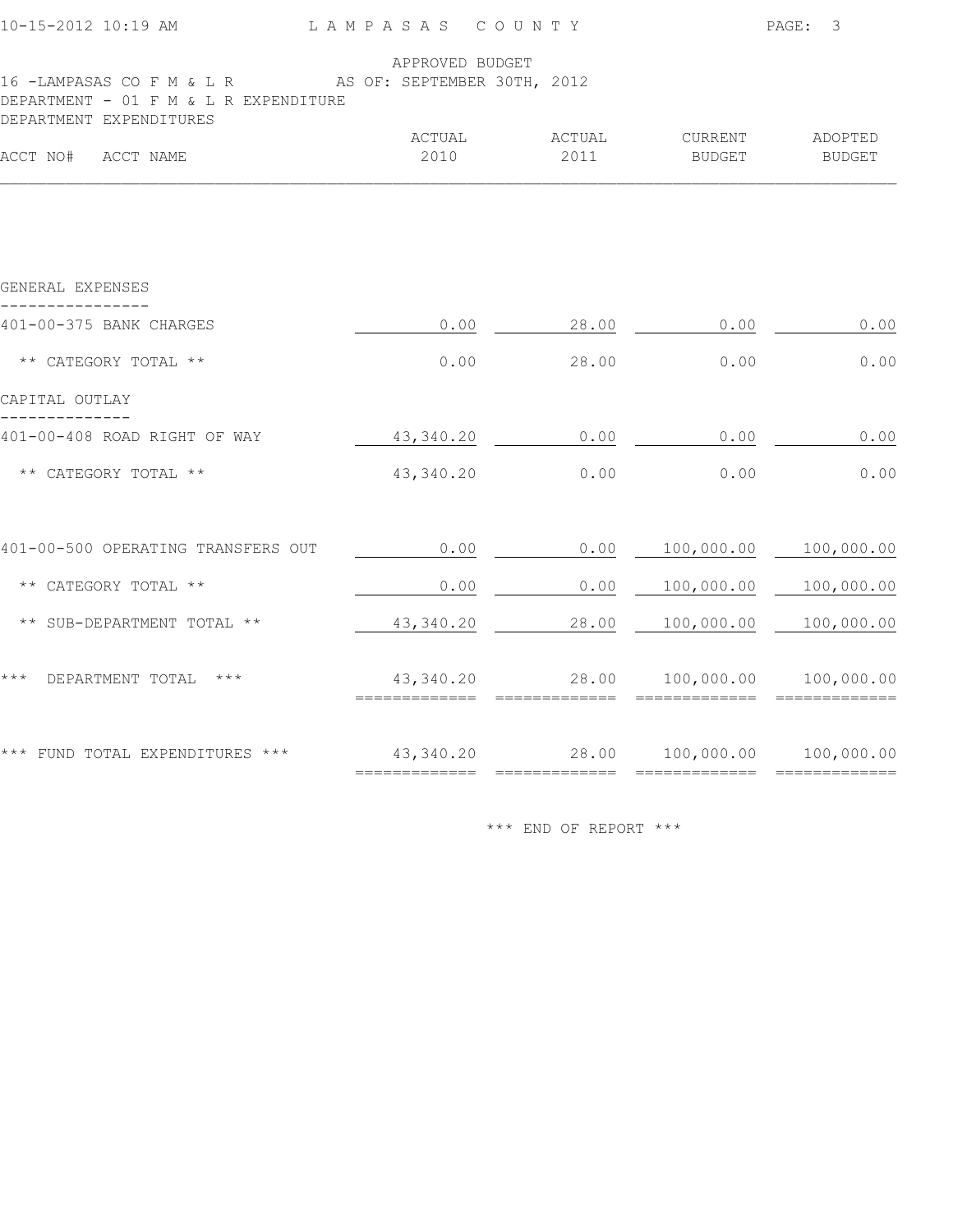LAMPASAS COUNTY

APPROVED BUDGET
AS OF: SEPTEMBER 30TH, 2012

16 -LAMPASAS CO F M & L R
DEPARTMENT - 01 F M & L R EXPENDITURE
DEPARTMENT EXPENDITURES

| ACCT NO# ACCT NAME | ACTUAL 2010 | ACTUAL 2011 | CURRENT BUDGET | ADOPTED BUDGET |
|---|---|---|---|---|
| **GENERAL EXPENSES** | | | | |
| 401-00-375 BANK CHARGES | 0.00 | 28.00 | 0.00 | 0.00 |
| ** CATEGORY TOTAL ** | 0.00 | 28.00 | 0.00 | 0.00 |
| **CAPITAL OUTLAY** | | | | |
| 401-00-408 ROAD RIGHT OF WAY | 43,340.20 | 0.00 | 0.00 | 0.00 |
| ** CATEGORY TOTAL ** | 43,340.20 | 0.00 | 0.00 | 0.00 |
| 401-00-500 OPERATING TRANSFERS OUT | 0.00 | 0.00 | 100,000.00 | 100,000.00 |
| ** CATEGORY TOTAL ** | 0.00 | 0.00 | 100,000.00 | 100,000.00 |
| ** SUB-DEPARTMENT TOTAL ** | 43,340.20 | 28.00 | 100,000.00 | 100,000.00 |
| *** DEPARTMENT TOTAL *** | 43,340.20 | 28.00 | 100,000.00 | 100,000.00 |
| *** FUND TOTAL EXPENDITURES *** | 43,340.20 | 28.00 | 100,000.00 | 100,000.00 |

*** END OF REPORT ***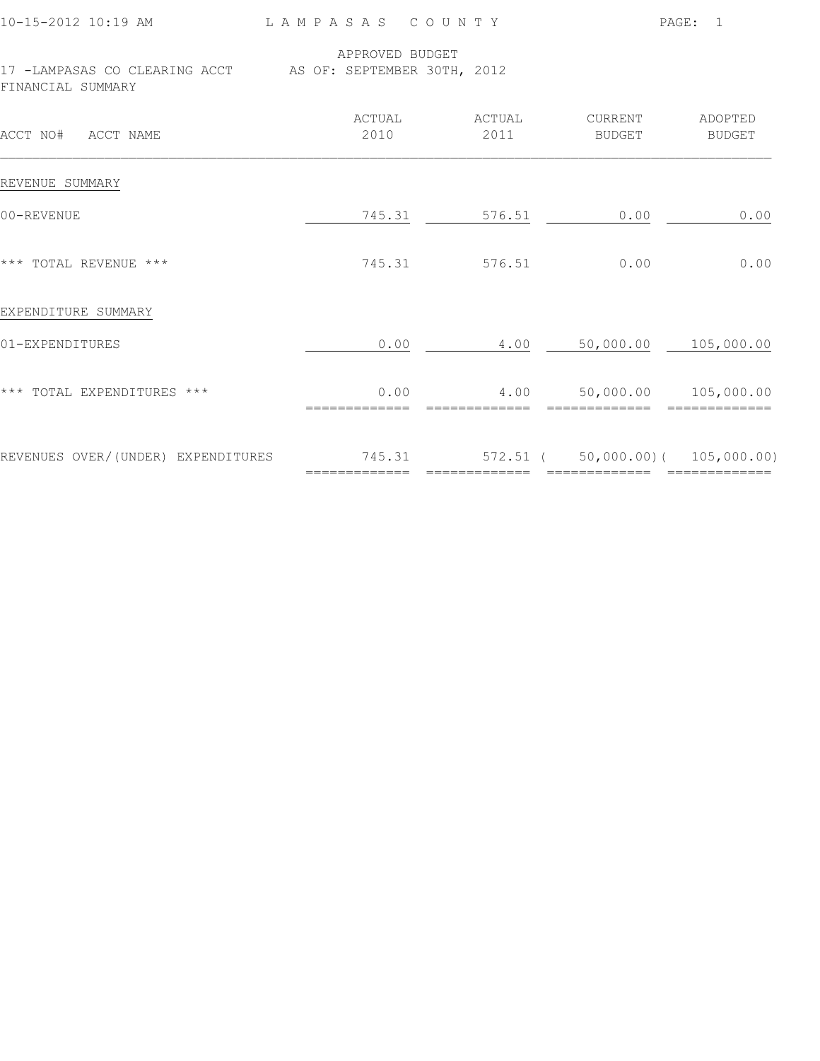LAMPASAS COUNTY

APPROVED BUDGET

17 -LAMPASAS CO CLEARING ACCT AS OF: SEPTEMBER 30TH, 2012

FINANCIAL SUMMARY

| ACCT NO# ACCT NAME | ACTUAL 2010 | ACTUAL 2011 | CURRENT BUDGET | ADOPTED BUDGET |
|---|---|---|---|---|
| REVENUE SUMMARY | | | | |
| 00-REVENUE | 745.31 | 576.51 | 0.00 | 0.00 |
| *** TOTAL REVENUE *** | 745.31 | 576.51 | 0.00 | 0.00 |
| EXPENDITURE SUMMARY | | | | |
| 01-EXPENDITURES | 0.00 | 4.00 | 50,000.00 | 105,000.00 |
| *** TOTAL EXPENDITURES *** | 0.00 | 4.00 | 50,000.00 | 105,000.00 |
| REVENUES OVER/(UNDER) EXPENDITURES | 745.31 | 572.51 | ( 50,000.00) | ( 105,000.00) |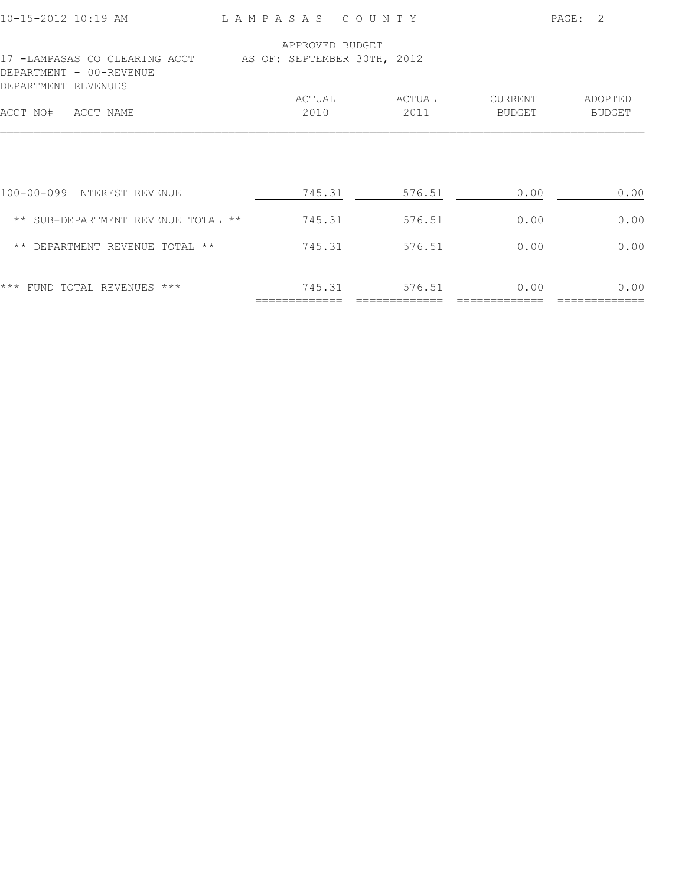LAMPASAS COUNTY

APPROVED BUDGET
AS OF: SEPTEMBER 30TH, 2012

17 -LAMPASAS CO CLEARING ACCT
DEPARTMENT - 00-REVENUE
DEPARTMENT REVENUES

| ACCT NO# ACCT NAME | ACTUAL 2010 | ACTUAL 2011 | CURRENT BUDGET | ADOPTED BUDGET |
|---|---|---|---|---|
| 100-00-099 INTEREST REVENUE | 745.31 | 576.51 | 0.00 | 0.00 |
| ** SUB-DEPARTMENT REVENUE TOTAL ** | 745.31 | 576.51 | 0.00 | 0.00 |
| ** DEPARTMENT REVENUE TOTAL ** | 745.31 | 576.51 | 0.00 | 0.00 |
| *** FUND TOTAL REVENUES *** | 745.31 | 576.51 | 0.00 | 0.00 |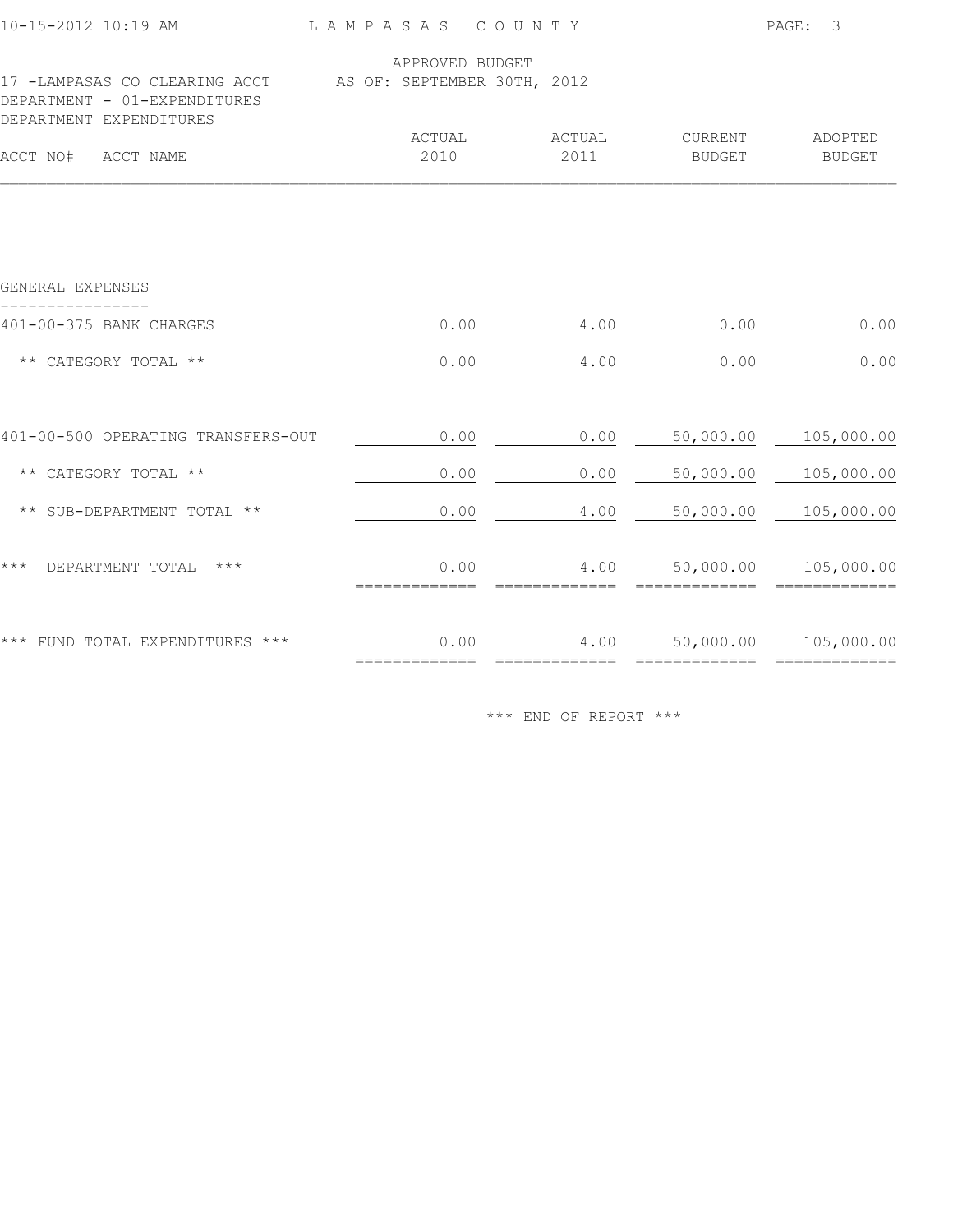LAMPASAS COUNTY

APPROVED BUDGET
AS OF: SEPTEMBER 30TH, 2012

17 -LAMPASAS CO CLEARING ACCT
DEPARTMENT - 01-EXPENDITURES
DEPARTMENT EXPENDITURES

| ACCT NO# ACCT NAME | ACTUAL 2010 | ACTUAL 2011 | CURRENT BUDGET | ADOPTED BUDGET |
|---|---|---|---|---|
| **GENERAL EXPENSES** | | | | |
| 401-00-375 BANK CHARGES | 0.00 | 4.00 | 0.00 | 0.00 |
| ** CATEGORY TOTAL ** | 0.00 | 4.00 | 0.00 | 0.00 |
| 401-00-500 OPERATING TRANSFERS-OUT | 0.00 | 0.00 | 50,000.00 | 105,000.00 |
| ** CATEGORY TOTAL ** | 0.00 | 0.00 | 50,000.00 | 105,000.00 |
| ** SUB-DEPARTMENT TOTAL ** | 0.00 | 4.00 | 50,000.00 | 105,000.00 |
| *** DEPARTMENT TOTAL *** | 0.00 | 4.00 | 50,000.00 | 105,000.00 |
| *** FUND TOTAL EXPENDITURES *** | 0.00 | 4.00 | 50,000.00 | 105,000.00 |

*** END OF REPORT ***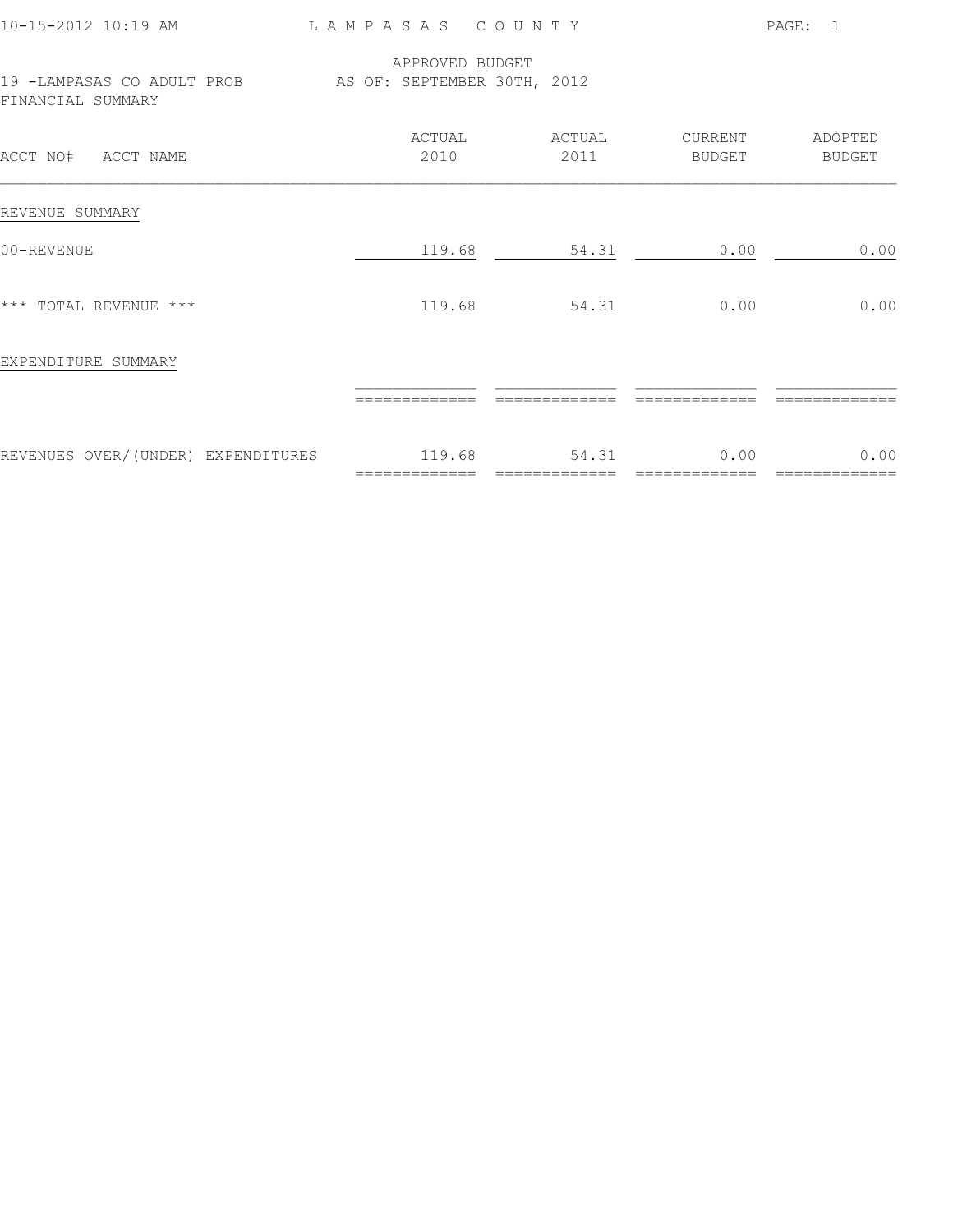LAMPASAS COUNTY

APPROVED BUDGET
19 -LAMPASAS CO ADULT PROB AS OF: SEPTEMBER 30TH, 2012
FINANCIAL SUMMARY

| ACCT NO# ACCT NAME | ACTUAL 2010 | ACTUAL 2011 | CURRENT BUDGET | ADOPTED BUDGET |
|---|---|---|---|---|
| REVENUE SUMMARY | | | | |
| 00-REVENUE | 119.68 | 54.31 | 0.00 | 0.00 |
| *** TOTAL REVENUE *** | 119.68 | 54.31 | 0.00 | 0.00 |
| EXPENDITURE SUMMARY | | | | |
| REVENUES OVER/(UNDER) EXPENDITURES | 119.68 | 54.31 | 0.00 | 0.00 |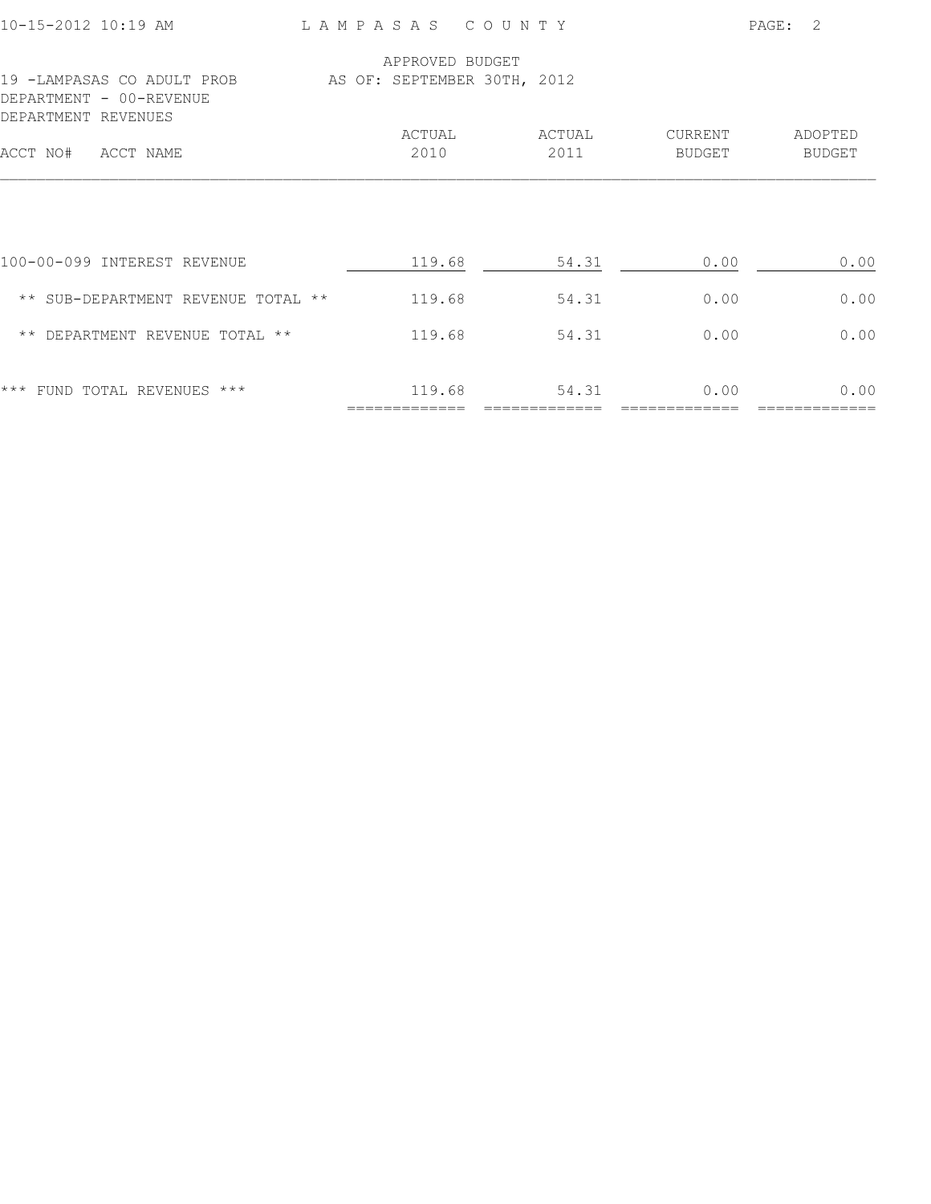LAMPASAS COUNTY

APPROVED BUDGET
AS OF: SEPTEMBER 30TH, 2012

19 -LAMPASAS CO ADULT PROB
DEPARTMENT - 00-REVENUE
DEPARTMENT REVENUES

| ACCT NO# ACCT NAME | ACTUAL 2010 | ACTUAL 2011 | CURRENT BUDGET | ADOPTED BUDGET |
|---|---|---|---|---|
| 100-00-099 INTEREST REVENUE | 119.68 | 54.31 | 0.00 | 0.00 |
| ** SUB-DEPARTMENT REVENUE TOTAL ** | 119.68 | 54.31 | 0.00 | 0.00 |
| ** DEPARTMENT REVENUE TOTAL ** | 119.68 | 54.31 | 0.00 | 0.00 |
| *** FUND TOTAL REVENUES *** | 119.68 | 54.31 | 0.00 | 0.00 |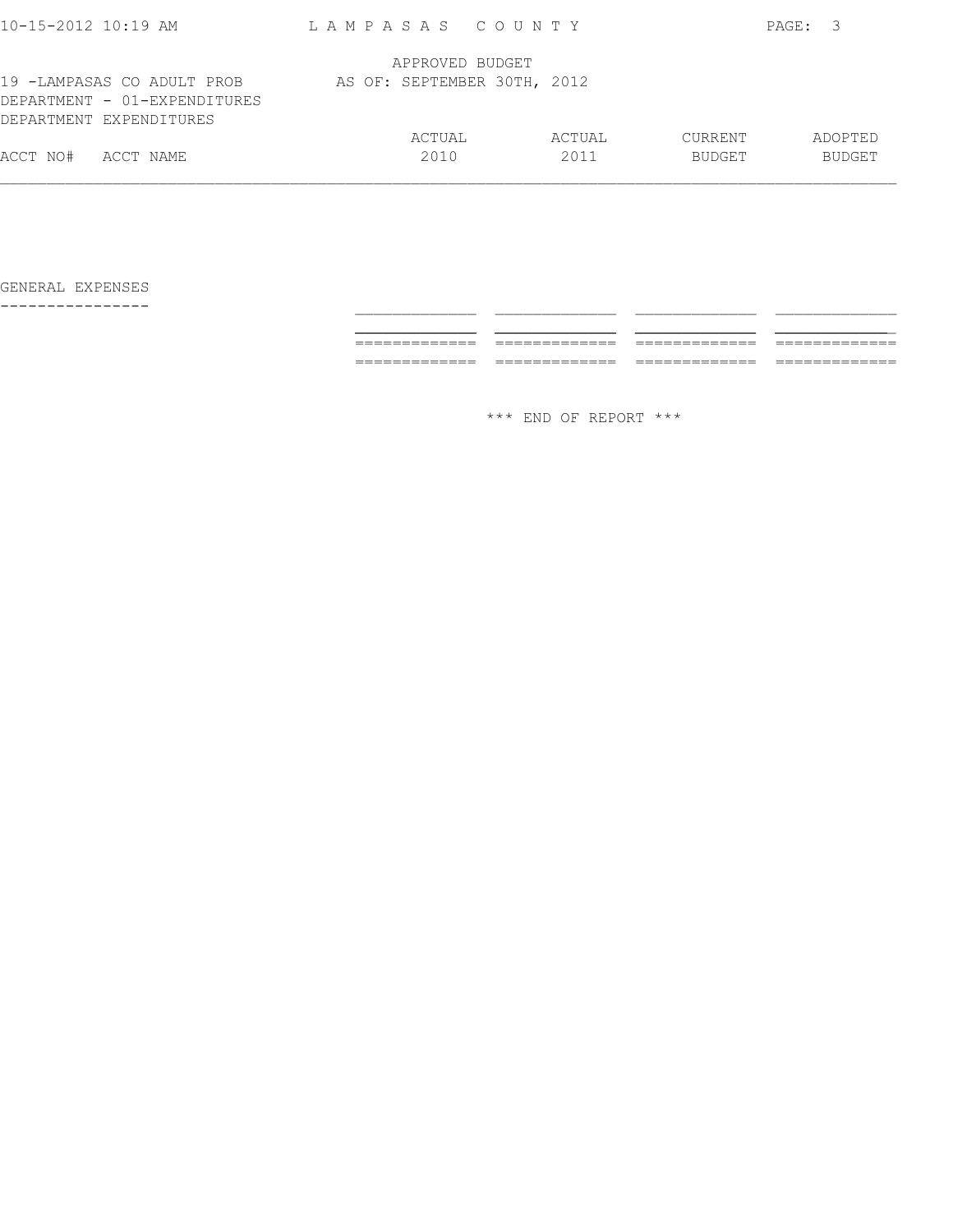LAMPASAS COUNTY

APPROVED BUDGET
AS OF: SEPTEMBER 30TH, 2012

19 -LAMPASAS CO ADULT PROB
DEPARTMENT - 01-EXPENDITURES
DEPARTMENT EXPENDITURES

| ACCT NO# | ACCT NAME | ACTUAL 2010 | ACTUAL 2011 | CURRENT BUDGET | ADOPTED BUDGET |
|---|---|---|---|---|---|
| | GENERAL EXPENSES | | | | |

\*\*\* END OF REPORT \*\*\*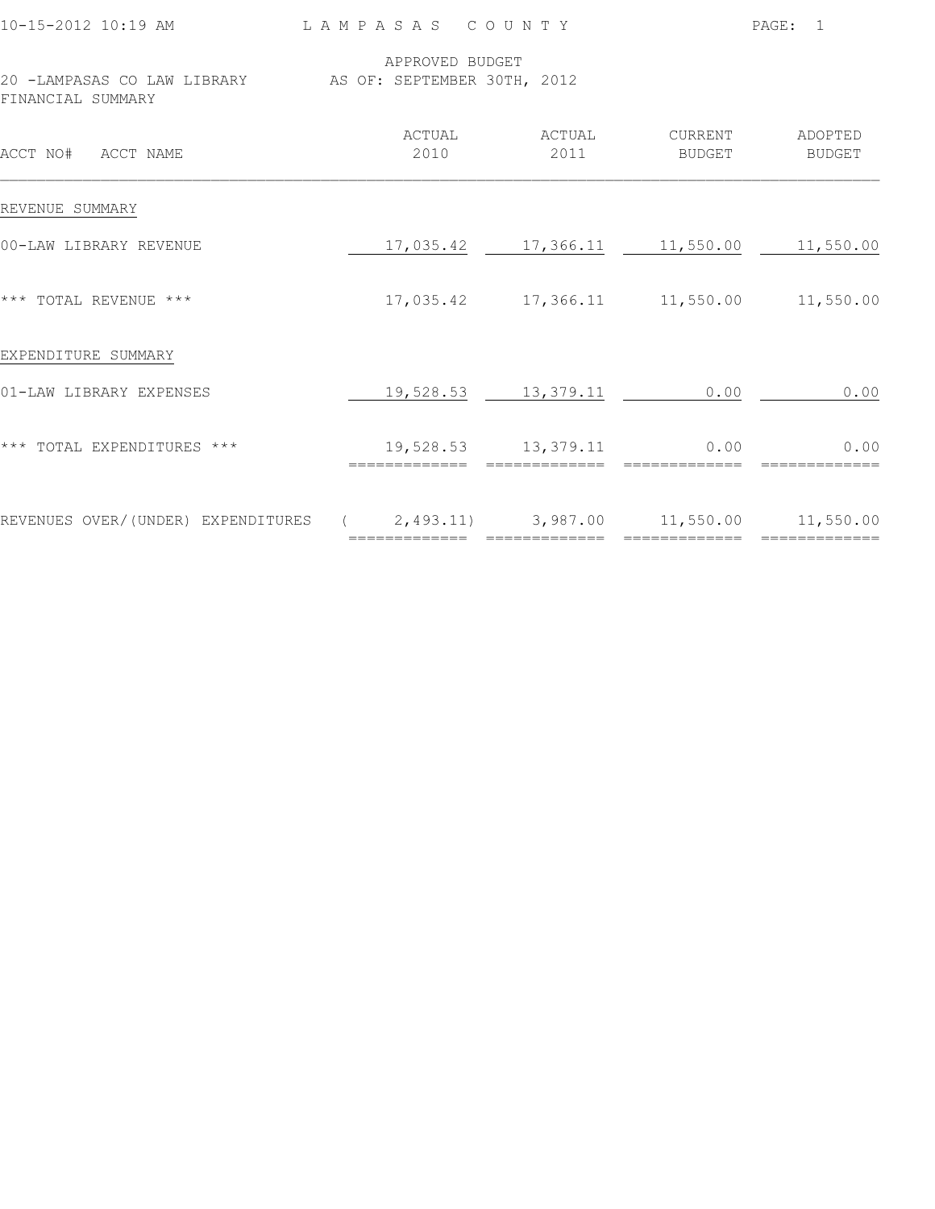LAMPASAS COUNTY

APPROVED BUDGET
AS OF: SEPTEMBER 30TH, 2012

20 -LAMPASAS CO LAW LIBRARY

FINANCIAL SUMMARY

| ACCT NO# ACCT NAME | ACTUAL 2010 | ACTUAL 2011 | CURRENT BUDGET | ADOPTED BUDGET |
|---|---|---|---|---|
| REVENUE SUMMARY | | | | |
| 00-LAW LIBRARY REVENUE | 17,035.42 | 17,366.11 | 11,550.00 | 11,550.00 |
| *** TOTAL REVENUE *** | 17,035.42 | 17,366.11 | 11,550.00 | 11,550.00 |
| EXPENDITURE SUMMARY | | | | |
| 01-LAW LIBRARY EXPENSES | 19,528.53 | 13,379.11 | 0.00 | 0.00 |
| *** TOTAL EXPENDITURES *** | 19,528.53 | 13,379.11 | 0.00 | 0.00 |
| REVENUES OVER/(UNDER) EXPENDITURES | ( 2,493.11) | 3,987.00 | 11,550.00 | 11,550.00 |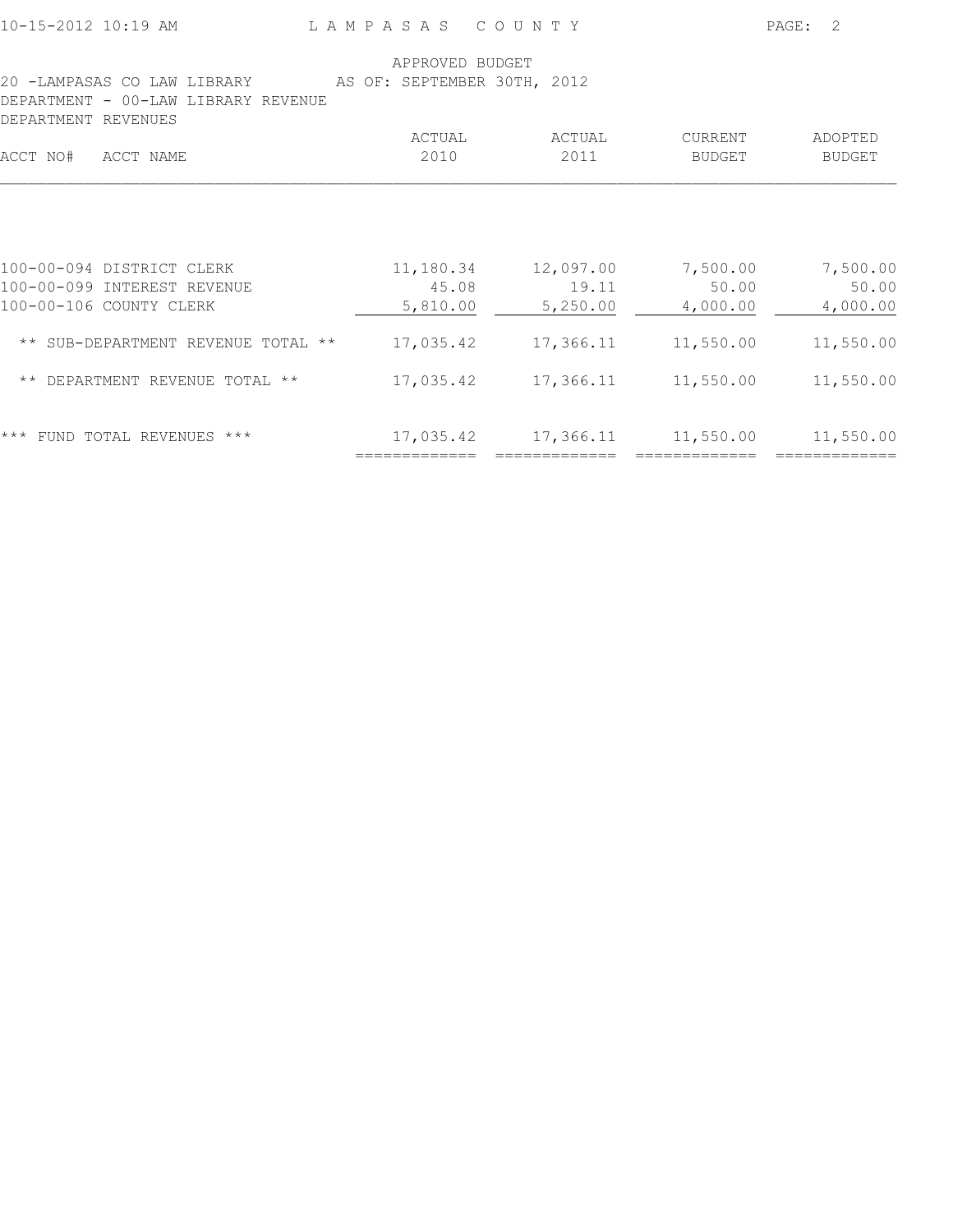LAMPASAS COUNTY

APPROVED BUDGET

20 -LAMPASAS CO LAW LIBRARY AS OF: SEPTEMBER 30TH, 2012

DEPARTMENT - 00-LAW LIBRARY REVENUE

DEPARTMENT REVENUES

| ACCT NO# | ACCT NAME | ACTUAL 2010 | ACTUAL 2011 | CURRENT BUDGET | ADOPTED BUDGET |
|---|---|---|---|---|---|
| 100-00-094 | DISTRICT CLERK | 11,180.34 | 12,097.00 | 7,500.00 | 7,500.00 |
| 100-00-099 | INTEREST REVENUE | 45.08 | 19.11 | 50.00 | 50.00 |
| 100-00-106 | COUNTY CLERK | 5,810.00 | 5,250.00 | 4,000.00 | 4,000.00 |
| | ** SUB-DEPARTMENT REVENUE TOTAL ** | 17,035.42 | 17,366.11 | 11,550.00 | 11,550.00 |
| | ** DEPARTMENT REVENUE TOTAL ** | 17,035.42 | 17,366.11 | 11,550.00 | 11,550.00 |
| | *** FUND TOTAL REVENUES *** | 17,035.42 | 17,366.11 | 11,550.00 | 11,550.00 |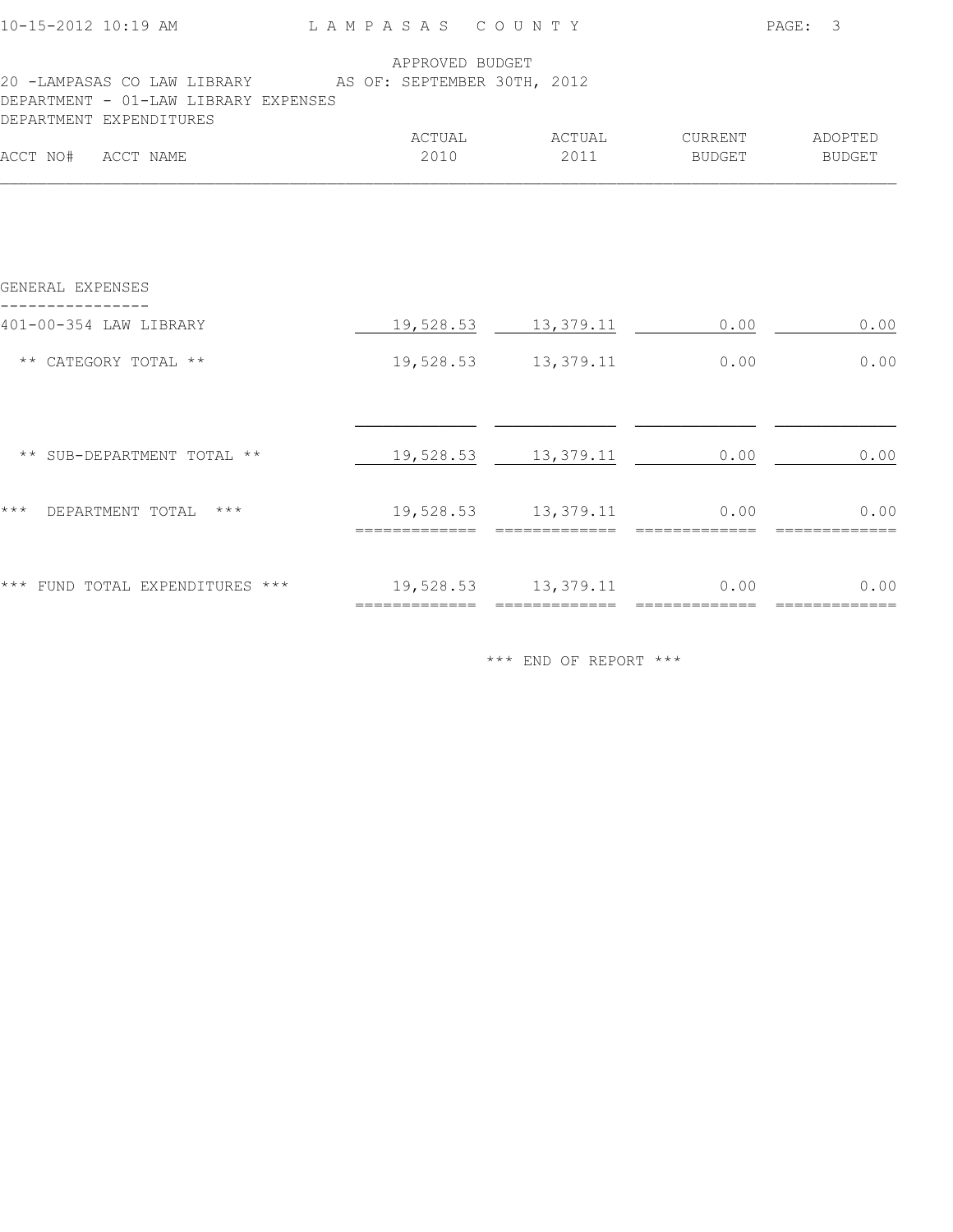LAMPASAS COUNTY

APPROVED BUDGET

20 -LAMPASAS CO LAW LIBRARY AS OF: SEPTEMBER 30TH, 2012

DEPARTMENT - 01-LAW LIBRARY EXPENSES

DEPARTMENT EXPENDITURES

| ACCT NO# ACCT NAME | ACTUAL 2010 | ACTUAL 2011 | CURRENT BUDGET | ADOPTED BUDGET |
|---|---|---|---|---|
| **GENERAL EXPENSES** | | | | |
| 401-00-354 LAW LIBRARY | 19,528.53 | 13,379.11 | 0.00 | 0.00 |
| ** CATEGORY TOTAL ** | 19,528.53 | 13,379.11 | 0.00 | 0.00 |
| ** SUB-DEPARTMENT TOTAL ** | 19,528.53 | 13,379.11 | 0.00 | 0.00 |
| *** DEPARTMENT TOTAL *** | 19,528.53 | 13,379.11 | 0.00 | 0.00 |
| *** FUND TOTAL EXPENDITURES *** | 19,528.53 | 13,379.11 | 0.00 | 0.00 |

*** END OF REPORT ***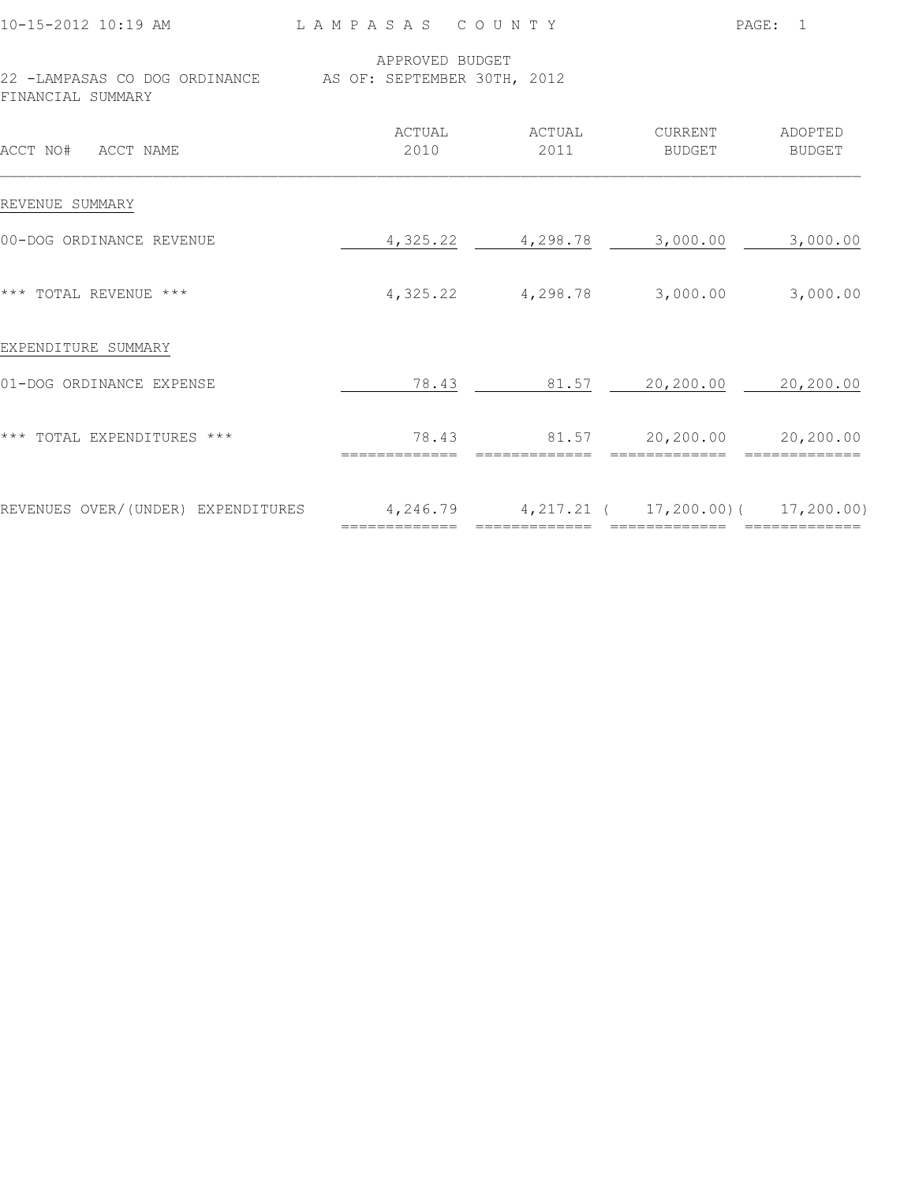10-15-2012 10:19 AM L A M P A S A S C O U N T Y

APPROVED BUDGET

22 -LAMPASAS CO DOG ORDINANCE AS OF: SEPTEMBER 30TH, 2012

FINANCIAL SUMMARY

| ACCT NO# ACCT NAME | ACTUAL 2010 | ACTUAL 2011 | CURRENT BUDGET | ADOPTED BUDGET |
|---|---|---|---|---|
| REVENUE SUMMARY | | | | |
| 00-DOG ORDINANCE REVENUE | 4,325.22 | 4,298.78 | 3,000.00 | 3,000.00 |
| *** TOTAL REVENUE *** | 4,325.22 | 4,298.78 | 3,000.00 | 3,000.00 |
| EXPENDITURE SUMMARY | | | | |
| 01-DOG ORDINANCE EXPENSE | 78.43 | 81.57 | 20,200.00 | 20,200.00 |
| *** TOTAL EXPENDITURES *** | 78.43 | 81.57 | 20,200.00 | 20,200.00 |
| REVENUES OVER/(UNDER) EXPENDITURES | 4,246.79 | 4,217.21 | ( 17,200.00) | ( 17,200.00) |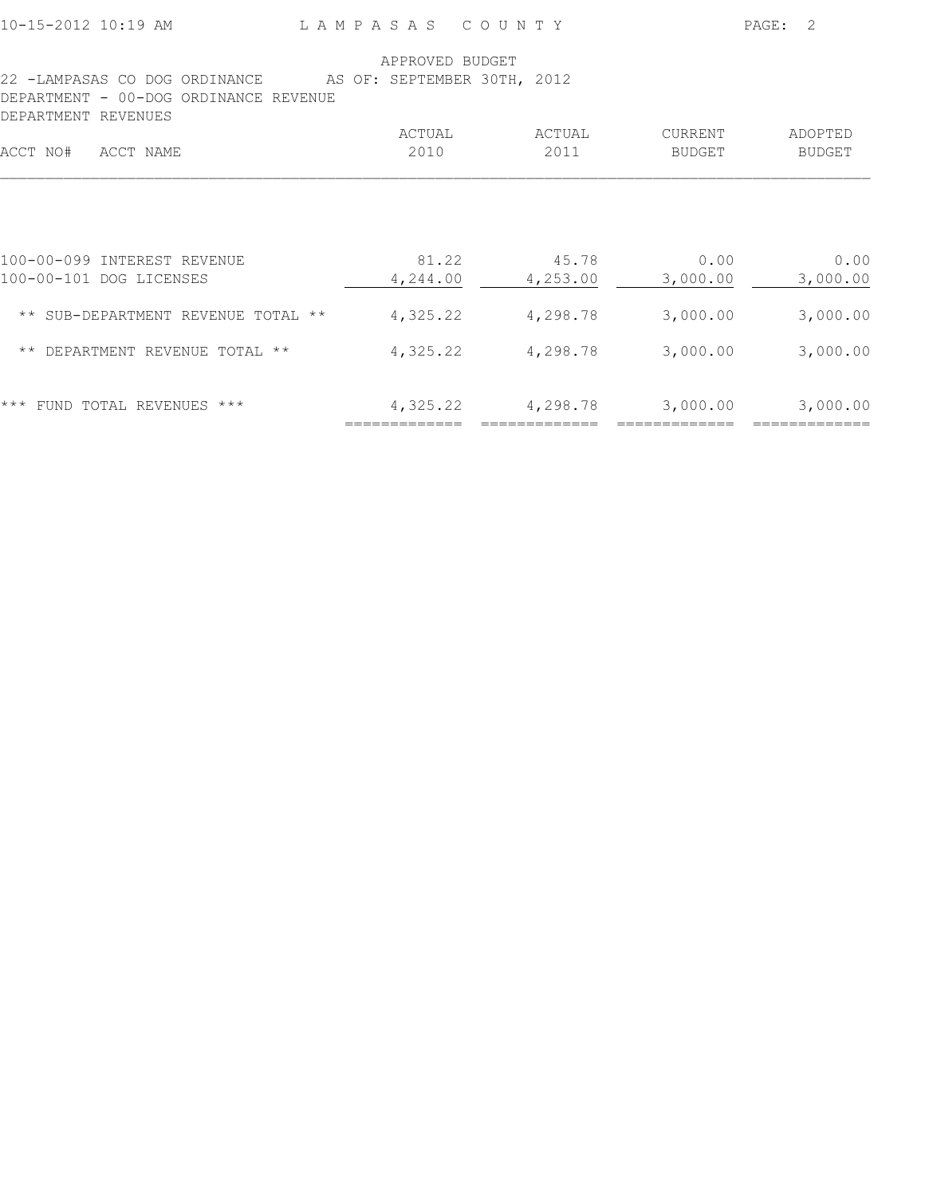APPROVED BUDGET

22 -LAMPASAS CO DOG ORDINANCE AS OF: SEPTEMBER 30TH, 2012

DEPARTMENT - 00-DOG ORDINANCE REVENUE

DEPARTMENT REVENUES

| ACCT NO# ACCT NAME | ACTUAL 2010 | ACTUAL 2011 | CURRENT BUDGET | ADOPTED BUDGET |
|---|---|---|---|---|
| 100-00-099 INTEREST REVENUE | 81.22 | 45.78 | 0.00 | 0.00 |
| 100-00-101 DOG LICENSES | 4,244.00 | 4,253.00 | 3,000.00 | 3,000.00 |
| ** SUB-DEPARTMENT REVENUE TOTAL ** | 4,325.22 | 4,298.78 | 3,000.00 | 3,000.00 |
| ** DEPARTMENT REVENUE TOTAL ** | 4,325.22 | 4,298.78 | 3,000.00 | 3,000.00 |
| *** FUND TOTAL REVENUES *** | 4,325.22 | 4,298.78 | 3,000.00 | 3,000.00 |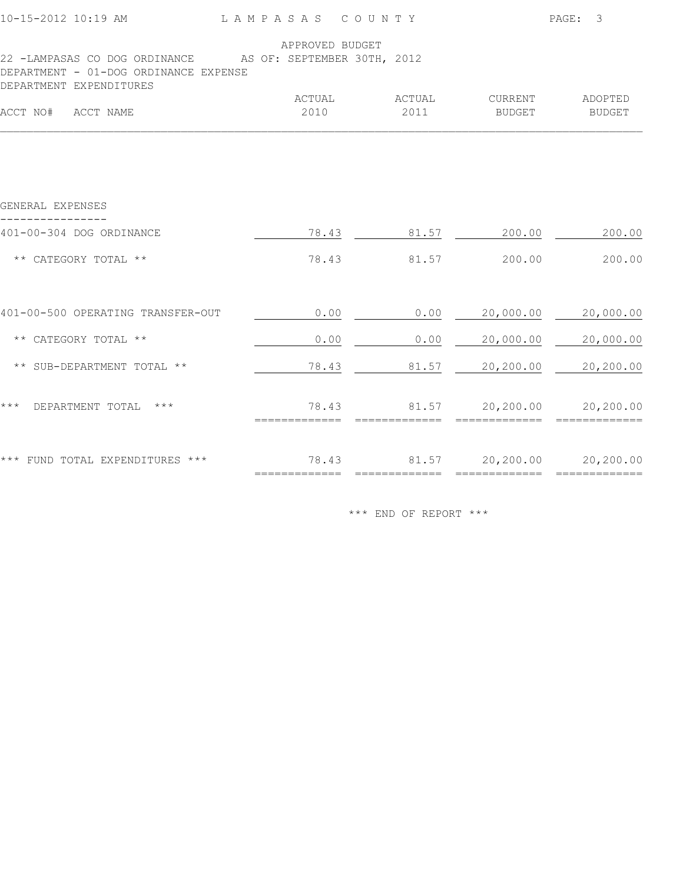LAMPASAS COUNTY

APPROVED BUDGET

22 -LAMPASAS CO DOG ORDINANCE AS OF: SEPTEMBER 30TH, 2012

DEPARTMENT - 01-DOG ORDINANCE EXPENSE

DEPARTMENT EXPENDITURES

| ACCT NO# ACCT NAME | ACTUAL 2010 | ACTUAL 2011 | CURRENT BUDGET | ADOPTED BUDGET |
|---|---|---|---|---|
| GENERAL EXPENSES | | | | |
| 401-00-304 DOG ORDINANCE | 78.43 | 81.57 | 200.00 | 200.00 |
| ** CATEGORY TOTAL ** | 78.43 | 81.57 | 200.00 | 200.00 |
| 401-00-500 OPERATING TRANSFER-OUT | 0.00 | 0.00 | 20,000.00 | 20,000.00 |
| ** CATEGORY TOTAL ** | 0.00 | 0.00 | 20,000.00 | 20,000.00 |
| ** SUB-DEPARTMENT TOTAL ** | 78.43 | 81.57 | 20,200.00 | 20,200.00 |
| *** DEPARTMENT TOTAL *** | 78.43 | 81.57 | 20,200.00 | 20,200.00 |
| *** FUND TOTAL EXPENDITURES *** | 78.43 | 81.57 | 20,200.00 | 20,200.00 |

*** END OF REPORT ***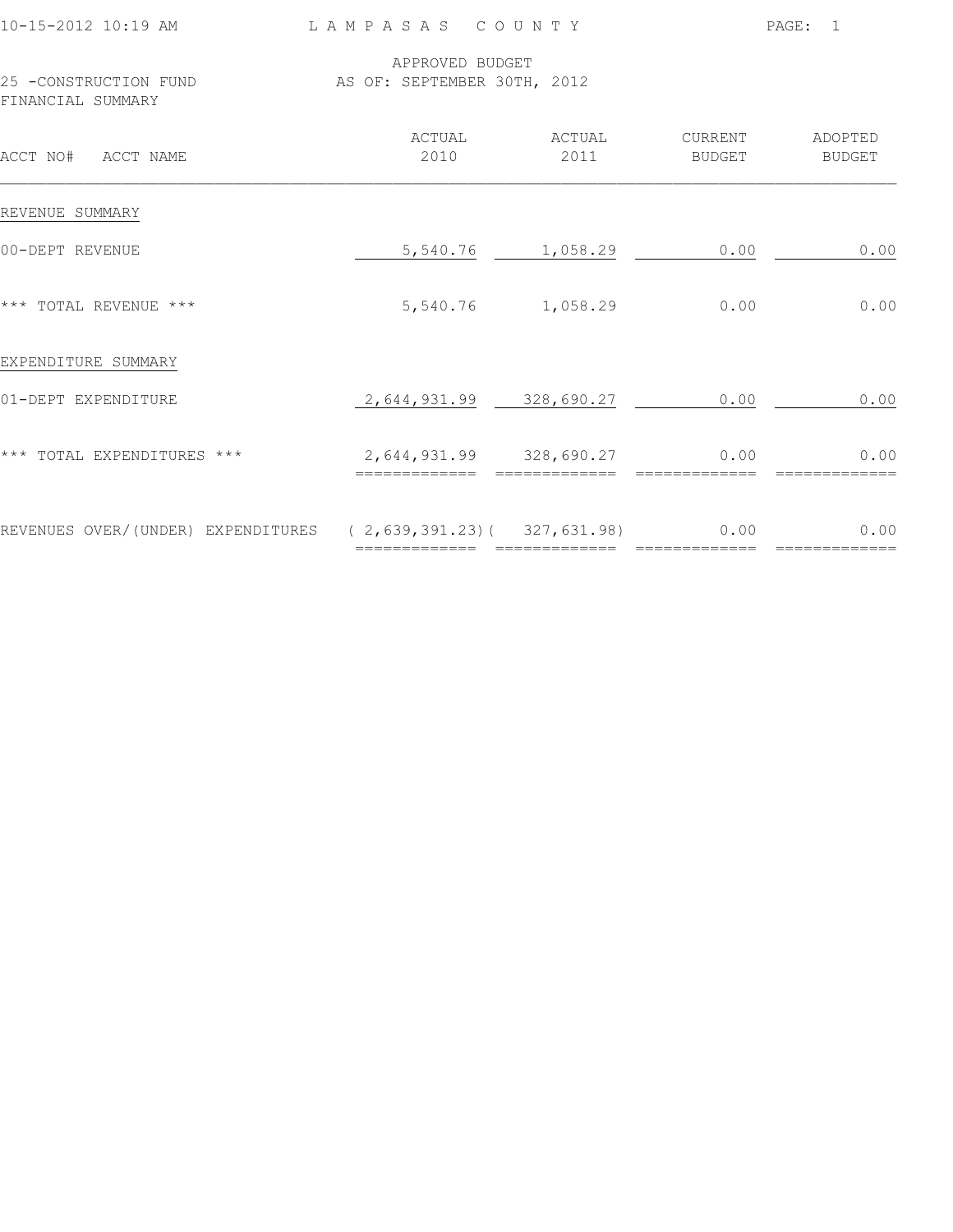LAMPASAS COUNTY

APPROVED BUDGET
AS OF: SEPTEMBER 30TH, 2012

25 -CONSTRUCTION FUND
FINANCIAL SUMMARY

| ACCT NO# ACCT NAME | ACTUAL 2010 | ACTUAL 2011 | CURRENT BUDGET | ADOPTED BUDGET |
|---|---|---|---|---|
| REVENUE SUMMARY | | | | |
| 00-DEPT REVENUE | 5,540.76 | 1,058.29 | 0.00 | 0.00 |
| *** TOTAL REVENUE *** | 5,540.76 | 1,058.29 | 0.00 | 0.00 |
| EXPENDITURE SUMMARY | | | | |
| 01-DEPT EXPENDITURE | 2,644,931.99 | 328,690.27 | 0.00 | 0.00 |
| *** TOTAL EXPENDITURES *** | 2,644,931.99 | 328,690.27 | 0.00 | 0.00 |
| REVENUES OVER/(UNDER) EXPENDITURES | ( 2,639,391.23) | ( 327,631.98) | 0.00 | 0.00 |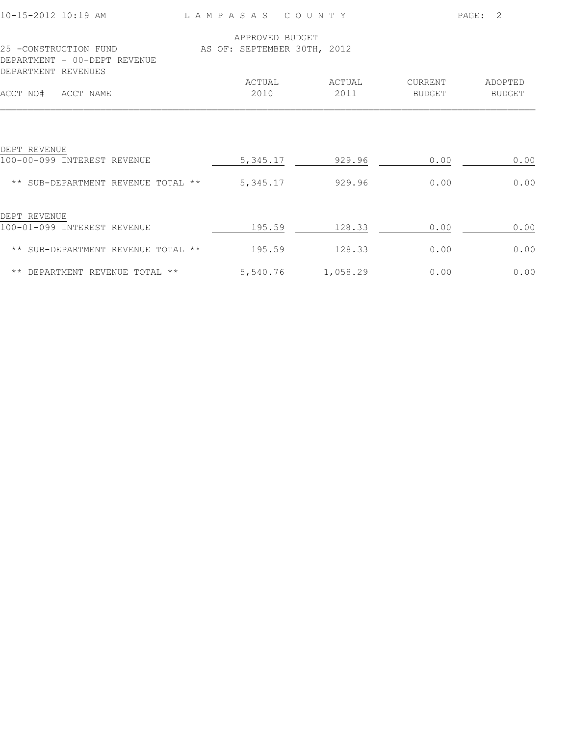LAMPASAS COUNTY

APPROVED BUDGET
AS OF: SEPTEMBER 30TH, 2012

25 -CONSTRUCTION FUND
DEPARTMENT - 00-DEPT REVENUE
DEPARTMENT REVENUES

| ACCT NO# | ACCT NAME | ACTUAL 2010 | ACTUAL 2011 | CURRENT BUDGET | ADOPTED BUDGET |
|---|---|---|---|---|---|
| DEPT REVENUE | | | | | |
| 100-00-099 | INTEREST REVENUE | 5,345.17 | 929.96 | 0.00 | 0.00 |
| | ** SUB-DEPARTMENT REVENUE TOTAL ** | 5,345.17 | 929.96 | 0.00 | 0.00 |
| DEPT REVENUE | | | | | |
| 100-01-099 | INTEREST REVENUE | 195.59 | 128.33 | 0.00 | 0.00 |
| | ** SUB-DEPARTMENT REVENUE TOTAL ** | 195.59 | 128.33 | 0.00 | 0.00 |
| | ** DEPARTMENT REVENUE TOTAL ** | 5,540.76 | 1,058.29 | 0.00 | 0.00 |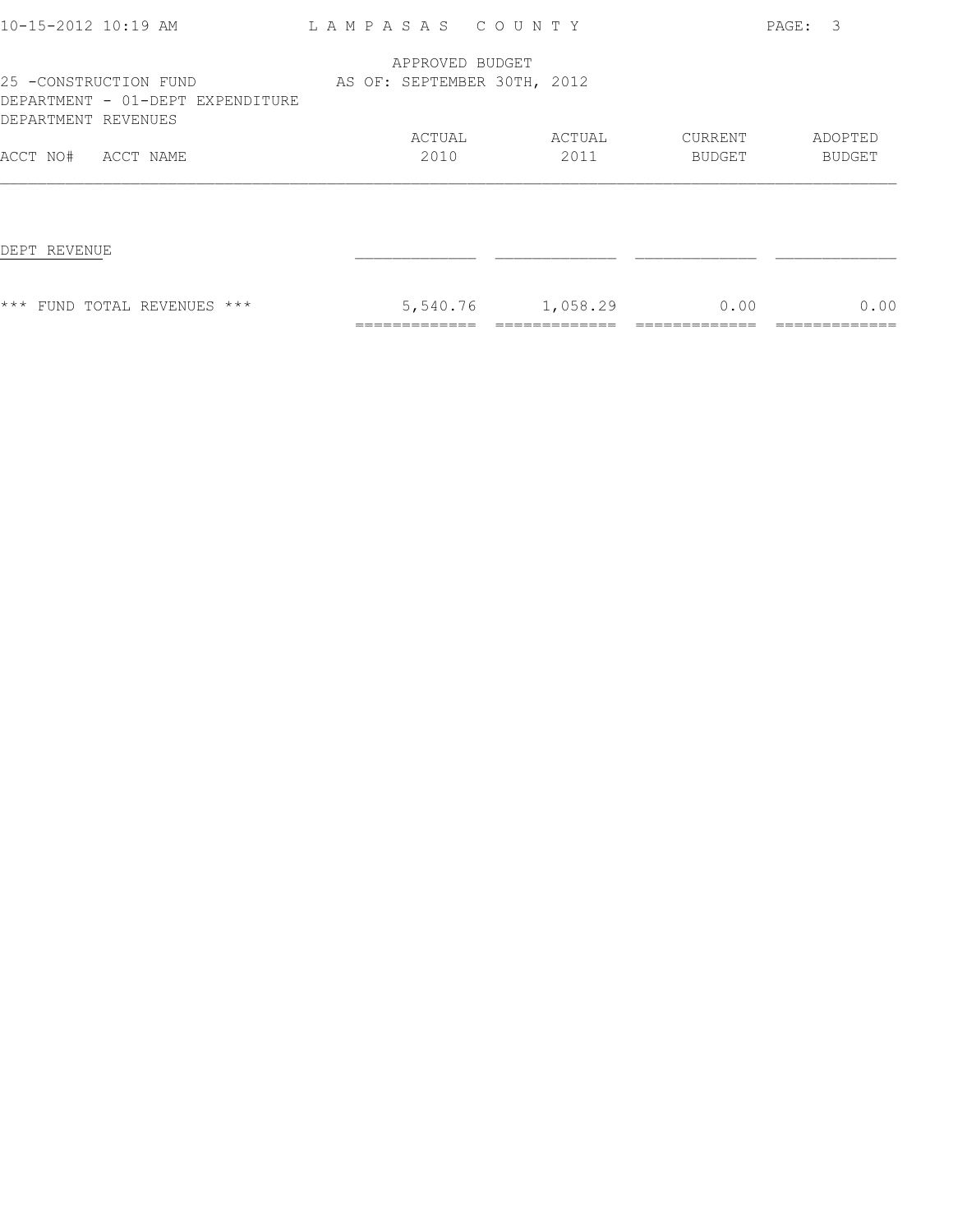LAMPASAS COUNTY

APPROVED BUDGET
AS OF: SEPTEMBER 30TH, 2012

25 -CONSTRUCTION FUND
DEPARTMENT - 01-DEPT EXPENDITURE
DEPARTMENT REVENUES

| ACCT NO# ACCT NAME | ACTUAL 2010 | ACTUAL 2011 | CURRENT BUDGET | ADOPTED BUDGET |
|---|---|---|---|---|
| DEPT REVENUE | | | | |
| *** FUND TOTAL REVENUES *** | 5,540.76 | 1,058.29 | 0.00 | 0.00 |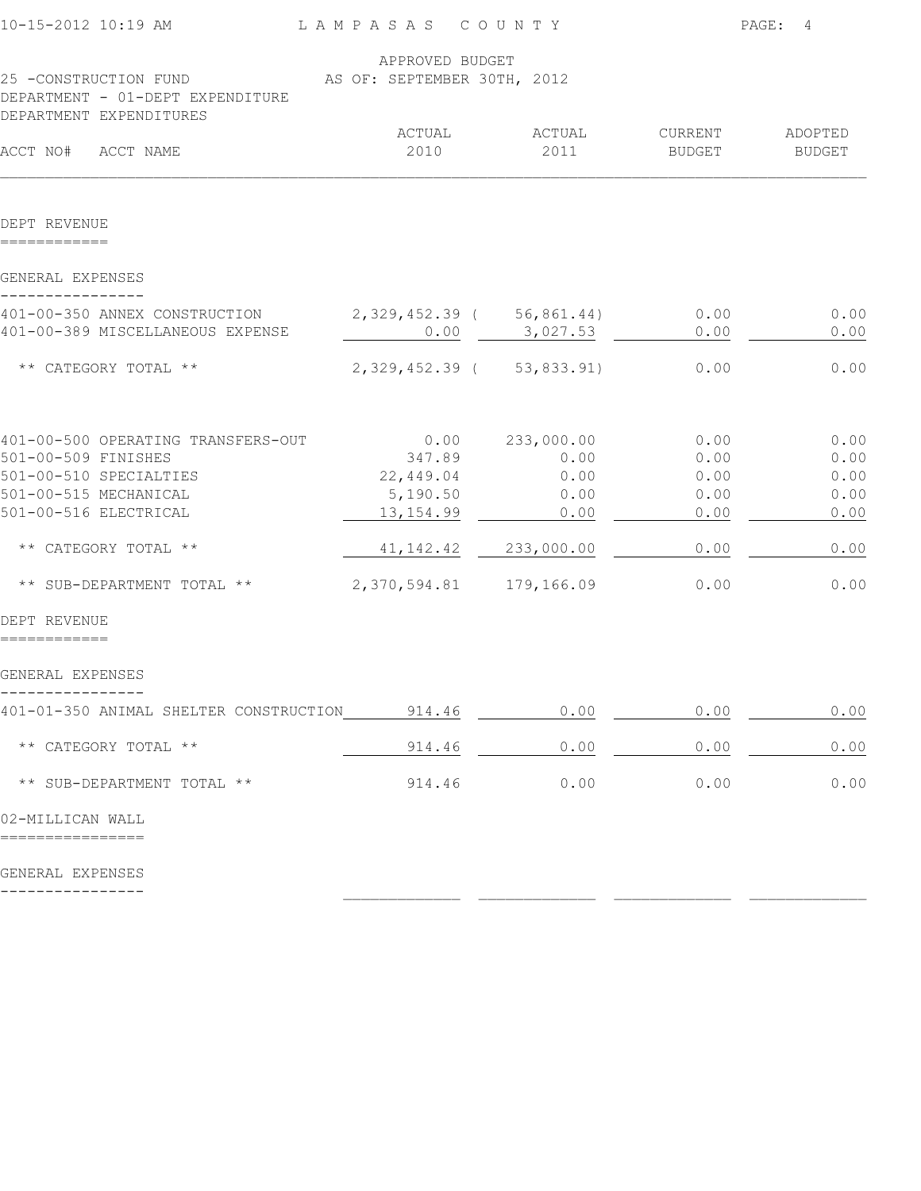APPROVED BUDGET
AS OF: SEPTEMBER 30TH, 2012

25 -CONSTRUCTION FUND
DEPARTMENT - 01-DEPT EXPENDITURE
DEPARTMENT EXPENDITURES

| ACCT NO# ACCT NAME | ACTUAL 2010 | ACTUAL 2011 | CURRENT BUDGET | ADOPTED BUDGET |
|---|---|---|---|---|
| **DEPT REVENUE** | | | | |
| **GENERAL EXPENSES** | | | | |
| 401-00-350 ANNEX CONSTRUCTION | 2,329,452.39 | ( 56,861.44) | 0.00 | 0.00 |
| 401-00-389 MISCELLANEOUS EXPENSE | 0.00 | 3,027.53 | 0.00 | 0.00 |
| ** CATEGORY TOTAL ** | 2,329,452.39 | ( 53,833.91) | 0.00 | 0.00 |
| 401-00-500 OPERATING TRANSFERS-OUT | 0.00 | 233,000.00 | 0.00 | 0.00 |
| 501-00-509 FINISHES | 347.89 | 0.00 | 0.00 | 0.00 |
| 501-00-510 SPECIALTIES | 22,449.04 | 0.00 | 0.00 | 0.00 |
| 501-00-515 MECHANICAL | 5,190.50 | 0.00 | 0.00 | 0.00 |
| 501-00-516 ELECTRICAL | 13,154.99 | 0.00 | 0.00 | 0.00 |
| ** CATEGORY TOTAL ** | 41,142.42 | 233,000.00 | 0.00 | 0.00 |
| ** SUB-DEPARTMENT TOTAL ** | 2,370,594.81 | 179,166.09 | 0.00 | 0.00 |
| **DEPT REVENUE** | | | | |
| **GENERAL EXPENSES** | | | | |
| 401-01-350 ANIMAL SHELTER CONSTRUCTION | 914.46 | 0.00 | 0.00 | 0.00 |
| ** CATEGORY TOTAL ** | 914.46 | 0.00 | 0.00 | 0.00 |
| ** SUB-DEPARTMENT TOTAL ** | 914.46 | 0.00 | 0.00 | 0.00 |
| **02-MILLICAN WALL** | | | | |
| **GENERAL EXPENSES** | | | | |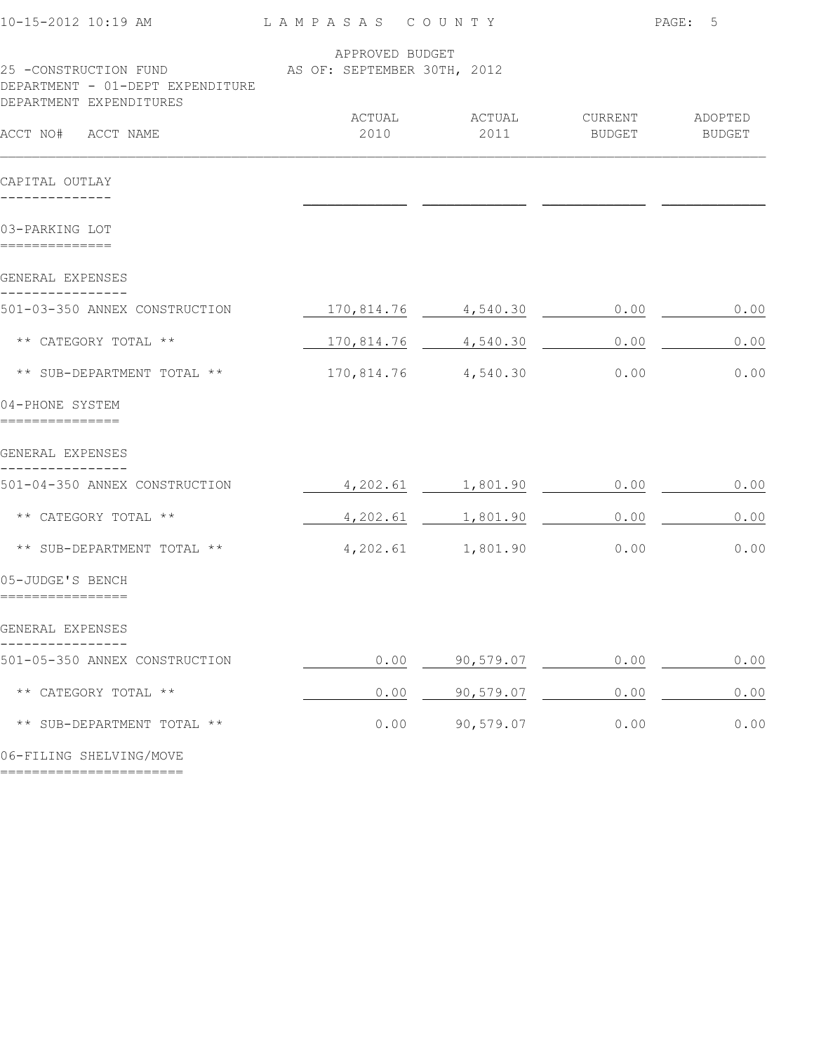LAMPASAS COUNTY

APPROVED BUDGET
AS OF: SEPTEMBER 30TH, 2012

25 -CONSTRUCTION FUND
DEPARTMENT - 01-DEPT EXPENDITURE
DEPARTMENT EXPENDITURES

| ACCT NO# ACCT NAME | ACTUAL 2010 | ACTUAL 2011 | CURRENT BUDGET | ADOPTED BUDGET |
|---|---|---|---|---|
| **CAPITAL OUTLAY** | | | | |
| **03-PARKING LOT** | | | | |
| GENERAL EXPENSES | | | | |
| 501-03-350 ANNEX CONSTRUCTION | 170,814.76 | 4,540.30 | 0.00 | 0.00 |
| ** CATEGORY TOTAL ** | 170,814.76 | 4,540.30 | 0.00 | 0.00 |
| ** SUB-DEPARTMENT TOTAL ** | 170,814.76 | 4,540.30 | 0.00 | 0.00 |
| **04-PHONE SYSTEM** | | | | |
| GENERAL EXPENSES | | | | |
| 501-04-350 ANNEX CONSTRUCTION | 4,202.61 | 1,801.90 | 0.00 | 0.00 |
| ** CATEGORY TOTAL ** | 4,202.61 | 1,801.90 | 0.00 | 0.00 |
| ** SUB-DEPARTMENT TOTAL ** | 4,202.61 | 1,801.90 | 0.00 | 0.00 |
| **05-JUDGE'S BENCH** | | | | |
| GENERAL EXPENSES | | | | |
| 501-05-350 ANNEX CONSTRUCTION | 0.00 | 90,579.07 | 0.00 | 0.00 |
| ** CATEGORY TOTAL ** | 0.00 | 90,579.07 | 0.00 | 0.00 |
| ** SUB-DEPARTMENT TOTAL ** | 0.00 | 90,579.07 | 0.00 | 0.00 |
| **06-FILING SHELVING/MOVE** | | | | |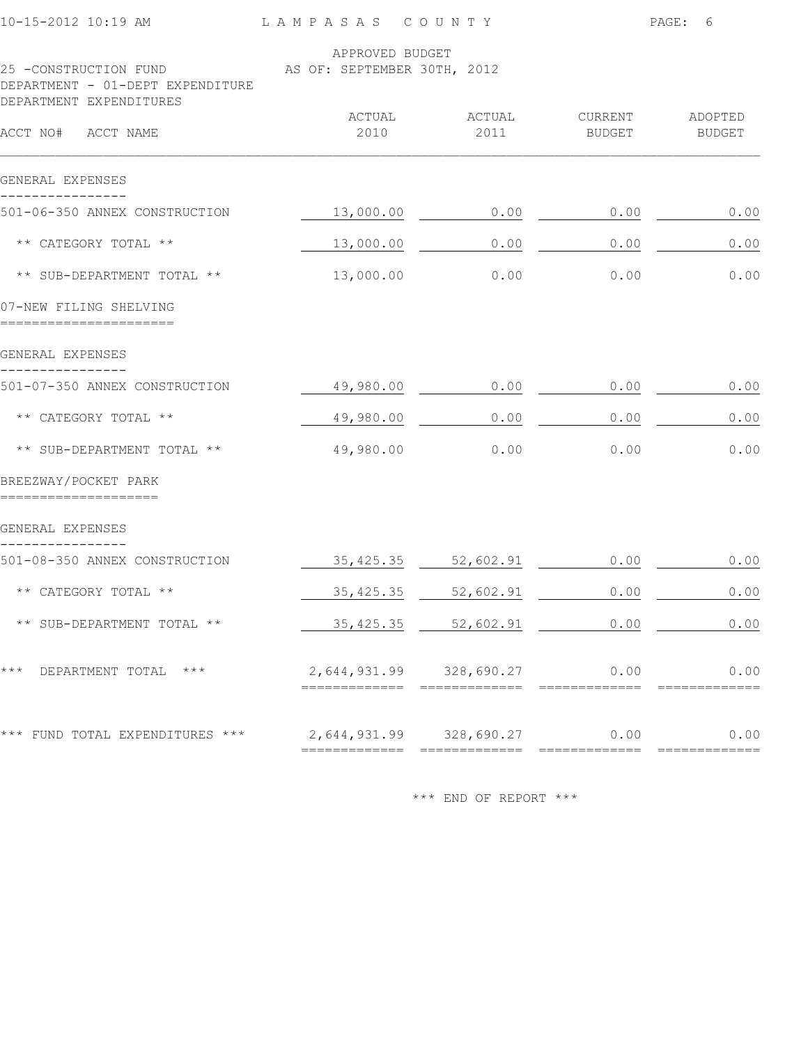APPROVED BUDGET

25 -CONSTRUCTION FUND AS OF: SEPTEMBER 30TH, 2012

DEPARTMENT - 01-DEPT EXPENDITURE

DEPARTMENT EXPENDITURES

| ACCT NO# ACCT NAME | ACTUAL 2010 | ACTUAL 2011 | CURRENT BUDGET | ADOPTED BUDGET |
|---|---|---|---|---|
| GENERAL EXPENSES | | | | |
| 501-06-350 ANNEX CONSTRUCTION | 13,000.00 | 0.00 | 0.00 | 0.00 |
| ** CATEGORY TOTAL ** | 13,000.00 | 0.00 | 0.00 | 0.00 |
| ** SUB-DEPARTMENT TOTAL ** | 13,000.00 | 0.00 | 0.00 | 0.00 |
| 07-NEW FILING SHELVING | | | | |
| GENERAL EXPENSES | | | | |
| 501-07-350 ANNEX CONSTRUCTION | 49,980.00 | 0.00 | 0.00 | 0.00 |
| ** CATEGORY TOTAL ** | 49,980.00 | 0.00 | 0.00 | 0.00 |
| ** SUB-DEPARTMENT TOTAL ** | 49,980.00 | 0.00 | 0.00 | 0.00 |
| BREEZWAY/POCKET PARK | | | | |
| GENERAL EXPENSES | | | | |
| 501-08-350 ANNEX CONSTRUCTION | 35,425.35 | 52,602.91 | 0.00 | 0.00 |
| ** CATEGORY TOTAL ** | 35,425.35 | 52,602.91 | 0.00 | 0.00 |
| ** SUB-DEPARTMENT TOTAL ** | 35,425.35 | 52,602.91 | 0.00 | 0.00 |
| *** DEPARTMENT TOTAL *** | 2,644,931.99 | 328,690.27 | 0.00 | 0.00 |
| *** FUND TOTAL EXPENDITURES *** | 2,644,931.99 | 328,690.27 | 0.00 | 0.00 |

*** END OF REPORT ***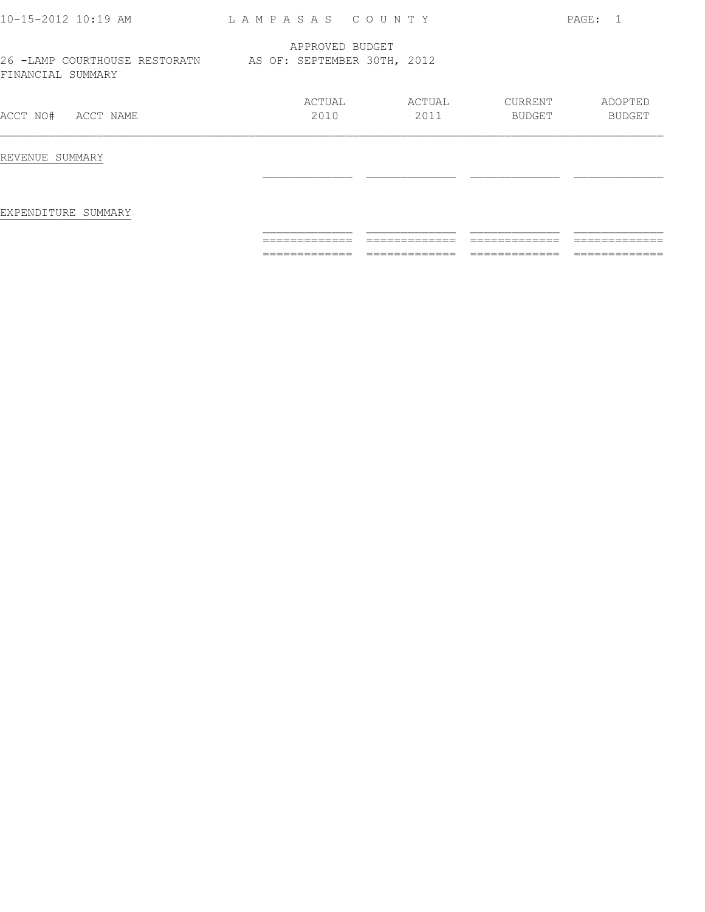LAMPASAS COUNTY

APPROVED BUDGET

26 -LAMP COURTHOUSE RESTORATN AS OF: SEPTEMBER 30TH, 2012

FINANCIAL SUMMARY

| ACCT NO# ACCT NAME | ACTUAL 2010 | ACTUAL 2011 | CURRENT BUDGET | ADOPTED BUDGET |
|---|---|---|---|---|
| REVENUE SUMMARY | | | | |
| EXPENDITURE SUMMARY | | | | |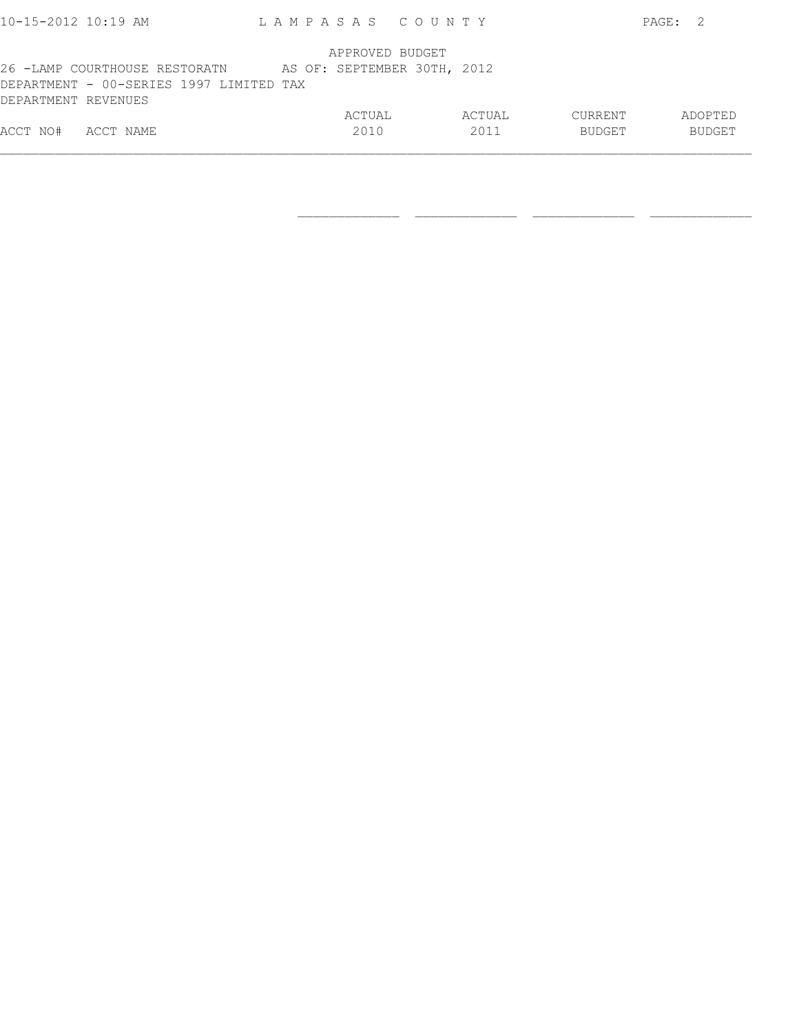APPROVED BUDGET

26 -LAMP COURTHOUSE RESTORATN AS OF: SEPTEMBER 30TH, 2012

DEPARTMENT - 00-SERIES 1997 LIMITED TAX

DEPARTMENT REVENUES

| ACCT NO# | ACCT NAME | ACTUAL 2010 | ACTUAL 2011 | CURRENT BUDGET | ADOPTED BUDGET |
|---|---|---|---|---|---|
| | | | | | |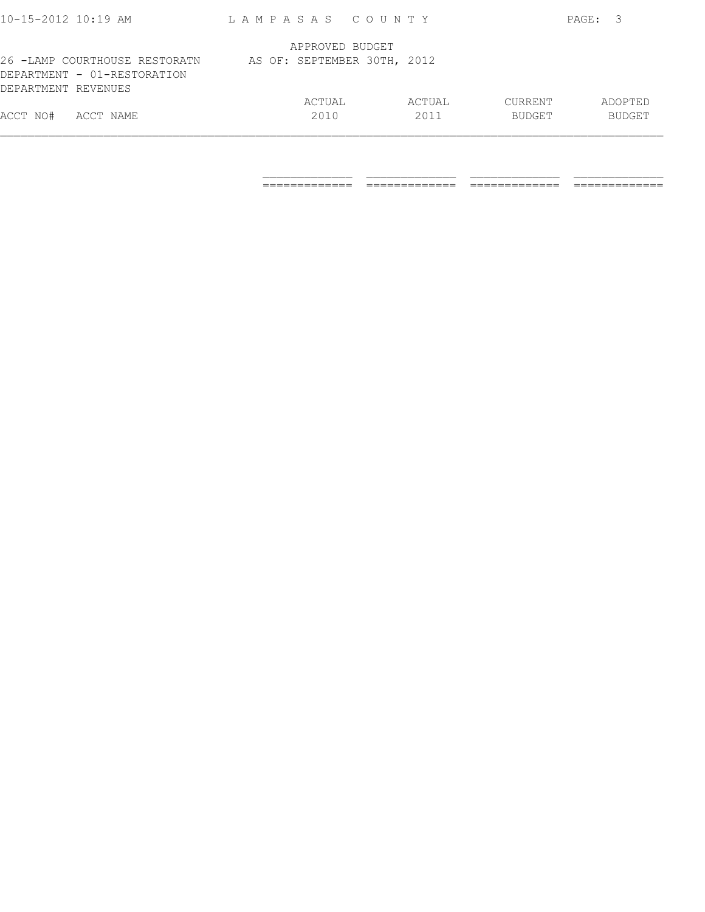LAMPASAS COUNTY

APPROVED BUDGET
AS OF: SEPTEMBER 30TH, 2012

26 -LAMP COURTHOUSE RESTORATN
DEPARTMENT - 01-RESTORATION
DEPARTMENT REVENUES

| ACCT NO# | ACCT NAME | ACTUAL 2010 | ACTUAL 2011 | CURRENT BUDGET | ADOPTED BUDGET |
|---|---|---|---|---|---|
| | | | | | |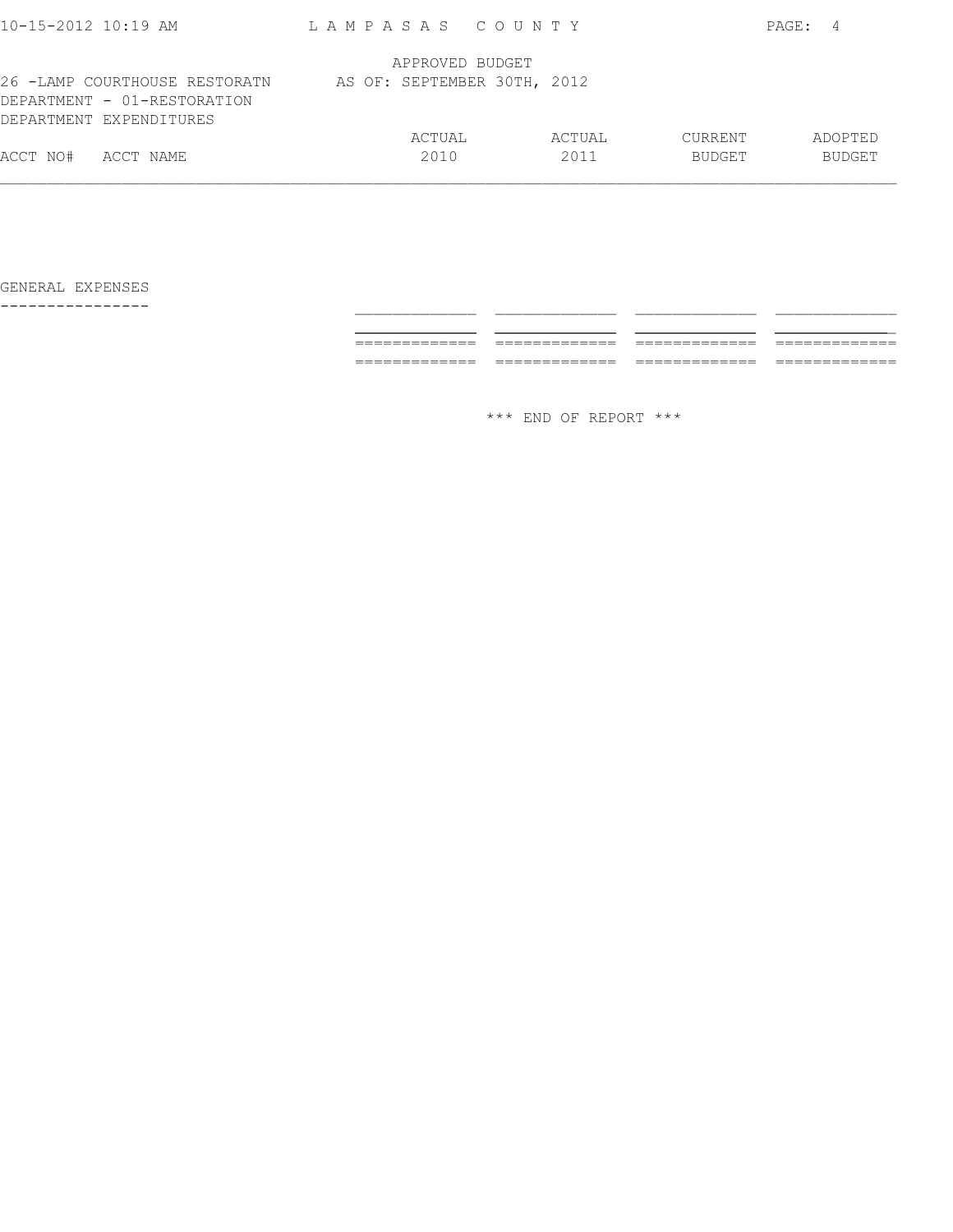APPROVED BUDGET

26 -LAMP COURTHOUSE RESTORATN AS OF: SEPTEMBER 30TH, 2012

DEPARTMENT - 01-RESTORATION

DEPARTMENT EXPENDITURES

| ACCT NO# | ACCT NAME | ACTUAL 2010 | ACTUAL 2011 | CURRENT BUDGET | ADOPTED BUDGET |
|---|---|---|---|---|---|
| GENERAL EXPENSES | | | | | |

*** END OF REPORT ***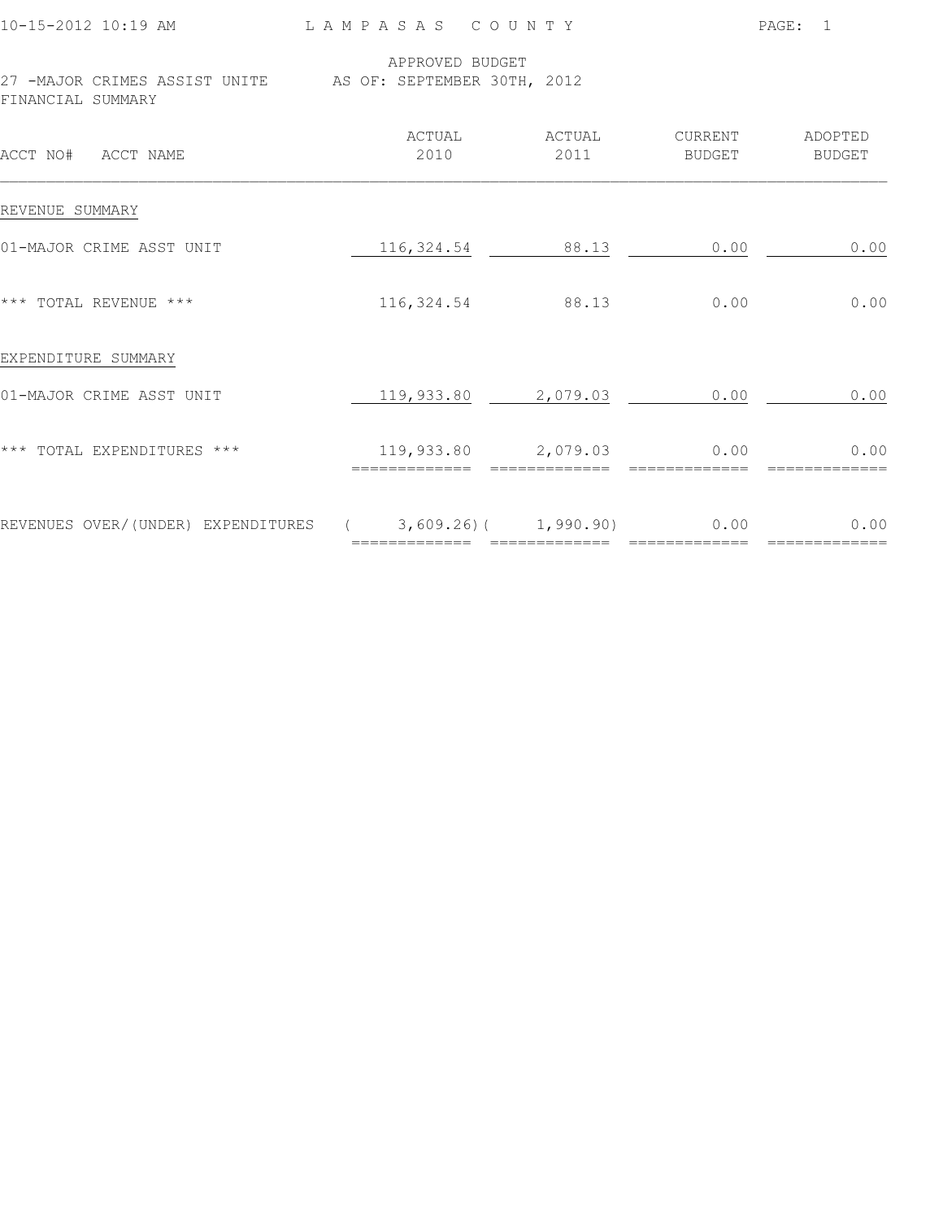LAMPASAS COUNTY

APPROVED BUDGET

27 -MAJOR CRIMES ASSIST UNITE AS OF: SEPTEMBER 30TH, 2012

FINANCIAL SUMMARY

| ACCT NO# ACCT NAME | ACTUAL 2010 | ACTUAL 2011 | CURRENT BUDGET | ADOPTED BUDGET |
|---|---|---|---|---|
| REVENUE SUMMARY | | | | |
| 01-MAJOR CRIME ASST UNIT | 116,324.54 | 88.13 | 0.00 | 0.00 |
| *** TOTAL REVENUE *** | 116,324.54 | 88.13 | 0.00 | 0.00 |
| EXPENDITURE SUMMARY | | | | |
| 01-MAJOR CRIME ASST UNIT | 119,933.80 | 2,079.03 | 0.00 | 0.00 |
| *** TOTAL EXPENDITURES *** | 119,933.80 | 2,079.03 | 0.00 | 0.00 |
| REVENUES OVER/(UNDER) EXPENDITURES | ( 3,609.26) | ( 1,990.90) | 0.00 | 0.00 |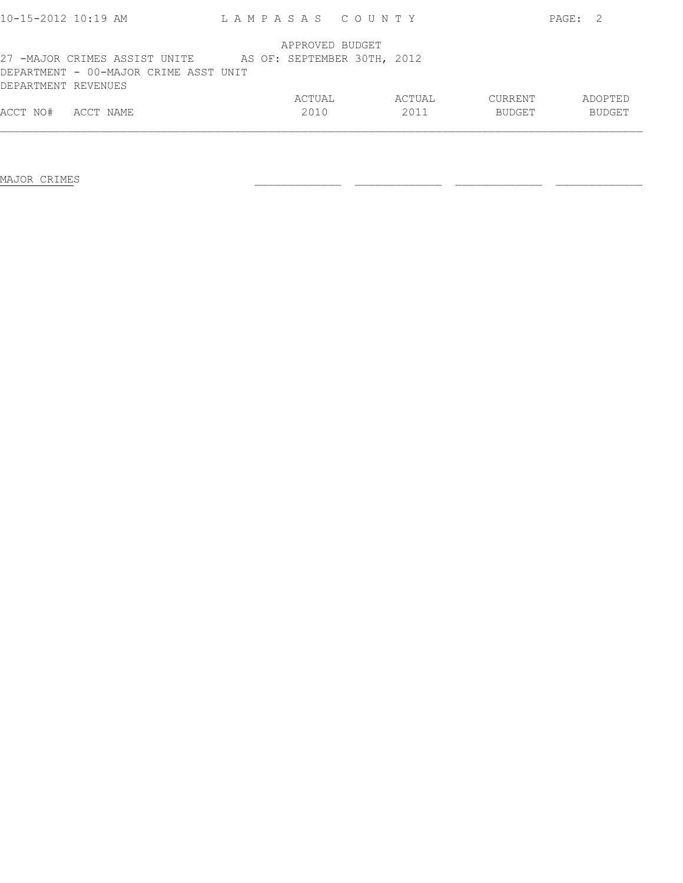APPROVED BUDGET

27 -MAJOR CRIMES ASSIST UNITE AS OF: SEPTEMBER 30TH, 2012

DEPARTMENT - 00-MAJOR CRIME ASST UNIT

DEPARTMENT REVENUES

| ACCT NO# | ACCT NAME | ACTUAL 2010 | ACTUAL 2011 | CURRENT BUDGET | ADOPTED BUDGET |
|---|---|---|---|---|---|
| MAJOR CRIMES | | | | | |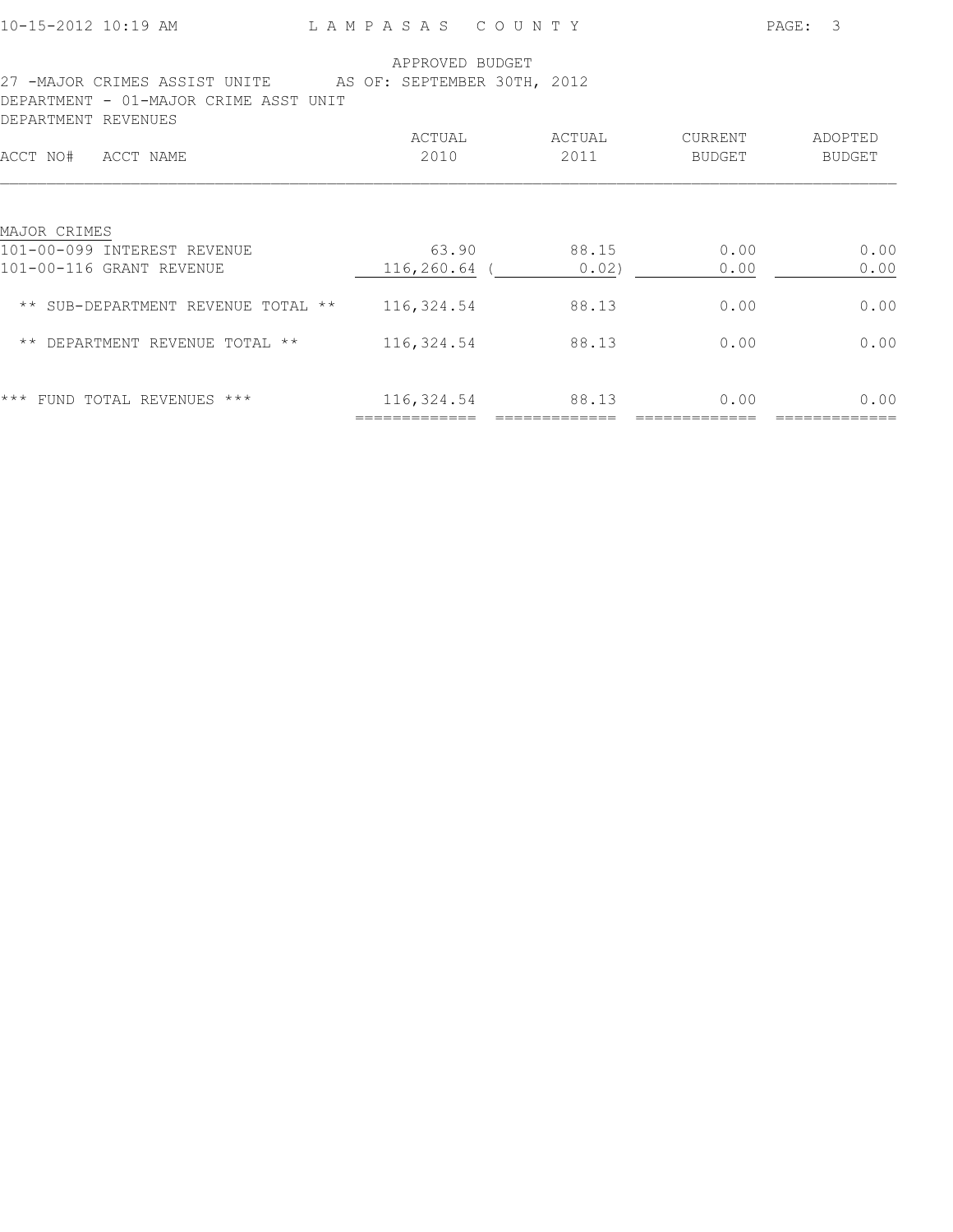LAMPASAS COUNTY

APPROVED BUDGET

27 -MAJOR CRIMES ASSIST UNITE AS OF: SEPTEMBER 30TH, 2012

DEPARTMENT - 01-MAJOR CRIME ASST UNIT

DEPARTMENT REVENUES

| ACCT NO# ACCT NAME | ACTUAL 2010 | ACTUAL 2011 | CURRENT BUDGET | ADOPTED BUDGET |
|---|---|---|---|---|
| MAJOR CRIMES | | | | |
| 101-00-099 INTEREST REVENUE | 63.90 | 88.15 | 0.00 | 0.00 |
| 101-00-116 GRANT REVENUE | 116,260.64 | ( 0.02) | 0.00 | 0.00 |
| ** SUB-DEPARTMENT REVENUE TOTAL ** | 116,324.54 | 88.13 | 0.00 | 0.00 |
| ** DEPARTMENT REVENUE TOTAL ** | 116,324.54 | 88.13 | 0.00 | 0.00 |
| *** FUND TOTAL REVENUES *** | 116,324.54 | 88.13 | 0.00 | 0.00 |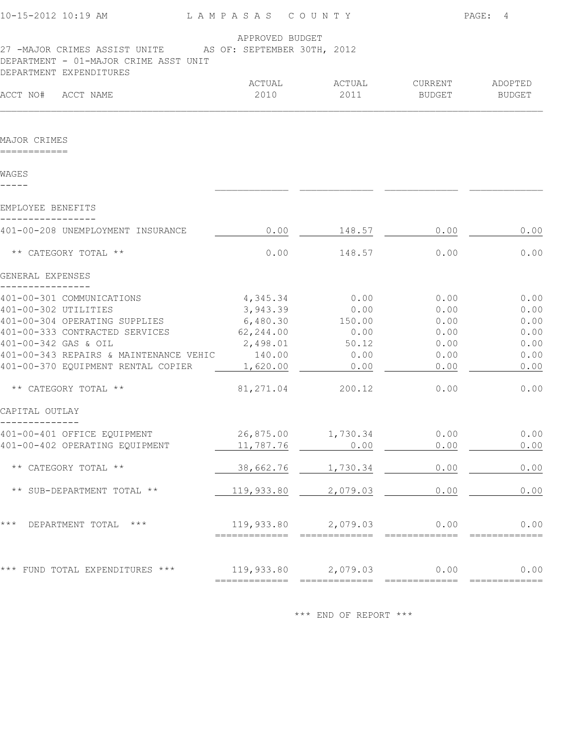LAMPASAS COUNTY

APPROVED BUDGET

27 -MAJOR CRIMES ASSIST UNITE AS OF: SEPTEMBER 30TH, 2012

DEPARTMENT - 01-MAJOR CRIME ASST UNIT

DEPARTMENT EXPENDITURES

| ACCT NO# ACCT NAME | ACTUAL 2010 | ACTUAL 2011 | CURRENT BUDGET | ADOPTED BUDGET |
|---|---|---|---|---|
| **MAJOR CRIMES** | | | | |
| **WAGES** | | | | |
| **EMPLOYEE BENEFITS** | | | | |
| 401-00-208 UNEMPLOYMENT INSURANCE | 0.00 | 148.57 | 0.00 | 0.00 |
| ** CATEGORY TOTAL ** | 0.00 | 148.57 | 0.00 | 0.00 |
| **GENERAL EXPENSES** | | | | |
| 401-00-301 COMMUNICATIONS | 4,345.34 | 0.00 | 0.00 | 0.00 |
| 401-00-302 UTILITIES | 3,943.39 | 0.00 | 0.00 | 0.00 |
| 401-00-304 OPERATING SUPPLIES | 6,480.30 | 150.00 | 0.00 | 0.00 |
| 401-00-333 CONTRACTED SERVICES | 62,244.00 | 0.00 | 0.00 | 0.00 |
| 401-00-342 GAS & OIL | 2,498.01 | 50.12 | 0.00 | 0.00 |
| 401-00-343 REPAIRS & MAINTENANCE VEHIC | 140.00 | 0.00 | 0.00 | 0.00 |
| 401-00-370 EQUIPMENT RENTAL COPIER | 1,620.00 | 0.00 | 0.00 | 0.00 |
| ** CATEGORY TOTAL ** | 81,271.04 | 200.12 | 0.00 | 0.00 |
| **CAPITAL OUTLAY** | | | | |
| 401-00-401 OFFICE EQUIPMENT | 26,875.00 | 1,730.34 | 0.00 | 0.00 |
| 401-00-402 OPERATING EQUIPMENT | 11,787.76 | 0.00 | 0.00 | 0.00 |
| ** CATEGORY TOTAL ** | 38,662.76 | 1,730.34 | 0.00 | 0.00 |
| ** SUB-DEPARTMENT TOTAL ** | 119,933.80 | 2,079.03 | 0.00 | 0.00 |
| *** DEPARTMENT TOTAL *** | 119,933.80 | 2,079.03 | 0.00 | 0.00 |
| *** FUND TOTAL EXPENDITURES *** | 119,933.80 | 2,079.03 | 0.00 | 0.00 |

*** END OF REPORT ***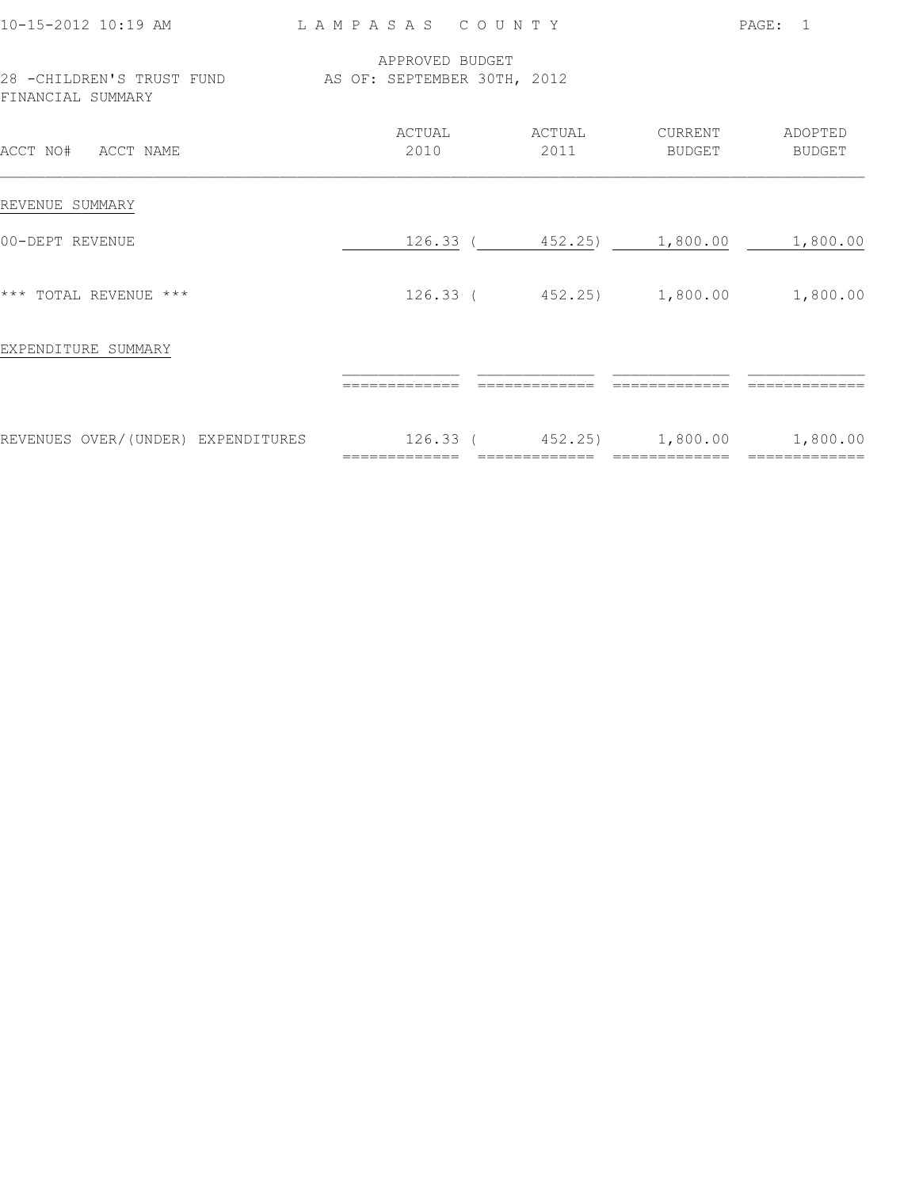LAMPASAS COUNTY

APPROVED BUDGET
AS OF: SEPTEMBER 30TH, 2012

28 -CHILDREN'S TRUST FUND
FINANCIAL SUMMARY

| ACCT NO# ACCT NAME | ACTUAL 2010 | ACTUAL 2011 | CURRENT BUDGET | ADOPTED BUDGET |
|---|---|---|---|---|
| REVENUE SUMMARY | | | | |
| 00-DEPT REVENUE | 126.33 | ( 452.25) | 1,800.00 | 1,800.00 |
| *** TOTAL REVENUE *** | 126.33 | ( 452.25) | 1,800.00 | 1,800.00 |
| EXPENDITURE SUMMARY | | | | |
| REVENUES OVER/(UNDER) EXPENDITURES | 126.33 | ( 452.25) | 1,800.00 | 1,800.00 |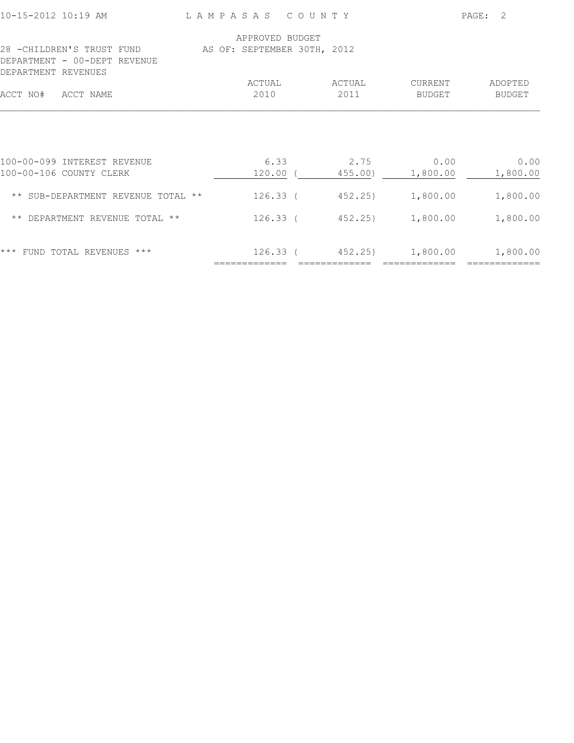LAMPASAS COUNTY

APPROVED BUDGET
AS OF: SEPTEMBER 30TH, 2012

28 -CHILDREN'S TRUST FUND
DEPARTMENT - 00-DEPT REVENUE
DEPARTMENT REVENUES

| ACCT NO# | ACCT NAME | ACTUAL 2010 | ACTUAL 2011 | CURRENT BUDGET | ADOPTED BUDGET |
|---|---|---|---|---|---|
| 100-00-099 | INTEREST REVENUE | 6.33 | 2.75 | 0.00 | 0.00 |
| 100-00-106 | COUNTY CLERK | 120.00 | ( 455.00) | 1,800.00 | 1,800.00 |
| | ** SUB-DEPARTMENT REVENUE TOTAL ** | 126.33 | ( 452.25) | 1,800.00 | 1,800.00 |
| | ** DEPARTMENT REVENUE TOTAL ** | 126.33 | ( 452.25) | 1,800.00 | 1,800.00 |
| | *** FUND TOTAL REVENUES *** | 126.33 | ( 452.25) | 1,800.00 | 1,800.00 |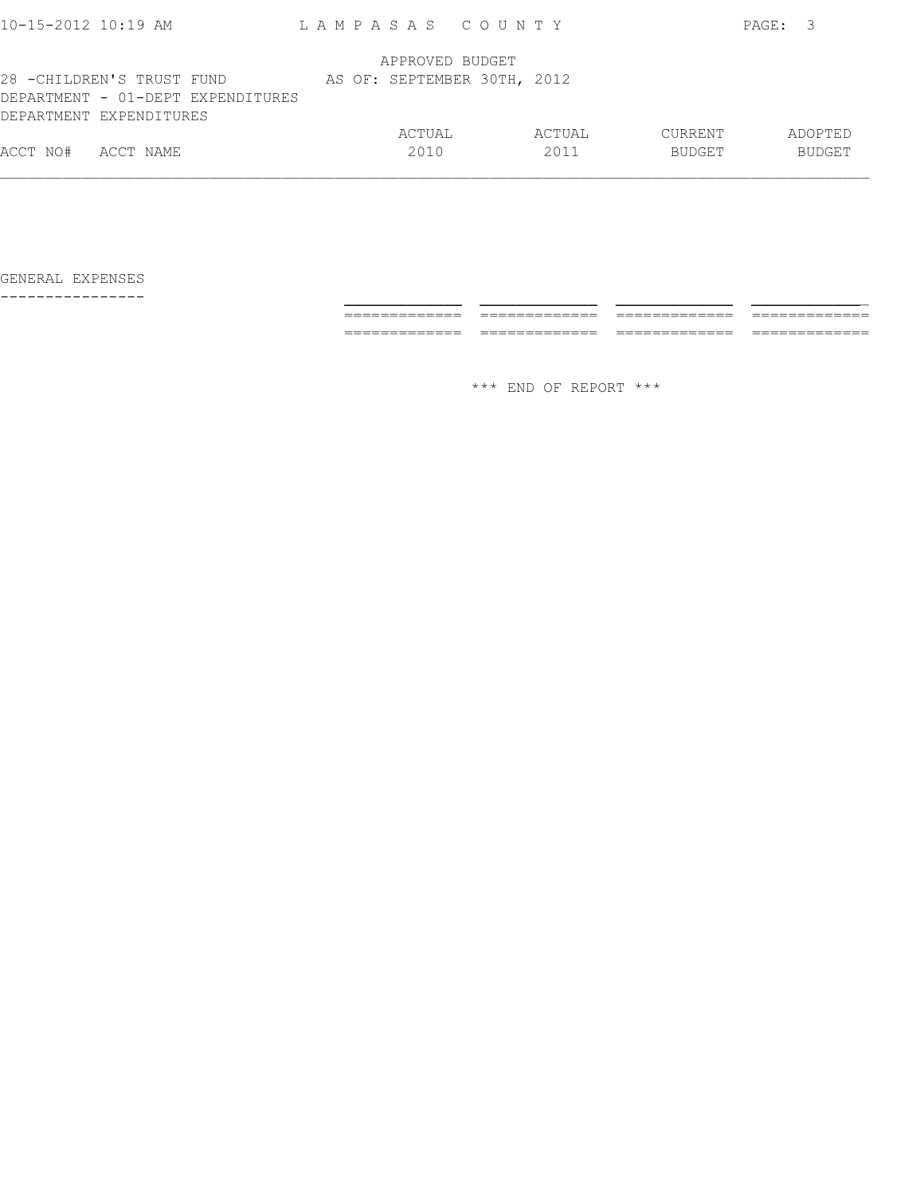LAMPASAS COUNTY

APPROVED BUDGET

28 -CHILDREN'S TRUST FUND AS OF: SEPTEMBER 30TH, 2012

DEPARTMENT - 01-DEPT EXPENDITURES

DEPARTMENT EXPENDITURES

| ACCT NO# | ACCT NAME | ACTUAL 2010 | ACTUAL 2011 | CURRENT BUDGET | ADOPTED BUDGET |
|---|---|---|---|---|---|
| | GENERAL EXPENSES | | | | |

\*\*\* END OF REPORT \*\*\*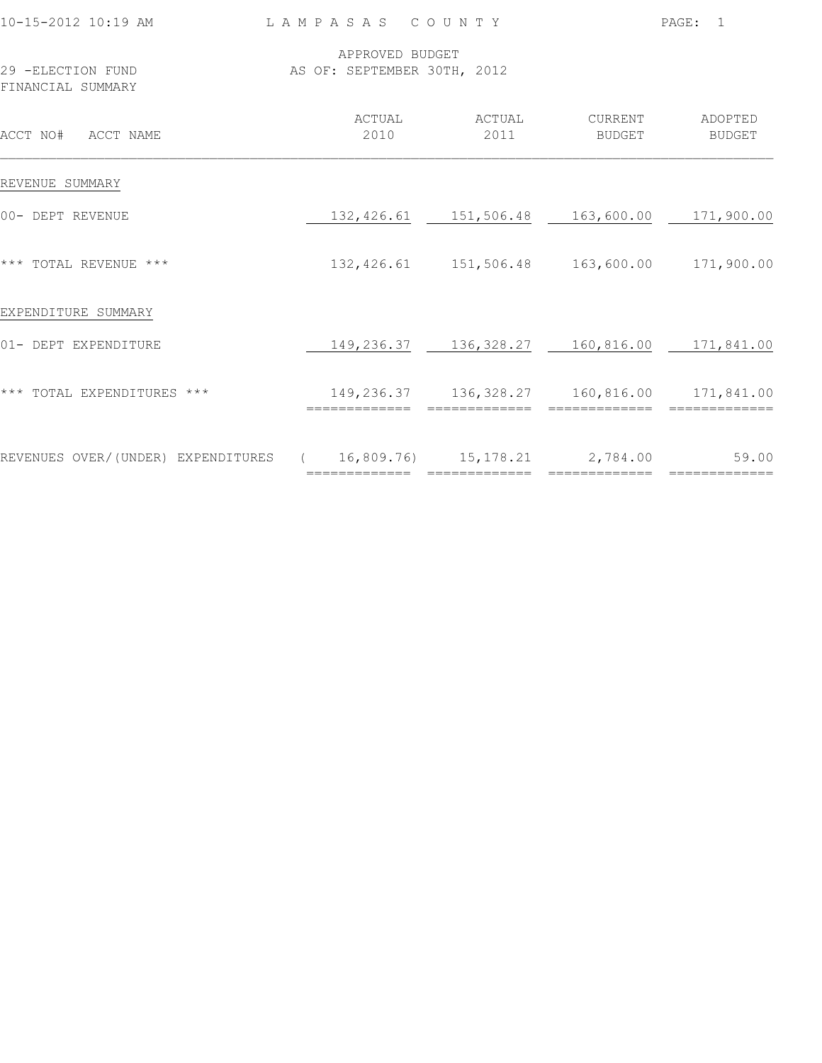LAMPASAS COUNTY

29 -ELECTION FUND
FINANCIAL SUMMARY

APPROVED BUDGET
AS OF: SEPTEMBER 30TH, 2012

| ACCT NO# ACCT NAME | ACTUAL 2010 | ACTUAL 2011 | CURRENT BUDGET | ADOPTED BUDGET |
|---|---|---|---|---|
| REVENUE SUMMARY | | | | |
| 00- DEPT REVENUE | 132,426.61 | 151,506.48 | 163,600.00 | 171,900.00 |
| *** TOTAL REVENUE *** | 132,426.61 | 151,506.48 | 163,600.00 | 171,900.00 |
| EXPENDITURE SUMMARY | | | | |
| 01- DEPT EXPENDITURE | 149,236.37 | 136,328.27 | 160,816.00 | 171,841.00 |
| *** TOTAL EXPENDITURES *** | 149,236.37 | 136,328.27 | 160,816.00 | 171,841.00 |
| REVENUES OVER/(UNDER) EXPENDITURES | ( 16,809.76) | 15,178.21 | 2,784.00 | 59.00 |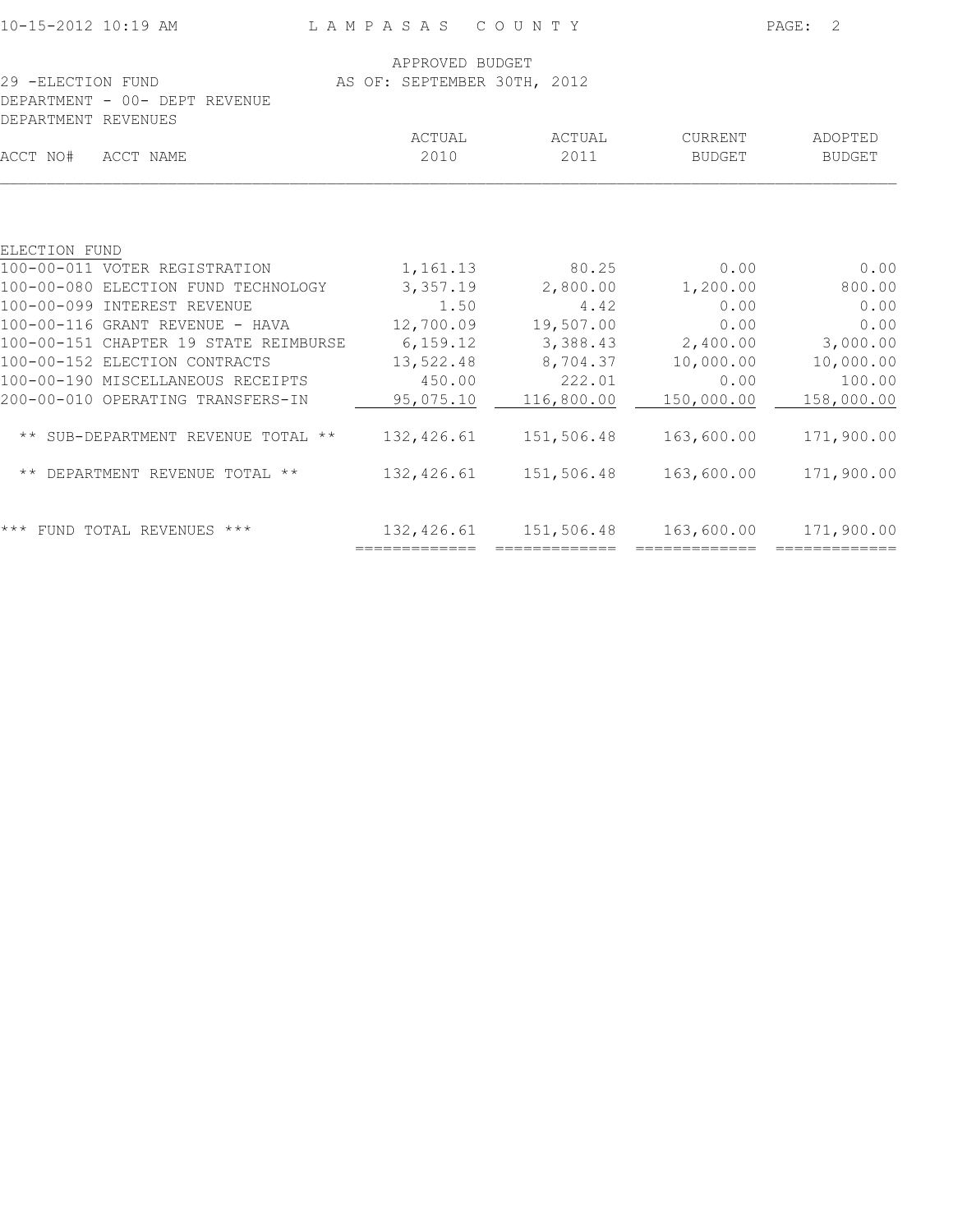LAMPASAS COUNTY

APPROVED BUDGET
AS OF: SEPTEMBER 30TH, 2012

29 -ELECTION FUND
DEPARTMENT - 00- DEPT REVENUE
DEPARTMENT REVENUES

| ACCT NO# | ACCT NAME | ACTUAL 2010 | ACTUAL 2011 | CURRENT BUDGET | ADOPTED BUDGET |
|---|---|---|---|---|---|
| ELECTION FUND | | | | | |
| 100-00-011 | VOTER REGISTRATION | 1,161.13 | 80.25 | 0.00 | 0.00 |
| 100-00-080 | ELECTION FUND TECHNOLOGY | 3,357.19 | 2,800.00 | 1,200.00 | 800.00 |
| 100-00-099 | INTEREST REVENUE | 1.50 | 4.42 | 0.00 | 0.00 |
| 100-00-116 | GRANT REVENUE - HAVA | 12,700.09 | 19,507.00 | 0.00 | 0.00 |
| 100-00-151 | CHAPTER 19 STATE REIMBURSE | 6,159.12 | 3,388.43 | 2,400.00 | 3,000.00 |
| 100-00-152 | ELECTION CONTRACTS | 13,522.48 | 8,704.37 | 10,000.00 | 10,000.00 |
| 100-00-190 | MISCELLANEOUS RECEIPTS | 450.00 | 222.01 | 0.00 | 100.00 |
| 200-00-010 | OPERATING TRANSFERS-IN | 95,075.10 | 116,800.00 | 150,000.00 | 158,000.00 |
| ** SUB-DEPARTMENT REVENUE TOTAL ** | | 132,426.61 | 151,506.48 | 163,600.00 | 171,900.00 |
| ** DEPARTMENT REVENUE TOTAL ** | | 132,426.61 | 151,506.48 | 163,600.00 | 171,900.00 |
| *** FUND TOTAL REVENUES *** | | 132,426.61 | 151,506.48 | 163,600.00 | 171,900.00 |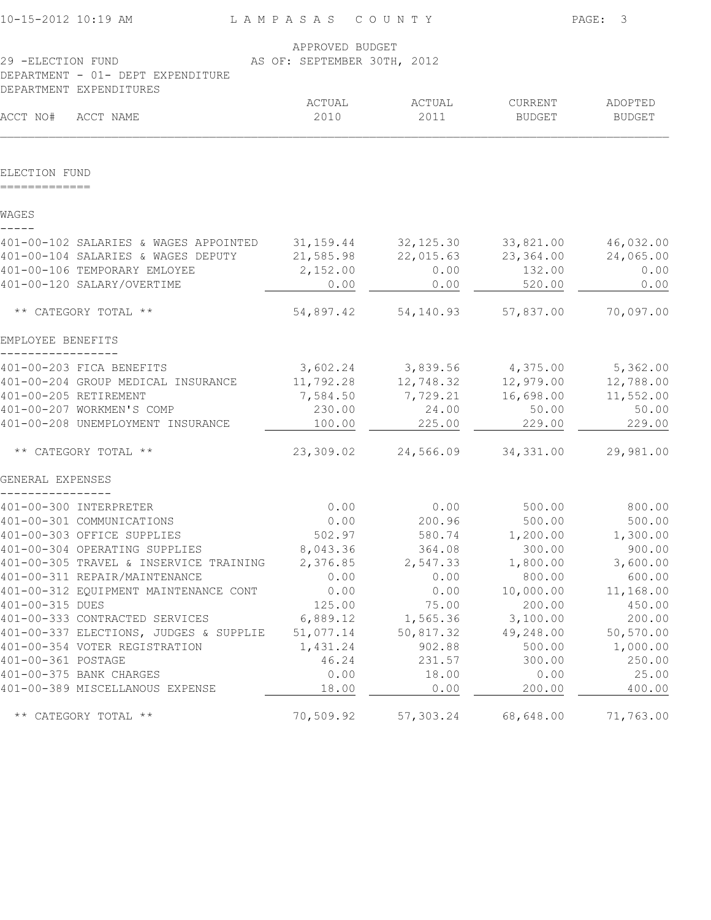APPROVED BUDGET

29 -ELECTION FUND AS OF: SEPTEMBER 30TH, 2012

DEPARTMENT - 01- DEPT EXPENDITURE

DEPARTMENT EXPENDITURES

| ACCT NO# | ACCT NAME | ACTUAL 2010 | ACTUAL 2011 | CURRENT BUDGET | ADOPTED BUDGET |
|---|---|---|---|---|---|
| **ELECTION FUND** | | | | | |
| **WAGES** | | | | | |
| 401-00-102 | SALARIES & WAGES APPOINTED | 31,159.44 | 32,125.30 | 33,821.00 | 46,032.00 |
| 401-00-104 | SALARIES & WAGES DEPUTY | 21,585.98 | 22,015.63 | 23,364.00 | 24,065.00 |
| 401-00-106 | TEMPORARY EMLOYEE | 2,152.00 | 0.00 | 132.00 | 0.00 |
| 401-00-120 | SALARY/OVERTIME | 0.00 | 0.00 | 520.00 | 0.00 |
| | ** CATEGORY TOTAL ** | 54,897.42 | 54,140.93 | 57,837.00 | 70,097.00 |
| **EMPLOYEE BENEFITS** | | | | | |
| 401-00-203 | FICA BENEFITS | 3,602.24 | 3,839.56 | 4,375.00 | 5,362.00 |
| 401-00-204 | GROUP MEDICAL INSURANCE | 11,792.28 | 12,748.32 | 12,979.00 | 12,788.00 |
| 401-00-205 | RETIREMENT | 7,584.50 | 7,729.21 | 16,698.00 | 11,552.00 |
| 401-00-207 | WORKMEN'S COMP | 230.00 | 24.00 | 50.00 | 50.00 |
| 401-00-208 | UNEMPLOYMENT INSURANCE | 100.00 | 225.00 | 229.00 | 229.00 |
| | ** CATEGORY TOTAL ** | 23,309.02 | 24,566.09 | 34,331.00 | 29,981.00 |
| **GENERAL EXPENSES** | | | | | |
| 401-00-300 | INTERPRETER | 0.00 | 0.00 | 500.00 | 800.00 |
| 401-00-301 | COMMUNICATIONS | 0.00 | 200.96 | 500.00 | 500.00 |
| 401-00-303 | OFFICE SUPPLIES | 502.97 | 580.74 | 1,200.00 | 1,300.00 |
| 401-00-304 | OPERATING SUPPLIES | 8,043.36 | 364.08 | 300.00 | 900.00 |
| 401-00-305 | TRAVEL & INSERVICE TRAINING | 2,376.85 | 2,547.33 | 1,800.00 | 3,600.00 |
| 401-00-311 | REPAIR/MAINTENANCE | 0.00 | 0.00 | 800.00 | 600.00 |
| 401-00-312 | EQUIPMENT MAINTENANCE CONT | 0.00 | 0.00 | 10,000.00 | 11,168.00 |
| 401-00-315 | DUES | 125.00 | 75.00 | 200.00 | 450.00 |
| 401-00-333 | CONTRACTED SERVICES | 6,889.12 | 1,565.36 | 3,100.00 | 200.00 |
| 401-00-337 | ELECTIONS, JUDGES & SUPPLIE | 51,077.14 | 50,817.32 | 49,248.00 | 50,570.00 |
| 401-00-354 | VOTER REGISTRATION | 1,431.24 | 902.88 | 500.00 | 1,000.00 |
| 401-00-361 | POSTAGE | 46.24 | 231.57 | 300.00 | 250.00 |
| 401-00-375 | BANK CHARGES | 0.00 | 18.00 | 0.00 | 25.00 |
| 401-00-389 | MISCELLANOUS EXPENSE | 18.00 | 0.00 | 200.00 | 400.00 |
| | ** CATEGORY TOTAL ** | 70,509.92 | 57,303.24 | 68,648.00 | 71,763.00 |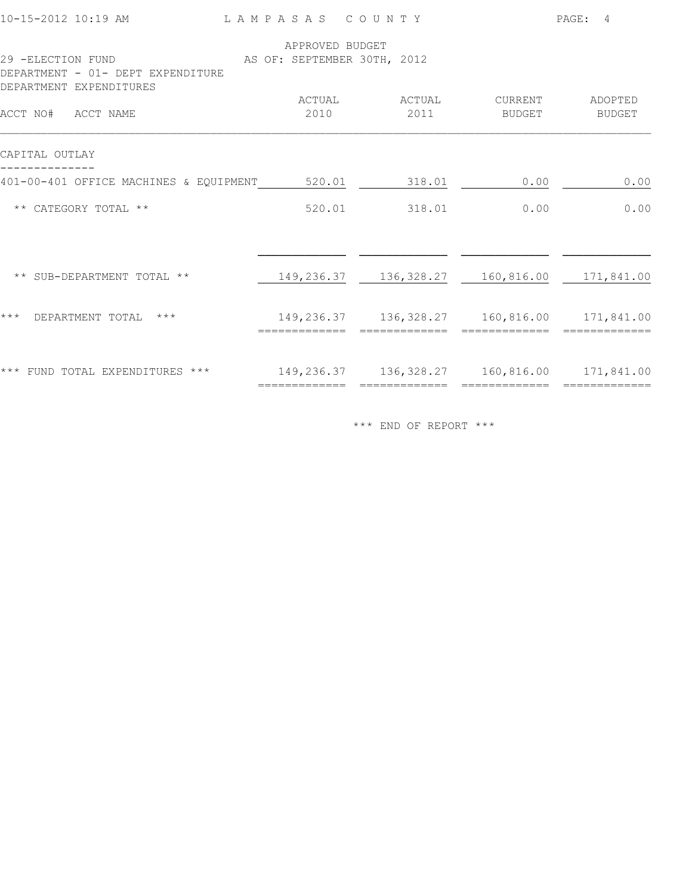LAMPASAS COUNTY

APPROVED BUDGET
AS OF: SEPTEMBER 30TH, 2012

29 -ELECTION FUND
DEPARTMENT - 01- DEPT EXPENDITURE
DEPARTMENT EXPENDITURES

| ACCT NO# ACCT NAME | ACTUAL 2010 | ACTUAL 2011 | CURRENT BUDGET | ADOPTED BUDGET |
|---|---|---|---|---|
| CAPITAL OUTLAY | | | | |
| 401-00-401 OFFICE MACHINES & EQUIPMENT | 520.01 | 318.01 | 0.00 | 0.00 |
| ** CATEGORY TOTAL ** | 520.01 | 318.01 | 0.00 | 0.00 |
| ** SUB-DEPARTMENT TOTAL ** | 149,236.37 | 136,328.27 | 160,816.00 | 171,841.00 |
| *** DEPARTMENT TOTAL *** | 149,236.37 | 136,328.27 | 160,816.00 | 171,841.00 |
| *** FUND TOTAL EXPENDITURES *** | 149,236.37 | 136,328.27 | 160,816.00 | 171,841.00 |

*** END OF REPORT ***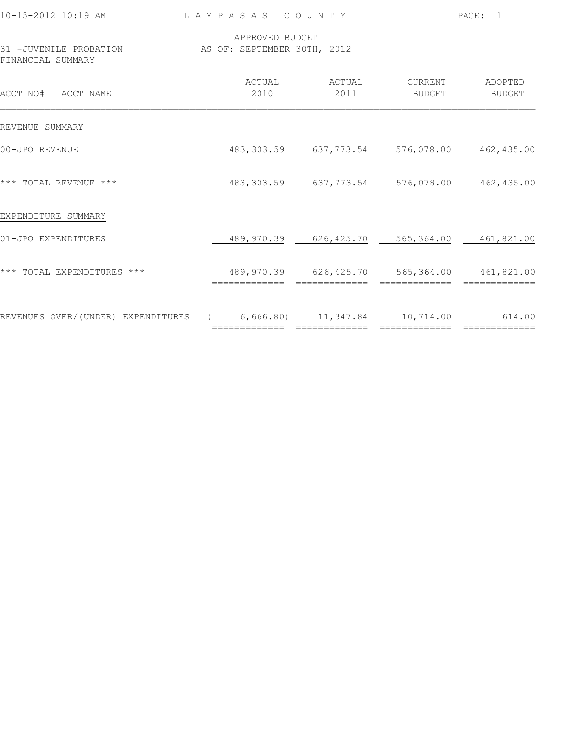10-15-2012 10:19 AM LAMPASAS COUNTY

31 -JUVENILE PROBATION
FINANCIAL SUMMARY

APPROVED BUDGET
AS OF: SEPTEMBER 30TH, 2012

| ACCT NO# ACCT NAME | ACTUAL 2010 | ACTUAL 2011 | CURRENT BUDGET | ADOPTED BUDGET |
|---|---|---|---|---|
| REVENUE SUMMARY | | | | |
| 00-JPO REVENUE | 483,303.59 | 637,773.54 | 576,078.00 | 462,435.00 |
| *** TOTAL REVENUE *** | 483,303.59 | 637,773.54 | 576,078.00 | 462,435.00 |
| EXPENDITURE SUMMARY | | | | |
| 01-JPO EXPENDITURES | 489,970.39 | 626,425.70 | 565,364.00 | 461,821.00 |
| *** TOTAL EXPENDITURES *** | 489,970.39 | 626,425.70 | 565,364.00 | 461,821.00 |
| REVENUES OVER/(UNDER) EXPENDITURES | ( 6,666.80) | 11,347.84 | 10,714.00 | 614.00 |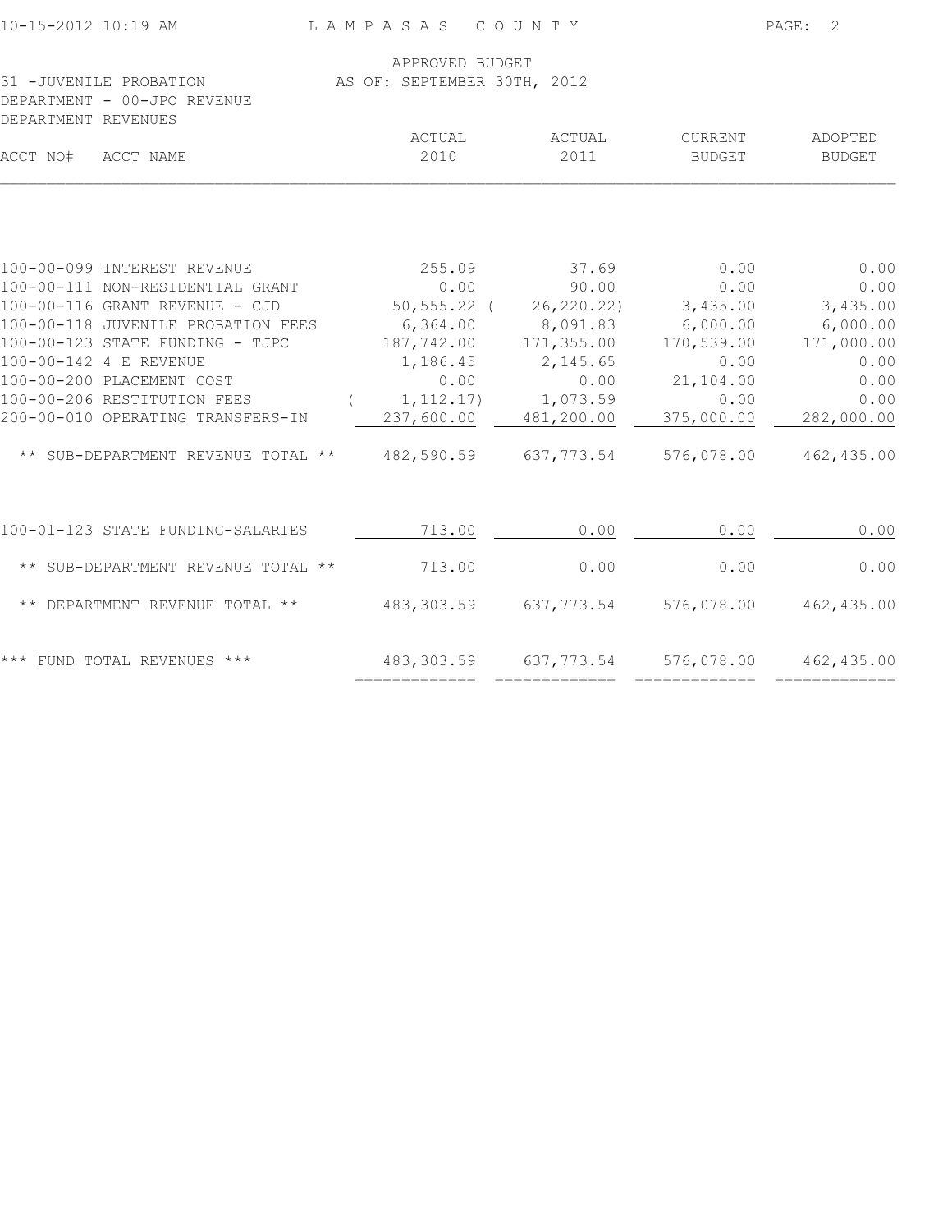LAMPASAS COUNTY

APPROVED BUDGET
AS OF: SEPTEMBER 30TH, 2012

31 -JUVENILE PROBATION
DEPARTMENT - 00-JPO REVENUE
DEPARTMENT REVENUES

| ACCT NO# | ACCT NAME | ACTUAL 2010 | ACTUAL 2011 | CURRENT BUDGET | ADOPTED BUDGET |
|---|---|---|---|---|---|
| 100-00-099 | INTEREST REVENUE | 255.09 | 37.69 | 0.00 | 0.00 |
| 100-00-111 | NON-RESIDENTIAL GRANT | 0.00 | 90.00 | 0.00 | 0.00 |
| 100-00-116 | GRANT REVENUE - CJD | 50,555.22 | ( 26,220.22) | 3,435.00 | 3,435.00 |
| 100-00-118 | JUVENILE PROBATION FEES | 6,364.00 | 8,091.83 | 6,000.00 | 6,000.00 |
| 100-00-123 | STATE FUNDING - TJPC | 187,742.00 | 171,355.00 | 170,539.00 | 171,000.00 |
| 100-00-142 | 4 E REVENUE | 1,186.45 | 2,145.65 | 0.00 | 0.00 |
| 100-00-200 | PLACEMENT COST | 0.00 | 0.00 | 21,104.00 | 0.00 |
| 100-00-206 | RESTITUTION FEES | ( 1,112.17) | 1,073.59 | 0.00 | 0.00 |
| 200-00-010 | OPERATING TRANSFERS-IN | 237,600.00 | 481,200.00 | 375,000.00 | 282,000.00 |
| | ** SUB-DEPARTMENT REVENUE TOTAL ** | 482,590.59 | 637,773.54 | 576,078.00 | 462,435.00 |
| 100-01-123 | STATE FUNDING-SALARIES | 713.00 | 0.00 | 0.00 | 0.00 |
| | ** SUB-DEPARTMENT REVENUE TOTAL ** | 713.00 | 0.00 | 0.00 | 0.00 |
| | ** DEPARTMENT REVENUE TOTAL ** | 483,303.59 | 637,773.54 | 576,078.00 | 462,435.00 |
| | *** FUND TOTAL REVENUES *** | 483,303.59 | 637,773.54 | 576,078.00 | 462,435.00 |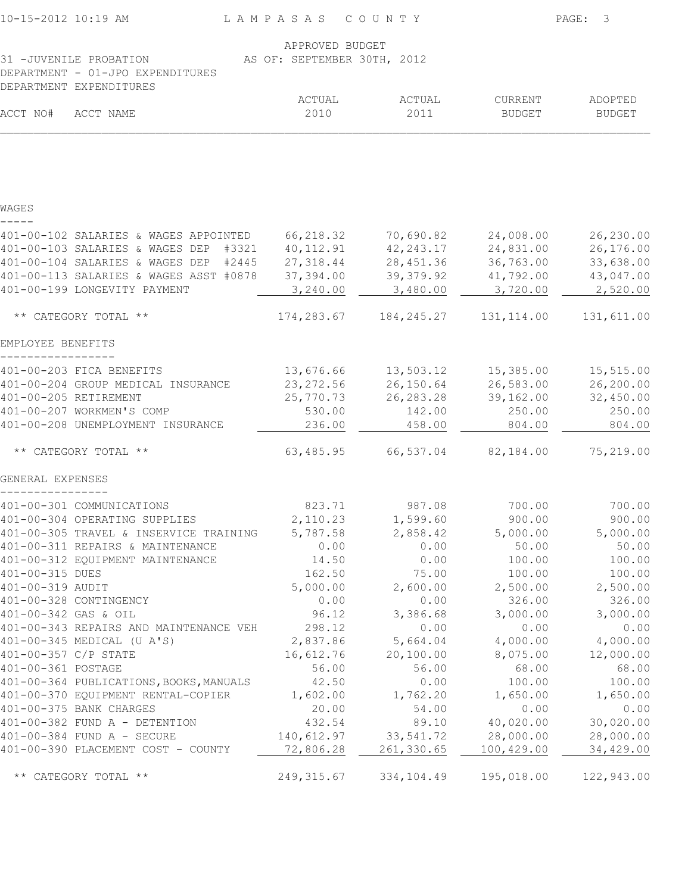LAMPASAS COUNTY

APPROVED BUDGET
AS OF: SEPTEMBER 30TH, 2012

31 -JUVENILE PROBATION
DEPARTMENT - 01-JPO EXPENDITURES
DEPARTMENT EXPENDITURES

| ACCT NO# | ACCT NAME | ACTUAL 2010 | ACTUAL 2011 | CURRENT BUDGET | ADOPTED BUDGET |
|---|---|---|---|---|---|
| **WAGES** | | | | | |
| 401-00-102 | SALARIES & WAGES APPOINTED | 66,218.32 | 70,690.82 | 24,008.00 | 26,230.00 |
| 401-00-103 | SALARIES & WAGES DEP #3321 | 40,112.91 | 42,243.17 | 24,831.00 | 26,176.00 |
| 401-00-104 | SALARIES & WAGES DEP #2445 | 27,318.44 | 28,451.36 | 36,763.00 | 33,638.00 |
| 401-00-113 | SALARIES & WAGES ASST #0878 | 37,394.00 | 39,379.92 | 41,792.00 | 43,047.00 |
| 401-00-199 | LONGEVITY PAYMENT | 3,240.00 | 3,480.00 | 3,720.00 | 2,520.00 |
| | ** CATEGORY TOTAL ** | 174,283.67 | 184,245.27 | 131,114.00 | 131,611.00 |
| **EMPLOYEE BENEFITS** | | | | | |
| 401-00-203 | FICA BENEFITS | 13,676.66 | 13,503.12 | 15,385.00 | 15,515.00 |
| 401-00-204 | GROUP MEDICAL INSURANCE | 23,272.56 | 26,150.64 | 26,583.00 | 26,200.00 |
| 401-00-205 | RETIREMENT | 25,770.73 | 26,283.28 | 39,162.00 | 32,450.00 |
| 401-00-207 | WORKMEN'S COMP | 530.00 | 142.00 | 250.00 | 250.00 |
| 401-00-208 | UNEMPLOYMENT INSURANCE | 236.00 | 458.00 | 804.00 | 804.00 |
| | ** CATEGORY TOTAL ** | 63,485.95 | 66,537.04 | 82,184.00 | 75,219.00 |
| **GENERAL EXPENSES** | | | | | |
| 401-00-301 | COMMUNICATIONS | 823.71 | 987.08 | 700.00 | 700.00 |
| 401-00-304 | OPERATING SUPPLIES | 2,110.23 | 1,599.60 | 900.00 | 900.00 |
| 401-00-305 | TRAVEL & INSERVICE TRAINING | 5,787.58 | 2,858.42 | 5,000.00 | 5,000.00 |
| 401-00-311 | REPAIRS & MAINTENANCE | 0.00 | 0.00 | 50.00 | 50.00 |
| 401-00-312 | EQUIPMENT MAINTENANCE | 14.50 | 0.00 | 100.00 | 100.00 |
| 401-00-315 | DUES | 162.50 | 75.00 | 100.00 | 100.00 |
| 401-00-319 | AUDIT | 5,000.00 | 2,600.00 | 2,500.00 | 2,500.00 |
| 401-00-328 | CONTINGENCY | 0.00 | 0.00 | 326.00 | 326.00 |
| 401-00-342 | GAS & OIL | 96.12 | 3,386.68 | 3,000.00 | 3,000.00 |
| 401-00-343 | REPAIRS AND MAINTENANCE VEH | 298.12 | 0.00 | 0.00 | 0.00 |
| 401-00-345 | MEDICAL (U A'S) | 2,837.86 | 5,664.04 | 4,000.00 | 4,000.00 |
| 401-00-357 | C/P STATE | 16,612.76 | 20,100.00 | 8,075.00 | 12,000.00 |
| 401-00-361 | POSTAGE | 56.00 | 56.00 | 68.00 | 68.00 |
| 401-00-364 | PUBLICATIONS,BOOKS,MANUALS | 42.50 | 0.00 | 100.00 | 100.00 |
| 401-00-370 | EQUIPMENT RENTAL-COPIER | 1,602.00 | 1,762.20 | 1,650.00 | 1,650.00 |
| 401-00-375 | BANK CHARGES | 20.00 | 54.00 | 0.00 | 0.00 |
| 401-00-382 | FUND A - DETENTION | 432.54 | 89.10 | 40,020.00 | 30,020.00 |
| 401-00-384 | FUND A - SECURE | 140,612.97 | 33,541.72 | 28,000.00 | 28,000.00 |
| 401-00-390 | PLACEMENT COST - COUNTY | 72,806.28 | 261,330.65 | 100,429.00 | 34,429.00 |
| | ** CATEGORY TOTAL ** | 249,315.67 | 334,104.49 | 195,018.00 | 122,943.00 |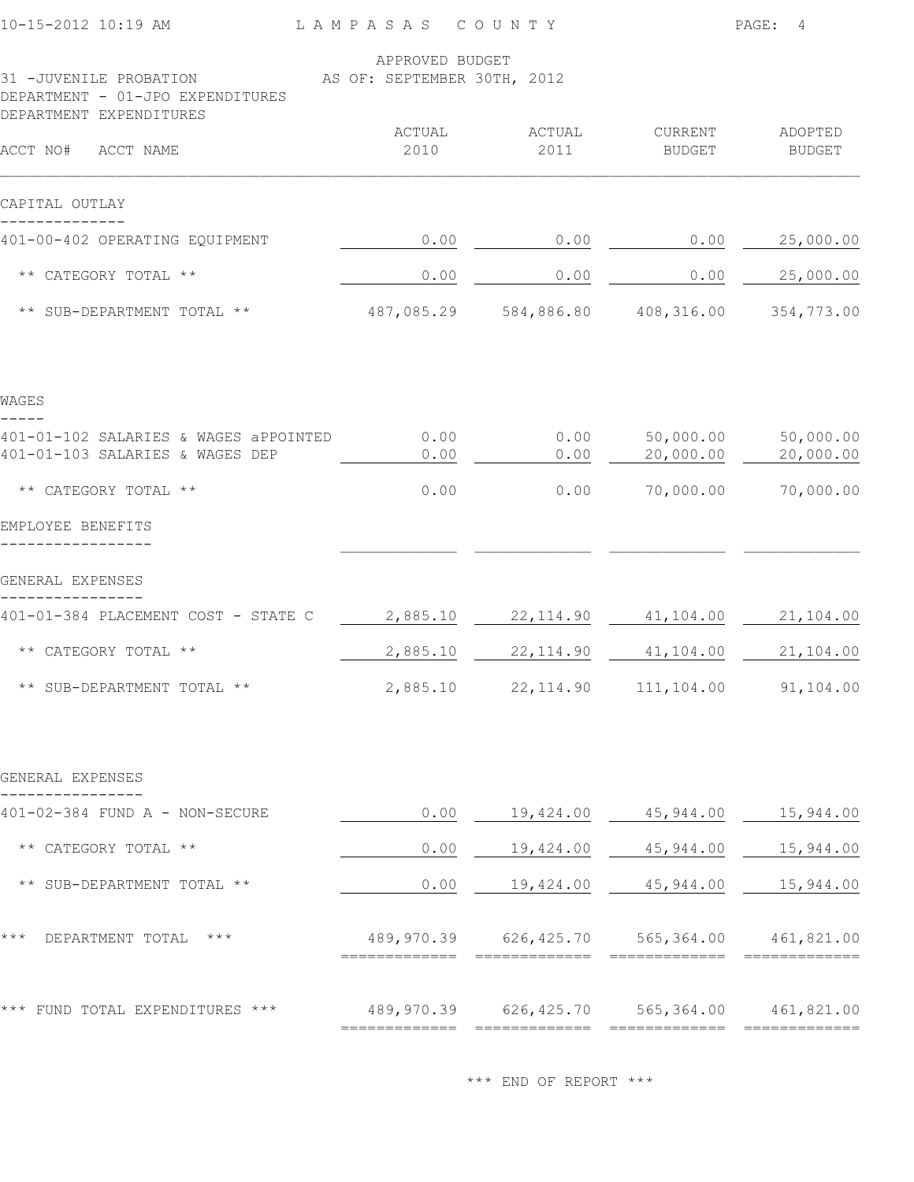APPROVED BUDGET
AS OF: SEPTEMBER 30TH, 2012

31 -JUVENILE PROBATION
DEPARTMENT - 01-JPO EXPENDITURES
DEPARTMENT EXPENDITURES

| ACCT NO# ACCT NAME | ACTUAL 2010 | ACTUAL 2011 | CURRENT BUDGET | ADOPTED BUDGET |
|---|---|---|---|---|
| **CAPITAL OUTLAY** | | | | |
| 401-00-402 OPERATING EQUIPMENT | 0.00 | 0.00 | 0.00 | 25,000.00 |
| ** CATEGORY TOTAL ** | 0.00 | 0.00 | 0.00 | 25,000.00 |
| ** SUB-DEPARTMENT TOTAL ** | 487,085.29 | 584,886.80 | 408,316.00 | 354,773.00 |
| **WAGES** | | | | |
| 401-01-102 SALARIES & WAGES aPPOINTED | 0.00 | 0.00 | 50,000.00 | 50,000.00 |
| 401-01-103 SALARIES & WAGES DEP | 0.00 | 0.00 | 20,000.00 | 20,000.00 |
| ** CATEGORY TOTAL ** | 0.00 | 0.00 | 70,000.00 | 70,000.00 |
| **EMPLOYEE BENEFITS** | | | | |
| **GENERAL EXPENSES** | | | | |
| 401-01-384 PLACEMENT COST - STATE C | 2,885.10 | 22,114.90 | 41,104.00 | 21,104.00 |
| ** CATEGORY TOTAL ** | 2,885.10 | 22,114.90 | 41,104.00 | 21,104.00 |
| ** SUB-DEPARTMENT TOTAL ** | 2,885.10 | 22,114.90 | 111,104.00 | 91,104.00 |
| **GENERAL EXPENSES** | | | | |
| 401-02-384 FUND A - NON-SECURE | 0.00 | 19,424.00 | 45,944.00 | 15,944.00 |
| ** CATEGORY TOTAL ** | 0.00 | 19,424.00 | 45,944.00 | 15,944.00 |
| ** SUB-DEPARTMENT TOTAL ** | 0.00 | 19,424.00 | 45,944.00 | 15,944.00 |
| *** DEPARTMENT TOTAL *** | 489,970.39 | 626,425.70 | 565,364.00 | 461,821.00 |
| *** FUND TOTAL EXPENDITURES *** | 489,970.39 | 626,425.70 | 565,364.00 | 461,821.00 |

*** END OF REPORT ***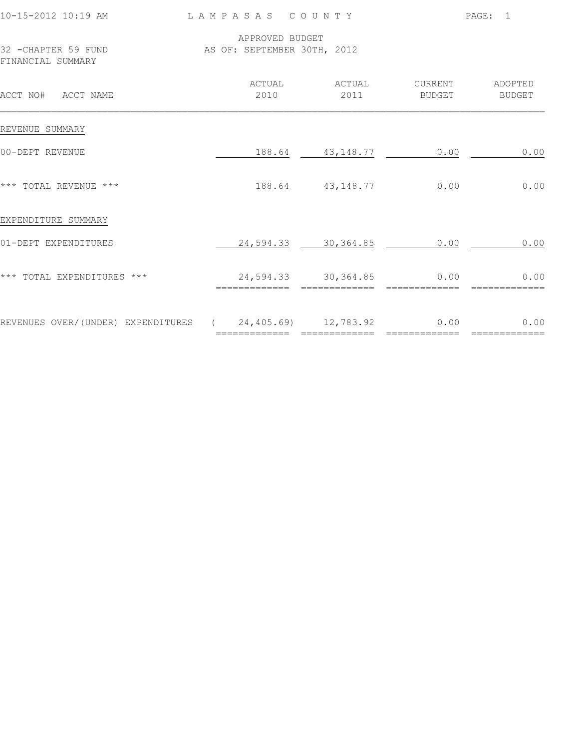LAMPASAS COUNTY

APPROVED BUDGET
AS OF: SEPTEMBER 30TH, 2012

32 -CHAPTER 59 FUND
FINANCIAL SUMMARY

| ACCT NO# ACCT NAME | ACTUAL 2010 | ACTUAL 2011 | CURRENT BUDGET | ADOPTED BUDGET |
|---|---|---|---|---|
| REVENUE SUMMARY | | | | |
| 00-DEPT REVENUE | 188.64 | 43,148.77 | 0.00 | 0.00 |
| *** TOTAL REVENUE *** | 188.64 | 43,148.77 | 0.00 | 0.00 |
| EXPENDITURE SUMMARY | | | | |
| 01-DEPT EXPENDITURES | 24,594.33 | 30,364.85 | 0.00 | 0.00 |
| *** TOTAL EXPENDITURES *** | 24,594.33 | 30,364.85 | 0.00 | 0.00 |
| REVENUES OVER/(UNDER) EXPENDITURES | ( 24,405.69) | 12,783.92 | 0.00 | 0.00 |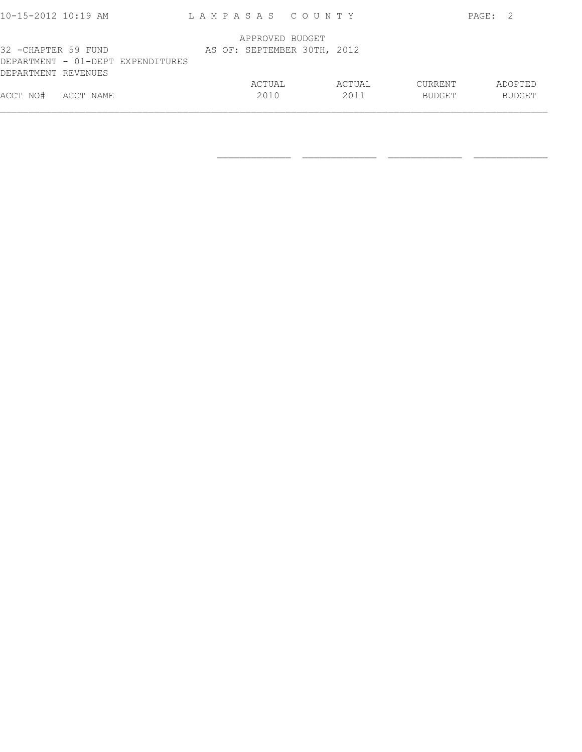APPROVED BUDGET

32 -CHAPTER 59 FUND — AS OF: SEPTEMBER 30TH, 2012

DEPARTMENT - 01-DEPT EXPENDITURES

DEPARTMENT REVENUES

| ACCT NO# | ACCT NAME | ACTUAL 2010 | ACTUAL 2011 | CURRENT BUDGET | ADOPTED BUDGET |
|---|---|---|---|---|---|
| | | | | | |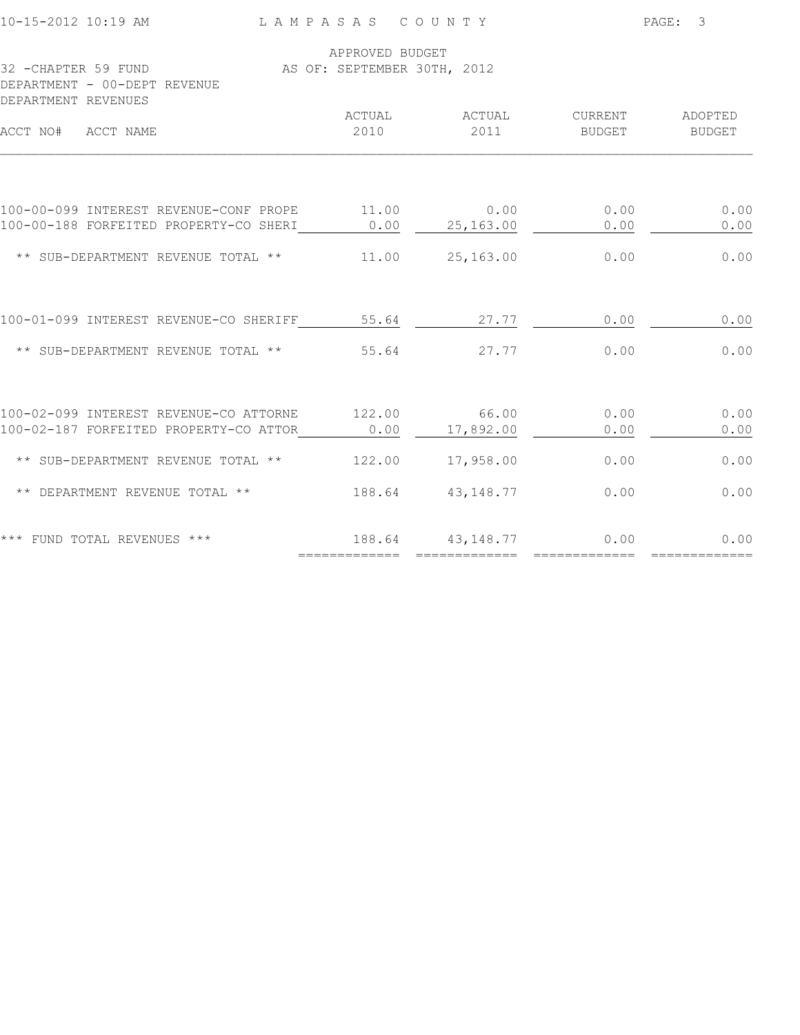LAMPASAS COUNTY

APPROVED BUDGET
AS OF: SEPTEMBER 30TH, 2012

32 -CHAPTER 59 FUND
DEPARTMENT - 00-DEPT REVENUE
DEPARTMENT REVENUES

| ACCT NO# | ACCT NAME | ACTUAL 2010 | ACTUAL 2011 | CURRENT BUDGET | ADOPTED BUDGET |
|---|---|---|---|---|---|
| 100-00-099 | INTEREST REVENUE-CONF PROPE | 11.00 | 0.00 | 0.00 | 0.00 |
| 100-00-188 | FORFEITED PROPERTY-CO SHERI | 0.00 | 25,163.00 | 0.00 | 0.00 |
| | ** SUB-DEPARTMENT REVENUE TOTAL ** | 11.00 | 25,163.00 | 0.00 | 0.00 |
| 100-01-099 | INTEREST REVENUE-CO SHERIFF | 55.64 | 27.77 | 0.00 | 0.00 |
| | ** SUB-DEPARTMENT REVENUE TOTAL ** | 55.64 | 27.77 | 0.00 | 0.00 |
| 100-02-099 | INTEREST REVENUE-CO ATTORNE | 122.00 | 66.00 | 0.00 | 0.00 |
| 100-02-187 | FORFEITED PROPERTY-CO ATTOR | 0.00 | 17,892.00 | 0.00 | 0.00 |
| | ** SUB-DEPARTMENT REVENUE TOTAL ** | 122.00 | 17,958.00 | 0.00 | 0.00 |
| | ** DEPARTMENT REVENUE TOTAL ** | 188.64 | 43,148.77 | 0.00 | 0.00 |
| | *** FUND TOTAL REVENUES *** | 188.64 | 43,148.77 | 0.00 | 0.00 |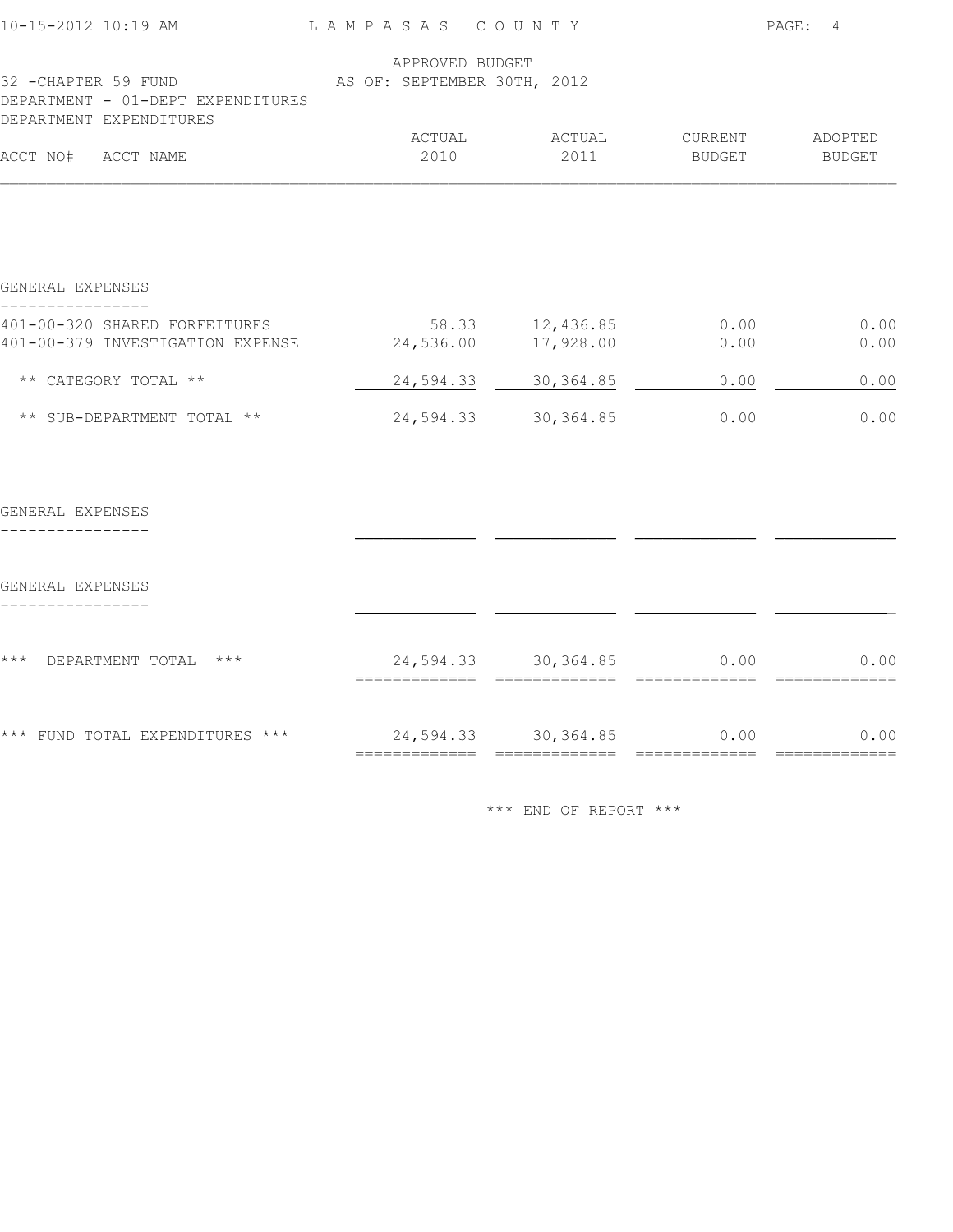LAMPASAS COUNTY

APPROVED BUDGET
AS OF: SEPTEMBER 30TH, 2012

32 -CHAPTER 59 FUND
DEPARTMENT - 01-DEPT EXPENDITURES
DEPARTMENT EXPENDITURES

| ACCT NO# ACCT NAME | ACTUAL 2010 | ACTUAL 2011 | CURRENT BUDGET | ADOPTED BUDGET |
|---|---|---|---|---|
| **GENERAL EXPENSES** | | | | |
| 401-00-320 SHARED FORFEITURES | 58.33 | 12,436.85 | 0.00 | 0.00 |
| 401-00-379 INVESTIGATION EXPENSE | 24,536.00 | 17,928.00 | 0.00 | 0.00 |
| ** CATEGORY TOTAL ** | 24,594.33 | 30,364.85 | 0.00 | 0.00 |
| ** SUB-DEPARTMENT TOTAL ** | 24,594.33 | 30,364.85 | 0.00 | 0.00 |
| **GENERAL EXPENSES** | | | | |
| **GENERAL EXPENSES** | | | | |
| *** DEPARTMENT TOTAL *** | 24,594.33 | 30,364.85 | 0.00 | 0.00 |
| *** FUND TOTAL EXPENDITURES *** | 24,594.33 | 30,364.85 | 0.00 | 0.00 |

*** END OF REPORT ***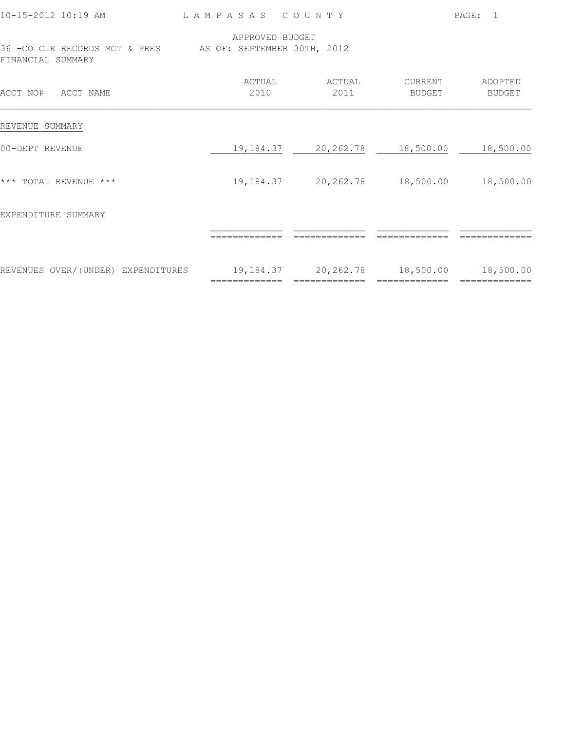LAMPASAS COUNTY

APPROVED BUDGET
36 -CO CLK RECORDS MGT & PRES AS OF: SEPTEMBER 30TH, 2012
FINANCIAL SUMMARY

| ACCT NO# ACCT NAME | ACTUAL 2010 | ACTUAL 2011 | CURRENT BUDGET | ADOPTED BUDGET |
|---|---|---|---|---|
| REVENUE SUMMARY | | | | |
| 00-DEPT REVENUE | 19,184.37 | 20,262.78 | 18,500.00 | 18,500.00 |
| *** TOTAL REVENUE *** | 19,184.37 | 20,262.78 | 18,500.00 | 18,500.00 |
| EXPENDITURE SUMMARY | | | | |
| REVENUES OVER/(UNDER) EXPENDITURES | 19,184.37 | 20,262.78 | 18,500.00 | 18,500.00 |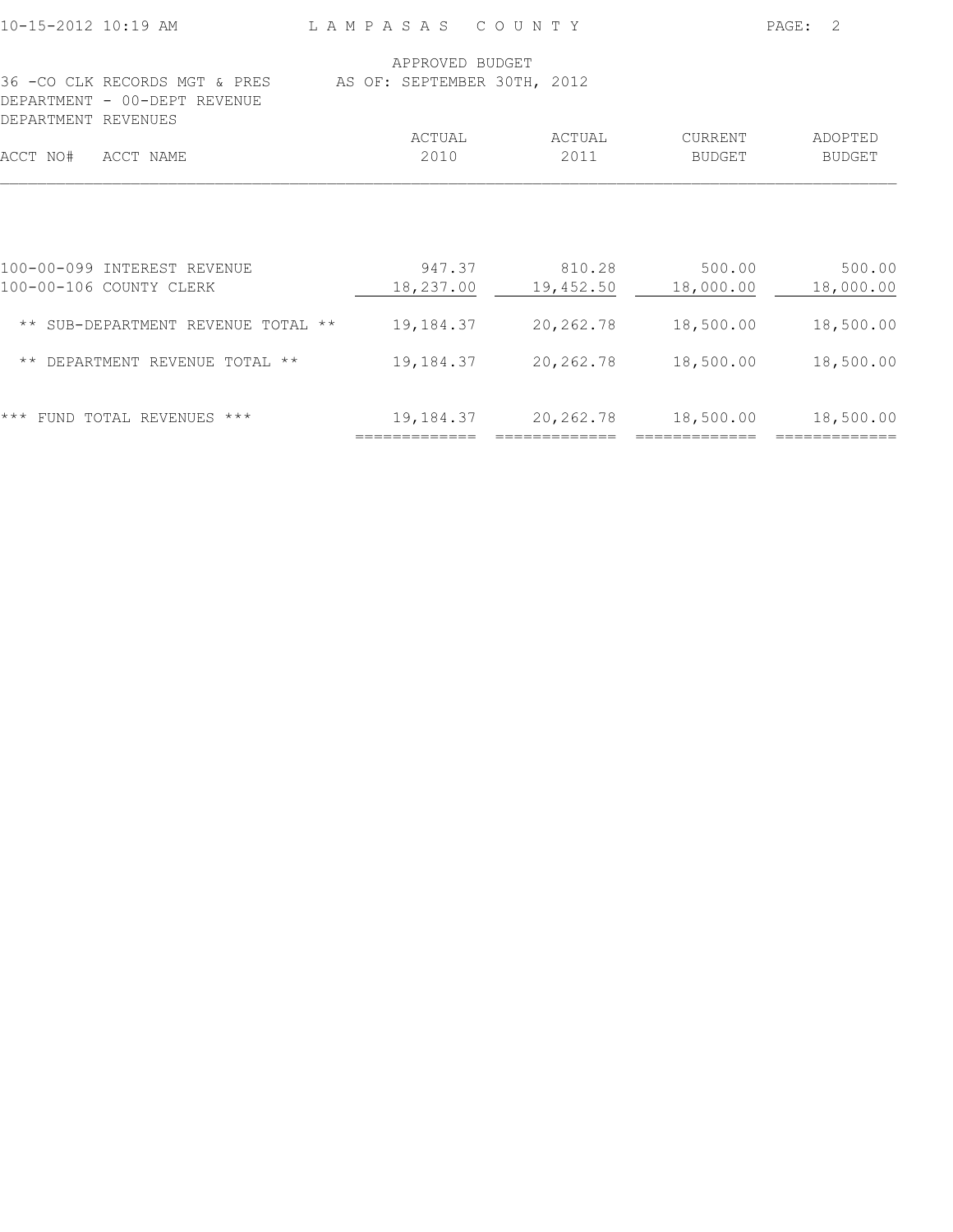APPROVED BUDGET

36 -CO CLK RECORDS MGT & PRES — AS OF: SEPTEMBER 30TH, 2012

DEPARTMENT - 00-DEPT REVENUE

DEPARTMENT REVENUES

| ACCT NO# | ACCT NAME | ACTUAL 2010 | ACTUAL 2011 | CURRENT BUDGET | ADOPTED BUDGET |
|---|---|---|---|---|---|
| 100-00-099 | INTEREST REVENUE | 947.37 | 810.28 | 500.00 | 500.00 |
| 100-00-106 | COUNTY CLERK | 18,237.00 | 19,452.50 | 18,000.00 | 18,000.00 |
| | ** SUB-DEPARTMENT REVENUE TOTAL ** | 19,184.37 | 20,262.78 | 18,500.00 | 18,500.00 |
| | ** DEPARTMENT REVENUE TOTAL ** | 19,184.37 | 20,262.78 | 18,500.00 | 18,500.00 |
| | *** FUND TOTAL REVENUES *** | 19,184.37 | 20,262.78 | 18,500.00 | 18,500.00 |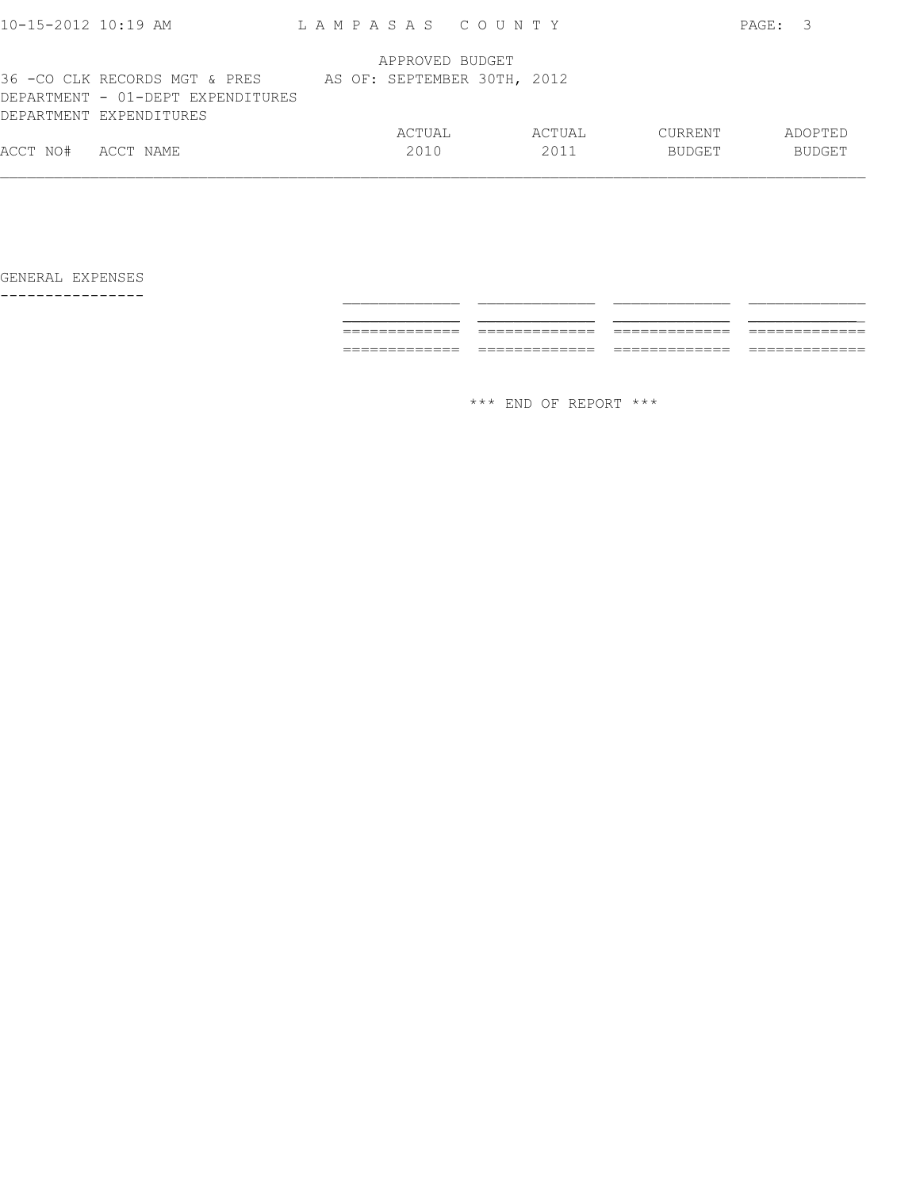APPROVED BUDGET

36 -CO CLK RECORDS MGT & PRES AS OF: SEPTEMBER 30TH, 2012

DEPARTMENT - 01-DEPT EXPENDITURES

DEPARTMENT EXPENDITURES

| ACCT NO# | ACCT NAME | ACTUAL 2010 | ACTUAL 2011 | CURRENT BUDGET | ADOPTED BUDGET |
|---|---|---|---|---|---|
| | GENERAL EXPENSES | | | | |

\*\*\* END OF REPORT \*\*\*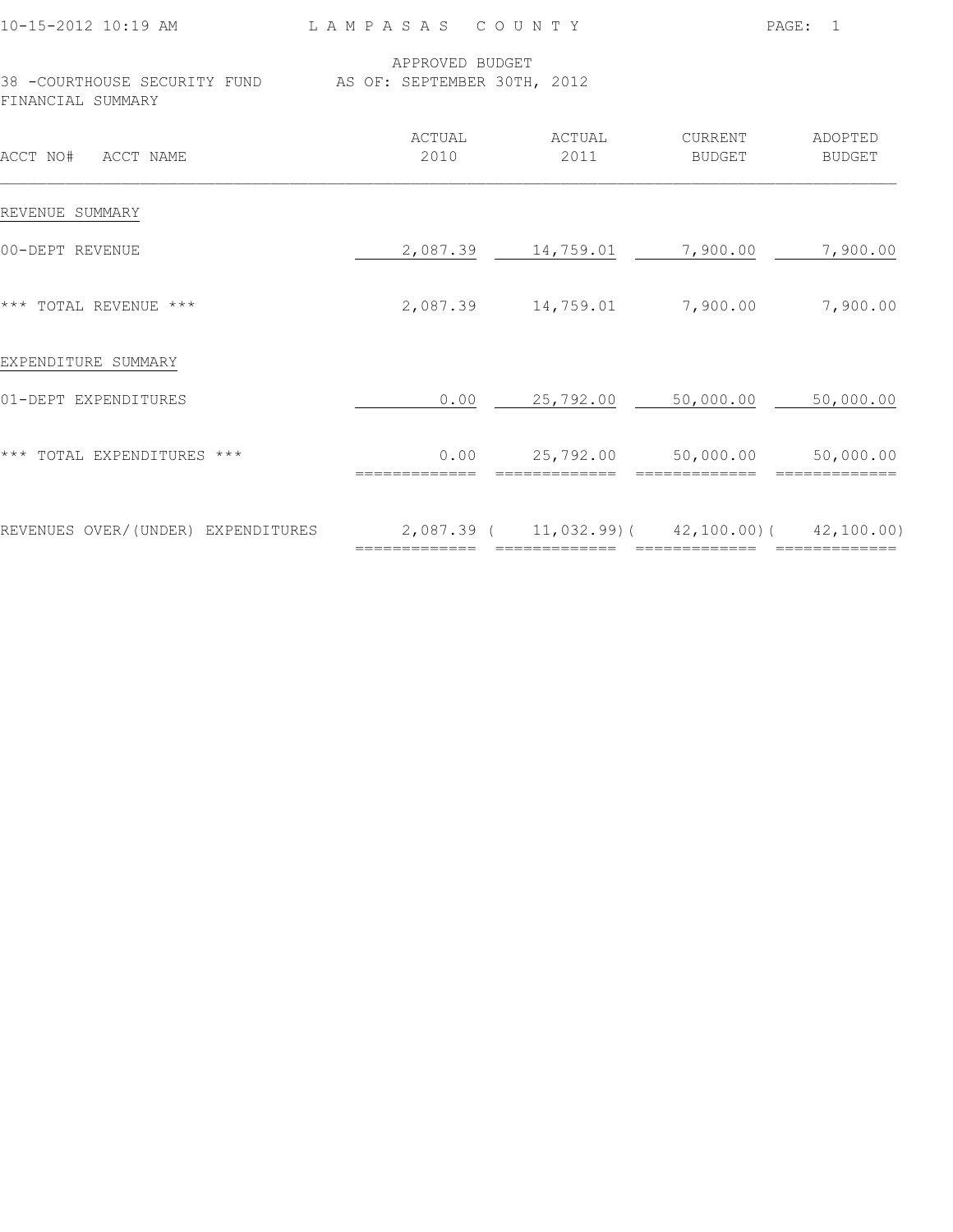LAMPASAS COUNTY

APPROVED BUDGET
AS OF: SEPTEMBER 30TH, 2012

38 -COURTHOUSE SECURITY FUND
FINANCIAL SUMMARY

| ACCT NO# ACCT NAME | ACTUAL 2010 | ACTUAL 2011 | CURRENT BUDGET | ADOPTED BUDGET |
|---|---|---|---|---|
| REVENUE SUMMARY | | | | |
| 00-DEPT REVENUE | 2,087.39 | 14,759.01 | 7,900.00 | 7,900.00 |
| *** TOTAL REVENUE *** | 2,087.39 | 14,759.01 | 7,900.00 | 7,900.00 |
| EXPENDITURE SUMMARY | | | | |
| 01-DEPT EXPENDITURES | 0.00 | 25,792.00 | 50,000.00 | 50,000.00 |
| *** TOTAL EXPENDITURES *** | 0.00 | 25,792.00 | 50,000.00 | 50,000.00 |
| REVENUES OVER/(UNDER) EXPENDITURES | 2,087.39 | ( 11,032.99) | ( 42,100.00) | ( 42,100.00) |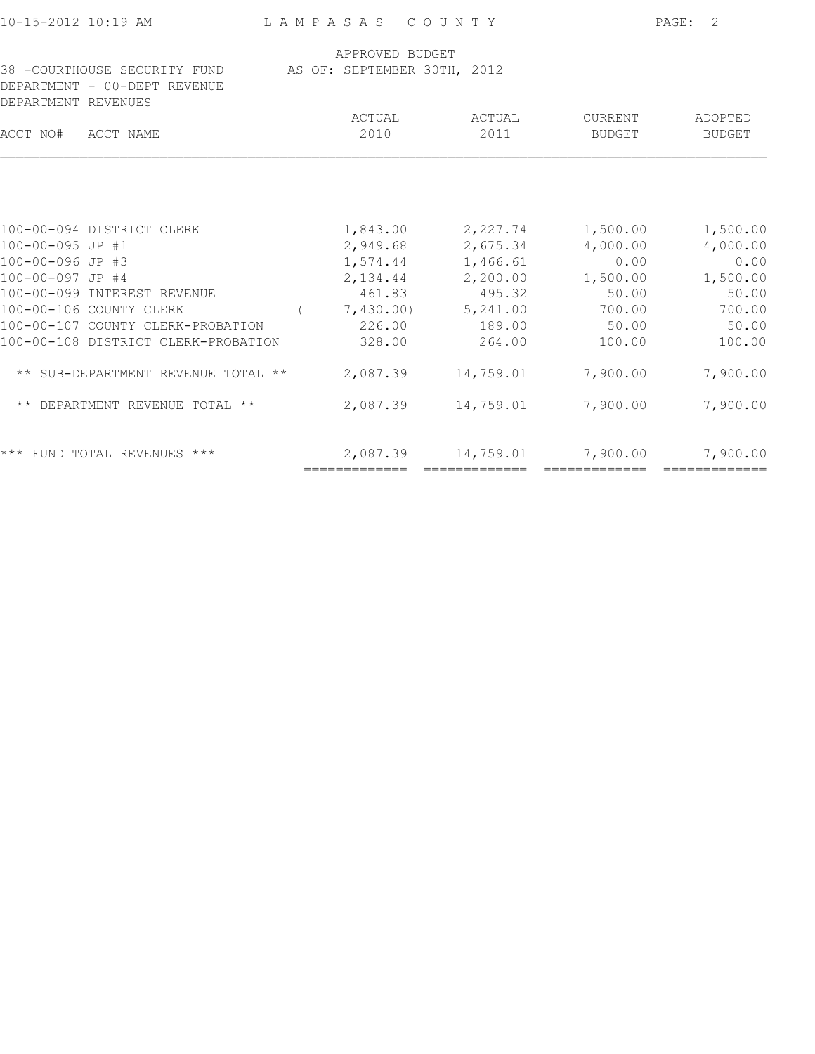APPROVED BUDGET

38 -COURTHOUSE SECURITY FUND AS OF: SEPTEMBER 30TH, 2012

DEPARTMENT - 00-DEPT REVENUE

DEPARTMENT REVENUES

| ACCT NO# | ACCT NAME | ACTUAL 2010 | ACTUAL 2011 | CURRENT BUDGET | ADOPTED BUDGET |
|---|---|---|---|---|---|
| 100-00-094 | DISTRICT CLERK | 1,843.00 | 2,227.74 | 1,500.00 | 1,500.00 |
| 100-00-095 | JP #1 | 2,949.68 | 2,675.34 | 4,000.00 | 4,000.00 |
| 100-00-096 | JP #3 | 1,574.44 | 1,466.61 | 0.00 | 0.00 |
| 100-00-097 | JP #4 | 2,134.44 | 2,200.00 | 1,500.00 | 1,500.00 |
| 100-00-099 | INTEREST REVENUE | 461.83 | 495.32 | 50.00 | 50.00 |
| 100-00-106 | COUNTY CLERK | ( 7,430.00) | 5,241.00 | 700.00 | 700.00 |
| 100-00-107 | COUNTY CLERK-PROBATION | 226.00 | 189.00 | 50.00 | 50.00 |
| 100-00-108 | DISTRICT CLERK-PROBATION | 328.00 | 264.00 | 100.00 | 100.00 |
| | ** SUB-DEPARTMENT REVENUE TOTAL ** | 2,087.39 | 14,759.01 | 7,900.00 | 7,900.00 |
| | ** DEPARTMENT REVENUE TOTAL ** | 2,087.39 | 14,759.01 | 7,900.00 | 7,900.00 |
| | *** FUND TOTAL REVENUES *** | 2,087.39 | 14,759.01 | 7,900.00 | 7,900.00 |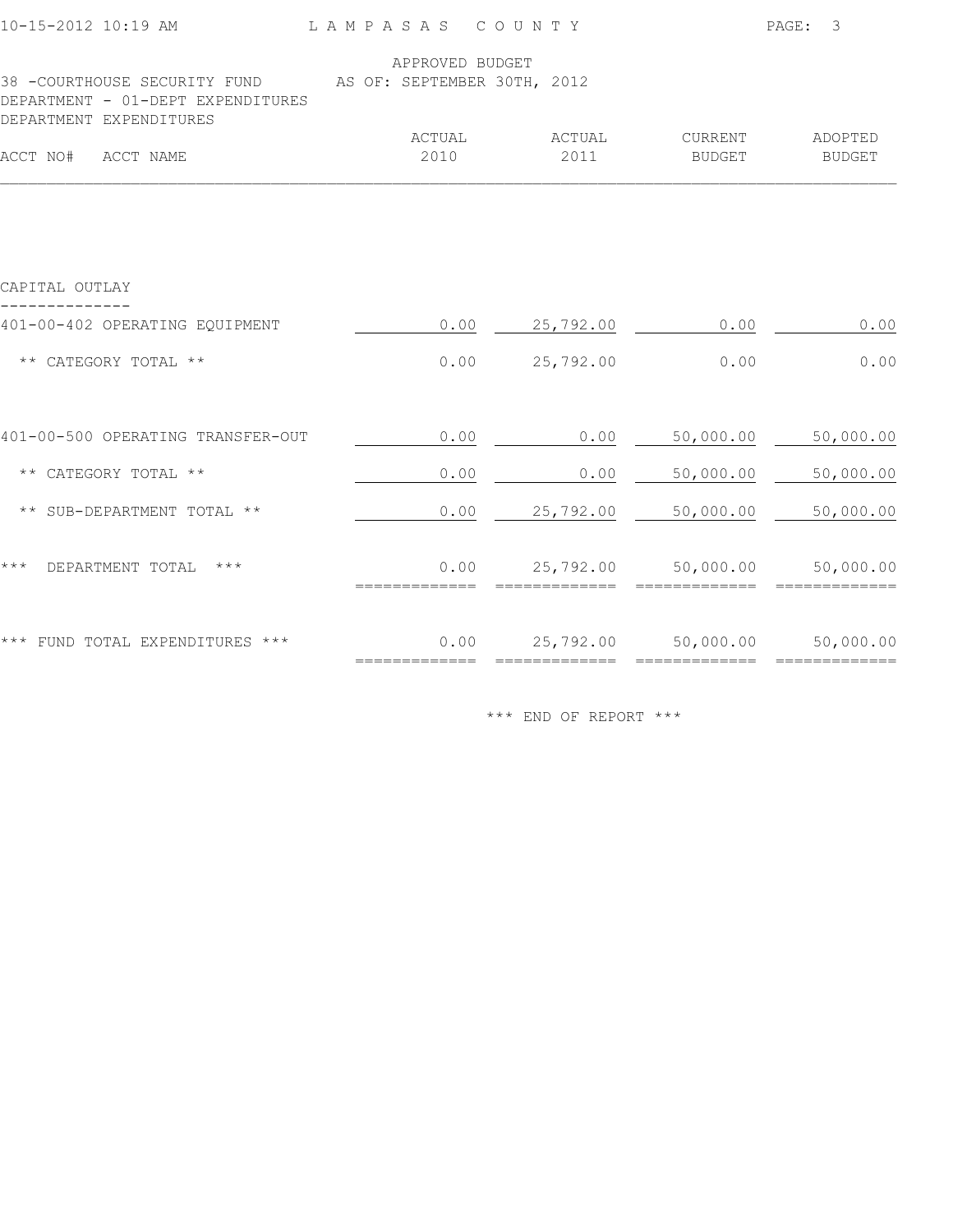LAMPASAS COUNTY

APPROVED BUDGET

38 -COURTHOUSE SECURITY FUND AS OF: SEPTEMBER 30TH, 2012

DEPARTMENT - 01-DEPT EXPENDITURES

DEPARTMENT EXPENDITURES

| ACCT NO# ACCT NAME | ACTUAL 2010 | ACTUAL 2011 | CURRENT BUDGET | ADOPTED BUDGET |
|---|---|---|---|---|
| **CAPITAL OUTLAY** | | | | |
| 401-00-402 OPERATING EQUIPMENT | 0.00 | 25,792.00 | 0.00 | 0.00 |
| ** CATEGORY TOTAL ** | 0.00 | 25,792.00 | 0.00 | 0.00 |
| 401-00-500 OPERATING TRANSFER-OUT | 0.00 | 0.00 | 50,000.00 | 50,000.00 |
| ** CATEGORY TOTAL ** | 0.00 | 0.00 | 50,000.00 | 50,000.00 |
| ** SUB-DEPARTMENT TOTAL ** | 0.00 | 25,792.00 | 50,000.00 | 50,000.00 |
| *** DEPARTMENT TOTAL *** | 0.00 | 25,792.00 | 50,000.00 | 50,000.00 |
| *** FUND TOTAL EXPENDITURES *** | 0.00 | 25,792.00 | 50,000.00 | 50,000.00 |

*** END OF REPORT ***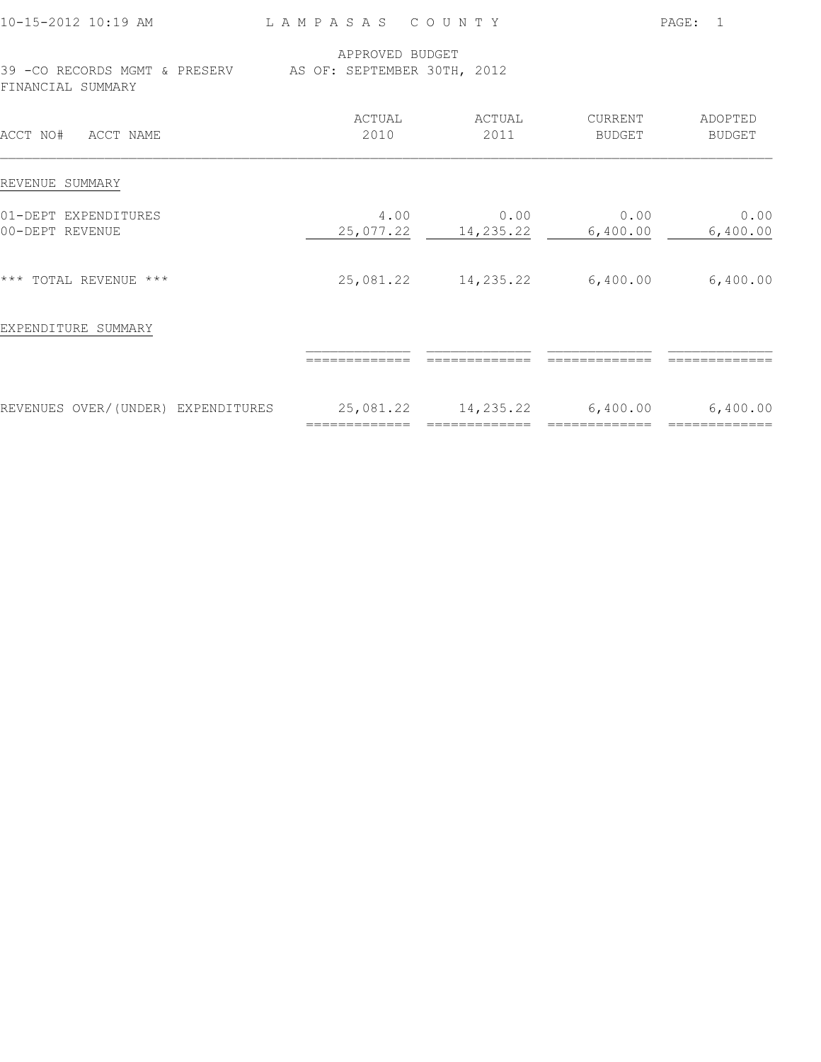LAMPASAS COUNTY

APPROVED BUDGET
AS OF: SEPTEMBER 30TH, 2012

39 -CO RECORDS MGMT & PRESERV

FINANCIAL SUMMARY

| ACCT NO# ACCT NAME | ACTUAL 2010 | ACTUAL 2011 | CURRENT BUDGET | ADOPTED BUDGET |
|---|---|---|---|---|
| **REVENUE SUMMARY** | | | | |
| 01-DEPT EXPENDITURES | 4.00 | 0.00 | 0.00 | 0.00 |
| 00-DEPT REVENUE | 25,077.22 | 14,235.22 | 6,400.00 | 6,400.00 |
| *** TOTAL REVENUE *** | 25,081.22 | 14,235.22 | 6,400.00 | 6,400.00 |
| **EXPENDITURE SUMMARY** | | | | |
| REVENUES OVER/(UNDER) EXPENDITURES | 25,081.22 | 14,235.22 | 6,400.00 | 6,400.00 |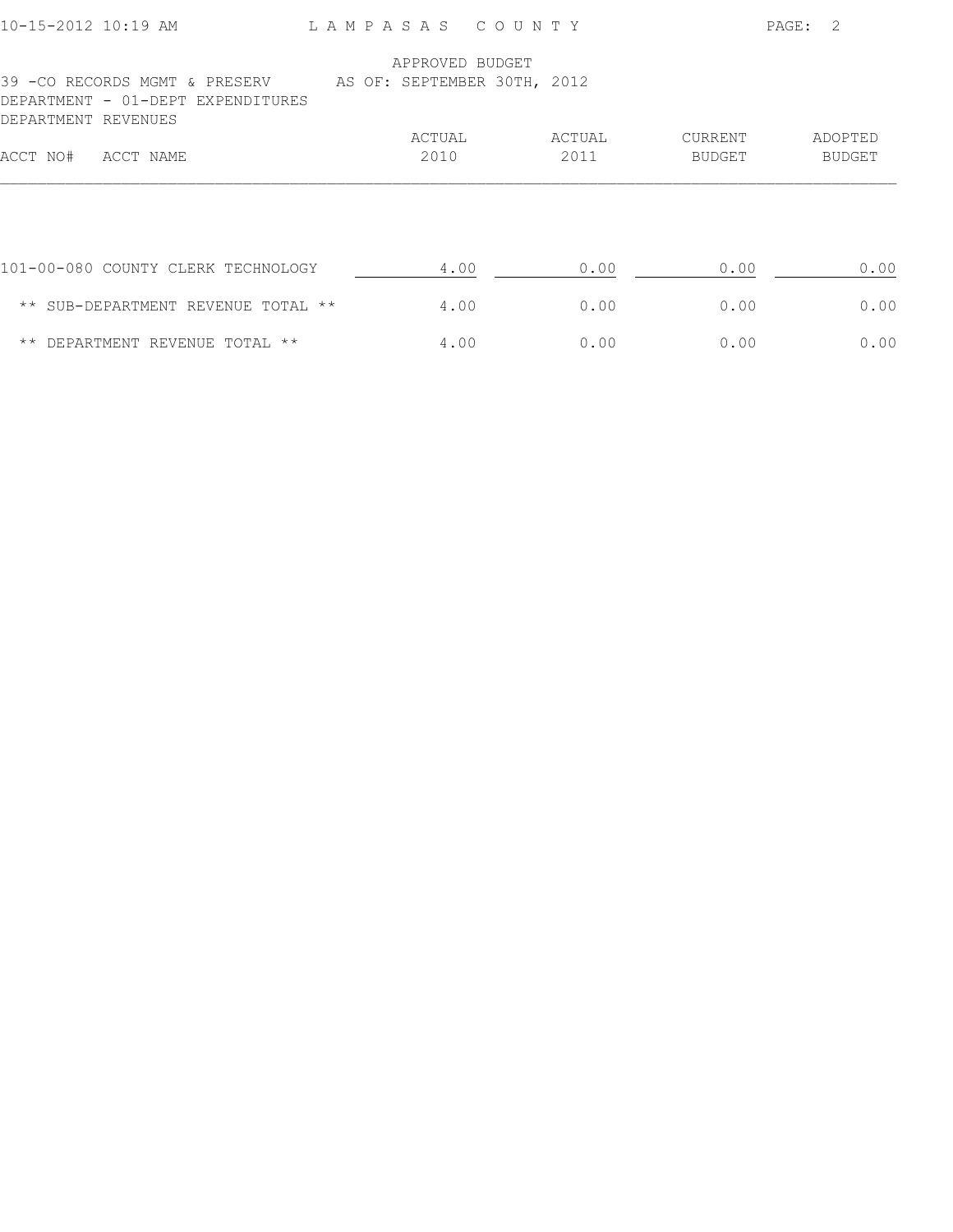APPROVED BUDGET

39 -CO RECORDS MGMT & PRESERV AS OF: SEPTEMBER 30TH, 2012

DEPARTMENT - 01-DEPT EXPENDITURES

DEPARTMENT REVENUES

| ACCT NO# | ACCT NAME | ACTUAL 2010 | ACTUAL 2011 | CURRENT BUDGET | ADOPTED BUDGET |
|---|---|---|---|---|---|
| 101-00-080 | COUNTY CLERK TECHNOLOGY | 4.00 | 0.00 | 0.00 | 0.00 |
| | ** SUB-DEPARTMENT REVENUE TOTAL ** | 4.00 | 0.00 | 0.00 | 0.00 |
| | ** DEPARTMENT REVENUE TOTAL ** | 4.00 | 0.00 | 0.00 | 0.00 |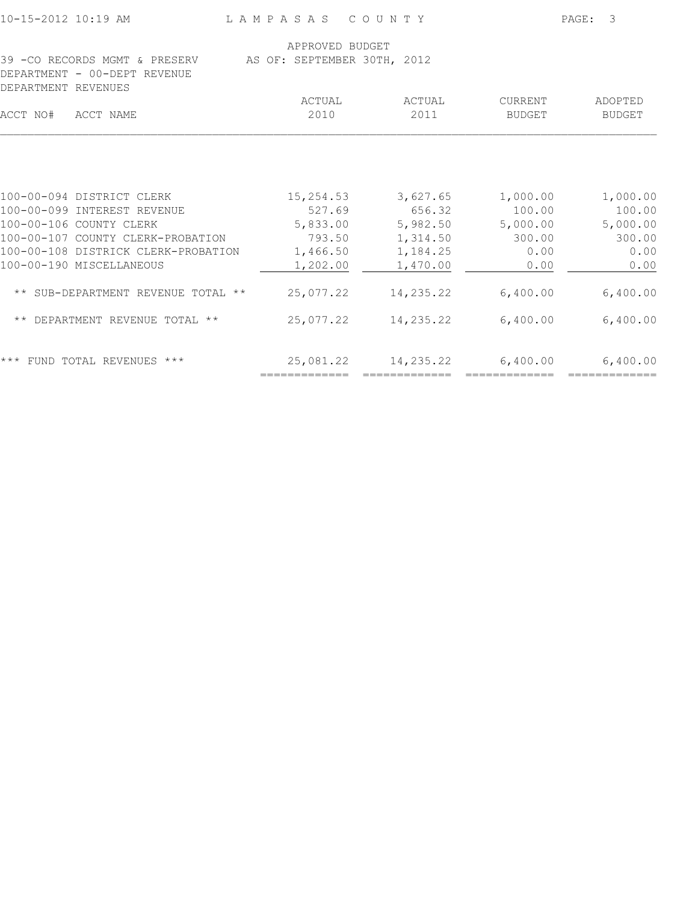LAMPASAS COUNTY

APPROVED BUDGET
AS OF: SEPTEMBER 30TH, 2012

39 -CO RECORDS MGMT & PRESERV
DEPARTMENT - 00-DEPT REVENUE
DEPARTMENT REVENUES

| ACCT NO# | ACCT NAME | ACTUAL 2010 | ACTUAL 2011 | CURRENT BUDGET | ADOPTED BUDGET |
|---|---|---|---|---|---|
| 100-00-094 | DISTRICT CLERK | 15,254.53 | 3,627.65 | 1,000.00 | 1,000.00 |
| 100-00-099 | INTEREST REVENUE | 527.69 | 656.32 | 100.00 | 100.00 |
| 100-00-106 | COUNTY CLERK | 5,833.00 | 5,982.50 | 5,000.00 | 5,000.00 |
| 100-00-107 | COUNTY CLERK-PROBATION | 793.50 | 1,314.50 | 300.00 | 300.00 |
| 100-00-108 | DISTRICK CLERK-PROBATION | 1,466.50 | 1,184.25 | 0.00 | 0.00 |
| 100-00-190 | MISCELLANEOUS | 1,202.00 | 1,470.00 | 0.00 | 0.00 |
| | ** SUB-DEPARTMENT REVENUE TOTAL ** | 25,077.22 | 14,235.22 | 6,400.00 | 6,400.00 |
| | ** DEPARTMENT REVENUE TOTAL ** | 25,077.22 | 14,235.22 | 6,400.00 | 6,400.00 |
| | *** FUND TOTAL REVENUES *** | 25,081.22 | 14,235.22 | 6,400.00 | 6,400.00 |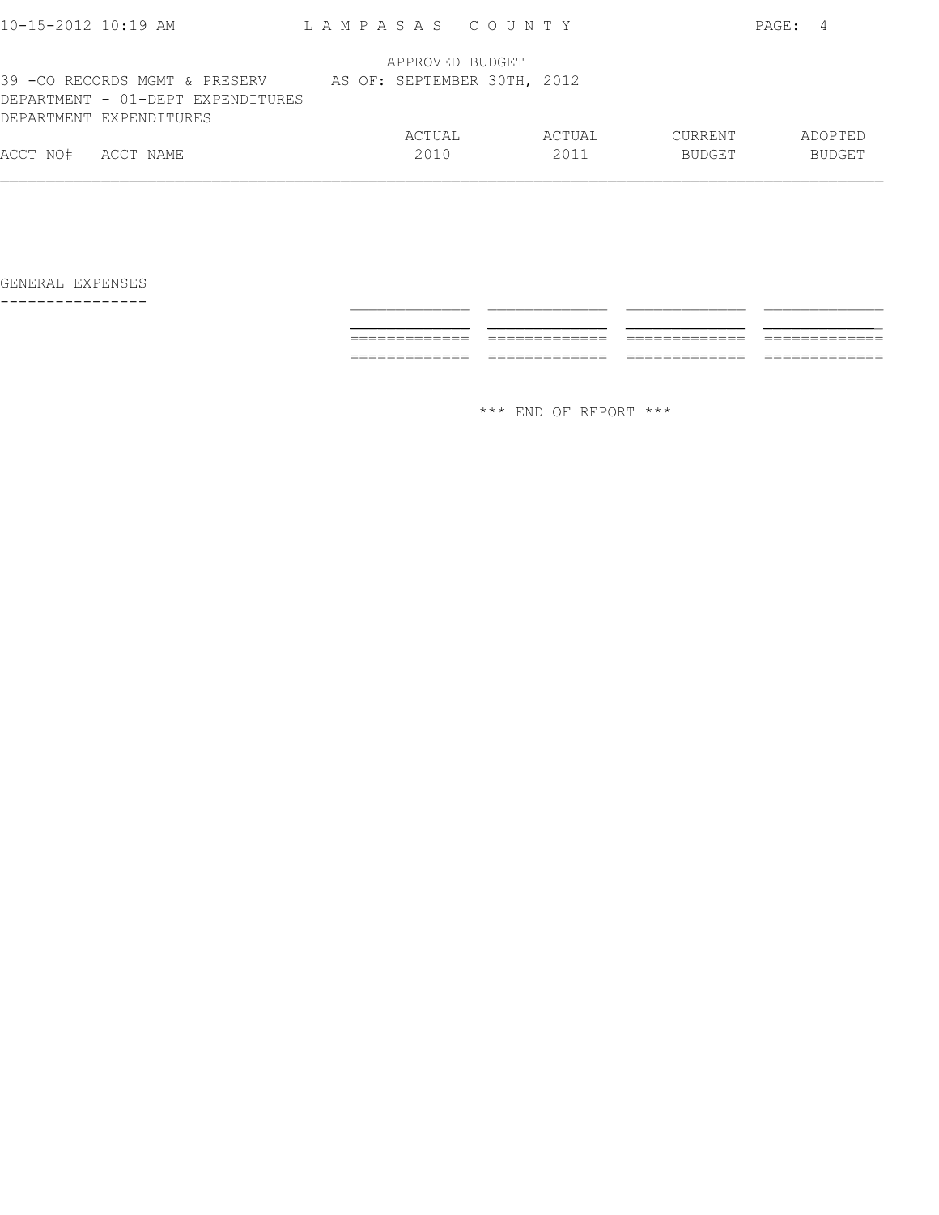APPROVED BUDGET

39 -CO RECORDS MGMT & PRESERV AS OF: SEPTEMBER 30TH, 2012

DEPARTMENT - 01-DEPT EXPENDITURES

DEPARTMENT EXPENDITURES

| ACCT NO# | ACCT NAME | ACTUAL 2010 | ACTUAL 2011 | CURRENT BUDGET | ADOPTED BUDGET |
|---|---|---|---|---|---|
| GENERAL EXPENSES | | | | | |

\*\*\* END OF REPORT \*\*\*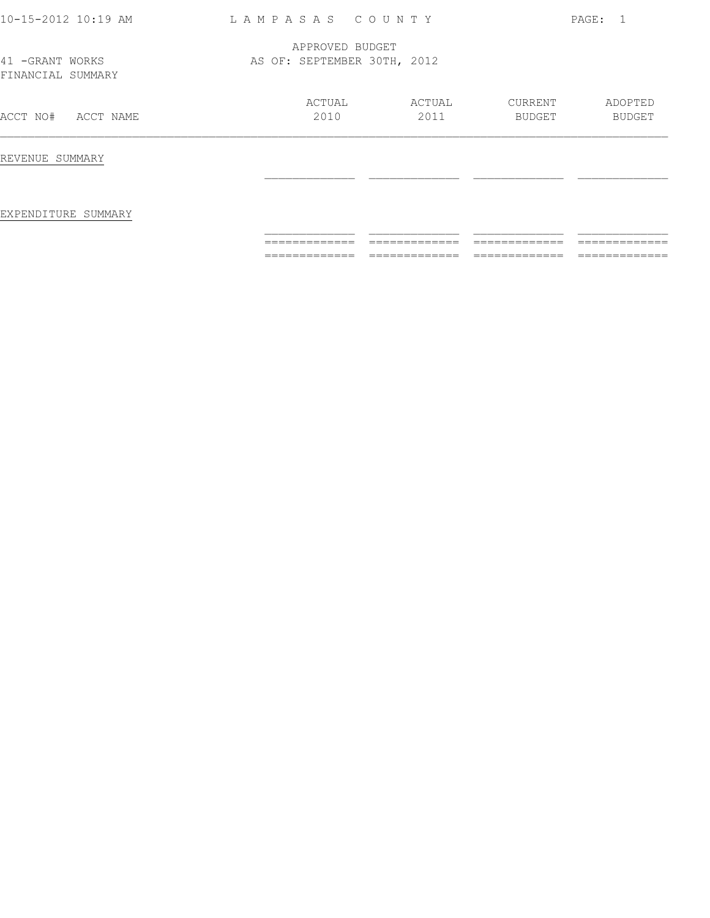APPROVED BUDGET
41 -GRANT WORKS AS OF: SEPTEMBER 30TH, 2012
FINANCIAL SUMMARY

| ACCT NO# ACCT NAME | ACTUAL 2010 | ACTUAL 2011 | CURRENT BUDGET | ADOPTED BUDGET |
|---|---|---|---|---|
| REVENUE SUMMARY | | | | |
| EXPENDITURE SUMMARY | | | | |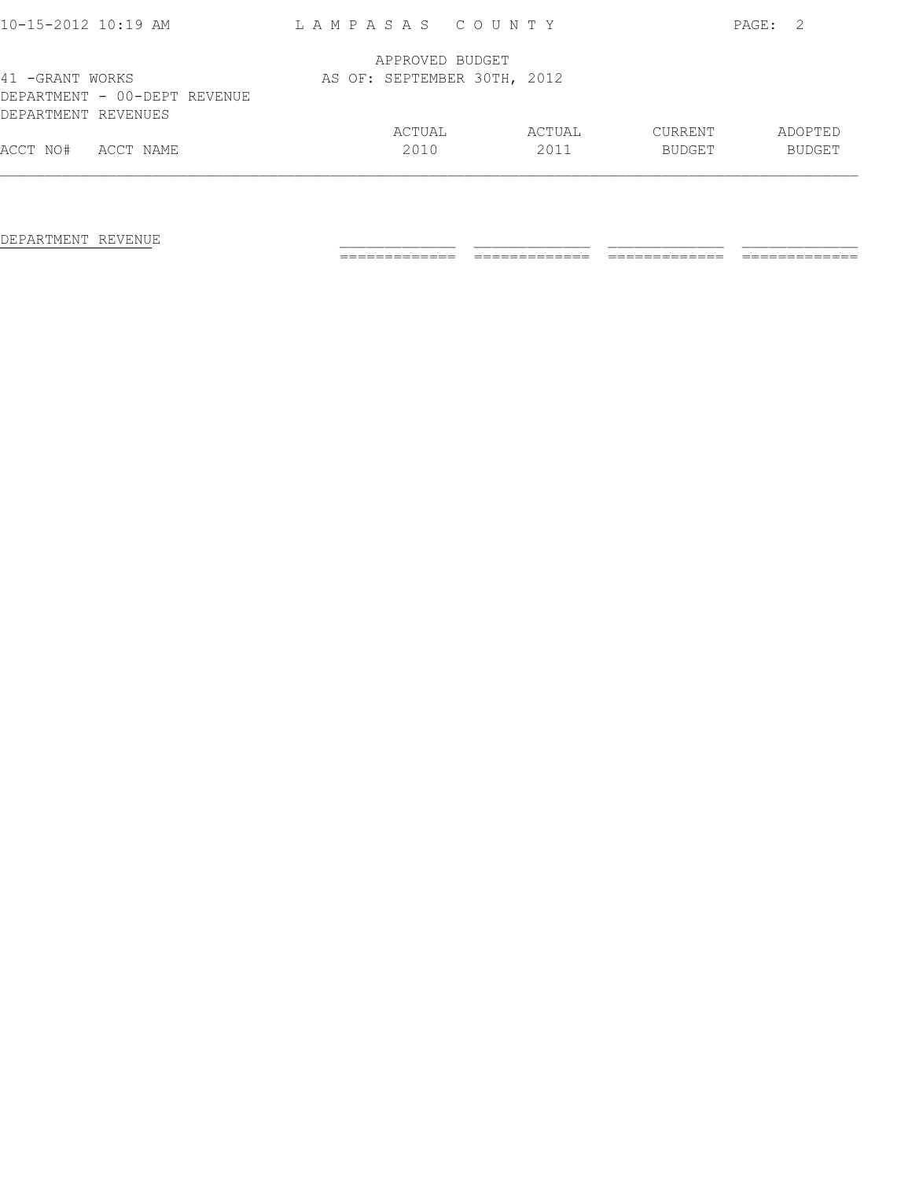LAMPASAS COUNTY

APPROVED BUDGET
AS OF: SEPTEMBER 30TH, 2012

41 -GRANT WORKS
DEPARTMENT - 00-DEPT REVENUE
DEPARTMENT REVENUES

| ACCT NO# | ACCT NAME | ACTUAL 2010 | ACTUAL 2011 | CURRENT BUDGET | ADOPTED BUDGET |
|---|---|---|---|---|---|
| | DEPARTMENT REVENUE | | | | |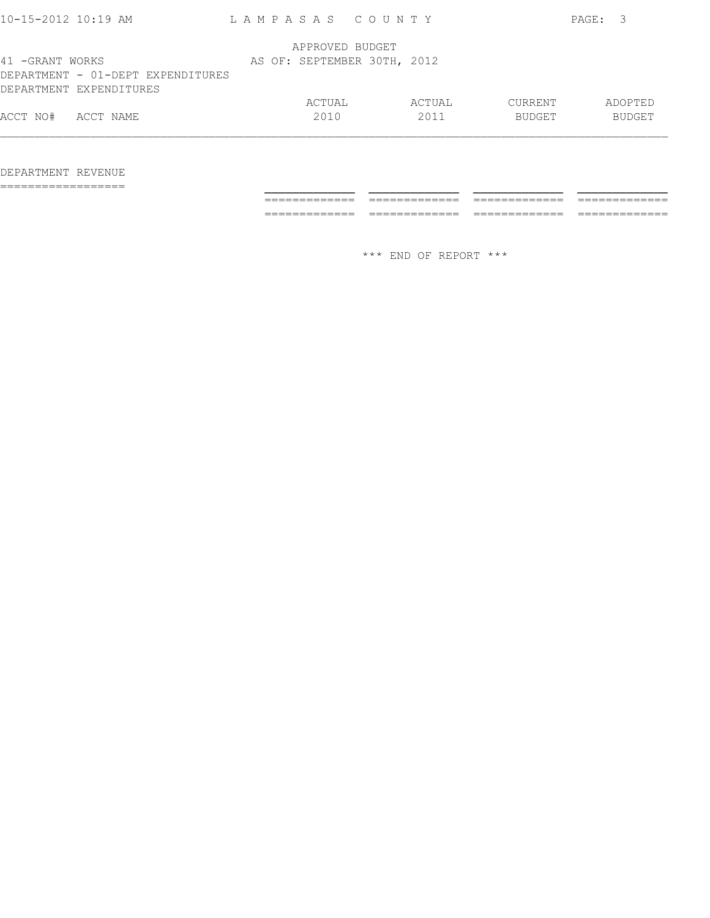LAMPASAS COUNTY

APPROVED BUDGET
AS OF: SEPTEMBER 30TH, 2012

41 -GRANT WORKS
DEPARTMENT - 01-DEPT EXPENDITURES
DEPARTMENT EXPENDITURES

| ACCT NO# | ACCT NAME | ACTUAL 2010 | ACTUAL 2011 | CURRENT BUDGET | ADOPTED BUDGET |
|---|---|---|---|---|---|
| DEPARTMENT REVENUE | | | | | |

\*\*\* END OF REPORT \*\*\*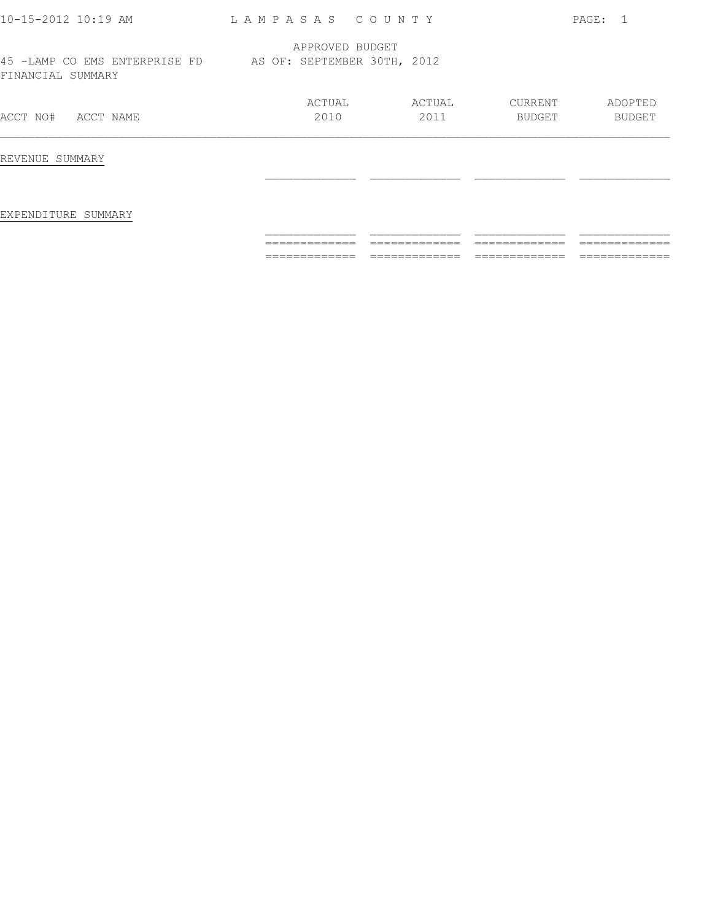10-15-2012 10:19 AM LAMPASAS COUNTY

APPROVED BUDGET
45 -LAMP CO EMS ENTERPRISE FD AS OF: SEPTEMBER 30TH, 2012
FINANCIAL SUMMARY

| ACCT NO# ACCT NAME | ACTUAL 2010 | ACTUAL 2011 | CURRENT BUDGET | ADOPTED BUDGET |
|---|---|---|---|---|
| REVENUE SUMMARY | | | | |
| EXPENDITURE SUMMARY | | | | |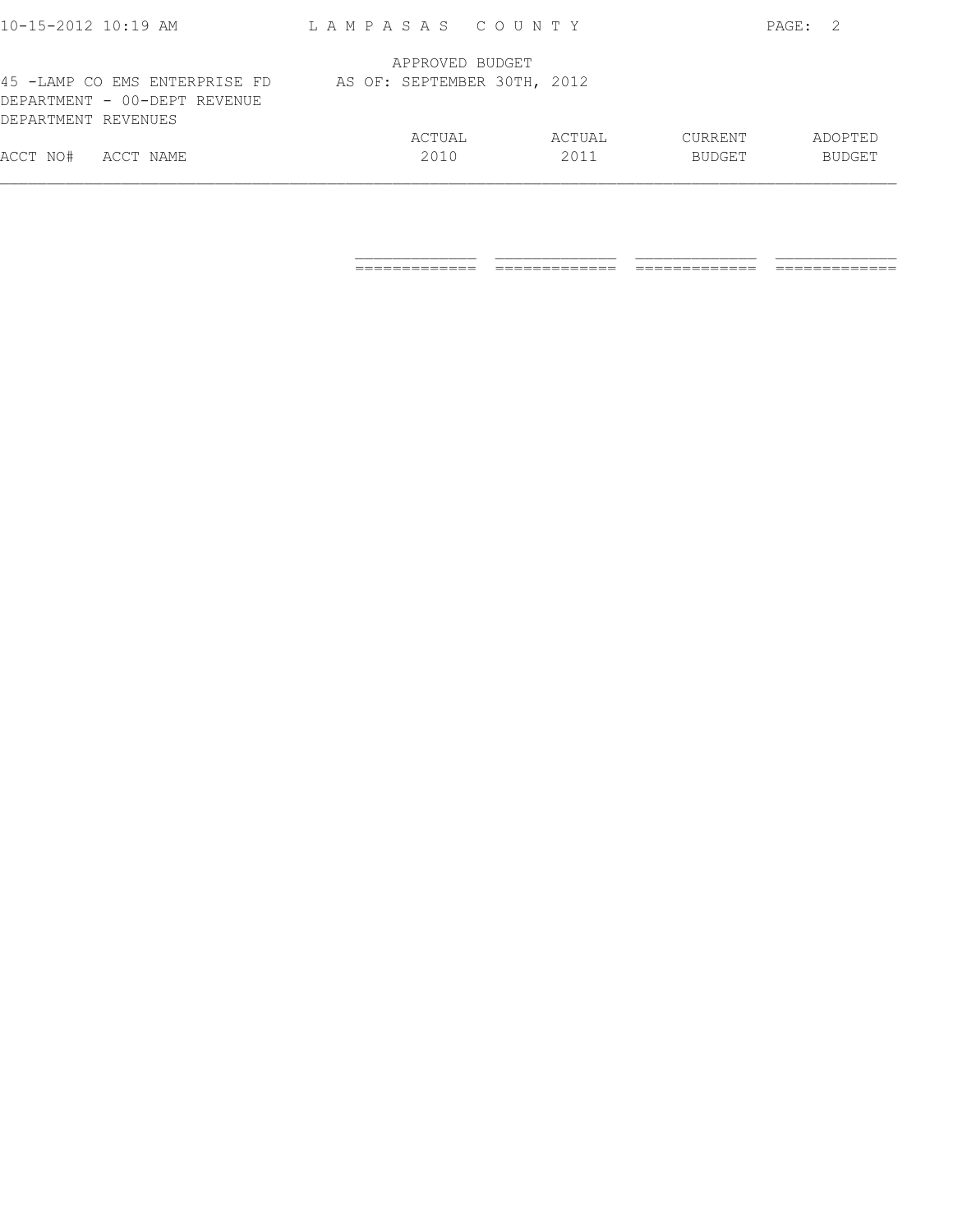APPROVED BUDGET

45 -LAMP CO EMS ENTERPRISE FD AS OF: SEPTEMBER 30TH, 2012

DEPARTMENT - 00-DEPT REVENUE

DEPARTMENT REVENUES

| ACCT NO# | ACCT NAME | ACTUAL 2010 | ACTUAL 2011 | CURRENT BUDGET | ADOPTED BUDGET |
|---|---|---|---|---|---|
| | | | | | |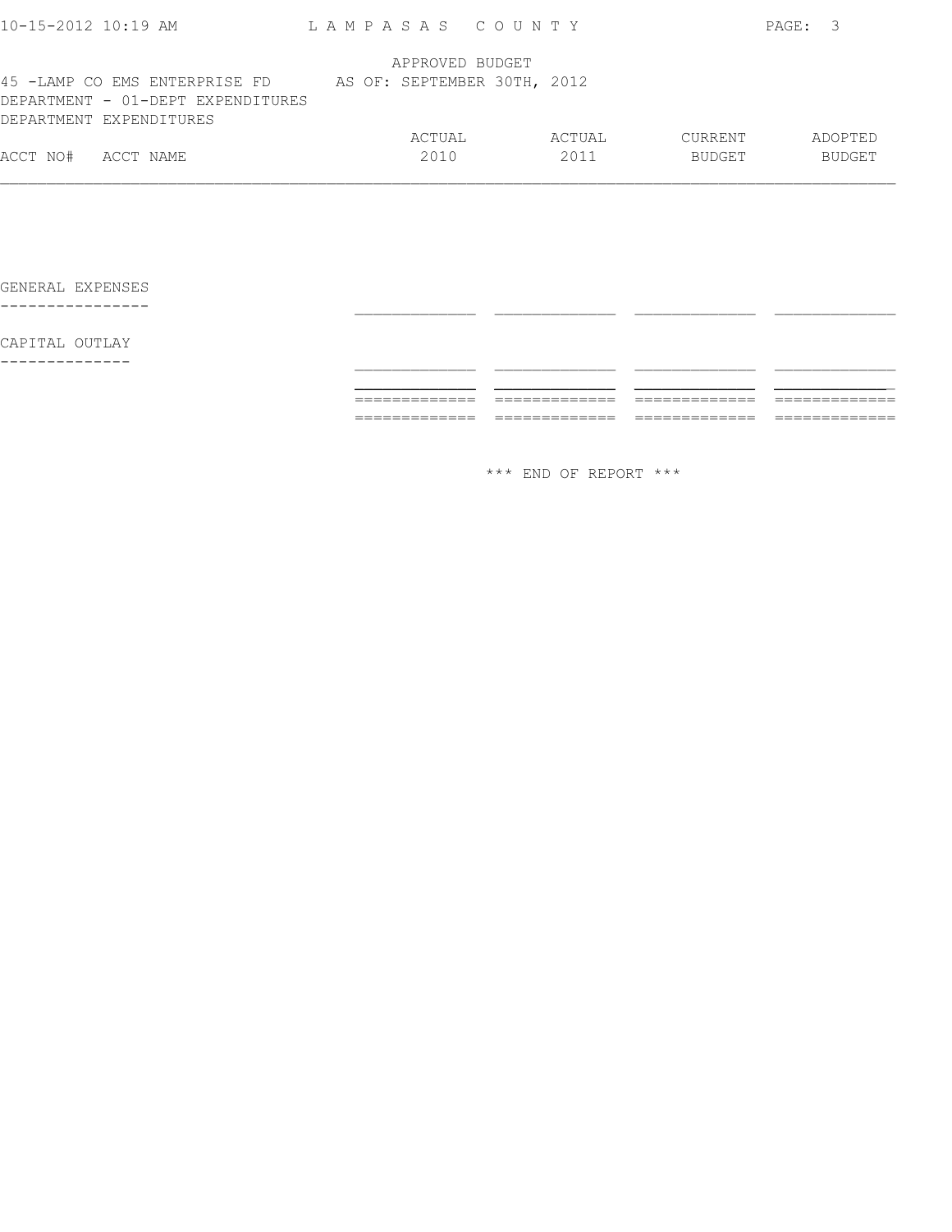APPROVED BUDGET

45 -LAMP CO EMS ENTERPRISE FD AS OF: SEPTEMBER 30TH, 2012

DEPARTMENT - 01-DEPT EXPENDITURES

DEPARTMENT EXPENDITURES

| ACCT NO# | ACCT NAME | ACTUAL 2010 | ACTUAL 2011 | CURRENT BUDGET | ADOPTED BUDGET |
|---|---|---|---|---|---|
| | GENERAL EXPENSES | | | | |
| | CAPITAL OUTLAY | | | | |

\*\*\* END OF REPORT \*\*\*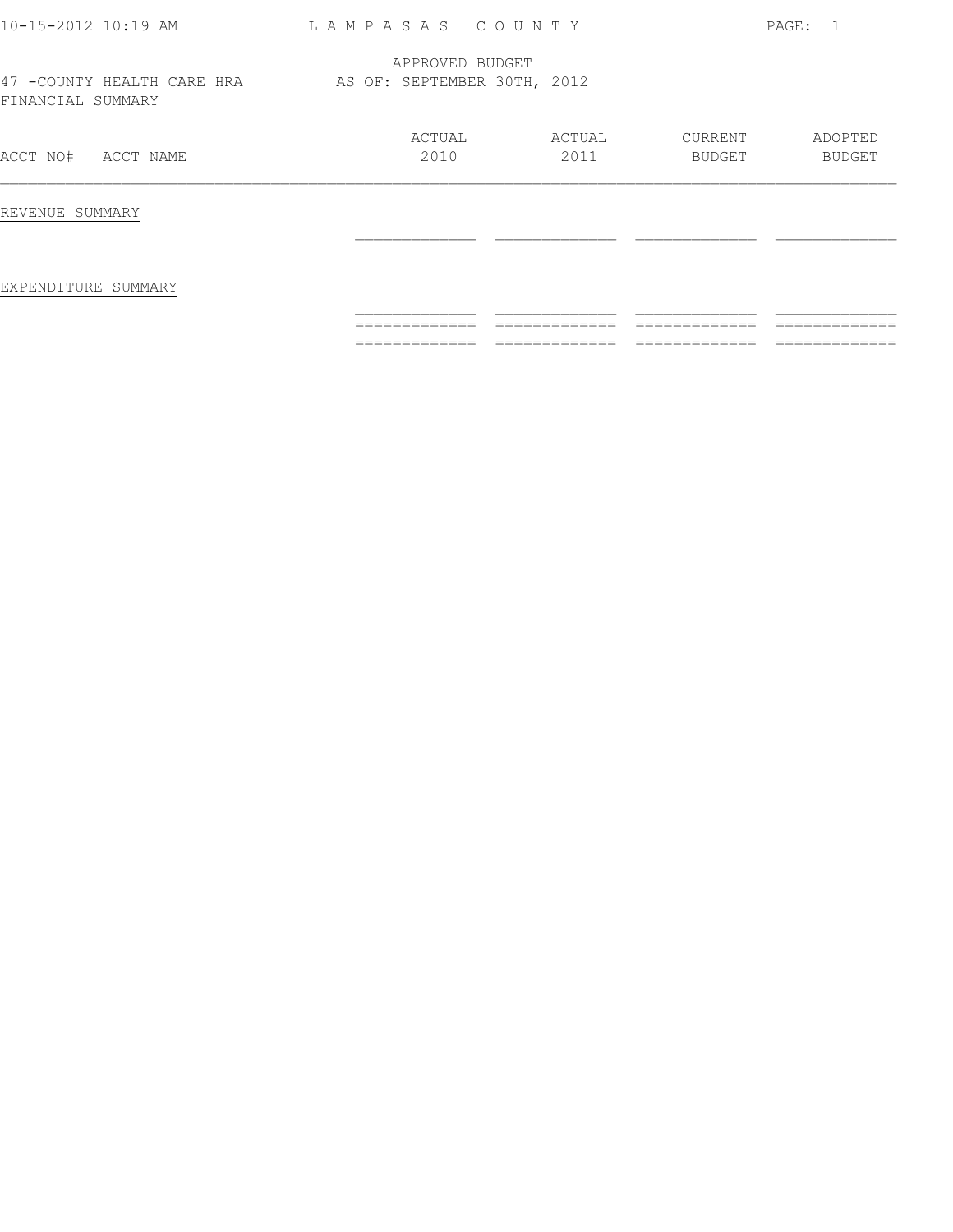LAMPASAS COUNTY

APPROVED BUDGET
AS OF: SEPTEMBER 30TH, 2012

47 -COUNTY HEALTH CARE HRA
FINANCIAL SUMMARY

| ACCT NO# ACCT NAME | ACTUAL 2010 | ACTUAL 2011 | CURRENT BUDGET | ADOPTED BUDGET |
|---|---|---|---|---|
| REVENUE SUMMARY | | | | |
| EXPENDITURE SUMMARY | | | | |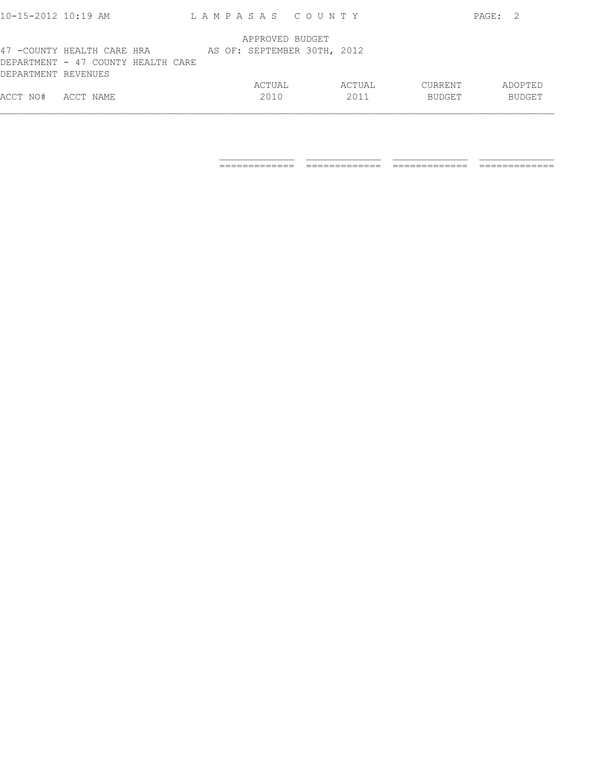APPROVED BUDGET

47 -COUNTY HEALTH CARE HRA AS OF: SEPTEMBER 30TH, 2012

DEPARTMENT - 47 COUNTY HEALTH CARE

DEPARTMENT REVENUES

| ACCT NO# | ACCT NAME | ACTUAL 2010 | ACTUAL 2011 | CURRENT BUDGET | ADOPTED BUDGET |
|---|---|---|---|---|---|
| | | | | | |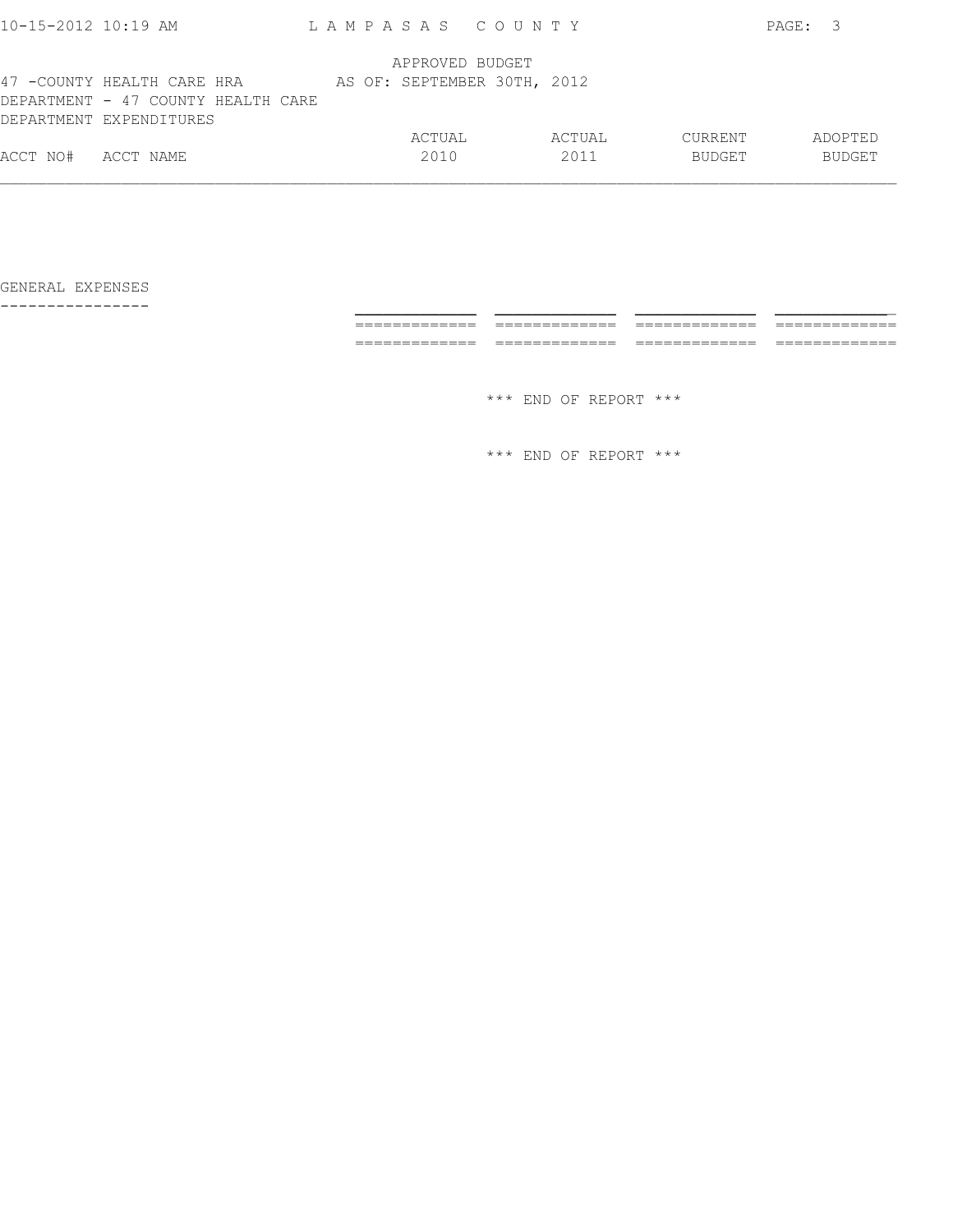APPROVED BUDGET

47 -COUNTY HEALTH CARE HRA AS OF: SEPTEMBER 30TH, 2012

DEPARTMENT - 47 COUNTY HEALTH CARE

DEPARTMENT EXPENDITURES

| ACCT NO# | ACCT NAME | ACTUAL 2010 | ACTUAL 2011 | CURRENT BUDGET | ADOPTED BUDGET |
|---|---|---|---|---|---|

GENERAL EXPENSES

*** END OF REPORT ***

*** END OF REPORT ***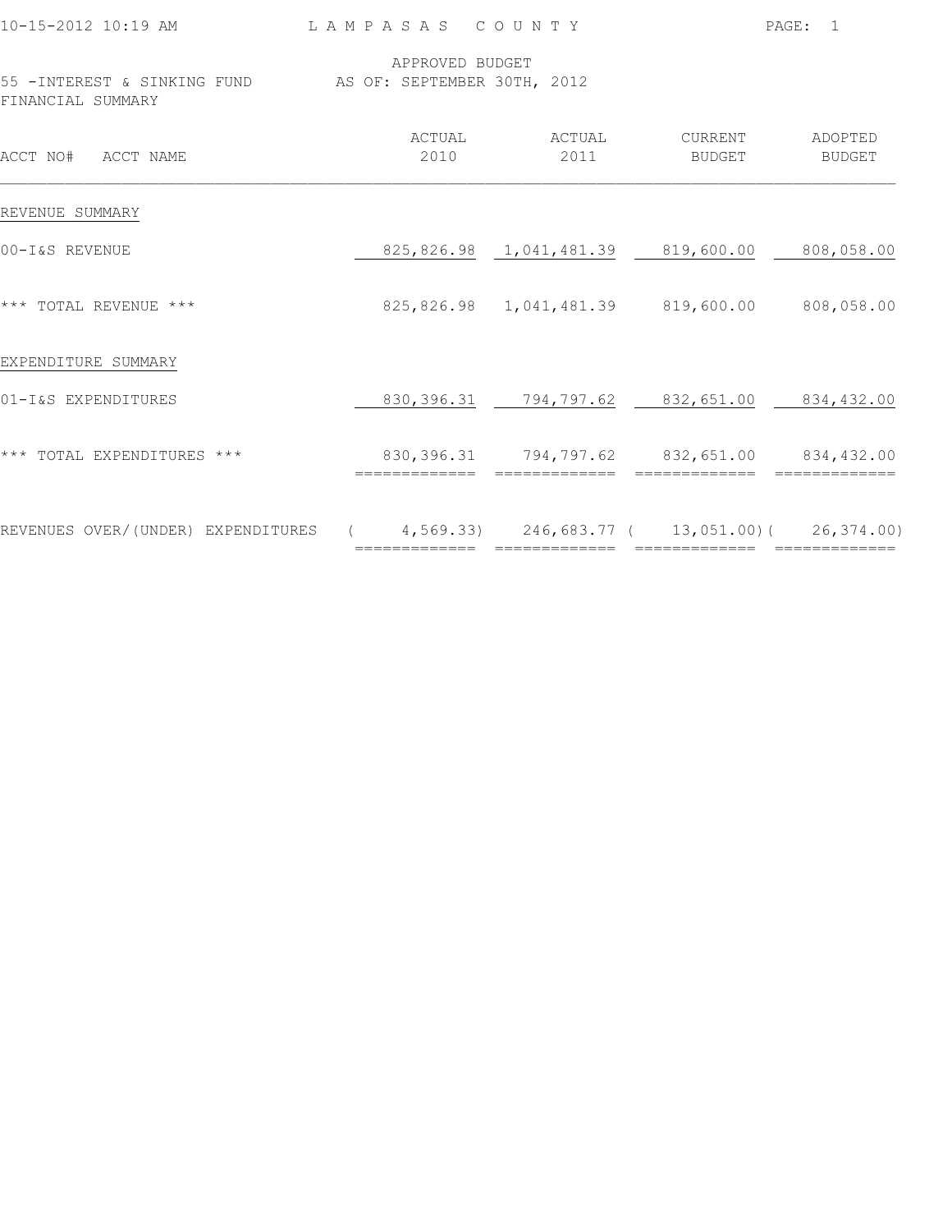LAMPASAS COUNTY

APPROVED BUDGET
AS OF: SEPTEMBER 30TH, 2012

55 -INTEREST & SINKING FUND
FINANCIAL SUMMARY

| ACCT NO# ACCT NAME | ACTUAL 2010 | ACTUAL 2011 | CURRENT BUDGET | ADOPTED BUDGET |
|---|---|---|---|---|
| REVENUE SUMMARY | | | | |
| 00-I&S REVENUE | 825,826.98 | 1,041,481.39 | 819,600.00 | 808,058.00 |
| *** TOTAL REVENUE *** | 825,826.98 | 1,041,481.39 | 819,600.00 | 808,058.00 |
| EXPENDITURE SUMMARY | | | | |
| 01-I&S EXPENDITURES | 830,396.31 | 794,797.62 | 832,651.00 | 834,432.00 |
| *** TOTAL EXPENDITURES *** | 830,396.31 | 794,797.62 | 832,651.00 | 834,432.00 |
| REVENUES OVER/(UNDER) EXPENDITURES | ( 4,569.33) | 246,683.77 | ( 13,051.00) | ( 26,374.00) |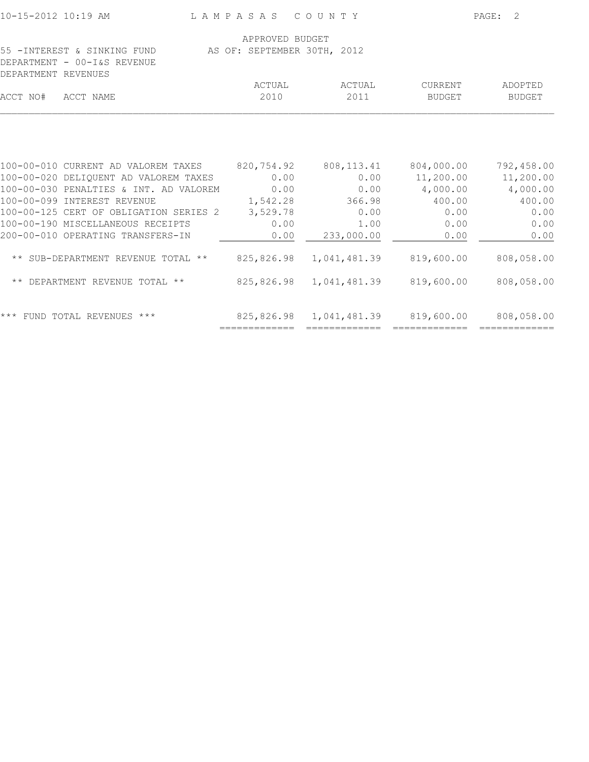LAMPASAS COUNTY

APPROVED BUDGET
AS OF: SEPTEMBER 30TH, 2012

55 -INTEREST & SINKING FUND
DEPARTMENT - 00-I&S REVENUE
DEPARTMENT REVENUES

| ACCT NO# | ACCT NAME | ACTUAL 2010 | ACTUAL 2011 | CURRENT BUDGET | ADOPTED BUDGET |
|---|---|---|---|---|---|
| 100-00-010 | CURRENT AD VALOREM TAXES | 820,754.92 | 808,113.41 | 804,000.00 | 792,458.00 |
| 100-00-020 | DELIQUENT AD VALOREM TAXES | 0.00 | 0.00 | 11,200.00 | 11,200.00 |
| 100-00-030 | PENALTIES & INT. AD VALOREM | 0.00 | 0.00 | 4,000.00 | 4,000.00 |
| 100-00-099 | INTEREST REVENUE | 1,542.28 | 366.98 | 400.00 | 400.00 |
| 100-00-125 | CERT OF OBLIGATION SERIES 2 | 3,529.78 | 0.00 | 0.00 | 0.00 |
| 100-00-190 | MISCELLANEOUS RECEIPTS | 0.00 | 1.00 | 0.00 | 0.00 |
| 200-00-010 | OPERATING TRANSFERS-IN | 0.00 | 233,000.00 | 0.00 | 0.00 |
| | ** SUB-DEPARTMENT REVENUE TOTAL ** | 825,826.98 | 1,041,481.39 | 819,600.00 | 808,058.00 |
| | ** DEPARTMENT REVENUE TOTAL ** | 825,826.98 | 1,041,481.39 | 819,600.00 | 808,058.00 |
| | *** FUND TOTAL REVENUES *** | 825,826.98 | 1,041,481.39 | 819,600.00 | 808,058.00 |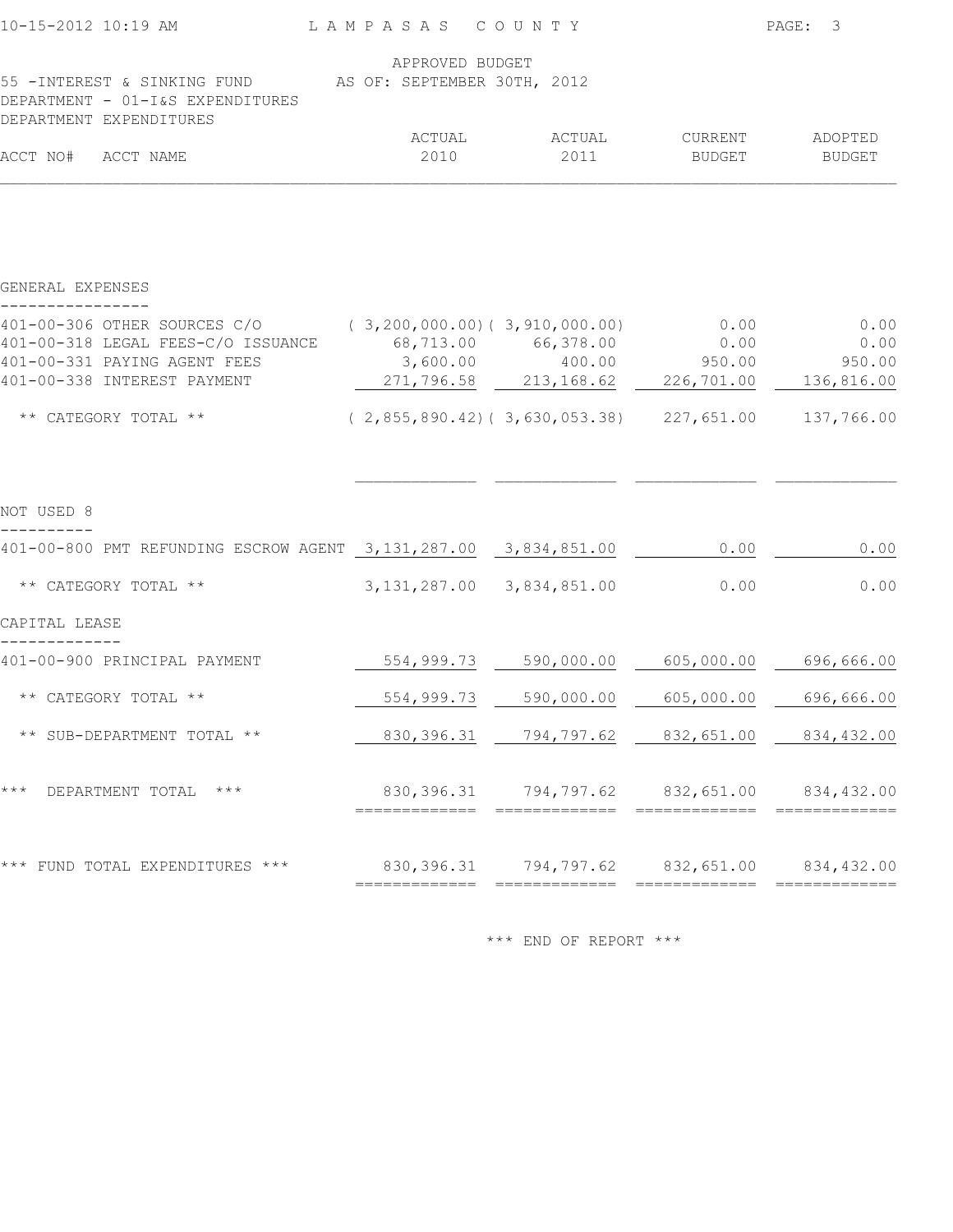LAMPASAS COUNTY

APPROVED BUDGET

AS OF: SEPTEMBER 30TH, 2012

55 -INTEREST & SINKING FUND

DEPARTMENT - 01-I&S EXPENDITURES

DEPARTMENT EXPENDITURES

| ACCT NO# | ACCT NAME | ACTUAL 2010 | ACTUAL 2011 | CURRENT BUDGET | ADOPTED BUDGET |
|---|---|---|---|---|---|
| | **GENERAL EXPENSES** | | | | |
| 401-00-306 | OTHER SOURCES C/O | ( 3,200,000.00) | ( 3,910,000.00) | 0.00 | 0.00 |
| 401-00-318 | LEGAL FEES-C/O ISSUANCE | 68,713.00 | 66,378.00 | 0.00 | 0.00 |
| 401-00-331 | PAYING AGENT FEES | 3,600.00 | 400.00 | 950.00 | 950.00 |
| 401-00-338 | INTEREST PAYMENT | 271,796.58 | 213,168.62 | 226,701.00 | 136,816.00 |
| | ** CATEGORY TOTAL ** | ( 2,855,890.42) | ( 3,630,053.38) | 227,651.00 | 137,766.00 |
| | **NOT USED 8** | | | | |
| 401-00-800 | PMT REFUNDING ESCROW AGENT | 3,131,287.00 | 3,834,851.00 | 0.00 | 0.00 |
| | ** CATEGORY TOTAL ** | 3,131,287.00 | 3,834,851.00 | 0.00 | 0.00 |
| | **CAPITAL LEASE** | | | | |
| 401-00-900 | PRINCIPAL PAYMENT | 554,999.73 | 590,000.00 | 605,000.00 | 696,666.00 |
| | ** CATEGORY TOTAL ** | 554,999.73 | 590,000.00 | 605,000.00 | 696,666.00 |
| | ** SUB-DEPARTMENT TOTAL ** | 830,396.31 | 794,797.62 | 832,651.00 | 834,432.00 |
| | *** DEPARTMENT TOTAL *** | 830,396.31 | 794,797.62 | 832,651.00 | 834,432.00 |
| | *** FUND TOTAL EXPENDITURES *** | 830,396.31 | 794,797.62 | 832,651.00 | 834,432.00 |

*** END OF REPORT ***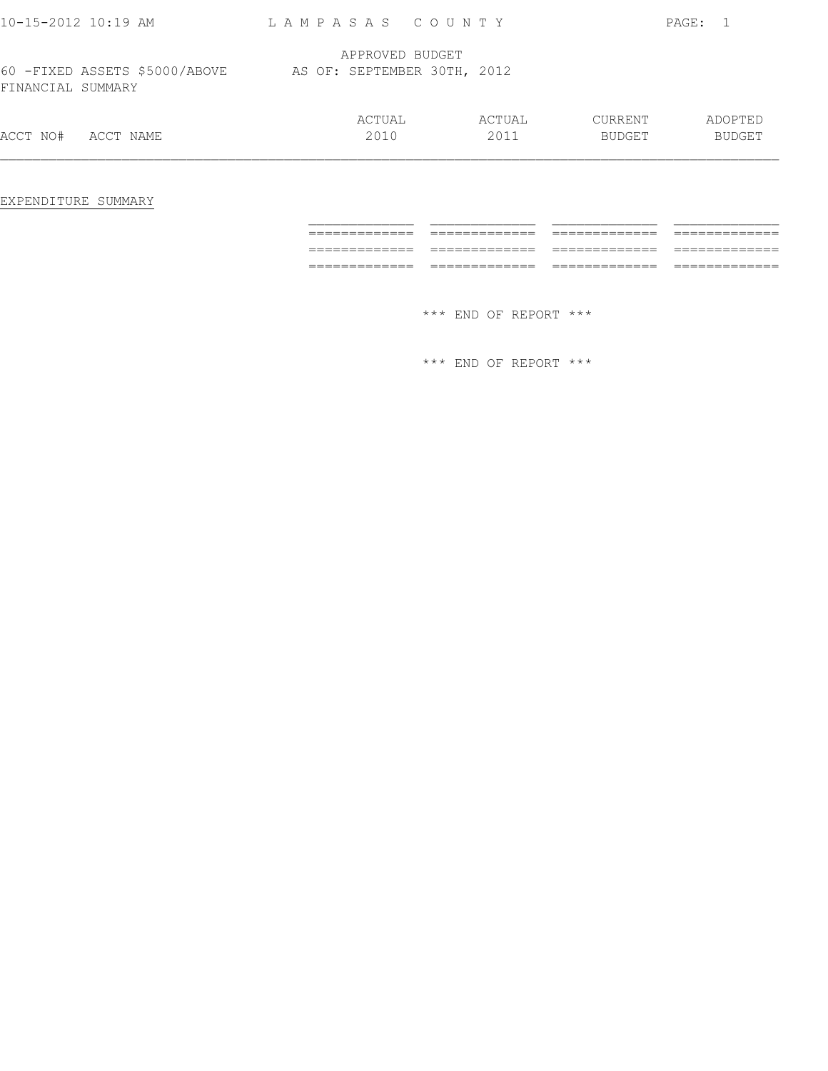APPROVED BUDGET

60 -FIXED ASSETS $5000/ABOVE AS OF: SEPTEMBER 30TH, 2012

FINANCIAL SUMMARY

| ACCT NO# | ACCT NAME | ACTUAL 2010 | ACTUAL 2011 | CURRENT BUDGET | ADOPTED BUDGET |
|---|---|---|---|---|---|

EXPENDITURE SUMMARY

| | | | |
|---|---|---|---|
| ============= | ============= | ============= | ============= |
| ============= | ============= | ============= | ============= |
| ============= | ============= | ============= | ============= |

*** END OF REPORT ***

*** END OF REPORT ***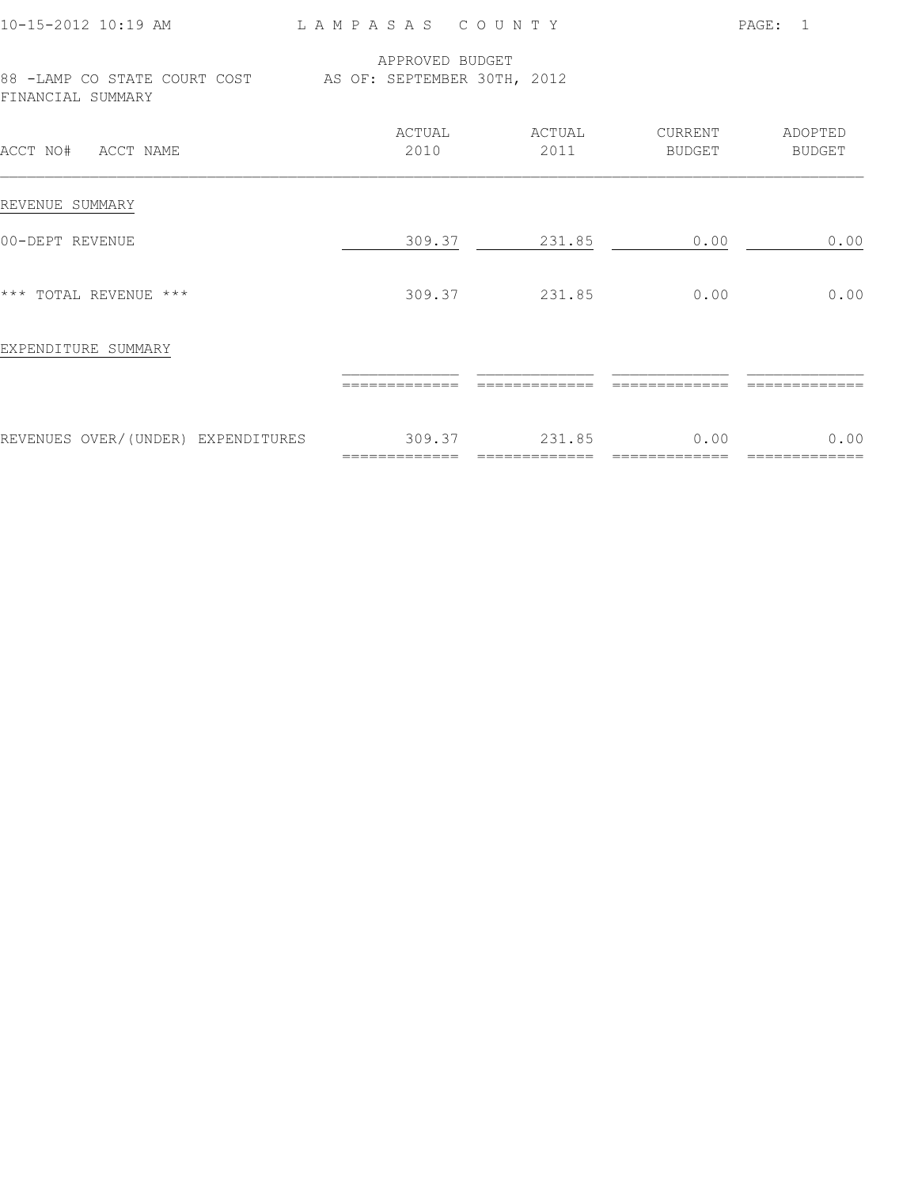LAMPASAS COUNTY

APPROVED BUDGET
88 -LAMP CO STATE COURT COST AS OF: SEPTEMBER 30TH, 2012
FINANCIAL SUMMARY

| ACCT NO# ACCT NAME | ACTUAL 2010 | ACTUAL 2011 | CURRENT BUDGET | ADOPTED BUDGET |
|---|---|---|---|---|
| REVENUE SUMMARY | | | | |
| 00-DEPT REVENUE | 309.37 | 231.85 | 0.00 | 0.00 |
| *** TOTAL REVENUE *** | 309.37 | 231.85 | 0.00 | 0.00 |
| EXPENDITURE SUMMARY | | | | |
| REVENUES OVER/(UNDER) EXPENDITURES | 309.37 | 231.85 | 0.00 | 0.00 |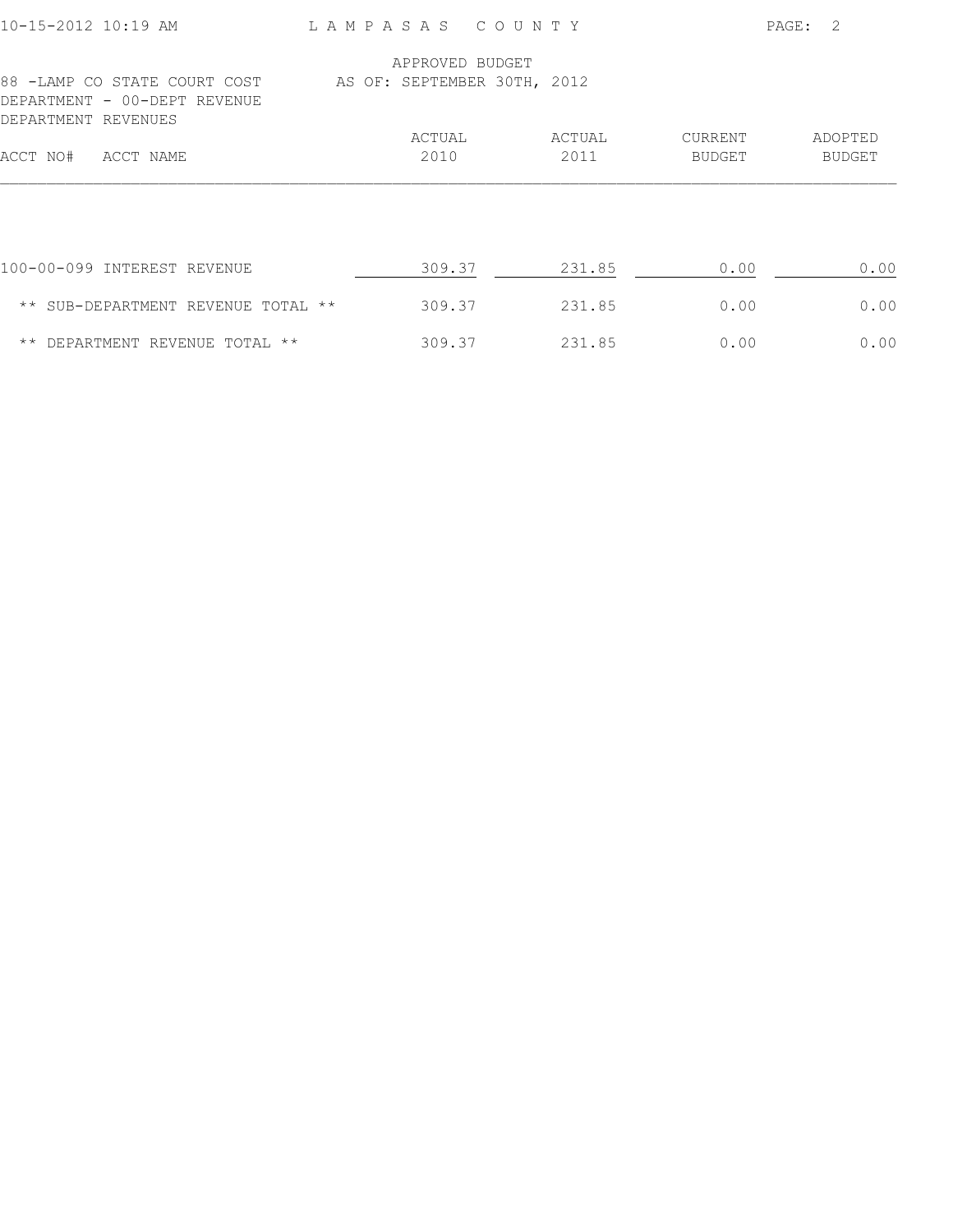LAMPASAS COUNTY

APPROVED BUDGET
AS OF: SEPTEMBER 30TH, 2012

88 -LAMP CO STATE COURT COST
DEPARTMENT - 00-DEPT REVENUE
DEPARTMENT REVENUES

| ACCT NO# | ACCT NAME | ACTUAL 2010 | ACTUAL 2011 | CURRENT BUDGET | ADOPTED BUDGET |
|---|---|---|---|---|---|
| 100-00-099 | INTEREST REVENUE | 309.37 | 231.85 | 0.00 | 0.00 |
| | ** SUB-DEPARTMENT REVENUE TOTAL ** | 309.37 | 231.85 | 0.00 | 0.00 |
| | ** DEPARTMENT REVENUE TOTAL ** | 309.37 | 231.85 | 0.00 | 0.00 |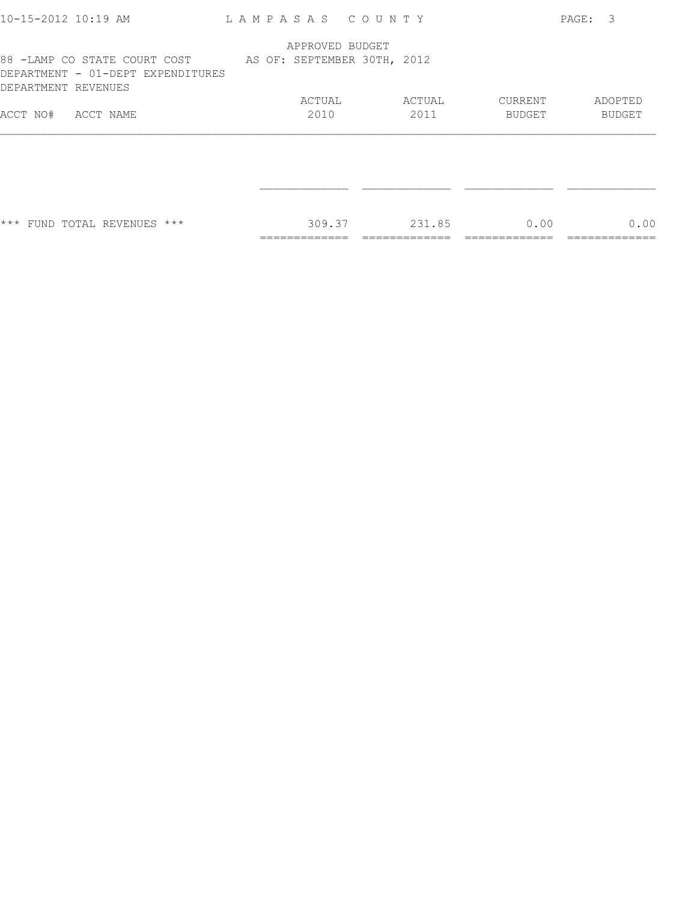LAMPASAS COUNTY

APPROVED BUDGET
AS OF: SEPTEMBER 30TH, 2012

88 -LAMP CO STATE COURT COST
DEPARTMENT - 01-DEPT EXPENDITURES
DEPARTMENT REVENUES

| ACCT NO# | ACCT NAME | ACTUAL 2010 | ACTUAL 2011 | CURRENT BUDGET | ADOPTED BUDGET |
|---|---|---|---|---|---|
| | *** FUND TOTAL REVENUES *** | 309.37 | 231.85 | 0.00 | 0.00 |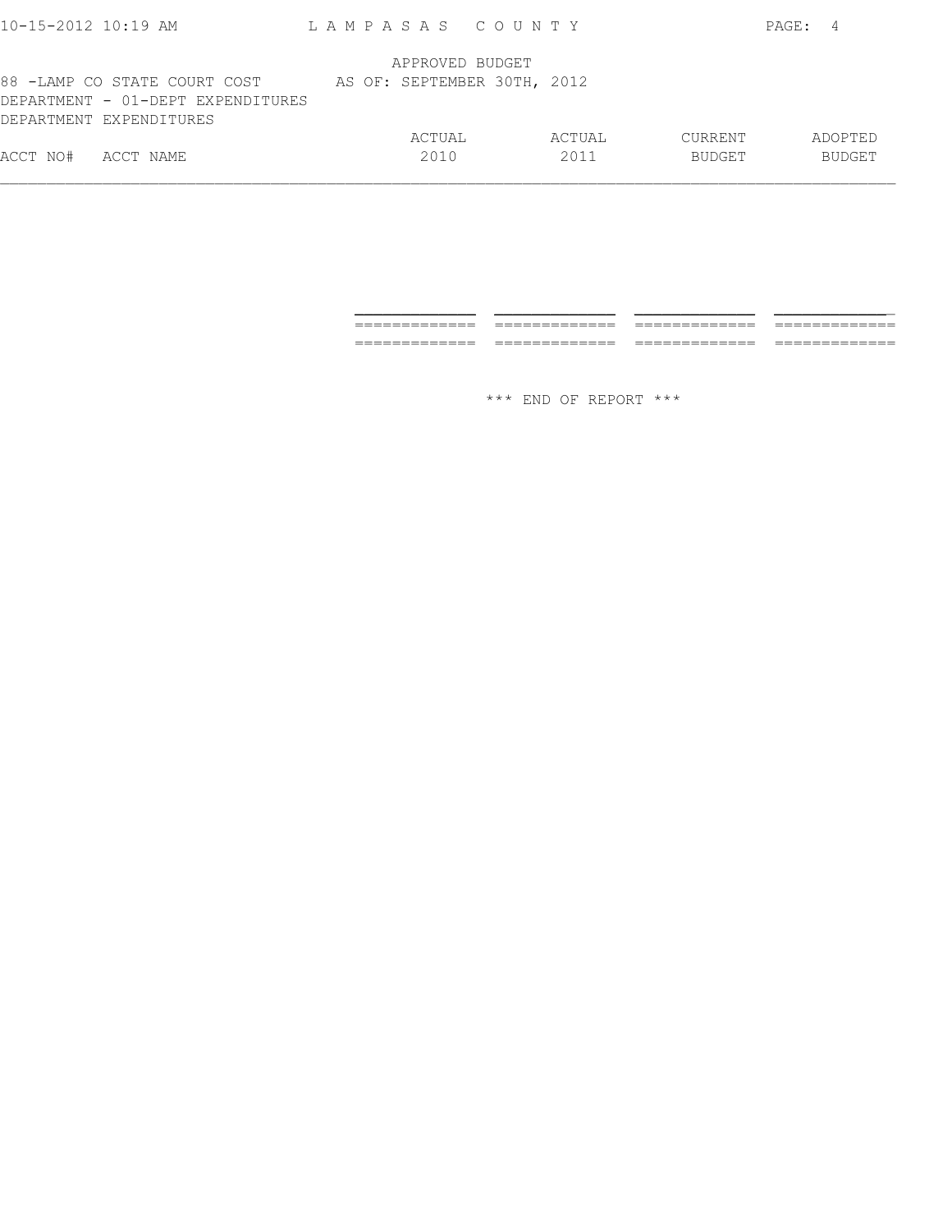LAMPASAS COUNTY

APPROVED BUDGET

88 -LAMP CO STATE COURT COST AS OF: SEPTEMBER 30TH, 2012

DEPARTMENT - 01-DEPT EXPENDITURES

DEPARTMENT EXPENDITURES

| ACCT NO# | ACCT NAME | ACTUAL 2010 | ACTUAL 2011 | CURRENT BUDGET | ADOPTED BUDGET |
|---|---|---|---|---|---|

*** END OF REPORT ***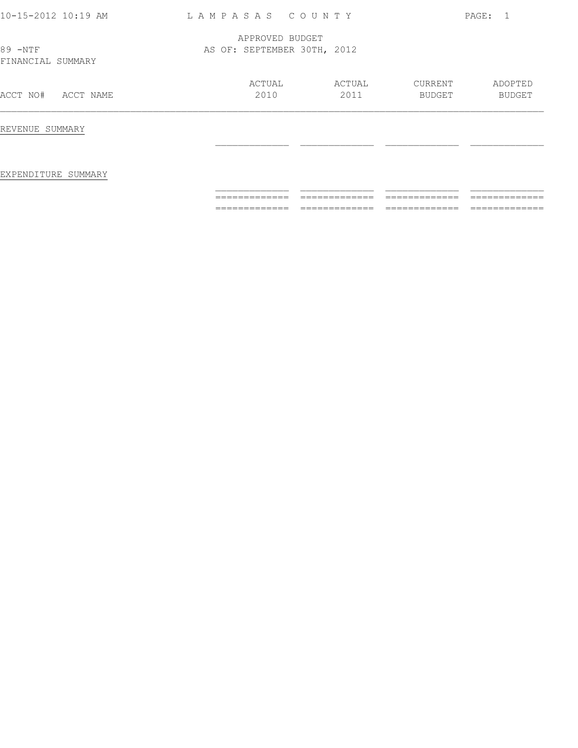APPROVED BUDGET
AS OF: SEPTEMBER 30TH, 2012

89 -NTF
FINANCIAL SUMMARY

| ACCT NO# ACCT NAME | ACTUAL 2010 | ACTUAL 2011 | CURRENT BUDGET | ADOPTED BUDGET |
|---|---|---|---|---|
| REVENUE SUMMARY | | | | |
| EXPENDITURE SUMMARY | | | | |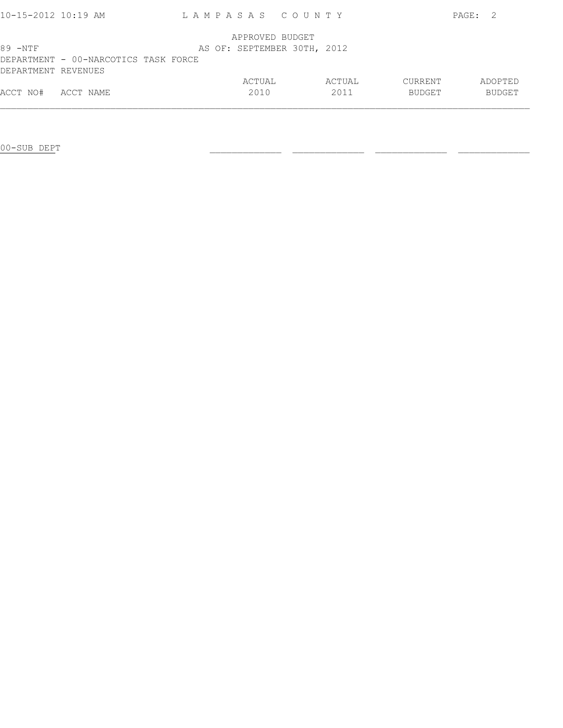LAMPASAS COUNTY

APPROVED BUDGET
AS OF: SEPTEMBER 30TH, 2012

89 -NTF

DEPARTMENT - 00-NARCOTICS TASK FORCE

DEPARTMENT REVENUES

| ACCT NO# | ACCT NAME | ACTUAL 2010 | ACTUAL 2011 | CURRENT BUDGET | ADOPTED BUDGET |
|---|---|---|---|---|---|
| | 00-SUB DEPT | | | | |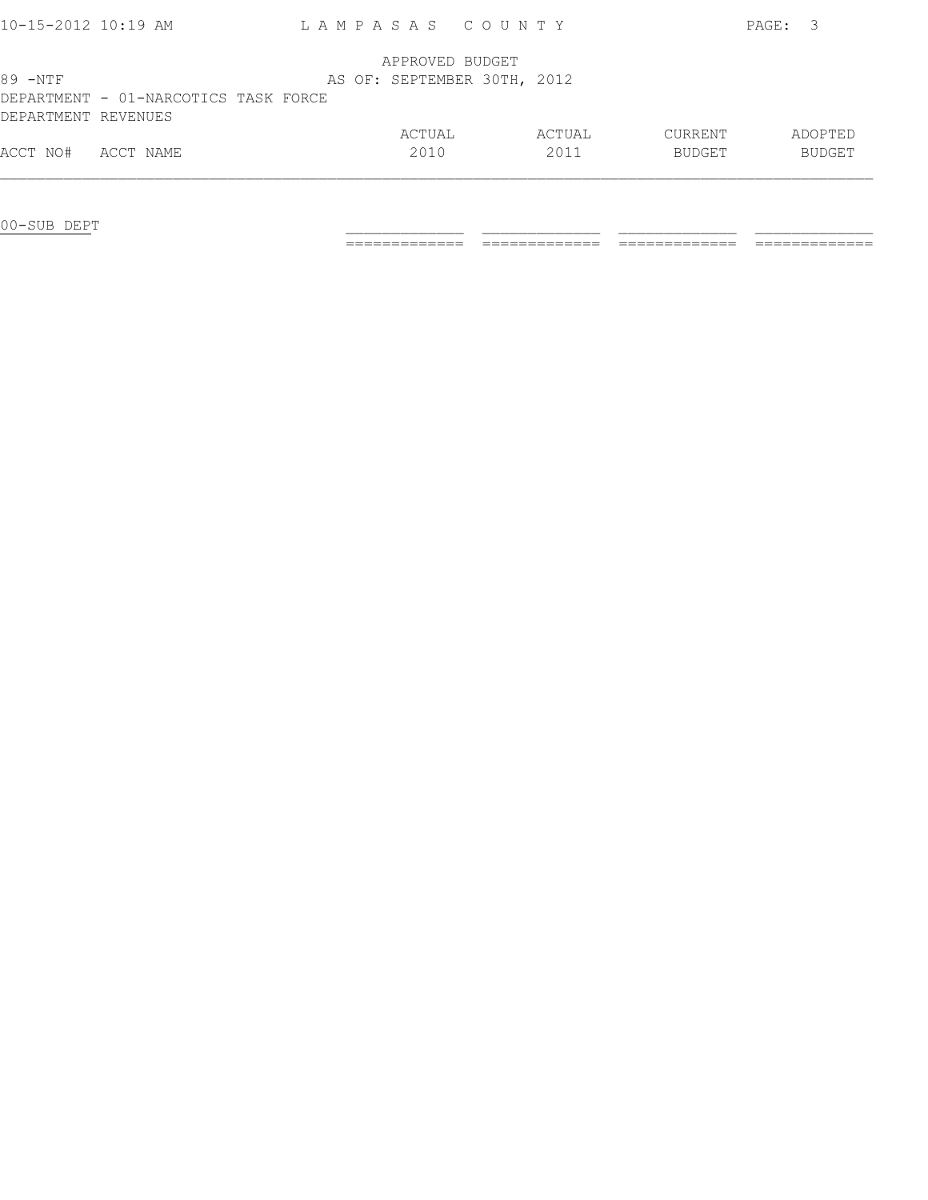APPROVED BUDGET

89 -NTF AS OF: SEPTEMBER 30TH, 2012

DEPARTMENT - 01-NARCOTICS TASK FORCE

DEPARTMENT REVENUES

| ACCT NO# | ACCT NAME | ACTUAL 2010 | ACTUAL 2011 | CURRENT BUDGET | ADOPTED BUDGET |
|---|---|---|---|---|---|
| 00-SUB DEPT | | | | | |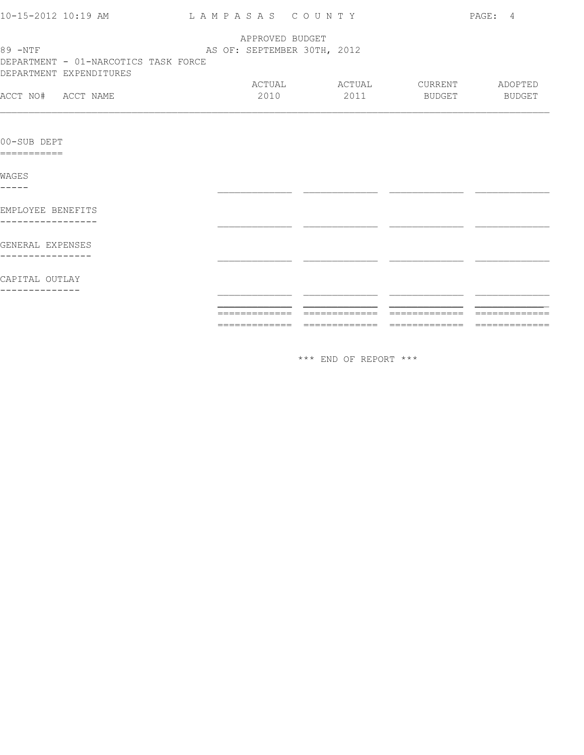APPROVED BUDGET

AS OF: SEPTEMBER 30TH, 2012

89 -NTF

DEPARTMENT - 01-NARCOTICS TASK FORCE

DEPARTMENT EXPENDITURES

| ACCT NO# ACCT NAME | ACTUAL 2010 | ACTUAL 2011 | CURRENT BUDGET | ADOPTED BUDGET |
|---|---|---|---|---|
| 00-SUB DEPT | | | | |
| WAGES | | | | |
| EMPLOYEE BENEFITS | | | | |
| GENERAL EXPENSES | | | | |
| CAPITAL OUTLAY | | | | |

\*\*\* END OF REPORT \*\*\*